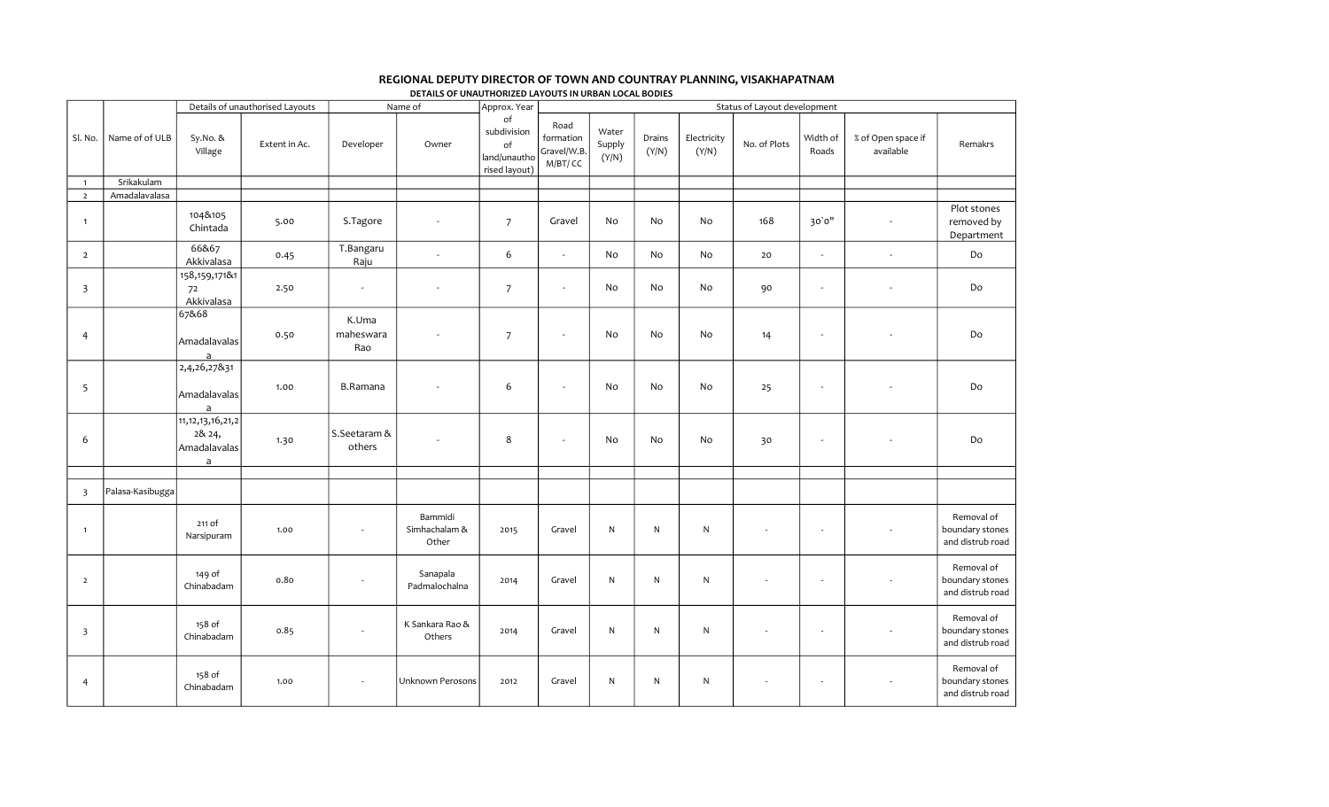# REGIONAL DEPUTY DIRECTOR OF TOWN AND COUNTRAY PLANNING, VISAKHAPATNAM

## DETAILS OF UNAUTHORIZED LAYOUTS IN URBAN LOCAL BODIES

| Sl. No. | Name of ULB | Details of unauthorised Layouts | | Name of | | Approx. Year of subdivision of land/unauthorised layout) | Status of Layout development | | | | | | | |
|---|---|---|---|---|---|---|---|---|---|---|---|---|---|---|
| | | Sy.No. & Village | Extent in Ac. | Developer | Owner | | Road formation Gravel/W.B. M/BT/ CC | Water Supply (Y/N) | Drains (Y/N) | Electricity (Y/N) | No. of Plots | Width of Roads | % of Open space if available | Remakrs |
| 1 | Srikakulam | | | | | | | | | | | | | |
| 2 | Amadalavalasa | | | | | | | | | | | | | |
| 1 | | 104&105 Chintada | 5.00 | S.Tagore | - | 7 | Gravel | No | No | No | 168 | 30`0" | - | Plot stones removed by Department |
| 2 | | 66&67 Akkivalasa | 0.45 | T.Bangaru Raju | - | 6 | - | No | No | No | 20 | - | - | Do |
| 3 | | 158,159,171&172 Akkivalasa | 2.50 | - | - | 7 | - | No | No | No | 90 | - | - | Do |
| 4 | | 67&68 Amadalavalasa | 0.50 | K.Uma maheswara Rao | - | 7 | - | No | No | No | 14 | - | - | Do |
| 5 | | 2,4,26,27&31 Amadalavalasa | 1.00 | B.Ramana | - | 6 | - | No | No | No | 25 | - | - | Do |
| 6 | | 11,12,13,16,21,22& 24, Amadalavalasa | 1.30 | S.Seetaram & others | - | 8 | - | No | No | No | 30 | - | - | Do |
| | | | | | | | | | | | | | | |
| 3 | Palasa-Kasibugga | | | | | | | | | | | | | |
| 1 | | 211 of Narsipuram | 1.00 | - | Bammidi Simhachalam & Other | 2015 | Gravel | N | N | N | - | - | - | Removal of boundary stones and distrub road |
| 2 | | 149 of Chinabadam | 0.80 | - | Sanapala Padmalochalna | 2014 | Gravel | N | N | N | - | - | - | Removal of boundary stones and distrub road |
| 3 | | 158 of Chinabadam | 0.85 | - | K Sankara Rao & Others | 2014 | Gravel | N | N | N | - | - | - | Removal of boundary stones and distrub road |
| 4 | | 158 of Chinabadam | 1.00 | - | Unknown Perosons | 2012 | Gravel | N | N | N | - | - | - | Removal of boundary stones and distrub road |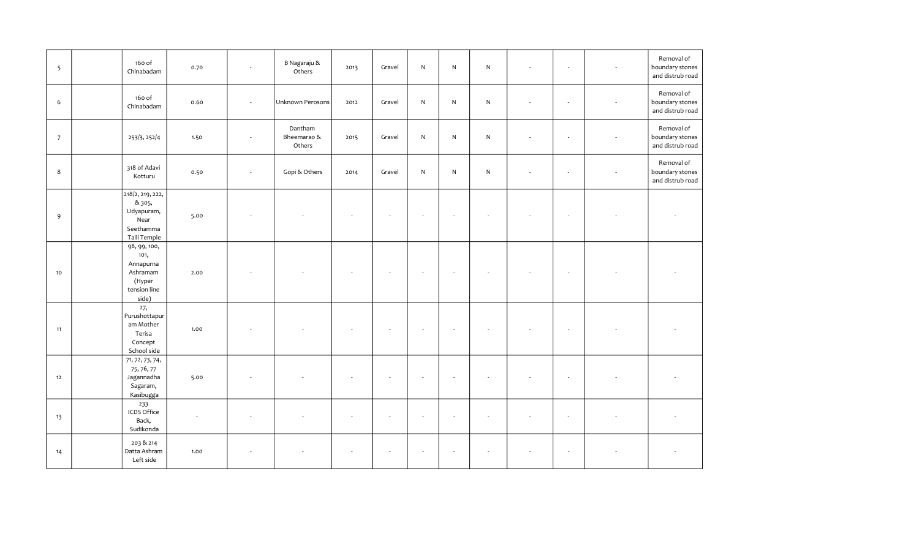| 5 | | 160 of Chinabadam | 0.70 | - | B Nagaraju & Others | 2013 | Gravel | N | N | N | - | - | - | Removal of boundary stones and distrub road |
|---|---|---|---|---|---|---|---|---|---|---|---|---|---|---|
| 6 | | 160 of Chinabadam | 0.60 | - | Unknown Perosons | 2012 | Gravel | N | N | N | - | - | - | Removal of boundary stones and distrub road |
| 7 | | 253/3, 252/4 | 1.50 | - | Dantham Bheemarao & Others | 2015 | Gravel | N | N | N | - | - | - | Removal of boundary stones and distrub road |
| 8 | | 318 of Adavi Kotturu | 0.50 | - | Gopi & Others | 2014 | Gravel | N | N | N | - | - | - | Removal of boundary stones and distrub road |
| 9 | | 218/2, 219, 222, & 305, Udyapuram, Near Seethamma Talli Temple | 5.00 | - | - | - | - | - | - | - | - | - | - | - |
| 10 | | 98, 99, 100, 101, Annapurna Ashramam (Hyper tension line side) | 2.00 | - | - | - | - | - | - | - | - | - | - | - |
| 11 | | 27, Purushottapuram Mother Terisa Concept School side | 1.00 | - | - | - | - | - | - | - | - | - | - | - |
| 12 | | 71, 72, 73, 74, 75, 76, 77 Jagannadha Sagaram, Kasibugga | 5.00 | - | - | - | - | - | - | - | - | - | - | - |
| 13 | | 233 ICDS Office Back, Sudikonda | - | - | - | - | - | - | - | - | - | - | - | - |
| 14 | | 203 & 214 Datta Ashram Left side | 1.00 | - | - | - | - | - | - | - | - | - | - | - |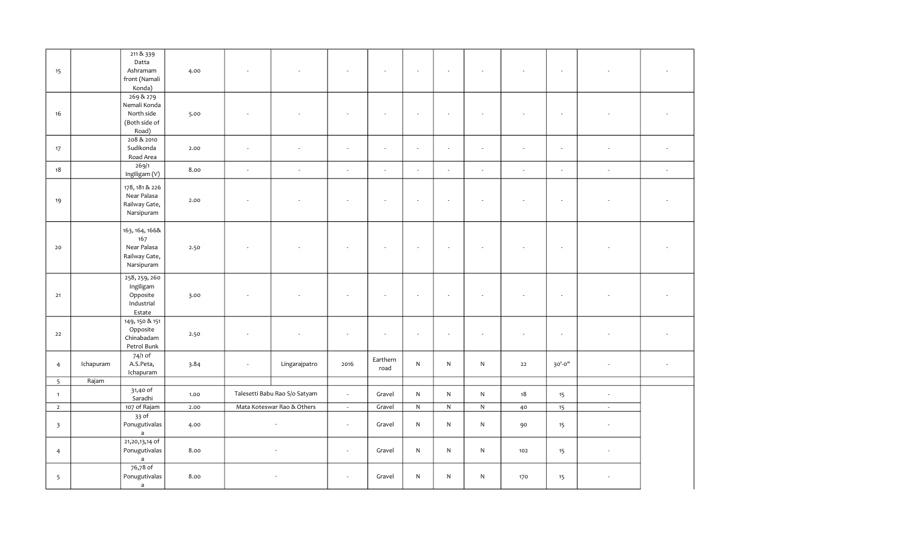| | | | | | | | | | | | | | | |
|---|---|---|---|---|---|---|---|---|---|---|---|---|---|---|
| 15 | | 211 & 339 Datta Ashramam front (Namali Konda) | 4.00 | - | - | - | - | - | - | - | - | - | - | - |
| 16 | | 269 & 279 Nemali Konda North side (Both side of Road) | 5.00 | - | - | - | - | - | - | - | - | - | - | - |
| 17 | | 208 & 2010 Sudikonda Road Area | 2.00 | - | - | - | - | - | - | - | - | - | - | - |
| 18 | | 269/1 Ingiligam (V) | 8.00 | - | - | - | - | - | - | - | - | - | - | - |
| 19 | | 178, 181 & 226 Near Palasa Railway Gate, Narsipuram | 2.00 | - | - | - | - | - | - | - | - | - | - | - |
| 20 | | 163, 164, 166& 167 Near Palasa Railway Gate, Narsipuram | 2.50 | - | - | - | - | - | - | - | - | - | - | - |
| 21 | | 258, 259, 260 Ingiligam Opposite Industrial Estate | 3.00 | - | - | - | - | - | - | - | - | - | - | - |
| 22 | | 149, 150 & 151 Opposite Chinabadam Petrol Bunk | 2.50 | - | - | - | - | - | - | - | - | - | - | - |
| 4 | Ichapuram | 74/1 of A.S.Peta, Ichapuram | 3.84 | - | Lingarajpatro | 2016 | Earthern road | N | N | N | 22 | 30'-0" | - | - |
| 5 | Rajam | | | | | | | | | | | | | |
| 1 | | 31,40 of Saradhi | 1.00 | Talesetti Babu Rao S/o Satyam | | - | Gravel | N | N | N | 18 | 15 | - | |
| 2 | | 107 of Rajam | 2.00 | Mata Koteswar Rao & Others | | - | Gravel | N | N | N | 40 | 15 | - | |
| 3 | | 33 of Ponugutivalasa | 4.00 | - | | - | Gravel | N | N | N | 90 | 15 | - | |
| 4 | | 21,20,13,14 of Ponugutivalasa | 8.00 | - | | - | Gravel | N | N | N | 102 | 15 | - | |
| 5 | | 76,78 of Ponugutivalasa | 8.00 | - | | - | Gravel | N | N | N | 170 | 15 | - | |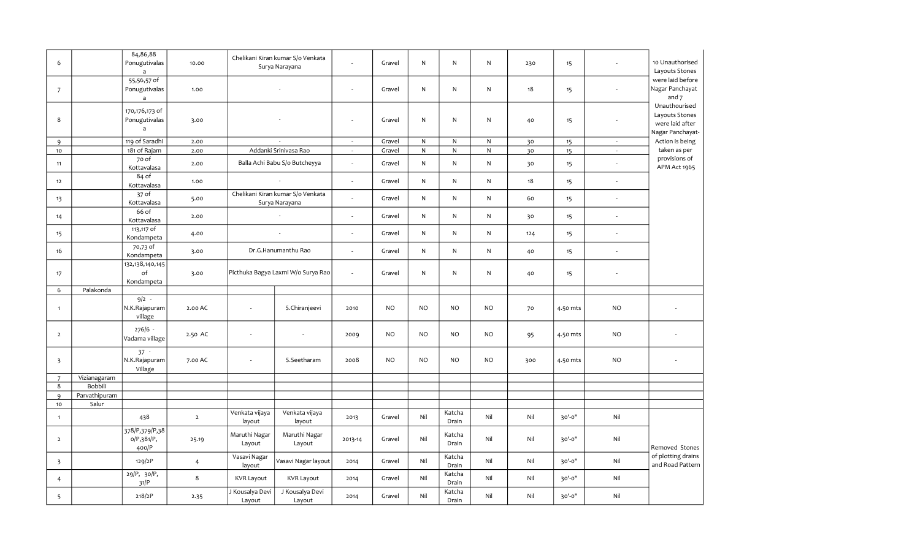| | | | | | | | | | | | | | | |
|---|---|---|---|---|---|---|---|---|---|---|---|---|---|---|
| 6 | | 84,86,88 Ponugutivalasa | 10.00 | Chelikani Kiran kumar S/o Venkata Surya Narayana | | - | Gravel | N | N | N | 230 | 15 | - | 10 Unauthorised Layouts Stones were laid before Nagar Panchayat and 7 Unauthourised Layouts Stones were laid after Nagar Panchayat- Action is being taken as per provisions of APM Act 1965 |
| 7 | | 55,56,57 of Ponugutivalasa | 1.00 | - | | - | Gravel | N | N | N | 18 | 15 | - | |
| 8 | | 170,176,173 of Ponugutivalasa | 3.00 | - | | - | Gravel | N | N | N | 40 | 15 | - | |
| 9 | | 119 of Saradhi | 2.00 | - | | - | Gravel | N | N | N | 30 | 15 | - | |
| 10 | | 181 of Rajam | 2.00 | Addanki Srinivasa Rao | | - | Gravel | N | N | N | 30 | 15 | - | |
| 11 | | 70 of Kottavalasa | 2.00 | Balla Achi Babu S/o Butcheyya | | - | Gravel | N | N | N | 30 | 15 | - | |
| 12 | | 84 of Kottavalasa | 1.00 | - | | - | Gravel | N | N | N | 18 | 15 | - | |
| 13 | | 37 of Kottavalasa | 5.00 | Chelikani Kiran kumar S/o Venkata Surya Narayana | | - | Gravel | N | N | N | 60 | 15 | - | |
| 14 | | 66 of Kottavalasa | 2.00 | - | | - | Gravel | N | N | N | 30 | 15 | - | |
| 15 | | 113,117 of Kondampeta | 4.00 | - | | - | Gravel | N | N | N | 124 | 15 | - | |
| 16 | | 70,73 of Kondampeta | 3.00 | Dr.G.Hanumanthu Rao | | - | Gravel | N | N | N | 40 | 15 | - | |
| 17 | | 132,138,140,145 of Kondampeta | 3.00 | Picthuka Bagya Laxmi W/o Surya Rao | | - | Gravel | N | N | N | 40 | 15 | - | |
| 6 | Palakonda | | | | | | | | | | | | | |
| 1 | | 9/2 - N.K.Rajapuram village | 2.00 AC | - | S.Chiranjeevi | 2010 | NO | NO | NO | NO | 70 | 4.50 mts | NO | - |
| 2 | | 276/6 - Vadama village | 2.50 AC | - | - | 2009 | NO | NO | NO | NO | 95 | 4.50 mts | NO | - |
| 3 | | 37 - N.K.Rajapuram Village | 7.00 AC | - | S.Seetharam | 2008 | NO | NO | NO | NO | 300 | 4.50 mts | NO | - |
| 7 | Vizianagaram | | | | | | | | | | | | | |
| 8 | Bobbili | | | | | | | | | | | | | |
| 9 | Parvathipuram | | | | | | | | | | | | | |
| 10 | Salur | | | | | | | | | | | | | |
| 1 | | 438 | 2 | Venkata vijaya layout | Venkata vijaya layout | 2013 | Gravel | Nil | Katcha Drain | Nil | Nil | 30'-0" | Nil | Removed Stones of plotting drains and Road Pattern |
| 2 | | 378/P,379/P,380/P,381/P, 400/P | 25.19 | Maruthi Nagar Layout | Maruthi Nagar Layout | 2013-14 | Gravel | Nil | Katcha Drain | Nil | Nil | 30'-0" | Nil | |
| 3 | | 129/2P | 4 | Vasavi Nagar layout | Vasavi Nagar layout | 2014 | Gravel | Nil | Katcha Drain | Nil | Nil | 30'-0" | Nil | |
| 4 | | 29/P, 30/P, 31/P | 8 | KVR Layout | KVR Layout | 2014 | Gravel | Nil | Katcha Drain | Nil | Nil | 30'-0" | Nil | |
| 5 | | 218/2P | 2.35 | J Kousalya Devi Layout | J Kousalya Devi Layout | 2014 | Gravel | Nil | Katcha Drain | Nil | Nil | 30'-0" | Nil | |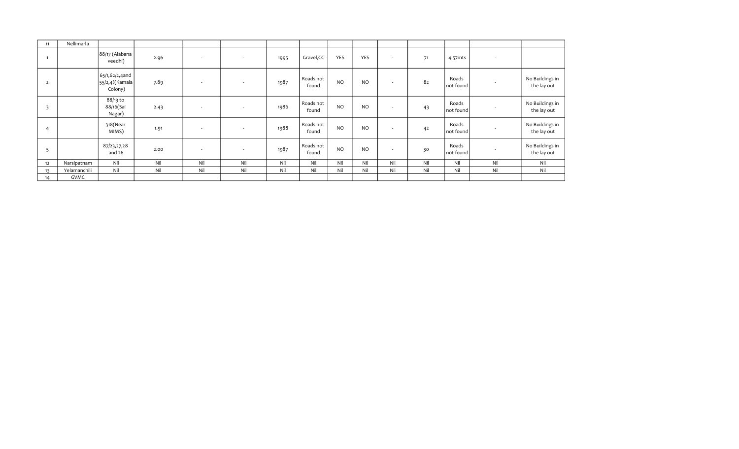| | | | | | | | | | | | | | | |
|---|---|---|---|---|---|---|---|---|---|---|---|---|---|---|
| 11 | Nellimarla | | | | | | | | | | | | | |
| 1 | | 88/17 (Alabana veedhi) | 2.96 | - | - | 1995 | Gravel,CC | YES | YES | - | 71 | 4.57mts | - | |
| 2 | | 65/1,62/2,4and 55/2,4?(Kamala Colony) | 7.89 | - | - | 1987 | Roads not found | NO | NO | - | 82 | Roads not found | - | No Buildings in the lay out |
| 3 | | 88/13 to 88/16(Sai Nagar) | 2.43 | - | - | 1986 | Roads not found | NO | NO | - | 43 | Roads not found | - | No Buildings in the lay out |
| 4 | | 318(Near MIMS) | 1.91 | - | - | 1988 | Roads not found | NO | NO | - | 42 | Roads not found | - | No Buildings in the lay out |
| 5 | | 87/23,27,28 and 26 | 2.00 | - | - | 1987 | Roads not found | NO | NO | - | 30 | Roads not found | - | No Buildings in the lay out |
| 12 | Narsipatnam | Nil | Nil | Nil | Nil | Nil | Nil | Nil | Nil | Nil | Nil | Nil | Nil | Nil |
| 13 | Yelamanchili | Nil | Nil | Nil | Nil | Nil | Nil | Nil | Nil | Nil | Nil | Nil | Nil | Nil |
| 14 | GVMC | | | | | | | | | | | | | |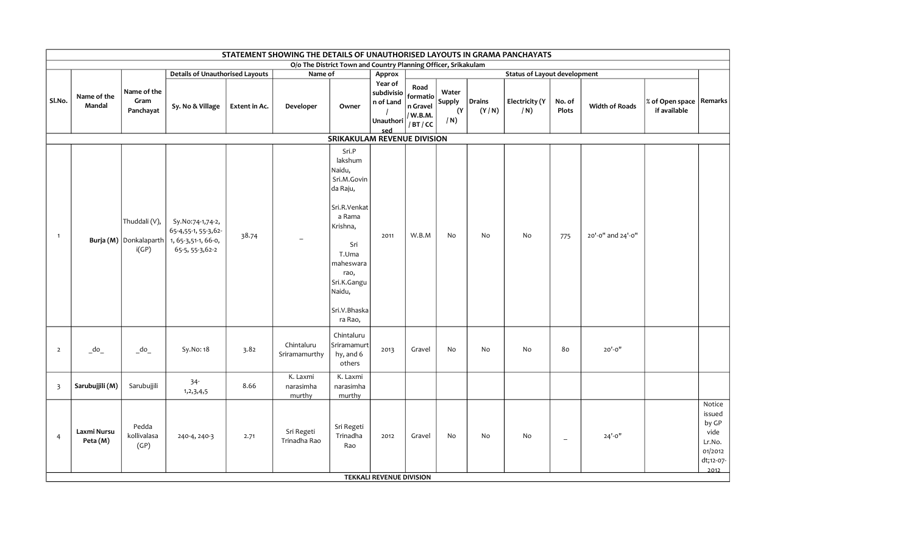| STATEMENT SHOWING THE DETAILS OF UNAUTHORISED LAYOUTS IN GRAMA PANCHAYATS | | | | | | | | | | | | | | | |
|---|---|---|---|---|---|---|---|---|---|---|---|---|---|---|---|
| O/o The District Town and Country Planning Officer, Srikakulam | | | | | | | | | | | | | | | |
| Sl.No. | Name of the Mandal | Name of the Gram Panchayat | Details of Unauthorised Layouts | | Name of | | Approx | Status of Layout development | | | | | | | Remarks |
| | | | Sy. No & Village | Extent in Ac. | Developer | Owner | Year of subdivision of Land / Unauthorised | Road formation Gravel / W.B.M. / BT / CC | Water Supply (Y / N) | Drains (Y / N) | Electricity (Y / N) | No. of Plots | Width of Roads | % of Open space if available | |
| **SRIKAKULAM REVENUE DIVISION** | | | | | | | | | | | | | | | |
| 1 | **Burja (M)** | Thuddali (V), Donkalaparthi(GP) | Sy.No:74-1,74-2, 65-4,55-1, 55-3,62-1, 65-3,51-1, 66-0, 65-5, 55-3,62-2 | 38.74 | _ | Sri.P lakshum Naidu, Sri.M.Govinda Raju, Sri.R.Venkata Rama Krishna, Sri T.Uma maheswara rao, Sri.K.Gangu Naidu, Sri.V.Bhaskara Rao, | 2011 | W.B.M | No | No | No | 775 | 20'-0" and 24'-0" | | |
| 2 | _do_ | _do_ | Sy.No: 18 | 3.82 | Chintaluru Sriramamurthy | Chintaluru Sriramamurthy, and 6 others | 2013 | Gravel | No | No | No | 80 | 20'-0" | | |
| 3 | **Sarubujjili (M)** | Sarubujjili | 34-1,2,3,4,5 | 8.66 | K. Laxmi narasimha murthy | K. Laxmi narasimha murthy | | | | | | | | | |
| 4 | **Laxmi Nursu Peta (M)** | Pedda kollivalasa (GP) | 240-4, 240-3 | 2.71 | Sri Regeti Trinadha Rao | Sri Regeti Trinadha Rao | 2012 | Gravel | No | No | No | _ | 24'-0" | | Notice issued by GP vide Lr.No. 01/2012 dt;12-07-2012 |
| **TEKKALI REVENUE DIVISION** | | | | | | | | | | | | | | | |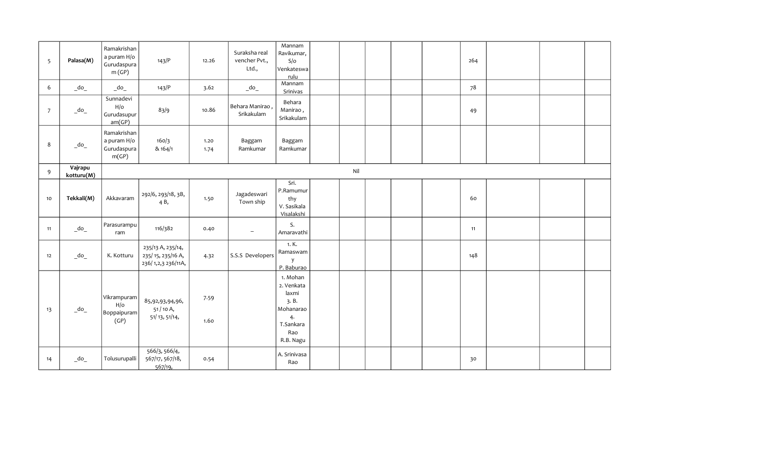| 5 | **Palasa(M)** | Ramakrishana puram H/o Gurudaspuram (GP) | 143/P | 12.26 | Suraksha real vencher Pvt., Ltd., | Mannam Ravikumar, S/o Venkateswarulu | | | | | | 264 | | | |
|---|---|---|---|---|---|---|---|---|---|---|---|---|---|---|---|
| 6 | _do_ | _do_ | 143/P | 3.62 | _do_ | Mannam Srinivas | | | | | | 78 | | | |
| 7 | _do_ | Sunnadevi H/o Gurudasupuram(GP) | 83/9 | 10.86 | Behara Manirao , Srikakulam | Behara Manirao , Srikakulam | | | | | | 49 | | | |
| 8 | _do_ | Ramakrishana puram H/o Gurudaspuram(GP) | 160/3<br>& 164/1 | 1.20<br>1.74 | Baggam Ramkumar | Baggam Ramkumar | | | | | | | | | |
| 9 | **Vajrapu kotturu(M)** | | | | | | | | Nil | | | | | | |
| 10 | **Tekkali(M)** | Akkavaram | 292/6, 293/18, 3B, 4 B, | 1.50 | Jagadeswari Town ship | Sri. P.Ramumurthy<br>V. Sasikala Visalakshi | | | | | | 60 | | | |
| 11 | _do_ | Parasurampuram | 116/382 | 0.40 | _ | S. Amaravathi | | | | | | 11 | | | |
| 12 | _do_ | K. Kotturu | 235/13 A, 235/14, 235/ 15, 235/16 A, 236/ 1,2,3 236/11A, | 4.32 | S.S.S Developers | 1. K. Ramaswamy<br>P. Baburao | | | | | | 148 | | | |
| 13 | _do_ | Vikrampuram H/o Boppaipuram (GP) | 85,92,93,94,96, 51 / 10 A, 51/ 13, 51/14, | 7.59<br><br>1.60 | | 1. Mohan<br>2. Venkata laxmi<br>3. B. Mohanarao<br>4. T.Sankara Rao<br>R.B. Nagu | | | | | | | | | |
| 14 | _do_ | Tolusurupalli | 566/3, 566/4, 567/17, 567/18, 567/19, | 0.54 | | A. Srinivasa Rao | | | | | | 30 | | | |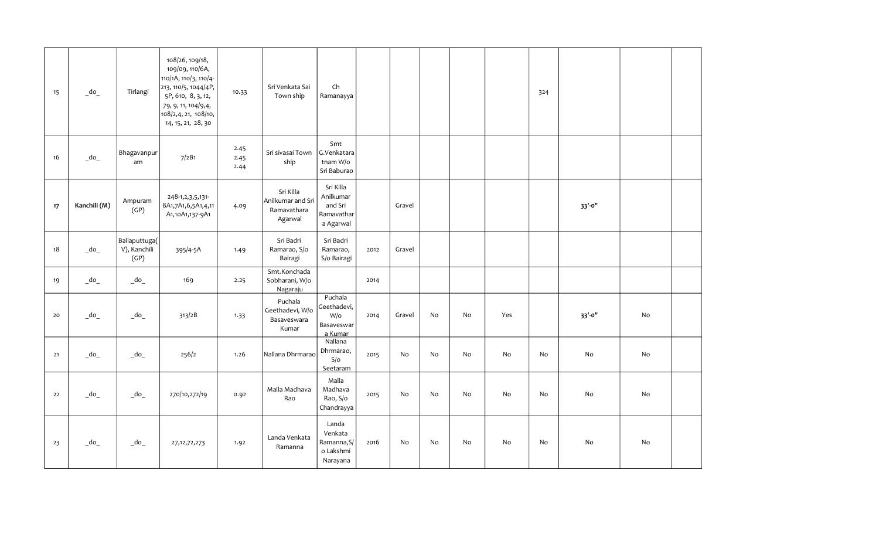| | | | | | | | | | | | | | | | |
|---|---|---|---|---|---|---|---|---|---|---|---|---|---|---|---|
| 15 | _do_ | Tirlangi | 108/26, 109/18, 109/09, 110/6A, 110/1A, 110/3, 110/4-213, 110/5, 1044/4P, 5P, 610, 8, 3, 12, 79, 9, 11, 104/9,4, 108/2,4, 21, 108/10, 14, 15, 21, 28, 30 | 10.33 | Sri Venkata Sai Town ship | Ch Ramanayya | | | | | | 324 | | | |
| 16 | _do_ | Bhagavanpuram | 7/2B1 | 2.45 2.45 2.44 | Sri sivasai Town ship | Smt G.Venkataratnam W/o Sri Baburao | | | | | | | | | |
| 17 | **Kanchili (M)** | Ampuram (GP) | 248-1,2,3,5,131-8A1,7A1,6,5A1,4,11 A1,10A1,137-9A1 | 4.09 | Sri Killa Anilkumar and Sri Ramavathara Agarwal | Sri Killa Anilkumar and Sri Ramavathara Agarwal | | Gravel | | | | | **33'-0"** | | |
| 18 | _do_ | Baliaputtuga(V), Kanchili (GP) | 395/4-5A | 1.49 | Sri Badri Ramarao, S/o Bairagi | Sri Badri Ramarao, S/o Bairagi | 2012 | Gravel | | | | | | | |
| 19 | _do_ | _do_ | 169 | 2.25 | Smt.Konchada Sobharani, W/o Nagaraju | | 2014 | | | | | | | | |
| 20 | _do_ | _do_ | 313/2B | 1.33 | Puchala Geethadevi, W/o Basaveswara Kumar | Puchala Geethadevi, W/o Basaveswara Kumar | 2014 | Gravel | No | No | Yes | | **33'-0"** | No | |
| 21 | _do_ | _do_ | 256/2 | 1.26 | Nallana Dhrmarao | Nallana Dhrmarao, S/o Seetaram | 2015 | No | No | No | No | No | No | No | |
| 22 | _do_ | _do_ | 270/10,272/19 | 0.92 | Malla Madhava Rao | Malla Madhava Rao, S/o Chandrayya | 2015 | No | No | No | No | No | No | No | |
| 23 | _do_ | _do_ | 27,12,72,273 | 1.92 | Landa Venkata Ramanna | Landa Venkata Ramanna,S/o Lakshmi Narayana | 2016 | No | No | No | No | No | No | No | |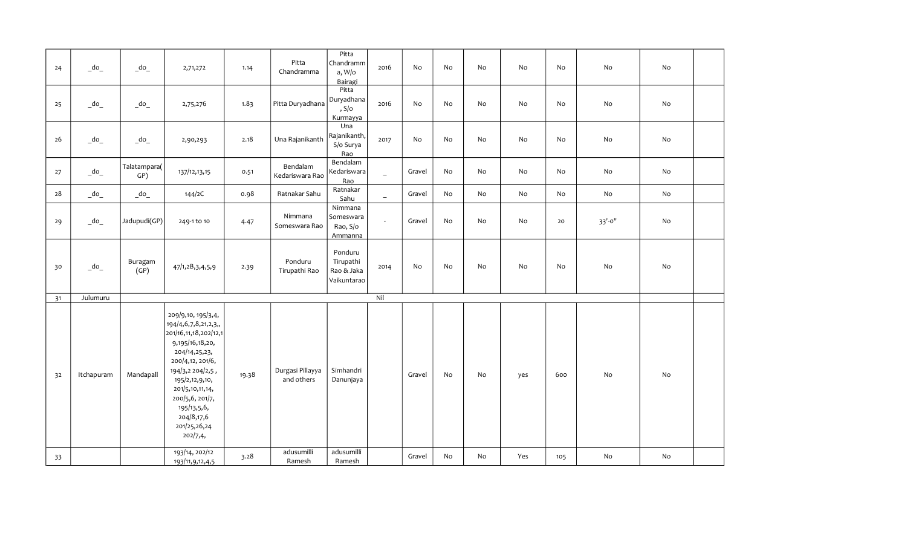| 24 | _do_ | _do_ | 2,71,272 | 1.14 | Pitta Chandramma | Pitta Chandramma, W/o Bairagi | 2016 | No | No | No | No | No | No | No | |
|---|---|---|---|---|---|---|---|---|---|---|---|---|---|---|---|
| 25 | _do_ | _do_ | 2,75,276 | 1.83 | Pitta Duryadhana | Pitta Duryadhana, S/o Kurmayya | 2016 | No | No | No | No | No | No | No | |
| 26 | _do_ | _do_ | 2,90,293 | 2.18 | Una Rajanikanth | Una Rajanikanth, S/o Surya Rao | 2017 | No | No | No | No | No | No | No | |
| 27 | _do_ | Talatampara(GP) | 137/12,13,15 | 0.51 | Bendalam Kedariswara Rao | Bendalam Kedariswara Rao | _ | Gravel | No | No | No | No | No | No | |
| 28 | _do_ | _do_ | 144/2C | 0.98 | Ratnakar Sahu | Ratnakar Sahu | _ | Gravel | No | No | No | No | No | No | |
| 29 | _do_ | Jadupudi(GP) | 249-1 to 10 | 4.47 | Nimmana Someswara Rao | Nimmana Someswara Rao, S/o Ammanna | - | Gravel | No | No | No | 20 | 33'-0" | No | |
| 30 | _do_ | Buragam (GP) | 47/1,2B,3,4,5,9 | 2.39 | Ponduru Tirupathi Rao | Ponduru Tirupathi Rao & Jaka Vaikuntarao | 2014 | No | No | No | No | No | No | No | |
| 31 | Julumuru | | | | | | Nil | | | | | | | | |
| 32 | Itchapuram | Mandapall | 209/9,10, 195/3,4, 194/4,6,7,8,21,2,3,, 201/16,11,18,202/12,19,195/16,18,20, 204/14,25,23, 200/4,12, 201/6, 194/3,2 204/2,5 , 195/2,12,9,10, 201/5,10,11,14, 200/5,6, 201/7, 195/13,5,6, 204/8,17,6 201/25,26,24 202/7,4, | 19.38 | Durgasi Pillayya and others | Simhandri Danunjaya | | Gravel | No | No | yes | 600 | No | No | |
| 33 | | | 193/14, 202/12 193/11,9,12,4,5 | 3.28 | adusumilli Ramesh | adusumilli Ramesh | | Gravel | No | No | Yes | 105 | No | No | |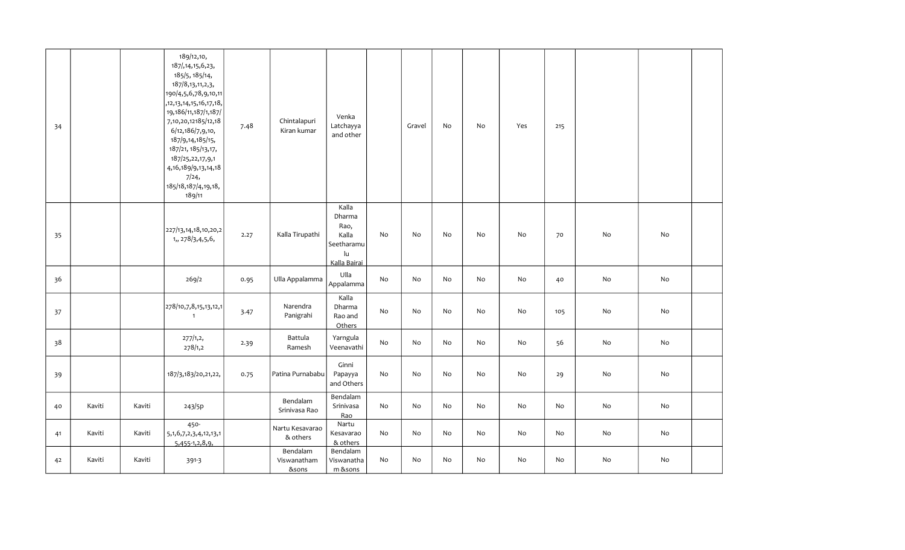| | | | | | | | | | | | | | | | |
|---|---|---|---|---|---|---|---|---|---|---|---|---|---|---|---|
| 34 | | | 189/12,10, 187/,14,15,6,23, 185/5, 185/14, 187/8,13,11,2,3, 190/4,5,6,78,9,10,11 ,12,13,14,15,16,17,18, 19,186/11,187/1,187/ 7,10,20,12185/12,18 6/12,186/7,9,10, 187/9,14,185/15, 187/21, 185/13,17, 187/25,22,17,9,1 4,16,189/9,13,14,18 7/24, 185/18,187/4,19,18, 189/11 | 7.48 | Chintalapuri Kiran kumar | Venka Latchayya and other | | Gravel | No | No | Yes | 215 | | | |
| 35 | | | 227/13,14,18,10,20,2 1,, 278/3,4,5,6, | 2.27 | Kalla Tirupathi | Kalla Dharma Rao, Kalla Seetharamu lu Kalla Bairai | No | No | No | No | No | 70 | No | No | |
| 36 | | | 269/2 | 0.95 | Ulla Appalamma | Ulla Appalamma | No | No | No | No | No | 40 | No | No | |
| 37 | | | 278/10,7,8,15,13,12,1 1 | 3.47 | Narendra Panigrahi | Kalla Dharma Rao and Others | No | No | No | No | No | 105 | No | No | |
| 38 | | | 277/1,2, 278/1,2 | 2.39 | Battula Ramesh | Yarngula Veenavathi | No | No | No | No | No | 56 | No | No | |
| 39 | | | 187/3,183/20,21,22, | 0.75 | Patina Purnababu | Ginni Papayya and Others | No | No | No | No | No | 29 | No | No | |
| 40 | Kaviti | Kaviti | 243/5p | | Bendalam Srinivasa Rao | Bendalam Srinivasa Rao | No | No | No | No | No | No | No | No | |
| 41 | Kaviti | Kaviti | 450- 5,1,6,7,2,3,4,12,13,1 5,455-1,2,8,9, | | Nartu Kesavarao & others | Nartu Kesavarao & others | No | No | No | No | No | No | No | No | |
| 42 | Kaviti | Kaviti | 391-3 | | Bendalam Viswanatham &sons | Bendalam Viswanatha m &sons | No | No | No | No | No | No | No | No | |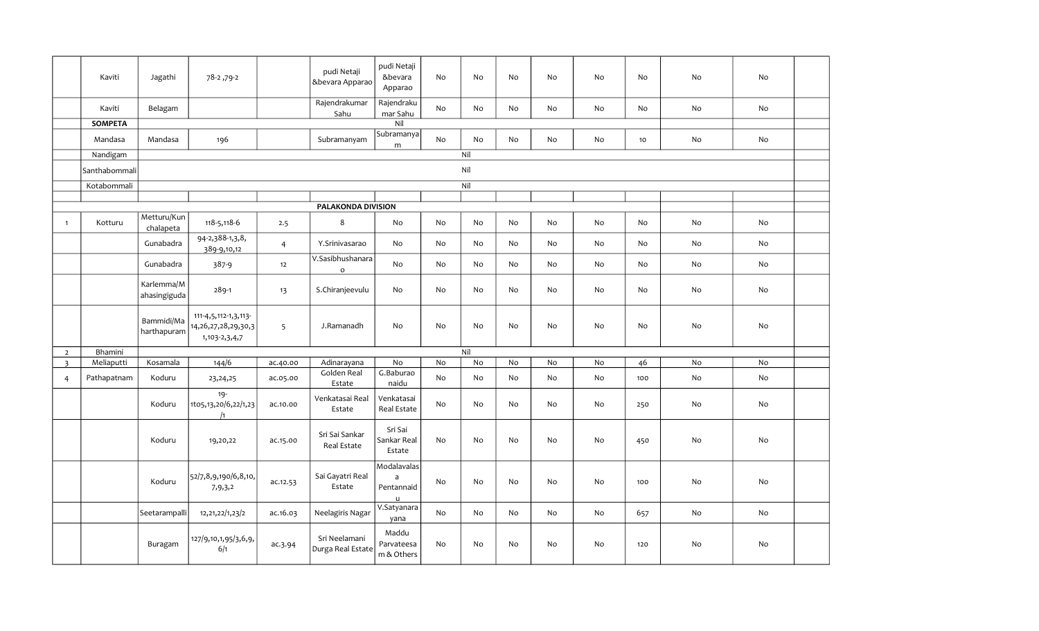| | | | | | | | | | | | | | | | |
|---|---|---|---|---|---|---|---|---|---|---|---|---|---|---|---|
| | Kaviti | Jagathi | 78-2 ,79-2 | | pudi Netaji &bevara Apparao | pudi Netaji &bevara Apparao | No | No | No | No | No | No | No | No | |
| | Kaviti | Belagam | | | Rajendrakumar Sahu | Rajendrakumar Sahu | No | No | No | No | No | No | No | No | |
| | **SOMPETA** | | | | | Nil | | | | | | | | | |
| | Mandasa | Mandasa | 196 | | Subramanyam | Subramanyam | No | No | No | No | No | 10 | No | No | |
| | Nandigam | | | | | | | Nil | | | | | | | |
| | Santhabommali | | | | | | | Nil | | | | | | | |
| | Kotabommali | | | | | | | Nil | | | | | | | |
| | | | | | | | | | | | | | | | |
| | | | | | **PALAKONDA DIVISION** | | | | | | | | | | |
| 1 | Kotturu | Metturu/Kunchalapeta | 118-5,118-6 | 2.5 | 8 | No | No | No | No | No | No | No | No | No | |
| | | Gunabadra | 94-2,388-1,3,8, 389-9,10,12 | 4 | Y.Srinivasarao | No | No | No | No | No | No | No | No | No | |
| | | Gunabadra | 387-9 | 12 | V.Sasibhushanarao | No | No | No | No | No | No | No | No | No | |
| | | Karlemma/Mahasingiguda | 289-1 | 13 | S.Chiranjeevulu | No | No | No | No | No | No | No | No | No | |
| | | Bammidi/Maharthapuram | 111-4,5,112-1,3,113-14,26,27,28,29,30,31,103-2,3,4,7 | 5 | J.Ramanadh | No | No | No | No | No | No | No | No | No | |
| 2 | Bhamini | | | | | | | Nil | | | | | | | |
| 3 | Meliaputti | Kosamala | 144/6 | ac.40.00 | Adinarayana | No | No | No | No | No | No | 46 | No | No | |
| 4 | Pathapatnam | Koduru | 23,24,25 | ac.05.00 | Golden Real Estate | G.Baburao naidu | No | No | No | No | No | 100 | No | No | |
| | | Koduru | 19-1to5,13,20/6,22/1,23/1 | ac.10.00 | Venkatasai Real Estate | Venkatasai Real Estate | No | No | No | No | No | 250 | No | No | |
| | | Koduru | 19,20,22 | ac.15.00 | Sri Sai Sankar Real Estate | Sri Sai Sankar Real Estate | No | No | No | No | No | 450 | No | No | |
| | | Koduru | 52/7,8,9,190/6,8,10,7,9,3,2 | ac.12.53 | Sai Gayatri Real Estate | Modalavalasa Pentannaidu | No | No | No | No | No | 100 | No | No | |
| | | Seetarampalli | 12,21,22/1,23/2 | ac.16.03 | Neelagiris Nagar | V.Satyanarayana | No | No | No | No | No | 657 | No | No | |
| | | Buragam | 127/9,10,1,95/3,6,9,6/1 | ac.3.94 | Sri Neelamani Durga Real Estate | Maddu Parvateesam & Others | No | No | No | No | No | 120 | No | No | |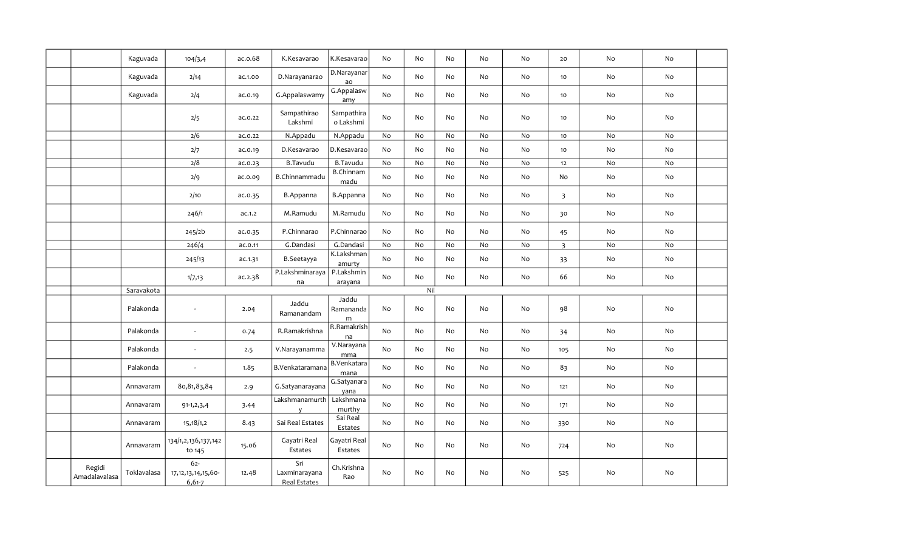| | | | | | | | | | | | | | | | |
|---|---|---|---|---|---|---|---|---|---|---|---|---|---|---|---|
| | | Kaguvada | 104/3,4 | ac.0.68 | K.Kesavarao | K.Kesavarao | No | No | No | No | No | 20 | No | No | |
| | | Kaguvada | 2/14 | ac.1.00 | D.Narayanarao | D.Narayanarao | No | No | No | No | No | 10 | No | No | |
| | | Kaguvada | 2/4 | ac.0.19 | G.Appalaswamy | G.Appalaswamy | No | No | No | No | No | 10 | No | No | |
| | | | 2/5 | ac.0.22 | Sampathirao Lakshmi | Sampathirao Lakshmi | No | No | No | No | No | 10 | No | No | |
| | | | 2/6 | ac.0.22 | N.Appadu | N.Appadu | No | No | No | No | No | 10 | No | No | |
| | | | 2/7 | ac.0.19 | D.Kesavarao | D.Kesavarao | No | No | No | No | No | 10 | No | No | |
| | | | 2/8 | ac.0.23 | B.Tavudu | B.Tavudu | No | No | No | No | No | 12 | No | No | |
| | | | 2/9 | ac.0.09 | B.Chinnammadu | B.Chinnammadu | No | No | No | No | No | No | No | No | |
| | | | 2/10 | ac.0.35 | B.Appanna | B.Appanna | No | No | No | No | No | 3 | No | No | |
| | | | 246/1 | ac.1.2 | M.Ramudu | M.Ramudu | No | No | No | No | No | 30 | No | No | |
| | | | 245/2b | ac.0.35 | P.Chinnarao | P.Chinnarao | No | No | No | No | No | 45 | No | No | |
| | | | 246/4 | ac.0.11 | G.Dandasi | G.Dandasi | No | No | No | No | No | 3 | No | No | |
| | | | 245/13 | ac.1.31 | B.Seetayya | K.Lakshmanamurty | No | No | No | No | No | 33 | No | No | |
| | | | 1/7,13 | ac.2.38 | P.Lakshminarayana | P.Lakshminarayana | No | No | No | No | No | 66 | No | No | |
| | | Saravakota | | | | | | Nil | | | | | | | |
| | | Palakonda | - | 2.04 | Jaddu Ramanandam | Jaddu Ramanandam | No | No | No | No | No | 98 | No | No | |
| | | Palakonda | - | 0.74 | R.Ramakrishna | R.Ramakrishna | No | No | No | No | No | 34 | No | No | |
| | | Palakonda | - | 2.5 | V.Narayanamma | V.Narayanamma | No | No | No | No | No | 105 | No | No | |
| | | Palakonda | - | 1.85 | B.Venkataramana | B.Venkataramana | No | No | No | No | No | 83 | No | No | |
| | | Annavaram | 80,81,83,84 | 2.9 | G.Satyanarayana | G.Satyanarayana | No | No | No | No | No | 121 | No | No | |
| | | Annavaram | 91-1,2,3,4 | 3.44 | Lakshmanamurthy | Lakshmanamurthy | No | No | No | No | No | 171 | No | No | |
| | | Annavaram | 15,18/1,2 | 8.43 | Sai Real Estates | Sai Real Estates | No | No | No | No | No | 330 | No | No | |
| | | Annavaram | 134/1,2,136,137,142 to 145 | 15.06 | Gayatri Real Estates | Gayatri Real Estates | No | No | No | No | No | 724 | No | No | |
| | Regidi Amadalavalasa | Toklavalasa | 62-17,12,13,14,15,60-6,61-7 | 12.48 | Sri Laxminarayana Real Estates | Ch.Krishna Rao | No | No | No | No | No | 525 | No | No | |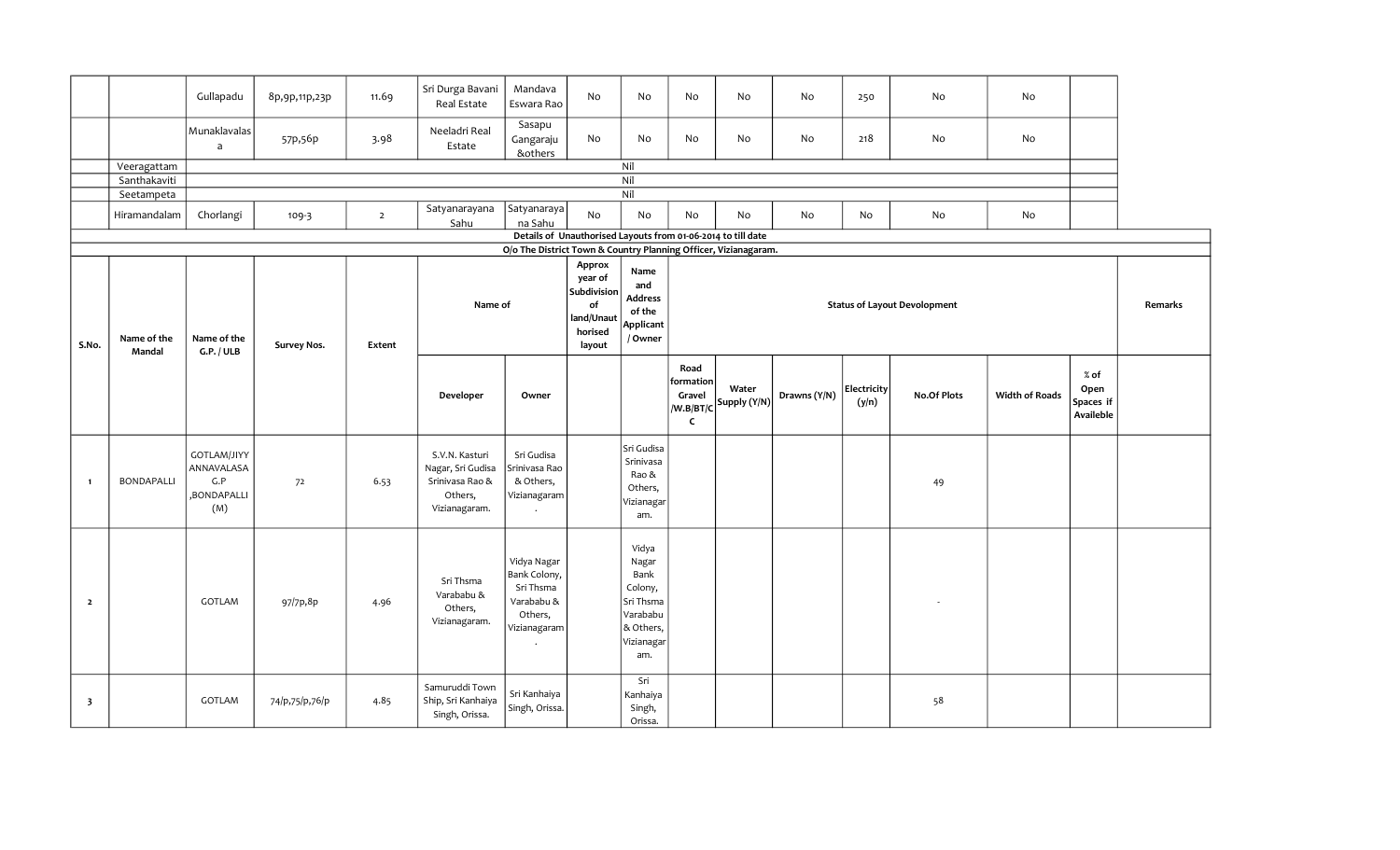|  |  | Gullapadu | 8p,9p,11p,23p | 11.69 | Sri Durga Bavani Real Estate | Mandava Eswara Rao | No | No | No | No | No | 250 | No | No |  |
|---|---|---|---|---|---|---|---|---|---|---|---|---|---|---|---|
|  |  | Munaklavalasa | 57p,56p | 3.98 | Neeladri Real Estate | Sasapu Gangaraju &others | No | No | No | No | No | 218 | No | No |  |
|  | Veeragattam | Nil |  |  |  |  |  |  |  |  |  |  |  |  |  |
|  | Santhakaviti | Nil |  |  |  |  |  |  |  |  |  |  |  |  |  |
|  | Seetampeta | Nil |  |  |  |  |  |  |  |  |  |  |  |  |  |
|  | Hiramandalam | Chorlangi | 109-3 | 2 | Satyanarayana Sahu | Satyanarayana Sahu | No | No | No | No | No | No | No | No |  |

**Details of Unauthorised Layouts from 01-06-2014 to till date**

**O/o The District Town & Country Planning Officer, Vizianagaram.**

| S.No. | Name of the Mandal | Name of the G.P. / ULB | Survey Nos. | Extent | Name of |  | Approx year of Subdivision of land/Unauthorised layout | Name and Address of the Applicant / Owner | Status of Layout Devolopment |  |  |  |  |  |  | Remarks |
|---|---|---|---|---|---|---|---|---|---|---|---|---|---|---|---|---|
|  |  |  |  |  | Developer | Owner |  |  | Road formation Gravel /W.B/BT/CC | Water Supply (Y/N) | Drawns (Y/N) | Electricity (y/n) | No.Of Plots | Width of Roads | % of Open Spaces if Availeble |  |
| 1 | BONDAPALLI | GOTLAM/JIYYANNAVALASA G.P ,BONDAPALLI (M) | 72 | 6.53 | S.V.N. Kasturi Nagar, Sri Gudisa Srinivasa Rao & Others, Vizianagaram. | Sri Gudisa Srinivasa Rao & Others, Vizianagaram. |  | Sri Gudisa Srinivasa Rao & Others, Vizianagaram. |  |  |  |  | 49 |  |  |  |
| 2 |  | GOTLAM | 97/7p,8p | 4.96 | Sri Thsma Varababu & Others, Vizianagaram. | Vidya Nagar Bank Colony, Sri Thsma Varababu & Others, Vizianagaram. |  | Vidya Nagar Bank Colony, Sri Thsma Varababu & Others, Vizianagaram. |  |  |  |  | - |  |  |  |
| 3 |  | GOTLAM | 74/p,75/p,76/p | 4.85 | Samuruddi Town Ship, Sri Kanhaiya Singh, Orissa. | Sri Kanhaiya Singh, Orissa. |  | Sri Kanhaiya Singh, Orissa. |  |  |  |  | 58 |  |  |  |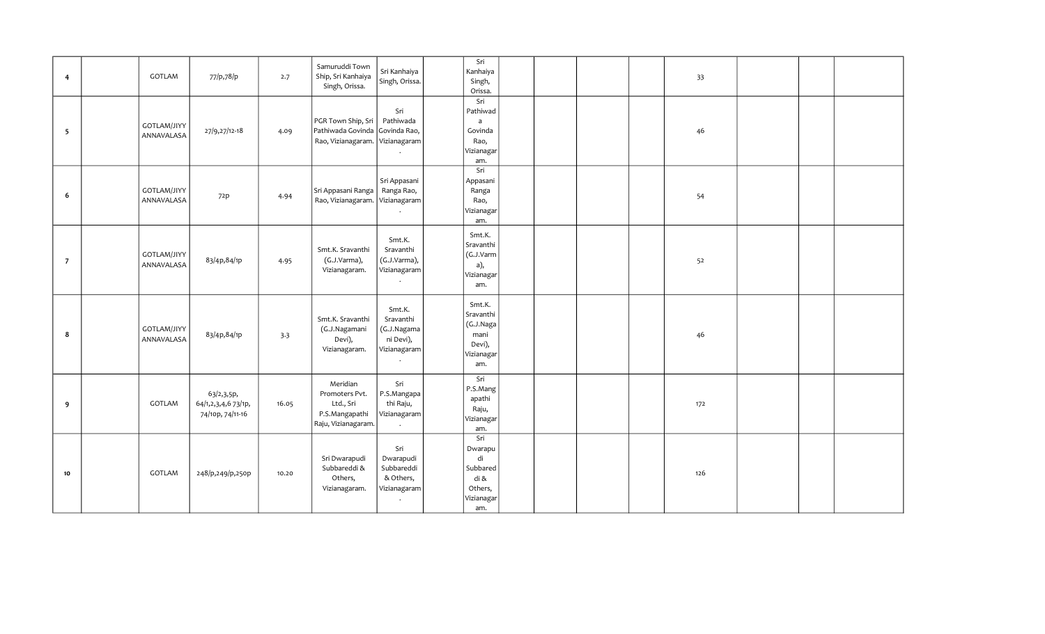| 4 | | GOTLAM | 77/p,78/p | 2.7 | Samuruddi Town Ship, Sri Kanhaiya Singh, Orissa. | Sri Kanhaiya Singh, Orissa. | | Sri Kanhaiya Singh, Orissa. | | | | | 33 | | | |
|---|---|---|---|---|---|---|---|---|---|---|---|---|---|---|---|---|
| 5 | | GOTLAM/JIYY ANNAVALASA | 27/9,27/12-18 | 4.09 | PGR Town Ship, Sri Pathiwada Govinda Rao, Vizianagaram. | Sri Pathiwada Govinda Rao, Vizianagaram. | | Sri Pathiwada Govinda Rao, Vizianagaram. | | | | | 46 | | | |
| 6 | | GOTLAM/JIYY ANNAVALASA | 72p | 4.94 | Sri Appasani Ranga Rao, Vizianagaram. | Sri Appasani Ranga Rao, Vizianagaram. | | Sri Appasani Ranga Rao, Vizianagaram. | | | | | 54 | | | |
| 7 | | GOTLAM/JIYY ANNAVALASA | 83/4p,84/1p | 4.95 | Smt.K. Sravanthi (G.J.Varma), Vizianagaram. | Smt.K. Sravanthi (G.J.Varma), Vizianagaram. | | Smt.K. Sravanthi (G.J.Varma), Vizianagaram. | | | | | 52 | | | |
| 8 | | GOTLAM/JIYY ANNAVALASA | 83/4p,84/1p | 3.3 | Smt.K. Sravanthi (G.J.Nagamani Devi), Vizianagaram. | Smt.K. Sravanthi (G.J.Nagamani Devi), Vizianagaram. | | Smt.K. Sravanthi (G.J.Nagamani Devi), Vizianagaram. | | | | | 46 | | | |
| 9 | | GOTLAM | 63/2,3,5p, 64/1,2,3,4,6 73/1p, 74/10p, 74/11-16 | 16.05 | Meridian Promoters Pvt. Ltd., Sri P.S.Mangapathi Raju, Vizianagaram. | Sri P.S.Mangapathi Raju, Vizianagaram. | | Sri P.S.Mangapathi Raju, Vizianagaram. | | | | | 172 | | | |
| 10 | | GOTLAM | 248/p,249/p,250p | 10.20 | Sri Dwarapudi Subbareddi & Others, Vizianagaram. | Sri Dwarapudi Subbareddi & Others, Vizianagaram. | | Sri Dwarapudi Subbareddi & Others, Vizianagaram. | | | | | 126 | | | |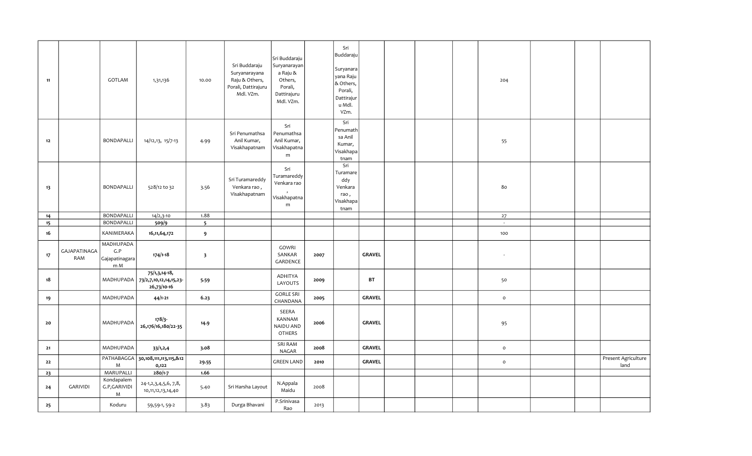| | | | | | | | | | | | | | | | | | |
|---|---|---|---|---|---|---|---|---|---|---|---|---|---|---|---|---|---|
| 11 | | GOTLAM | 1,31,136 | 10.00 | Sri Buddaraju Suryanarayana Raju & Others, Porali, Dattirajuru Mdl. VZm. | Sri Buddaraju Suryanarayana Raju & Others, Porali, Dattirajuru Mdl. VZm. | | Sri Buddaraju Suryanarayana Raju & Others, Porali, Dattirajuru Mdl. VZm. | | | | | 204 | | | |
| 12 | | BONDAPALLI | 14/12,13, 15/7-13 | 4.99 | Sri Penumathsa Anil Kumar, Visakhapatnam | Sri Penumathsa Anil Kumar, Visakhapatnam | | Sri Penumathsa Anil Kumar, Visakhapatnam | | | | | 55 | | | |
| 13 | | BONDAPALLI | 528/12 to 32 | 3.56 | Sri Turamareddy Venkara rao , Visakhapatnam | Sri Turamareddy Venkara rao , Visakhapatnam | | Sri Turamareddy Venkara rao , Visakhapatnam | | | | | 80 | | | |
| 14 | | BONDAPALLI | 14/2,3-10 | 1.88 | | | | | | | | | 27 | | | |
| 15 | | BONDAPALLI | **509/9** | **5** | | | | | | | | | - | | | |
| 16 | | KANIMERAKA | **16,11,64,172** | **9** | | | | | | | | | 100 | | | |
| 17 | GAJAPATINAGARAM | MADHUPADA G.P Gajapatinagaram M | **174/1-18** | **3** | | GOWRI SANKAR GARDENCE | **2007** | | **GRAVEL** | | | | - | | | |
| 18 | | MADHUPADA | **75/1,3,14-18, 73/2,7,10,12,14,15,23-26,73/10-16** | **5.59** | | ADHITYA LAYOUTS | **2009** | | **BT** | | | | 50 | | | |
| 19 | | MADHUPADA | **44/1-21** | **6.23** | | GORLE SRI CHANDANA | **2005** | | **GRAVEL** | | | | 0 | | | |
| 20 | | MADHUPADA | **178/3-26,176/16,180/22-35** | **14.9** | | SEERA KANNAM NAIDU AND OTHERS | **2006** | | **GRAVEL** | | | | 95 | | | |
| 21 | | MADHUPADA | **33/1,2,4** | **3.08** | | SRI RAM NAGAR | **2008** | | **GRAVEL** | | | | 0 | | | |
| 22 | | PATHABAGGAM | **30,108,111,113,115,&120,122** | **29.55** | | GREEN LAND | **2010** | | **GRAVEL** | | | | 0 | | | Present Agriculture land |
| 23 | | MARUPALLI | **280/1-7** | **1.66** | | | | | | | | | | | | |
| 24 | GARIVIDI | Kondapalem G.P,GARIVIDI M | 24-1,2,3,4,5,6, 7,8, 10,11,12,13,14,40 | 5.40 | Sri Harsha Layout | N.Appala Maidu | 2008 | | | | | | | | | |
| 25 | | Koduru | 59,59-1, 59-2 | 3.83 | Durga Bhavani | P.Srinivasa Rao | 2013 | | | | | | | | | |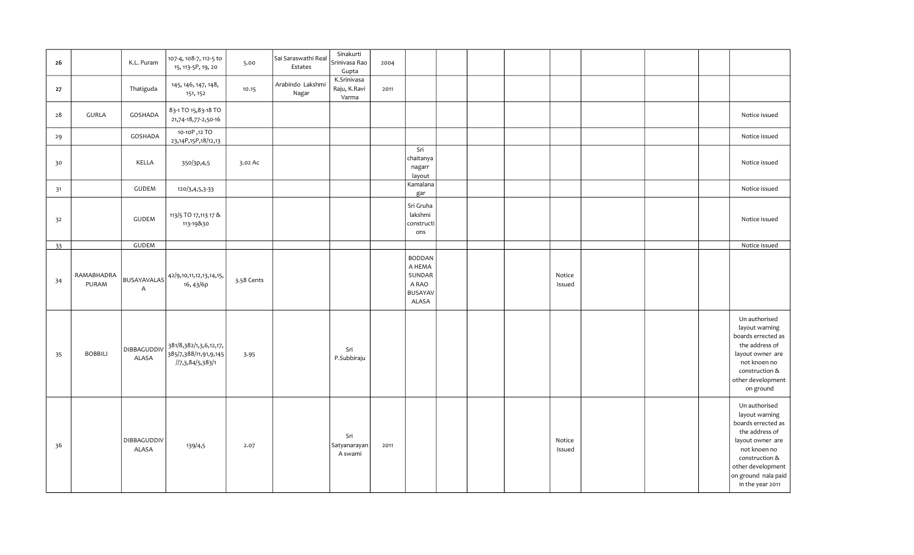| | | | | | | | | | | | | | | | | |
|---|---|---|---|---|---|---|---|---|---|---|---|---|---|---|---|---|
| 26 | | K.L. Puram | 107-4, 108-7, 112-5 to 15, 113-5P, 19, 20 | 5.00 | Sai Saraswathi Real Estates | Sinakurti Srinivasa Rao Gupta | 2004 | | | | | | | | | |
| 27 | | Thatiguda | 145, 146, 147, 148, 151, 152 | 10.15 | Arabindo Lakshmi Nagar | K.Srinivasa Raju, K.Ravi Varma | 2011 | | | | | | | | | |
| 28 | GURLA | GOSHADA | 83-1 TO 15,83-18 TO 21,74-18,77-2,50-16 | | | | | | | | | | | | | Notice issued |
| 29 | | GOSHADA | 10-10P ,12 TO 23,14P,15P,18/12,13 | | | | | | | | | | | | | Notice issued |
| 30 | | KELLA | 350/3p,4,5 | 3.02 Ac | | | | Sri chaitanya nagarr layout | | | | | | | | Notice issued |
| 31 | | GUDEM | 120/3,4,5,3-33 | | | | | Kamalana gar | | | | | | | | Notice issued |
| 32 | | GUDEM | 113/5 TO 17,113 17 & 113-19&30 | | | | | Sri Gruha lakshmi constructi ons | | | | | | | | Notice issued |
| 33 | | GUDEM | | | | | | | | | | | | | | Notice issued |
| 34 | RAMABHADRA PURAM | BUSAYAVALAS A | 42/9,10,11,12,13,14,15, 16, 43/6p | 3.58 Cents | | | | BODDAN A HEMA SUNDAR A RAO BUSAYAV ALASA | | | | Notice Issued | | | | |
| 35 | BOBBILI | DIBBAGUDDIV ALASA | 381/8,382/1,3,6,12,17, 385/7,388/11,91,9,145 //7,3,84/5,383/1 | 3.95 | | Sri P.Subbiraju | | | | | | | | | | Un authorised layout warning boards errected as the address of layout owner are not knoen no construction & other development on ground |
| 36 | | DIBBAGUDDIV ALASA | 139/4,5 | 2.07 | | Sri Satyanarayan A swami | 2011 | | | | | Notice Issued | | | | Un authorised layout warning boards errected as the address of layout owner are not knoen no construction & other development on ground nala paid in the year 2011 |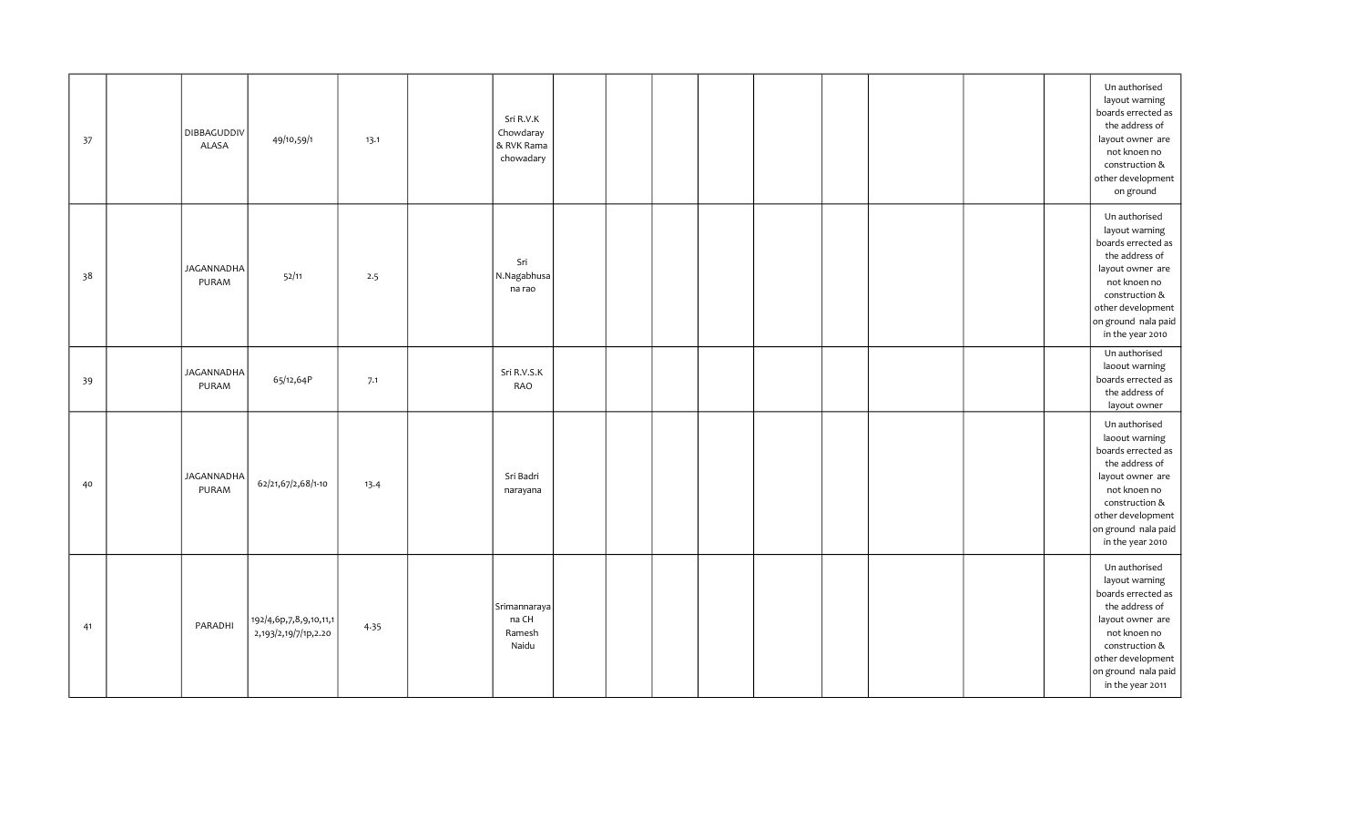| | | | | | | | | | | | | | | | | |
|---|---|---|---|---|---|---|---|---|---|---|---|---|---|---|---|---|
| 37 | | DIBBAGUDDIVALASA | 49/10,59/1 | 13.1 | | Sri R.V.K Chowdaray & RVK Rama chowadary | | | | | | | | | | Un authorised layout warning boards errected as the address of layout owner are not knoen no construction & other development on ground |
| 38 | | JAGANNADHAPURAM | 52/11 | 2.5 | | Sri N.Nagabhusana rao | | | | | | | | | | Un authorised layout warning boards errected as the address of layout owner are not knoen no construction & other development on ground nala paid in the year 2010 |
| 39 | | JAGANNADHAPURAM | 65/12,64P | 7.1 | | Sri R.V.S.K RAO | | | | | | | | | | Un authorised laoout warning boards errected as the address of layout owner |
| 40 | | JAGANNADHAPURAM | 62/21,67/2,68/1-10 | 13.4 | | Sri Badri narayana | | | | | | | | | | Un authorised laoout warning boards errected as the address of layout owner are not knoen no construction & other development on ground nala paid in the year 2010 |
| 41 | | PARADHI | 192/4,6p,7,8,9,10,11,12,193/2,19/7/1p,2.20 | 4.35 | | Srimannarayana CH Ramesh Naidu | | | | | | | | | | Un authorised layout warning boards errected as the address of layout owner are not knoen no construction & other development on ground nala paid in the year 2011 |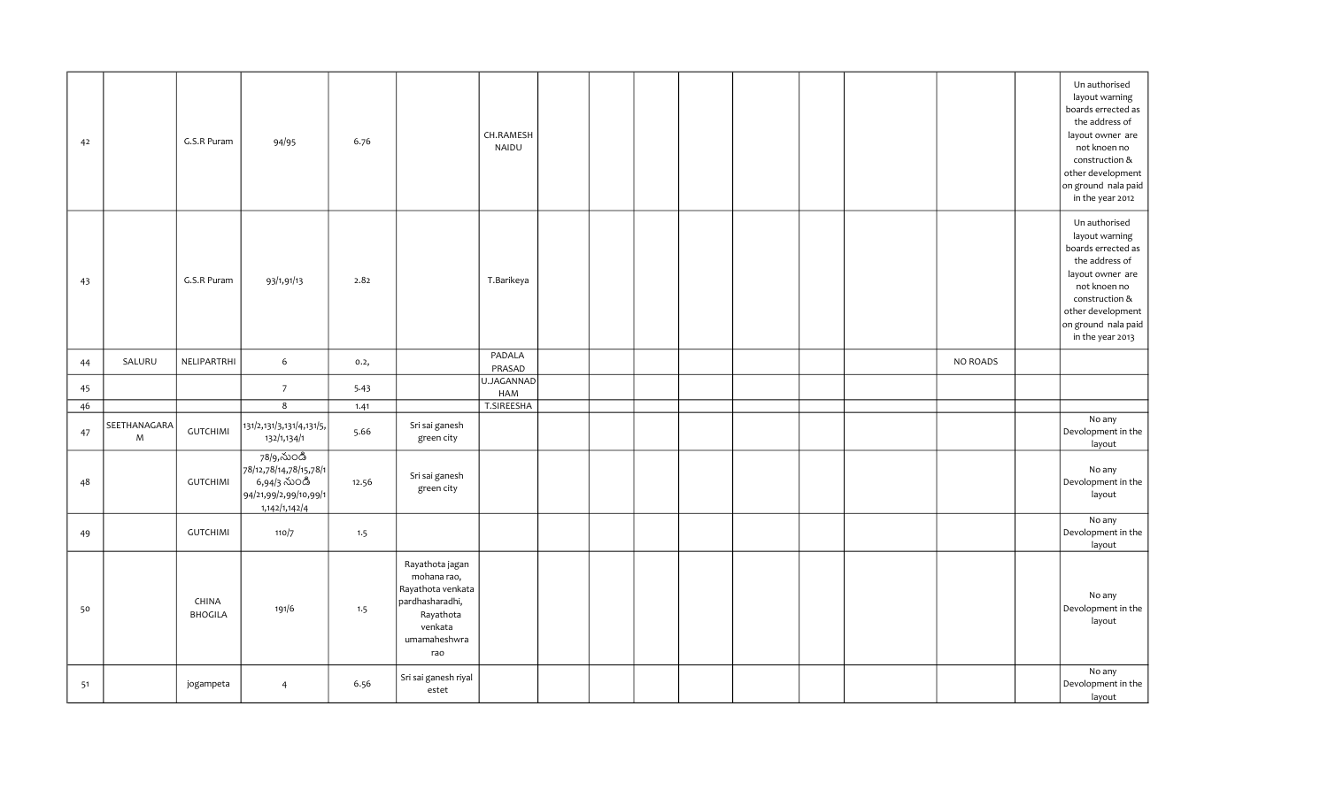| | | | | | | | | | | | | | | | | |
|---|---|---|---|---|---|---|---|---|---|---|---|---|---|---|---|---|
| 42 | | G.S.R Puram | 94/95 | 6.76 | | CH.RAMESH NAIDU | | | | | | | | | | Un authorised layout warning boards errected as the address of layout owner are not knoen no construction & other development on ground nala paid in the year 2012 |
| 43 | | G.S.R Puram | 93/1,91/13 | 2.82 | | T.Barikeya | | | | | | | | | | Un authorised layout warning boards errected as the address of layout owner are not knoen no construction & other development on ground nala paid in the year 2013 |
| 44 | SALURU | NELIPARTRHI | 6 | 0.2, | | PADALA PRASAD | | | | | | | | NO ROADS | | |
| 45 | | | 7 | 5.43 | | U.JAGANNADHAM | | | | | | | | | | |
| 46 | | | 8 | 1.41 | | T.SIREESHA | | | | | | | | | | |
| 47 | SEETHANAGARAM | GUTCHIMI | 131/2,131/3,131/4,131/5,132/1,134/1 | 5.66 | Sri sai ganesh green city | | | | | | | | | | | No any Devolopment in the layout |
| 48 | | GUTCHIMI | 78/9,నుండి 78/12,78/14,78/15,78/16,94/3 నుండి 94/21,99/2,99/10,99/11,142/1,142/4 | 12.56 | Sri sai ganesh green city | | | | | | | | | | | No any Devolopment in the layout |
| 49 | | GUTCHIMI | 110/7 | 1.5 | | | | | | | | | | | | No any Devolopment in the layout |
| 50 | | CHINA BHOGILA | 191/6 | 1.5 | Rayathota jagan mohana rao, Rayathota venkata pardhasharadhi, Rayathota venkata umamaheshwra rao | | | | | | | | | | | No any Devolopment in the layout |
| 51 | | jogampeta | 4 | 6.56 | Sri sai ganesh riyal estet | | | | | | | | | | | No any Devolopment in the layout |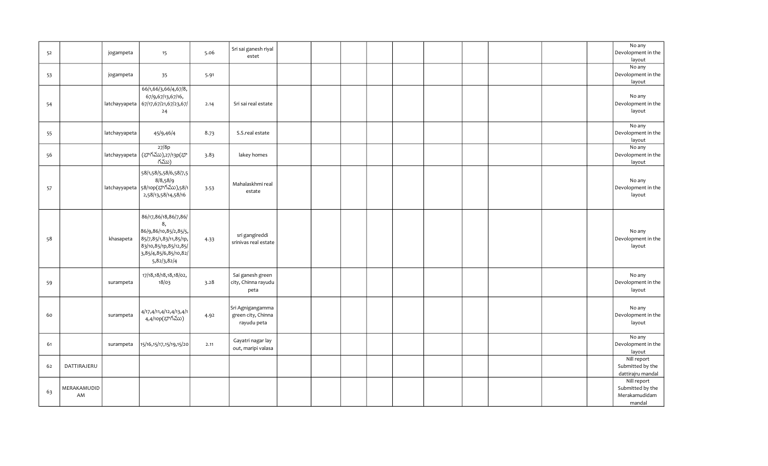| | | | | | | | | | | | | | | | | |
|---|---|---|---|---|---|---|---|---|---|---|---|---|---|---|---|---|
| 52 | | jogampeta | 15 | 5.06 | Sri sai ganesh riyal estet | | | | | | | | | | | No any Devolopment in the layout |
| 53 | | jogampeta | 35 | 5.91 | | | | | | | | | | | | No any Devolopment in the layout |
| 54 | | latchayyapeta | 66/1,66/3,66/4,67/8, 67/9,67/13,67/16, 67/17,67/21,67/23,67/24 | 2.14 | Sri sai real estate | | | | | | | | | | | No any Devolopment in the layout |
| 55 | | latchayyapeta | 45/9,46/4 | 8.73 | S.S.real estate | | | | | | | | | | | No any Devolopment in the layout |
| 56 | | latchayyapeta | 27/8p (భాగము),27/13p(భాగము) | 3.83 | lakey homes | | | | | | | | | | | No any Devolopment in the layout |
| 57 | | latchayyapeta | 58/1,58/5,58/6,58/7,58/8,58/9 58/10p(భాగము),58/12,58/13,58/14,58/16 | 3.53 | Mahalaskhmi real estate | | | | | | | | | | | No any Devolopment in the layout |
| 58 | | khasapeta | 86/17,86/18,86/7,86/8, 86/9,86/10,85/2,85/5, 85/7,85/1,83/11,85/1p, 83/10,85/1p,85/12,85/3,85/4,85/6,85/10,82/5,82/3,82/4 | 4.33 | sri gangireddi srinivas real estate | | | | | | | | | | | No any Devolopment in the layout |
| 59 | | surampeta | 17/18,18/18,18,18/02, 18/03 | 3.28 | Sai ganesh green city, Chinna rayudu peta | | | | | | | | | | | No any Devolopment in the layout |
| 60 | | surampeta | 4/17,4/11,4/12,4/13,4/14,4/10p(భాగము) | 4.92 | Sri Agnigangamma green city, Chinna rayudu peta | | | | | | | | | | | No any Devolopment in the layout |
| 61 | | surampeta | 15/16,15/17,15/19,15/20 | 2.11 | Gayatri nagar lay out, maripi valasa | | | | | | | | | | | No any Devolopment in the layout |
| 62 | DATTIRAJERU | | | | | | | | | | | | | | | Nill report Submitted by the dattirajru mandal |
| 63 | MERAKAMUDIDAM | | | | | | | | | | | | | | | Nill report Submitted by the Merakamudidam mandal |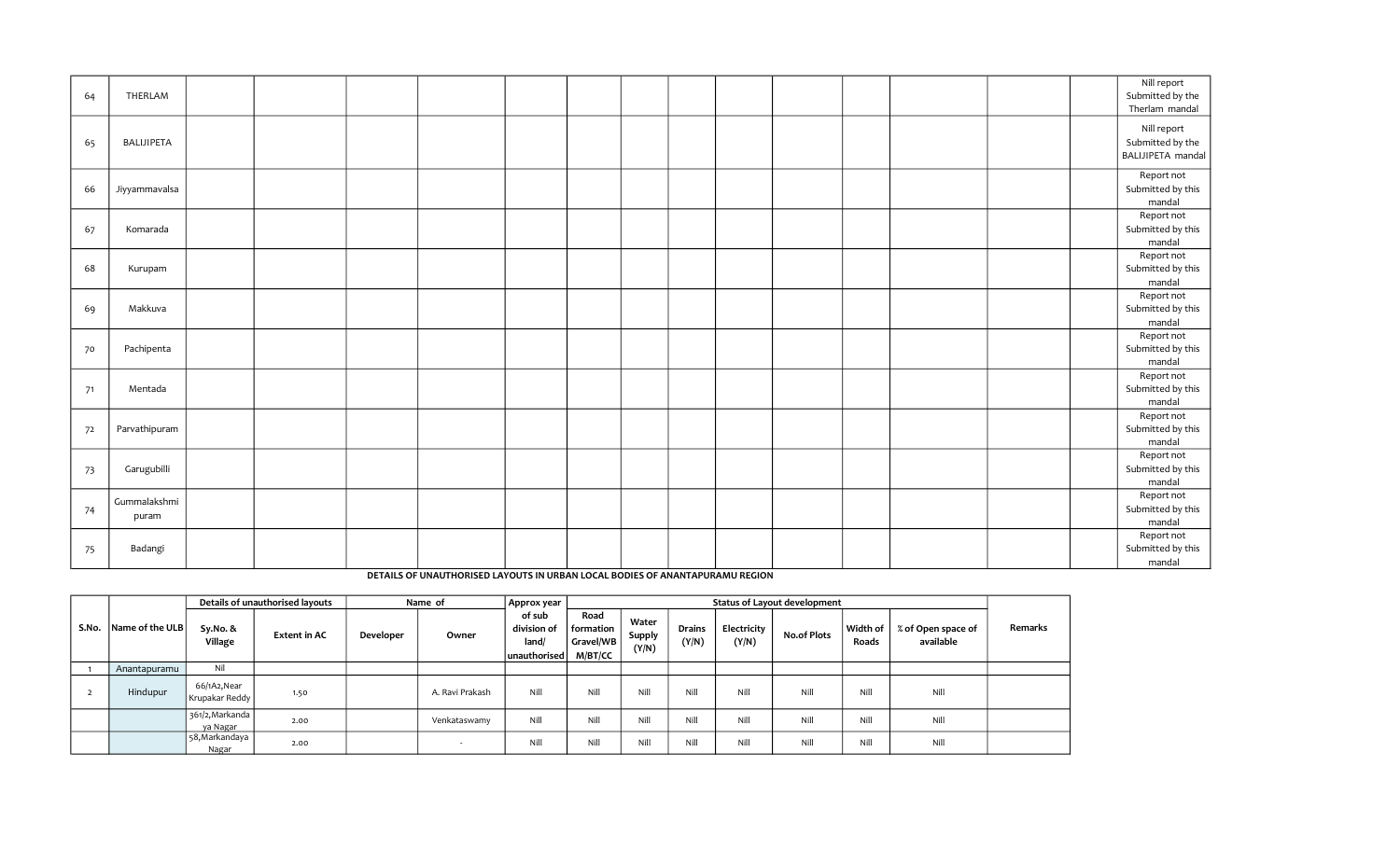| 64 | THERLAM | | | | | | | | | | | | | | Nill report Submitted by the Therlam mandal |
|---|---|---|---|---|---|---|---|---|---|---|---|---|---|---|---|
| 65 | BALIJIPETA | | | | | | | | | | | | | | Nill report Submitted by the BALIJIPETA mandal |
| 66 | Jiyyammavalsa | | | | | | | | | | | | | | Report not Submitted by this mandal |
| 67 | Komarada | | | | | | | | | | | | | | Report not Submitted by this mandal |
| 68 | Kurupam | | | | | | | | | | | | | | Report not Submitted by this mandal |
| 69 | Makkuva | | | | | | | | | | | | | | Report not Submitted by this mandal |
| 70 | Pachipenta | | | | | | | | | | | | | | Report not Submitted by this mandal |
| 71 | Mentada | | | | | | | | | | | | | | Report not Submitted by this mandal |
| 72 | Parvathipuram | | | | | | | | | | | | | | Report not Submitted by this mandal |
| 73 | Garugubilli | | | | | | | | | | | | | | Report not Submitted by this mandal |
| 74 | Gummalakshmi puram | | | | | | | | | | | | | | Report not Submitted by this mandal |
| 75 | Badangi | | | | | | | | | | | | | | Report not Submitted by this mandal |

**DETAILS OF UNAUTHORISED LAYOUTS IN URBAN LOCAL BODIES OF ANANTAPURAMU REGION**

| S.No. | Name of the ULB | Details of unauthorised layouts | | Name of | | Approx year of sub division of land/ unauthorised | Status of Layout development | | | | | | | Remarks |
|---|---|---|---|---|---|---|---|---|---|---|---|---|---|---|
| | | Sy.No. & Village | Extent in AC | Developer | Owner | | Road formation Gravel/WBM/BT/CC | Water Supply (Y/N) | Drains (Y/N) | Electricity (Y/N) | No.of Plots | Width of Roads | % of Open space of available | |
| 1 | Anantapuramu | Nil | | | | | | | | | | | | |
| 2 | Hindupur | 66/1A2,Near Krupakar Reddy | 1.50 | | A. Ravi Prakash | Nill | Nill | Nill | Nill | Nill | Nill | Nill | Nill | |
| | | 361/2,Markandaya Nagar | 2.00 | | Venkataswamy | Nill | Nill | Nill | Nill | Nill | Nill | Nill | Nill | |
| | | 58,Markandaya Nagar | 2.00 | | - | Nill | Nill | Nill | Nill | Nill | Nill | Nill | Nill | |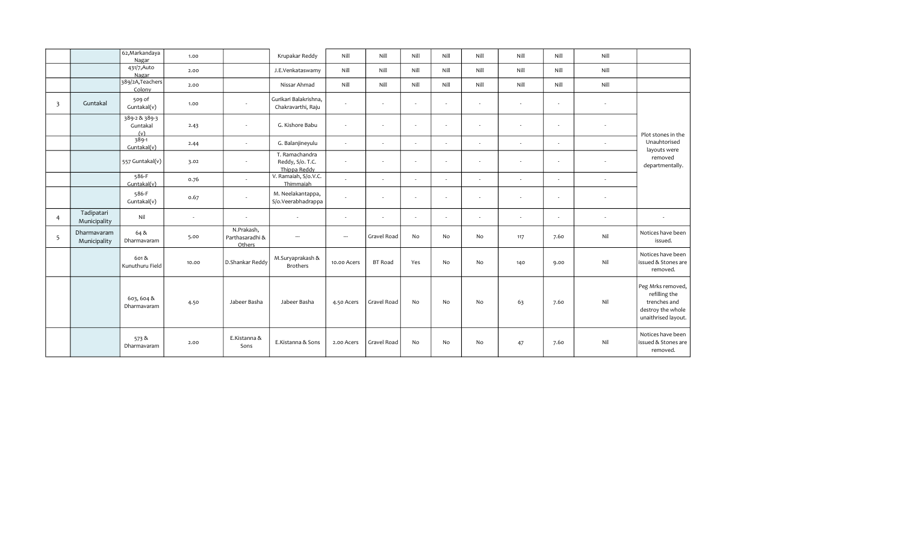| | | | | | | | | | | | | | | |
|---|---|---|---|---|---|---|---|---|---|---|---|---|---|---|
| | | 62,Markandaya Nagar | 1.00 | | Krupakar Reddy | Nill | Nill | Nill | Nill | Nill | Nill | Nill | Nill | |
| | | 431/7,Auto Nagar | 2.00 | | J.E.Venkataswamy | Nill | Nill | Nill | Nill | Nill | Nill | Nill | Nill | |
| | | 389/2A,Teachers Colony | 2.00 | | Nissar Ahmad | Nill | Nill | Nill | Nill | Nill | Nill | Nill | Nill | |
| 3 | Guntakal | 509 of Guntakal(v) | 1.00 | - | Gurikari Balakrishna, Chakravarthi, Raju | - | - | - | - | - | - | - | - | Plot stones in the Unauhtorised layouts were removed departmentally. |
| | | 389-2 & 389-3 Guntakal (v) | 2.43 | - | G. Kishore Babu | - | - | - | - | - | - | - | - | |
| | | 389-1 Guntakal(v) | 2.44 | - | G. Balanjineyulu | - | - | - | - | - | - | - | - | |
| | | 557 Guntakal(v) | 3.02 | - | T. Ramachandra Reddy, S/o. T.C. Thippa Reddy | - | - | - | - | - | - | - | - | |
| | | 586-F Guntakal(v) | 0.76 | - | V. Ramaiah, S/o.V.C. Thimmaiah | - | - | - | - | - | - | - | - | |
| | | 586-F Guntakal(v) | 0.67 | - | M. Neelakantappa, S/o.Veerabhadrappa | - | - | - | - | - | - | - | - | |
| 4 | Tadipatari Municipality | Nil | - | - | - | - | - | - | - | - | - | - | - | - |
| 5 | Dharmavaram Municipality | 64 & Dharmavaram | 5.00 | N.Prakash, Parthasaradhi & Others | --- | --- | Gravel Road | No | No | No | 117 | 7.60 | Nil | Notices have been issued. |
| | | 601 & Kunuthuru Field | 10.00 | D.Shankar Reddy | M.Suryaprakash & Brothers | 10.00 Acers | BT Road | Yes | No | No | 140 | 9.00 | Nil | Notices have been issued & Stones are removed. |
| | | 603, 604 & Dharmavaram | 4.50 | Jabeer Basha | Jabeer Basha | 4.50 Acers | Gravel Road | No | No | No | 63 | 7.60 | Nil | Peg Mrks removed, refilling the trenches and destroy the whole unaithrised layout. |
| | | 573 & Dharmavaram | 2.00 | E.Kistanna & Sons | E.Kistanna & Sons | 2.00 Acers | Gravel Road | No | No | No | 47 | 7.60 | Nil | Notices have been issued & Stones are removed. |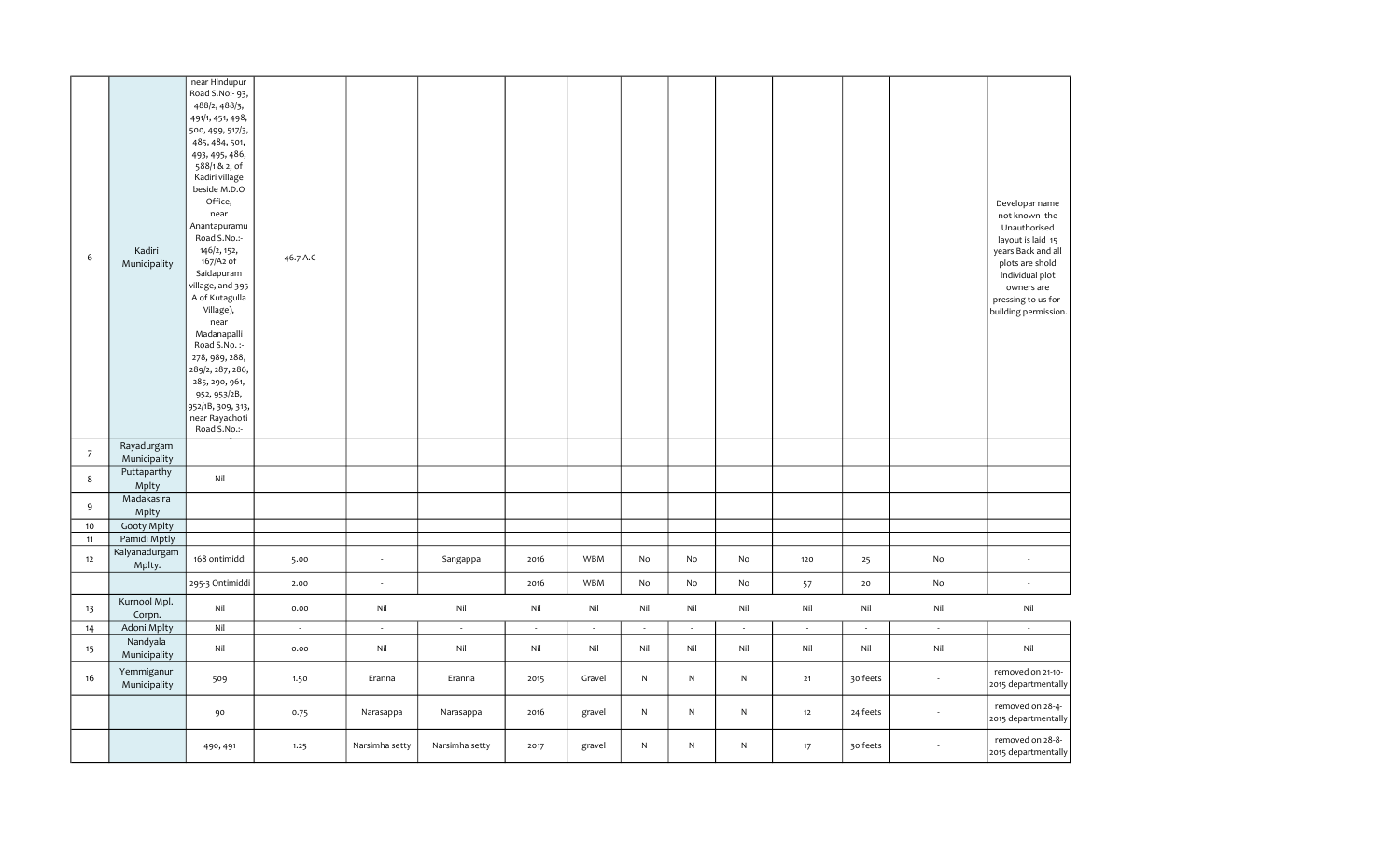| | | | | | | | | | | | | | | |
|---|---|---|---|---|---|---|---|---|---|---|---|---|---|---|
| 6 | Kadiri Municipality | near Hindupur Road S.No:- 93, 488/2, 488/3, 491/1, 451, 498, 500, 499, 517/3, 485, 484, 501, 493, 495, 486, 588/1 & 2, of Kadiri village beside M.D.O Office, near Anantapuramu Road S.No.:- 146/2, 152, 167/A2 of Saidapuram village, and 395-A of Kutagulla Village), near Madanapalli Road S.No. :- 278, 989, 288, 289/2, 287, 286, 285, 290, 961, 952, 953/2B, 952/1B, 309, 313, near Rayachoti Road S.No.:- | 46.7 A.C | - | - | - | - | - | - | - | - | - | - | Developar name not known the Unauthorised layout is laid 15 years Back and all plots are shold Individual plot owners are pressing to us for building permission. |
| 7 | Rayadurgam Municipality | | | | | | | | | | | | | |
| 8 | Puttaparthy Mplty | Nil | | | | | | | | | | | | |
| 9 | Madakasira Mplty | | | | | | | | | | | | | |
| 10 | Gooty Mplty | | | | | | | | | | | | | |
| 11 | Pamidi Mptly | | | | | | | | | | | | | |
| 12 | Kalyanadurgam Mplty. | 168 ontimiddi | 5.00 | - | Sangappa | 2016 | WBM | No | No | No | 120 | 25 | No | - |
| | | 295-3 Ontimiddi | 2.00 | - | | 2016 | WBM | No | No | No | 57 | 20 | No | - |
| 13 | Kurnool Mpl. Corpn. | Nil | 0.00 | Nil | Nil | Nil | Nil | Nil | Nil | Nil | Nil | Nil | Nil | Nil |
| 14 | Adoni Mplty | Nil | - | - | - | - | - | - | - | - | - | - | - | - |
| 15 | Nandyala Municipality | Nil | 0.00 | Nil | Nil | Nil | Nil | Nil | Nil | Nil | Nil | Nil | Nil | Nil |
| 16 | Yemmiganur Municipality | 509 | 1.50 | Eranna | Eranna | 2015 | Gravel | N | N | N | 21 | 30 feets | - | removed on 21-10-2015 departmentally |
| | | 90 | 0.75 | Narasappa | Narasappa | 2016 | gravel | N | N | N | 12 | 24 feets | - | removed on 28-4-2015 departmentally |
| | | 490, 491 | 1.25 | Narsimha setty | Narsimha setty | 2017 | gravel | N | N | N | 17 | 30 feets | - | removed on 28-8-2015 departmentally |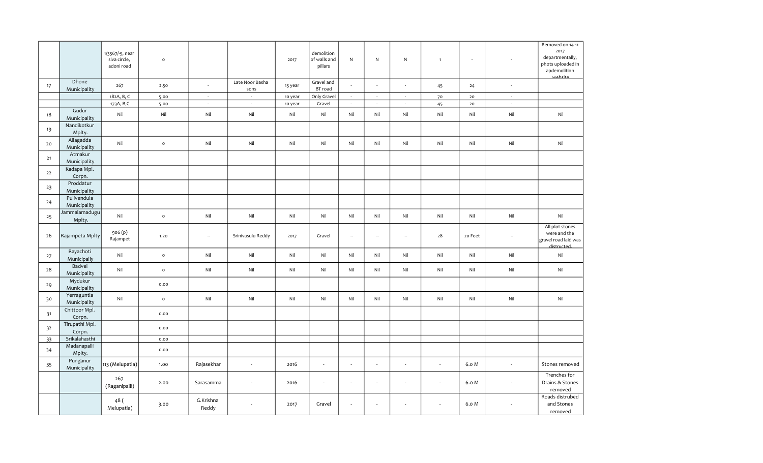| | | | | | | | | | | | | | | |
|---|---|---|---|---|---|---|---|---|---|---|---|---|---|---|
| | | 1/3567/-5, near siva circle, adoni road | o | | | 2017 | demolition of walls and pillars | N | N | N | 1 | - | - | Removed on 14-11-2017 departmentally, phots uploaded in apdemolition website |
| 17 | Dhone Municipality | 267 | 2.50 | - | Late Noor Basha sons | 15 year | Gravel and BT road | - | - | - | 45 | 24 | - | |
| | | 182A, B, C | 5.00 | - | - | 10 year | Only Gravel | - | - | - | 70 | 20 | - | |
| | | 173A, B,C | 5.00 | - | - | 10 year | Gravel | - | - | - | 45 | 20 | - | |
| 18 | Gudur Municipality | Nil | Nil | Nil | Nil | Nil | Nil | Nil | Nil | Nil | Nil | Nil | Nil | Nil |
| 19 | Nandikotkur Mplty. | | | | | | | | | | | | | |
| 20 | Allagadda Municipality | Nil | o | Nil | Nil | Nil | Nil | Nil | Nil | Nil | Nil | Nil | Nil | Nil |
| 21 | Atmakur Municipality | | | | | | | | | | | | | |
| 22 | Kadapa Mpl. Corpn. | | | | | | | | | | | | | |
| 23 | Proddatur Municipality | | | | | | | | | | | | | |
| 24 | Pulivendula Municipality | | | | | | | | | | | | | |
| 25 | Jammalamadugu Mplty. | Nil | o | Nil | Nil | Nil | Nil | Nil | Nil | Nil | Nil | Nil | Nil | Nil |
| 26 | Rajampeta Mplty | 906 (p) Rajampet | 1.20 | -- | Srinivasulu Reddy | 2017 | Gravel | -- | -- | -- | 28 | 20 Feet | -- | All plot stones were and the gravel road laid was distructed. |
| 27 | Rayachoti Municipaliy | Nil | o | Nil | Nil | Nil | Nil | Nil | Nil | Nil | Nil | Nil | Nil | Nil |
| 28 | Badvel Municipality | Nil | o | Nil | Nil | Nil | Nil | Nil | Nil | Nil | Nil | Nil | Nil | Nil |
| 29 | Mydukur Municipality | | 0.00 | | | | | | | | | | | |
| 30 | Yerraguntla Municipality | Nil | o | Nil | Nil | Nil | Nil | Nil | Nil | Nil | Nil | Nil | Nil | Nil |
| 31 | Chittoor Mpl. Corpn. | | 0.00 | | | | | | | | | | | |
| 32 | Tirupathi Mpl. Corpn. | | 0.00 | | | | | | | | | | | |
| 33 | Srikalahasthi | | 0.00 | | | | | | | | | | | |
| 34 | Madanapalli Mplty. | | 0.00 | | | | | | | | | | | |
| 35 | Punganur Municipality | 113 (Melupatla) | 1.00 | Rajasekhar | - | 2016 | - | - | - | - | - | 6.0 M | - | Stones removed |
| | | 267 (Raganipalli) | 2.00 | Sarasamma | - | 2016 | - | - | - | - | - | 6.0 M | - | Trenches for Drains & Stones removed |
| | | 48 ( Melupatla) | 3.00 | G.Krishna Reddy | - | 2017 | Gravel | - | - | - | - | 6.0 M | - | Roads distrubed and Stones removed |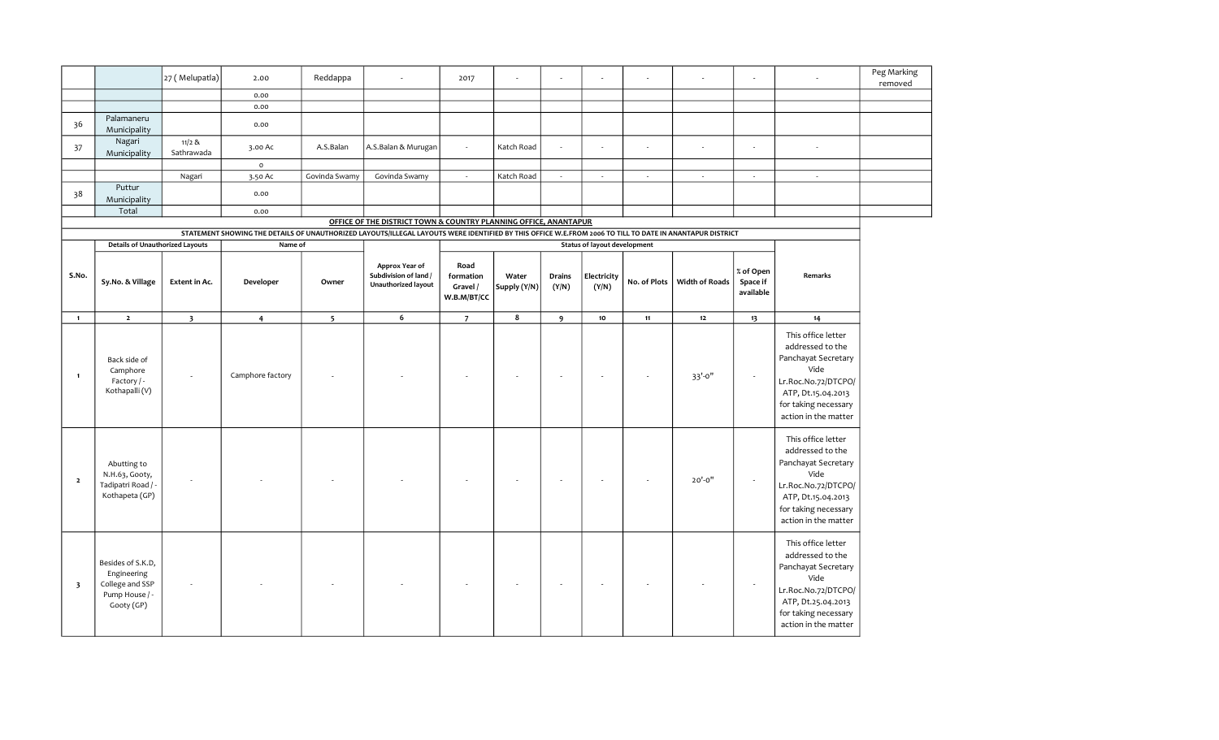| | | 27 ( Melupatla) | 2.00 | Reddappa | - | 2017 | - | - | - | - | - | - | - | Peg Marking removed |
|---|---|---|---|---|---|---|---|---|---|---|---|---|---|---|
| | | | 0.00 | | | | | | | | | | | |
| | | | 0.00 | | | | | | | | | | | |
| 36 | Palamaneru Municipality | | 0.00 | | | | | | | | | | | |
| 37 | Nagari Municipality | 11/2 & Sathrawada | 3.00 Ac | A.S.Balan | A.S.Balan & Murugan | - | Katch Road | - | - | - | - | - | - | |
| | | | 0 | | | | | | | | | | | |
| | | Nagari | 3.50 Ac | Govinda Swamy | Govinda Swamy | - | Katch Road | - | - | - | - | - | - | |
| 38 | Puttur Municipality | | 0.00 | | | | | | | | | | | |
| | Total | | 0.00 | | | | | | | | | | | |

**OFFICE OF THE DISTRICT TOWN & COUNTRY PLANNING OFFICE, ANANTAPUR**

**STATEMENT SHOWING THE DETAILS OF UNAUTHORIZED LAYOUTS/ILLEGAL LAYOUTS WERE IDENTIFIED BY THIS OFFICE W.E.FROM 2006 TO TILL TO DATE IN ANANTAPUR DISTRICT**

| S.No. | Details of Unauthorized Layouts | | Name of | | Approx Year of Subdivision of land / Unauthorized layout | Status of layout development | | | | | | | Remarks |
|---|---|---|---|---|---|---|---|---|---|---|---|---|---|
| | Sy.No. & Village | Extent in Ac. | Developer | Owner | | Road formation Gravel / W.B.M/BT/CC | Water Supply (Y/N) | Drains (Y/N) | Electricity (Y/N) | No. of Plots | Width of Roads | % of Open Space if available | |
| 1 | 2 | 3 | 4 | 5 | 6 | 7 | 8 | 9 | 10 | 11 | 12 | 13 | 14 |
| 1 | Back side of Camphore Factory / - Kothapalli (V) | - | Camphore factory | - | - | - | - | - | - | - | 33'-0" | - | This office letter addressed to the Panchayat Secretary Vide Lr.Roc.No.72/DTCPO/ ATP, Dt.15.04.2013 for taking necessary action in the matter |
| 2 | Abutting to N.H.63, Gooty, Tadipatri Road / - Kothapeta (GP) | - | - | - | - | - | - | - | - | - | 20'-0" | - | This office letter addressed to the Panchayat Secretary Vide Lr.Roc.No.72/DTCPO/ ATP, Dt.15.04.2013 for taking necessary action in the matter |
| 3 | Besides of S.K.D, Engineering College and SSP Pump House / - Gooty (GP) | - | - | - | - | - | - | - | - | - | - | - | This office letter addressed to the Panchayat Secretary Vide Lr.Roc.No.72/DTCPO/ ATP, Dt.25.04.2013 for taking necessary action in the matter |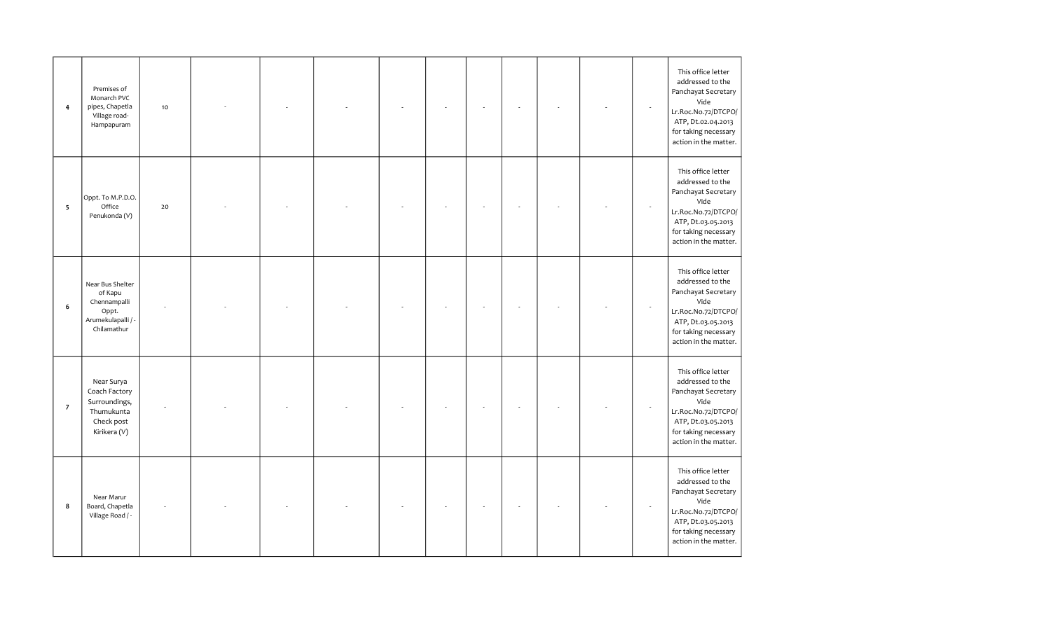| | | | | | | | | | | | | | |
|---|---|---|---|---|---|---|---|---|---|---|---|---|---|
| 4 | Premises of Monarch PVC pipes, Chapetla Village road-Hampapuram | 10 | - | - | - | - | - | - | - | - | - | - | This office letter addressed to the Panchayat Secretary Vide Lr.Roc.No.72/DTCPO/ ATP, Dt.02.04.2013 for taking necessary action in the matter. |
| 5 | Oppt. To M.P.D.O. Office Penukonda (V) | 20 | - | - | - | - | - | - | - | - | - | - | This office letter addressed to the Panchayat Secretary Vide Lr.Roc.No.72/DTCPO/ ATP, Dt.03.05.2013 for taking necessary action in the matter. |
| 6 | Near Bus Shelter of Kapu Chennampalli Oppt. Arumekulapalli / - Chilamathur | - | - | - | - | - | - | - | - | - | - | - | This office letter addressed to the Panchayat Secretary Vide Lr.Roc.No.72/DTCPO/ ATP, Dt.03.05.2013 for taking necessary action in the matter. |
| 7 | Near Surya Coach Factory Surroundings, Thumukunta Check post Kirikera (V) | - | - | - | - | - | - | - | - | - | - | - | This office letter addressed to the Panchayat Secretary Vide Lr.Roc.No.72/DTCPO/ ATP, Dt.03.05.2013 for taking necessary action in the matter. |
| 8 | Near Marur Board, Chapetla Village Road / - | - | - | - | - | - | - | - | - | - | - | - | This office letter addressed to the Panchayat Secretary Vide Lr.Roc.No.72/DTCPO/ ATP, Dt.03.05.2013 for taking necessary action in the matter. |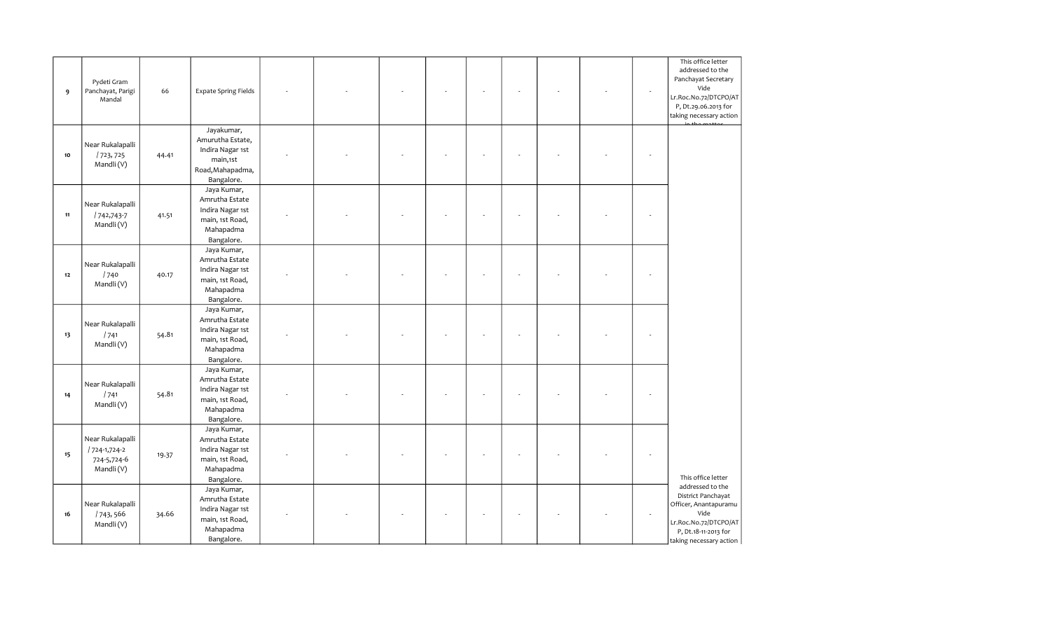| | | | | | | | | | | | | | |
|---|---|---|---|---|---|---|---|---|---|---|---|---|---|
| 9 | Pydeti Gram Panchayat, Parigi Mandal | 66 | Expate Spring Fields | - | - | - | - | - | - | - | - | - | This office letter addressed to the Panchayat Secretary Vide Lr.Roc.No.72/DTCPO/ATP, Dt.29.06.2013 for taking necessary action in the matter |
| 10 | Near Rukalapalli / 723, 725 Mandli (V) | 44.41 | Jayakumar, Amurutha Estate, Indira Nagar 1st main,1st Road,Mahapadma, Bangalore. | - | - | - | - | - | - | - | - | - | |
| 11 | Near Rukalapalli / 742,743-7 Mandli (V) | 41.51 | Jaya Kumar, Amrutha Estate Indira Nagar 1st main, 1st Road, Mahapadma Bangalore. | - | - | - | - | - | - | - | - | - | |
| 12 | Near Rukalapalli / 740 Mandli (V) | 40.17 | Jaya Kumar, Amrutha Estate Indira Nagar 1st main, 1st Road, Mahapadma Bangalore. | - | - | - | - | - | - | - | - | - | |
| 13 | Near Rukalapalli / 741 Mandli (V) | 54.81 | Jaya Kumar, Amrutha Estate Indira Nagar 1st main, 1st Road, Mahapadma Bangalore. | - | - | - | - | - | - | - | - | - | |
| 14 | Near Rukalapalli / 741 Mandli (V) | 54.81 | Jaya Kumar, Amrutha Estate Indira Nagar 1st main, 1st Road, Mahapadma Bangalore. | - | - | - | - | - | - | - | - | - | |
| 15 | Near Rukalapalli / 724-1,724-2 724-5,724-6 Mandli (V) | 19.37 | Jaya Kumar, Amrutha Estate Indira Nagar 1st main, 1st Road, Mahapadma Bangalore. | - | - | - | - | - | - | - | - | - | |
| 16 | Near Rukalapalli / 743, 566 Mandli (V) | 34.66 | Jaya Kumar, Amrutha Estate Indira Nagar 1st main, 1st Road, Mahapadma Bangalore. | - | - | - | - | - | - | - | - | - | This office letter addressed to the District Panchayat Officer, Anantapuramu Vide Lr.Roc.No.72/DTCPO/ATP, Dt.18-11-2013 for taking necessary action |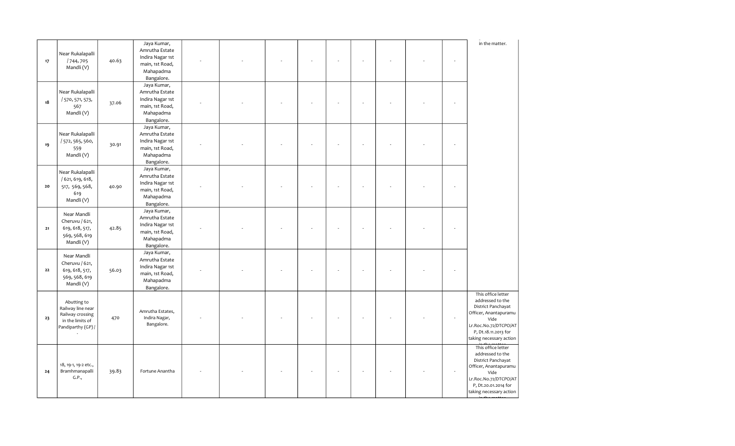| | | | | | | | | | | | | |
|---|---|---|---|---|---|---|---|---|---|---|---|---|
| 17 | Near Rukalapalli / 744, 705 Mandli (V) | 40.63 | Jaya Kumar, Amrutha Estate Indira Nagar 1st main, 1st Road, Mahapadma Bangalore. | - | - | - | - | - | - | - | - | - | in the matter. |
| 18 | Near Rukalapalli / 570, 571, 573, 567 Mandli (V) | 37.06 | Jaya Kumar, Amrutha Estate Indira Nagar 1st main, 1st Road, Mahapadma Bangalore. | - | - | - | - | - | - | - | - | - | |
| 19 | Near Rukalapalli / 572, 565, 560, 559 Mandli (V) | 30.91 | Jaya Kumar, Amrutha Estate Indira Nagar 1st main, 1st Road, Mahapadma Bangalore. | - | - | - | - | - | - | - | - | - | |
| 20 | Near Rukalapalli / 621, 619, 618, 517, 569, 568, 619 Mandli (V) | 40.90 | Jaya Kumar, Amrutha Estate Indira Nagar 1st main, 1st Road, Mahapadma Bangalore. | - | - | - | - | - | - | - | - | - | |
| 21 | Near Mandli Cheruvu / 621, 619, 618, 517, 569, 568, 619 Mandli (V) | 42.85 | Jaya Kumar, Amrutha Estate Indira Nagar 1st main, 1st Road, Mahapadma Bangalore. | - | - | - | - | - | - | - | - | - | |
| 22 | Near Mandli Cheruvu / 621, 619, 618, 517, 569, 568, 619 Mandli (V) | 56.03 | Jaya Kumar, Amrutha Estate Indira Nagar 1st main, 1st Road, Mahapadma Bangalore. | - | - | - | - | - | - | - | - | - | |
| 23 | Abutting to Railway line near Railway crossing in the limits of Pandiparthy (GP) / - | 470 | Amrutha Estates, Indira Nagar, Bangalore. | - | - | - | - | - | - | - | - | - | This office letter addressed to the District Panchayat Officer, Anantapuramu Vide Lr.Roc.No.72/DTCPO/ATP, Dt.18.11.2013 for taking necessary action in the matter. |
| 24 | 18, 19-1, 19-2 etc., Bramhmanapalli G.P., | 39.83 | Fortune Anantha | - | - | - | - | - | - | - | - | - | This office letter addressed to the District Panchayat Officer, Anantapuramu Vide Lr.Roc.No.72/DTCPO/ATP, Dt.20.01.2014 for taking necessary action in the matter. |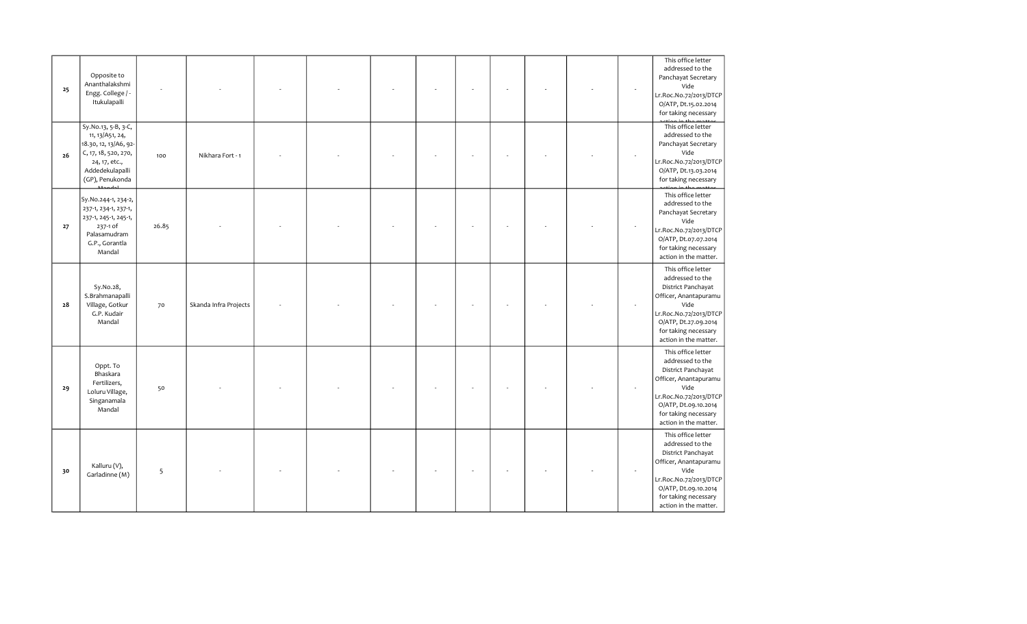| | | | | | | | | | | | | | |
|---|---|---|---|---|---|---|---|---|---|---|---|---|---|
| 25 | Opposite to Ananthalakshmi Engg. College / - Itukulapalli | - | - | - | - | - | - | - | - | - | - | - | This office letter addressed to the Panchayat Secretary Vide Lr.Roc.No.72/2013/DTCPO/ATP, Dt.15.02.2014 for taking necessary action in the matter |
| 26 | Sy.No.13, 5-B, 3-C, 11, 13/A51, 24, 18.30, 12, 13/A6, 92-C, 17, 18, 520, 270, 24, 17, etc., Addedekulapalli (GP), Penukonda Mandal | 100 | Nikhara Fort - 1 | - | - | - | - | - | - | - | - | - | This office letter addressed to the Panchayat Secretary Vide Lr.Roc.No.72/2013/DTCPO/ATP, Dt.13.03.2014 for taking necessary action in the matter |
| 27 | Sy.No.244-1, 234-2, 237-1, 234-1, 237-1, 237-1, 245-1, 245-1, 237-1 of Palasamudram G.P., Gorantla Mandal | 26.85 | - | - | - | - | - | - | - | - | - | - | This office letter addressed to the Panchayat Secretary Vide Lr.Roc.No.72/2013/DTCPO/ATP, Dt.07.07.2014 for taking necessary action in the matter. |
| 28 | Sy.No.28, S.Brahmanapalli Village, Gotkur G.P. Kudair Mandal | 70 | Skanda Infra Projects | - | - | - | - | - | - | - | - | - | This office letter addressed to the District Panchayat Officer, Anantapuramu Vide Lr.Roc.No.72/2013/DTCPO/ATP, Dt.27.09.2014 for taking necessary action in the matter. |
| 29 | Oppt. To Bhaskara Fertilizers, Loluru Village, Singanamala Mandal | 50 | - | - | - | - | - | - | - | - | - | - | This office letter addressed to the District Panchayat Officer, Anantapuramu Vide Lr.Roc.No.72/2013/DTCPO/ATP, Dt.09.10.2014 for taking necessary action in the matter. |
| 30 | Kalluru (V), Garladinne (M) | 5 | - | - | - | - | - | - | - | - | - | - | This office letter addressed to the District Panchayat Officer, Anantapuramu Vide Lr.Roc.No.72/2013/DTCPO/ATP, Dt.09.10.2014 for taking necessary action in the matter. |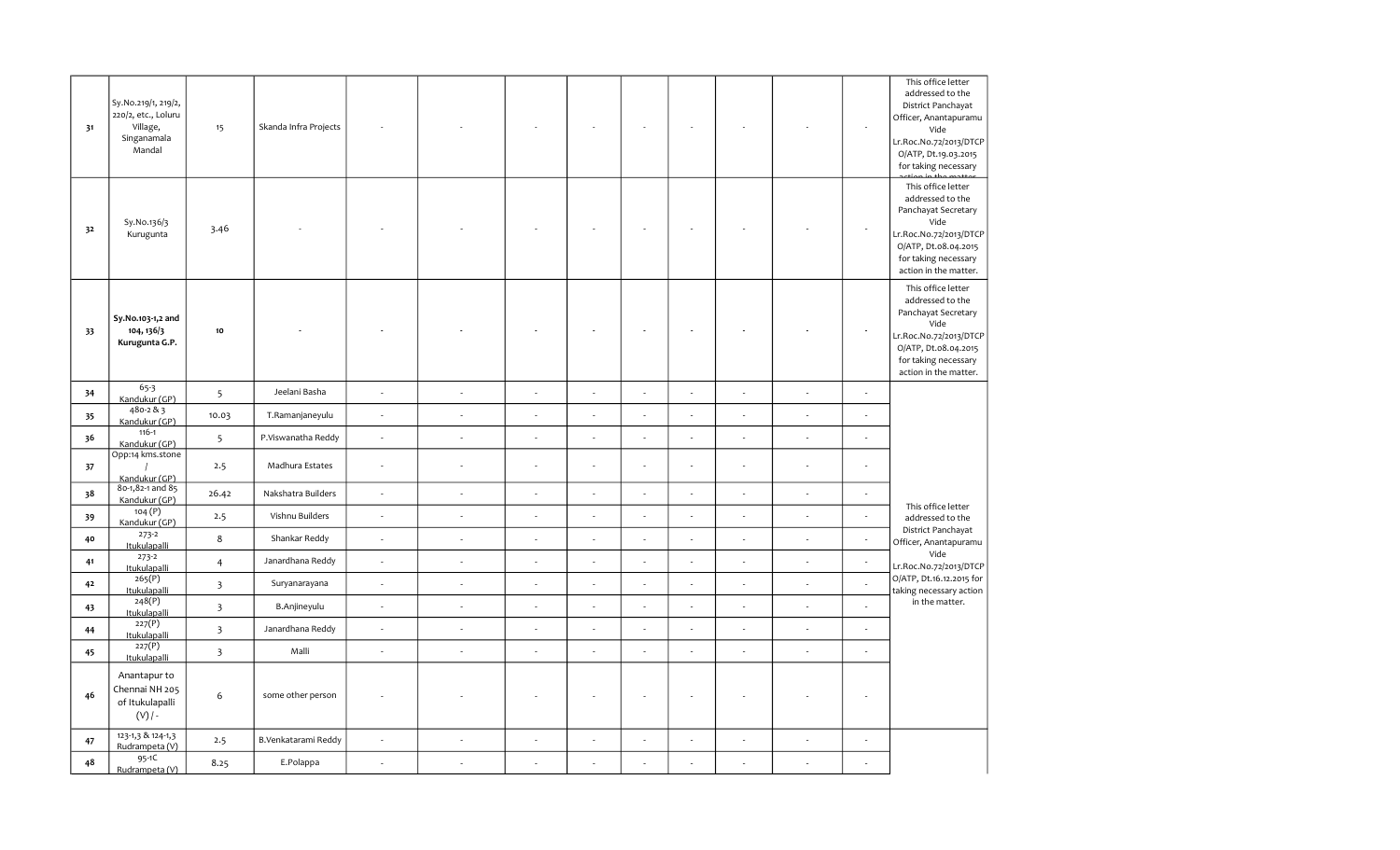| | | | | | | | | | | | | | |
|---|---|---|---|---|---|---|---|---|---|---|---|---|---|
| 31 | Sy.No.219/1, 219/2, 220/2, etc., Loluru Village, Singanamala Mandal | 15 | Skanda Infra Projects | - | - | - | - | - | - | - | - | - | This office letter addressed to the District Panchayat Officer, Anantapuramu Vide Lr.Roc.No.72/2013/DTCP O/ATP, Dt.19.03.2015 for taking necessary action in the matter. |
| 32 | Sy.No.136/3 Kurugunta | 3.46 | - | - | - | - | - | - | - | - | - | - | This office letter addressed to the Panchayat Secretary Vide Lr.Roc.No.72/2013/DTCP O/ATP, Dt.08.04.2015 for taking necessary action in the matter. |
| 33 | **Sy.No.103-1,2 and 104, 136/3 Kurugunta G.P.** | **10** | - | - | - | - | - | - | - | - | - | - | This office letter addressed to the Panchayat Secretary Vide Lr.Roc.No.72/2013/DTCP O/ATP, Dt.08.04.2015 for taking necessary action in the matter. |
| 34 | 65-3 Kandukur (GP) | 5 | Jeelani Basha | - | - | - | - | - | - | - | - | - | This office letter addressed to the District Panchayat Officer, Anantapuramu Vide Lr.Roc.No.72/2013/DTCP O/ATP, Dt.16.12.2015 for taking necessary action in the matter. |
| 35 | 480-2 & 3 Kandukur (GP) | 10.03 | T.Ramanjaneyulu | - | - | - | - | - | - | - | - | - | |
| 36 | 116-1 Kandukur (GP) | 5 | P.Viswanatha Reddy | - | - | - | - | - | - | - | - | - | |
| 37 | Opp:14 kms.stone / Kandukur (GP) | 2.5 | Madhura Estates | - | - | - | - | - | - | - | - | - | |
| 38 | 80-1,82-1 and 85 Kandukur (GP) | 26.42 | Nakshatra Builders | - | - | - | - | - | - | - | - | - | |
| 39 | 104 (P) Kandukur (GP) | 2.5 | Vishnu Builders | - | - | - | - | - | - | - | - | - | |
| 40 | 273-2 Itukulapalli | 8 | Shankar Reddy | - | - | - | - | - | - | - | - | - | |
| 41 | 273-2 Itukulapalli | 4 | Janardhana Reddy | - | - | - | - | - | - | - | - | - | |
| 42 | 265(P) Itukulapalli | 3 | Suryanarayana | - | - | - | - | - | - | - | - | - | |
| 43 | 248(P) Itukulapalli | 3 | B.Anjineyulu | - | - | - | - | - | - | - | - | - | |
| 44 | 227(P) Itukulapalli | 3 | Janardhana Reddy | - | - | - | - | - | - | - | - | - | |
| 45 | 227(P) Itukulapalli | 3 | Malli | - | - | - | - | - | - | - | - | - | |
| 46 | Anantapur to Chennai NH 205 of Itukulapalli (V) / - | 6 | some other person | - | - | - | - | - | - | - | - | - | |
| 47 | 123-1,3 & 124-1,3 Rudrampeta (V) | 2.5 | B.Venkatarami Reddy | - | - | - | - | - | - | - | - | - | |
| 48 | 95-1C Rudrampeta (V) | 8.25 | E.Polappa | - | - | - | - | - | - | - | - | - | |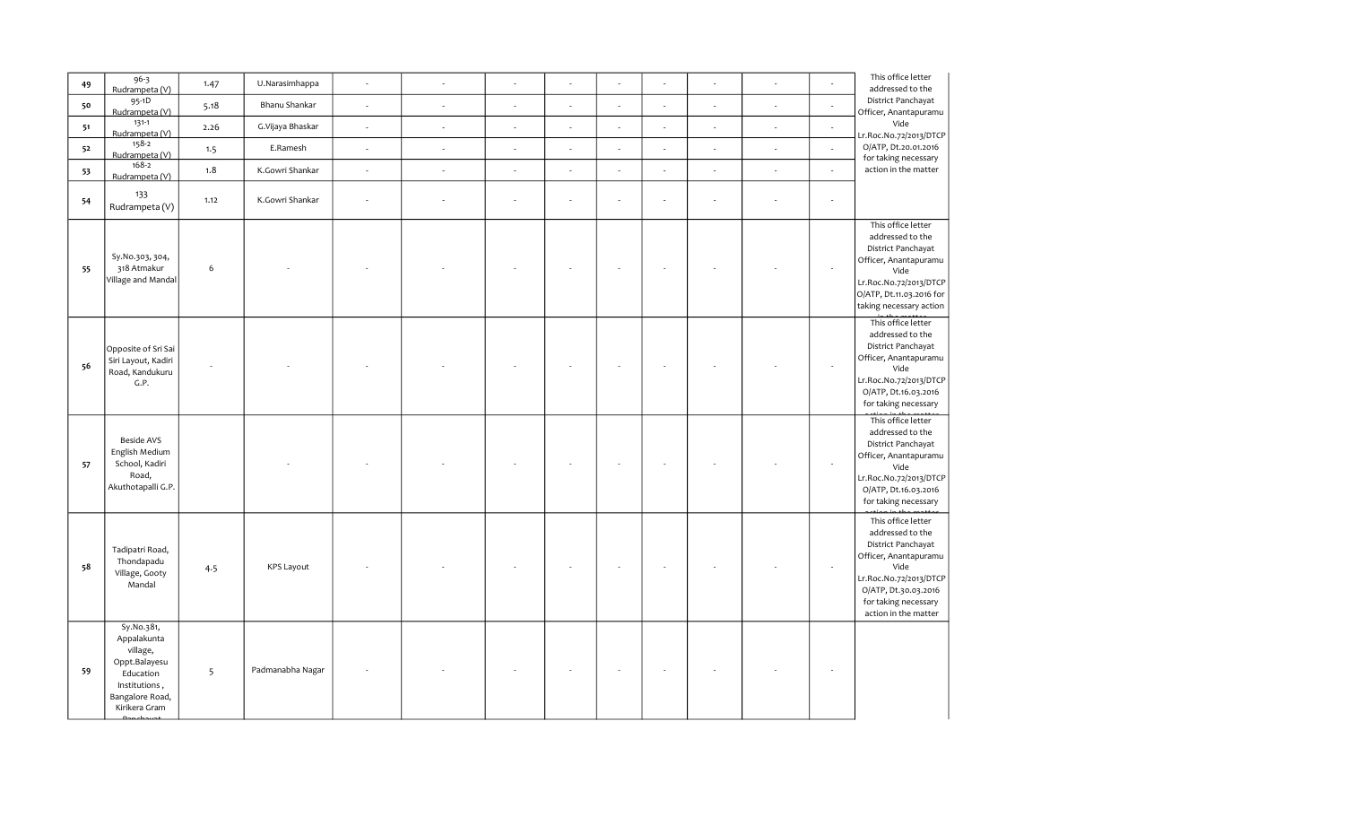| | | | | | | | | | | | | | |
|---|---|---|---|---|---|---|---|---|---|---|---|---|---|
| 49 | 96-3 Rudrampeta (V) | 1.47 | U.Narasimhappa | - | - | - | - | - | - | - | - | - | This office letter addressed to the District Panchayat Officer, Anantapuramu Vide Lr.Roc.No.72/2013/DTCP O/ATP, Dt.20.01.2016 for taking necessary action in the matter |
| 50 | 95-1D Rudrampeta (V) | 5.18 | Bhanu Shankar | - | - | - | - | - | - | - | - | - | |
| 51 | 131-1 Rudrampeta (V) | 2.26 | G.Vijaya Bhaskar | - | - | - | - | - | - | - | - | - | |
| 52 | 158-2 Rudrampeta (V) | 1.5 | E.Ramesh | - | - | - | - | - | - | - | - | - | |
| 53 | 168-2 Rudrampeta (V) | 1.8 | K.Gowri Shankar | - | - | - | - | - | - | - | - | - | |
| 54 | 133 Rudrampeta (V) | 1.12 | K.Gowri Shankar | - | - | - | - | - | - | - | - | - | |
| 55 | Sy.No.303, 304, 318 Atmakur Village and Mandal | 6 | - | - | - | - | - | - | - | - | - | - | This office letter addressed to the District Panchayat Officer, Anantapuramu Vide Lr.Roc.No.72/2013/DTCP O/ATP, Dt.11.03.2016 for taking necessary action in the matter |
| 56 | Opposite of Sri Sai Siri Layout, Kadiri Road, Kandukuru G.P. | - | - | - | - | - | - | - | - | - | - | - | This office letter addressed to the District Panchayat Officer, Anantapuramu Vide Lr.Roc.No.72/2013/DTCP O/ATP, Dt.16.03.2016 for taking necessary action in the matter |
| 57 | Beside AVS English Medium School, Kadiri Road, Akuthotapalli G.P. | | - | - | - | - | - | - | - | - | - | - | This office letter addressed to the District Panchayat Officer, Anantapuramu Vide Lr.Roc.No.72/2013/DTCP O/ATP, Dt.16.03.2016 for taking necessary action in the matter |
| 58 | Tadipatri Road, Thondapadu Village, Gooty Mandal | 4.5 | KPS Layout | - | - | - | - | - | - | - | - | - | This office letter addressed to the District Panchayat Officer, Anantapuramu Vide Lr.Roc.No.72/2013/DTCP O/ATP, Dt.30.03.2016 for taking necessary action in the matter |
| 59 | Sy.No.381, Appalakunta village, Oppt.Balayesu Education Institutions , Bangalore Road, Kirikera Gram Panchayat | 5 | Padmanabha Nagar | - | - | - | - | - | - | - | - | - | |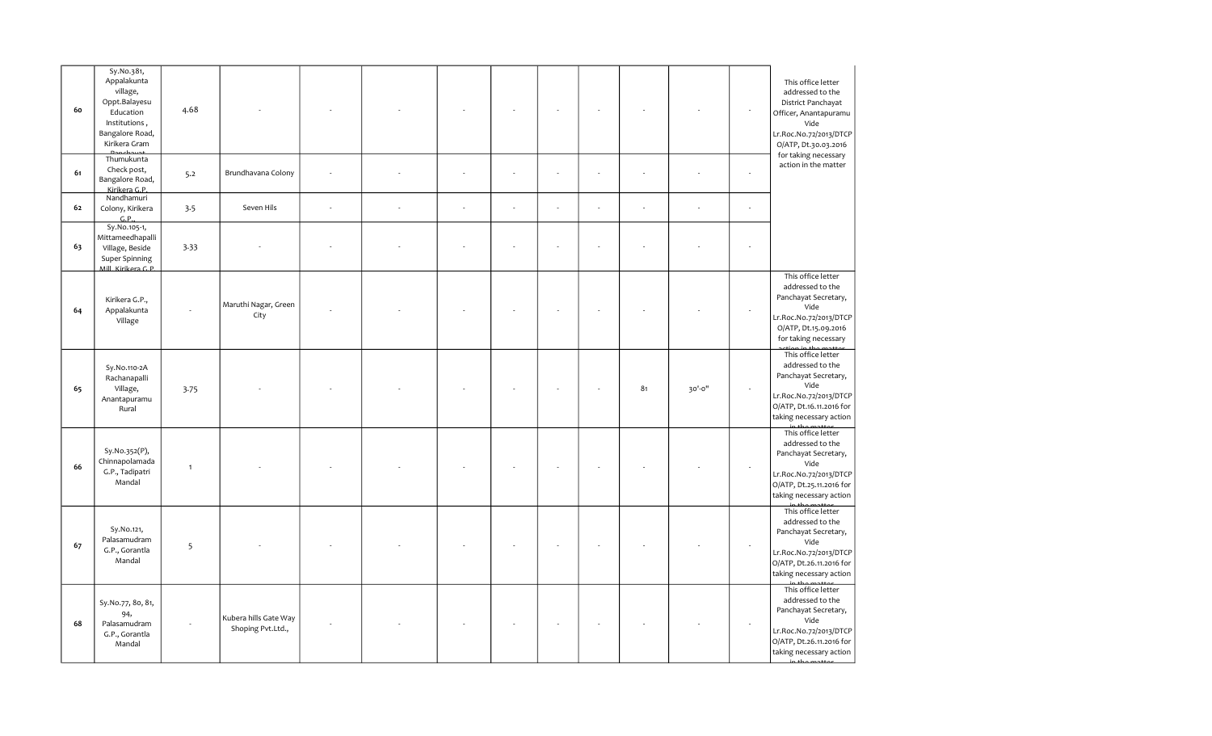| | | | | | | | | | | | | | |
|---|---|---|---|---|---|---|---|---|---|---|---|---|---|
| 60 | Sy.No.381, Appalakunta village, Oppt.Balayesu Education Institutions , Bangalore Road, Kirikera Gram Panchayat | 4.68 | - | - | - | - | - | - | - | - | - | - | This office letter addressed to the District Panchayat Officer, Anantapuramu Vide Lr.Roc.No.72/2013/DTCP O/ATP, Dt.30.03.2016 for taking necessary action in the matter |
| 61 | Thumukunta Check post, Bangalore Road, Kirikera G.P. | 5.2 | Brundhavana Colony | - | - | - | - | - | - | - | - | - | |
| 62 | Nandhamuri Colony, Kirikera G.P., | 3.5 | Seven Hils | - | - | - | - | - | - | - | - | - | |
| 63 | Sy.No.105-1, Mittameedhapalli Village, Beside Super Spinning Mill, Kirikera G.P. | 3.33 | - | - | - | - | - | - | - | - | - | - | |
| 64 | Kirikera G.P., Appalakunta Village | - | Maruthi Nagar, Green City | - | - | - | - | - | - | - | - | - | This office letter addressed to the Panchayat Secretary, Vide Lr.Roc.No.72/2013/DTCP O/ATP, Dt.15.09.2016 for taking necessary action in the matter |
| 65 | Sy.No.110-2A Rachanapalli Village, Anantapuramu Rural | 3.75 | - | - | - | - | - | - | - | 81 | 30'-0" | - | This office letter addressed to the Panchayat Secretary, Vide Lr.Roc.No.72/2013/DTCP O/ATP, Dt.16.11.2016 for taking necessary action in the matter |
| 66 | Sy.No.352(P), Chinnapolamada G.P., Tadipatri Mandal | 1 | - | - | - | - | - | - | - | - | - | - | This office letter addressed to the Panchayat Secretary, Vide Lr.Roc.No.72/2013/DTCP O/ATP, Dt.25.11.2016 for taking necessary action in the matter |
| 67 | Sy.No.121, Palasamudram G.P., Gorantla Mandal | 5 | - | - | - | - | - | - | - | - | - | - | This office letter addressed to the Panchayat Secretary, Vide Lr.Roc.No.72/2013/DTCP O/ATP, Dt.26.11.2016 for taking necessary action in the matter |
| 68 | Sy.No.77, 80, 81, 94, Palasamudram G.P., Gorantla Mandal | - | Kubera hills Gate Way Shoping Pvt.Ltd., | - | - | - | - | - | - | - | - | - | This office letter addressed to the Panchayat Secretary, Vide Lr.Roc.No.72/2013/DTCP O/ATP, Dt.26.11.2016 for taking necessary action in the matter |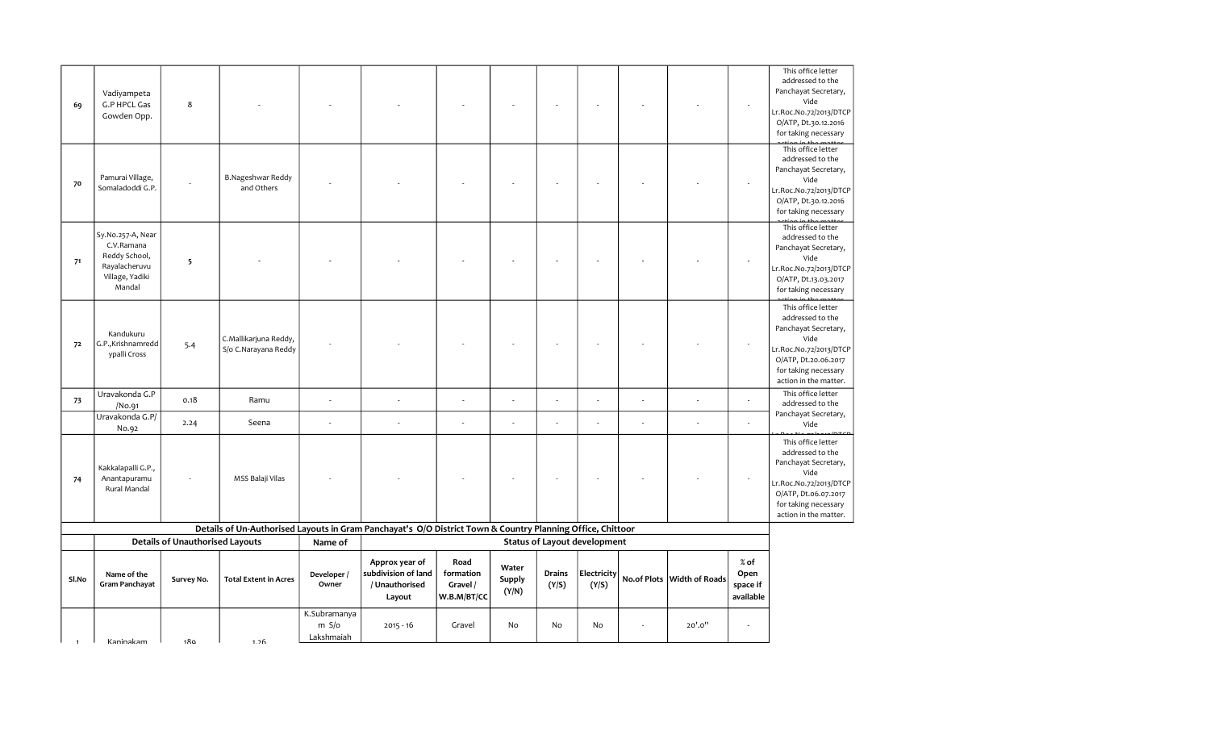| 69 | Vadiyampeta G.P HPCL Gas Gowden Opp. | 8 | - | - | - | - | - | - | - | - | - | - | This office letter addressed to the Panchayat Secretary, Vide Lr.Roc.No.72/2013/DTCP O/ATP, Dt.30.12.2016 for taking necessary action in the matter. |
|---|---|---|---|---|---|---|---|---|---|---|---|---|---|
| 70 | Pamurai Village, Somaladoddi G.P. | - | B.Nageshwar Reddy and Others | - | - | - | - | - | - | - | - | - | This office letter addressed to the Panchayat Secretary, Vide Lr.Roc.No.72/2013/DTCP O/ATP, Dt.30.12.2016 for taking necessary action in the matter. |
| 71 | Sy.No.257-A, Near C.V.Ramana Reddy School, Rayalacheruvu Village, Yadiki Mandal | 5 | - | - | - | - | - | - | - | - | - | - | This office letter addressed to the Panchayat Secretary, Vide Lr.Roc.No.72/2013/DTCP O/ATP, Dt.13.03.2017 for taking necessary action in the matter. |
| 72 | Kandukuru G.P.,Krishnamreddypalli Cross | 5.4 | C.Mallikarjuna Reddy, S/o C.Narayana Reddy | - | - | - | - | - | - | - | - | - | This office letter addressed to the Panchayat Secretary, Vide Lr.Roc.No.72/2013/DTCP O/ATP, Dt.20.06.2017 for taking necessary action in the matter. |
| 73 | Uravakonda G.P /No.91 | 0.18 | Ramu | - | - | - | - | - | - | - | - | - | This office letter addressed to the Panchayat Secretary, Vide Lr.Roc.No.72/2013/DTCP |
| | Uravakonda G.P/ No.92 | 2.24 | Seena | - | - | - | - | - | - | - | - | - | |
| 74 | Kakkalapalli G.P., Anantapuramu Rural Mandal | - | MSS Balaji Vilas | - | - | - | - | - | - | - | - | - | This office letter addressed to the Panchayat Secretary, Vide Lr.Roc.No.72/2013/DTCP O/ATP, Dt.06.07.2017 for taking necessary action in the matter. |

**Details of Un-Authorised Layouts in Gram Panchayat's O/O District Town & Country Planning Office, Chittoor**

| Details of Unauthorised Layouts | | | | Name of | Status of Layout development | | | | | | | |
|---|---|---|---|---|---|---|---|---|---|---|---|---|
| Sl.No | Name of the Gram Panchayat | Survey No. | Total Extent in Acres | Developer / Owner | Approx year of subdivision of land / Unauthorised Layout | Road formation Gravel / W.B.M/BT/CC | Water Supply (Y/N) | Drains (Y/S) | Electricity (Y/S) | No.of Plots | Width of Roads | % of Open space if available |
| 1 | Kanipakam | 189 | 1.26 | K.Subramanyam S/o Lakshmaiah | 2015 - 16 | Gravel | No | No | No | - | 20'.0" | - |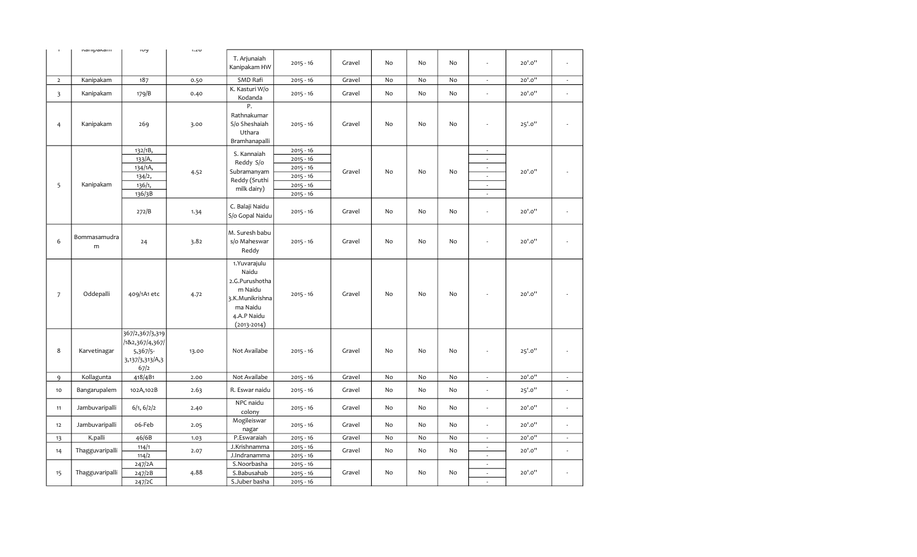| 1 | Kanipakam | 189 | 1.20 | T. Arjunaiah Kanipakam HW | 2015 - 16 | Gravel | No | No | No | - | 20'.0'' | - |
|---|---|---|---|---|---|---|---|---|---|---|---|---|
| 2 | Kanipakam | 187 | 0.50 | SMD Rafi | 2015 - 16 | Gravel | No | No | No | - | 20'.0'' | - |
| 3 | Kanipakam | 179/B | 0.40 | K. Kasturi W/o Kodanda | 2015 - 16 | Gravel | No | No | No | - | 20'.0'' | - |
| 4 | Kanipakam | 269 | 3.00 | P. Rathnakumar S/o Sheshaiah Uthara Bramhanapalli | 2015 - 16 | Gravel | No | No | No | - | 25'.0'' | - |
| 5 | Kanipakam | 132/1B, | 4.52 | S. Kannaiah Reddy S/o Subramanyam Reddy (Sruthi milk dairy) | 2015 - 16 | Gravel | No | No | No | - | 20'.0'' | - |
| | | 133/A, | | | 2015 - 16 | | | | | - | | |
| | | 134/1A, | | | 2015 - 16 | | | | | - | | |
| | | 134/2, | | | 2015 - 16 | | | | | - | | |
| | | 136/1, | | | 2015 - 16 | | | | | - | | |
| | | 136/3B | | | 2015 - 16 | | | | | - | | |
| | | 272/B | 1.34 | C. Balaji Naidu S/o Gopal Naidu | 2015 - 16 | Gravel | No | No | No | - | 20'.0'' | - |
| 6 | Bommasamudram | 24 | 3.82 | M. Suresh babu s/o Maheswar Reddy | 2015 - 16 | Gravel | No | No | No | - | 20'.0'' | - |
| 7 | Oddepalli | 409/1A1 etc | 4.72 | 1.Yuvarajulu Naidu 2.G.Purushothama Naidu 3.K.Munikrishnama Naidu 4.A.P Naidu (2013-2014) | 2015 - 16 | Gravel | No | No | No | - | 20'.0'' | - |
| 8 | Karvetinagar | 367/2,367/3,319/1&2,367/4,367/5,367/5-3,137/3,313/A,367/2 | 13.00 | Not Availabe | 2015 - 16 | Gravel | No | No | No | - | 25'.0'' | - |
| 9 | Kollagunta | 418/4B1 | 2.00 | Not Availabe | 2015 - 16 | Gravel | No | No | No | - | 20'.0'' | - |
| 10 | Bangarupalem | 102A,102B | 2.63 | R. Eswar naidu | 2015 - 16 | Gravel | No | No | No | - | 25'.0'' | - |
| 11 | Jambuvaripalli | 6/1, 6/2/2 | 2.40 | NPC naidu colony | 2015 - 16 | Gravel | No | No | No | - | 20'.0'' | - |
| 12 | Jambuvaripalli | 06-Feb | 2.05 | Mogileiswar nagar | 2015 - 16 | Gravel | No | No | No | - | 20'.0'' | - |
| 13 | K.palli | 46/6B | 1.03 | P.Eswaraiah | 2015 - 16 | Gravel | No | No | No | - | 20'.0'' | - |
| 14 | Thagguvaripalli | 114/1 | 2.07 | J.Krishnamma | 2015 - 16 | Gravel | No | No | No | - | 20'.0'' | - |
| | | 114/2 | | J.Indranamma | 2015 - 16 | | | | | - | | |
| 15 | Thagguvaripalli | 247/2A | 4.88 | S.Noorbasha | 2015 - 16 | Gravel | No | No | No | - | 20'.0'' | - |
| | | 247/2B | | S.Babusahab | 2015 - 16 | | | | | - | | |
| | | 247/2C | | S.Juber basha | 2015 - 16 | | | | | - | | |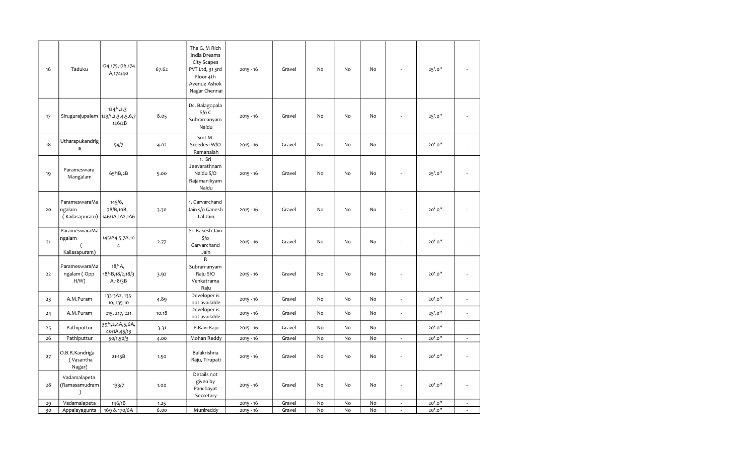| | | | | | | | | | | | | |
|---|---|---|---|---|---|---|---|---|---|---|---|---|
| 16 | Taduku | 174,175,176,174 A,174/40 | 67.62 | The G. M Rich India Dreams City Scapes PVT Ltd, 31 3rd Floor 4th Avenue Ashok Nagar Chennai | 2015 - 16 | Gravel | No | No | No | - | 25'.0" | - |
| 17 | Sirugurajupalem | 124/1,2,3 123/1,2,3,4,5,6,7 126/2B | 8.05 | Dc. Balagopala S/o C Subramanyam Naidu | 2015 - 16 | Gravel | No | No | No | - | 25'.0" | - |
| 18 | Utharapukandriga | 54/7 | 4.02 | Smt M. Sreedevi W/O Ramanaiah | 2015 - 16 | Gravel | No | No | No | - | 20'.0" | - |
| 19 | Parameswara Mangalam | 65/1B,2B | 5.00 | 1. Sri Jeevarathnam Naidu S/O Rajamanikyam Naidu | 2015 - 16 | Gravel | No | No | No | - | 25'.0" | - |
| 20 | ParameswaraMangalam ( Kailasapuram) | 145/6, 78/B,10B, 146/1A,1A2,1A6 | 3.30 | 1. Garvarchand Jain s/o Ganesh Lal Jain | 2015 - 16 | Gravel | No | No | No | - | 20'.0" | - |
| 21 | ParameswaraMangalam ( Kailasapuram) | 145/A4,5,7A,10 4 | 2.77 | Sri Rakesh Jain S/o Garvarchand Jain | 2015 - 16 | Gravel | No | No | No | - | 20'.0" | - |
| 22 | ParameswaraMangalam ( Opp H/W) | 18/1A, 18/1B,18/2,18/3 A,18/3B | 3.92 | R Subramanyam Raju S/O Venkatrama Raju | 2015 - 16 | Gravel | No | No | No | - | 20'.0" | - |
| 23 | A.M.Puram | 133-3A2, 135-10, 135-10 | 4.89 | Developer is not available | 2015 - 16 | Gravel | No | No | No | - | 20'.0" | - |
| 24 | A.M.Puram | 215, 217, 221 | 10.18 | Developer is not available | 2015 - 16 | Gravel | No | No | No | - | 25'.0" | - |
| 25 | Pathiputtur | 39/1,2,4A,5,6A, 40/1A,45/13 | 3.31 | P.Ravi Raju | 2015 - 16 | Gravel | No | No | No | - | 20'.0" | - |
| 26 | Pathiputtur | 50/1,50/3 | 4.00 | Mohan Reddy | 2015 - 16 | Gravel | No | No | No | - | 20'.0" | - |
| 27 | O.B.R.Kandriga ( Vasantha Nagar) | 21-15B | 1.50 | Balakrishna Raju, Tirupati | 2015 - 16 | Gravel | No | No | No | - | 20'.0" | - |
| 28 | Vadamalapeta (Ramasamudram ) | 133/7 | 1.00 | Details not given by Panchayat Secretary | 2015 - 16 | Gravel | No | No | No | - | 20'.0" | - |
| 29 | Vadamalapeta | 146/1B | 1.25 | | 2015 - 16 | Gravel | No | No | No | - | 20'.0" | - |
| 30 | Appalayagunta | 169 & 170/6A | 6.00 | Munireddy | 2015 - 16 | Gravel | No | No | No | - | 20'.0" | - |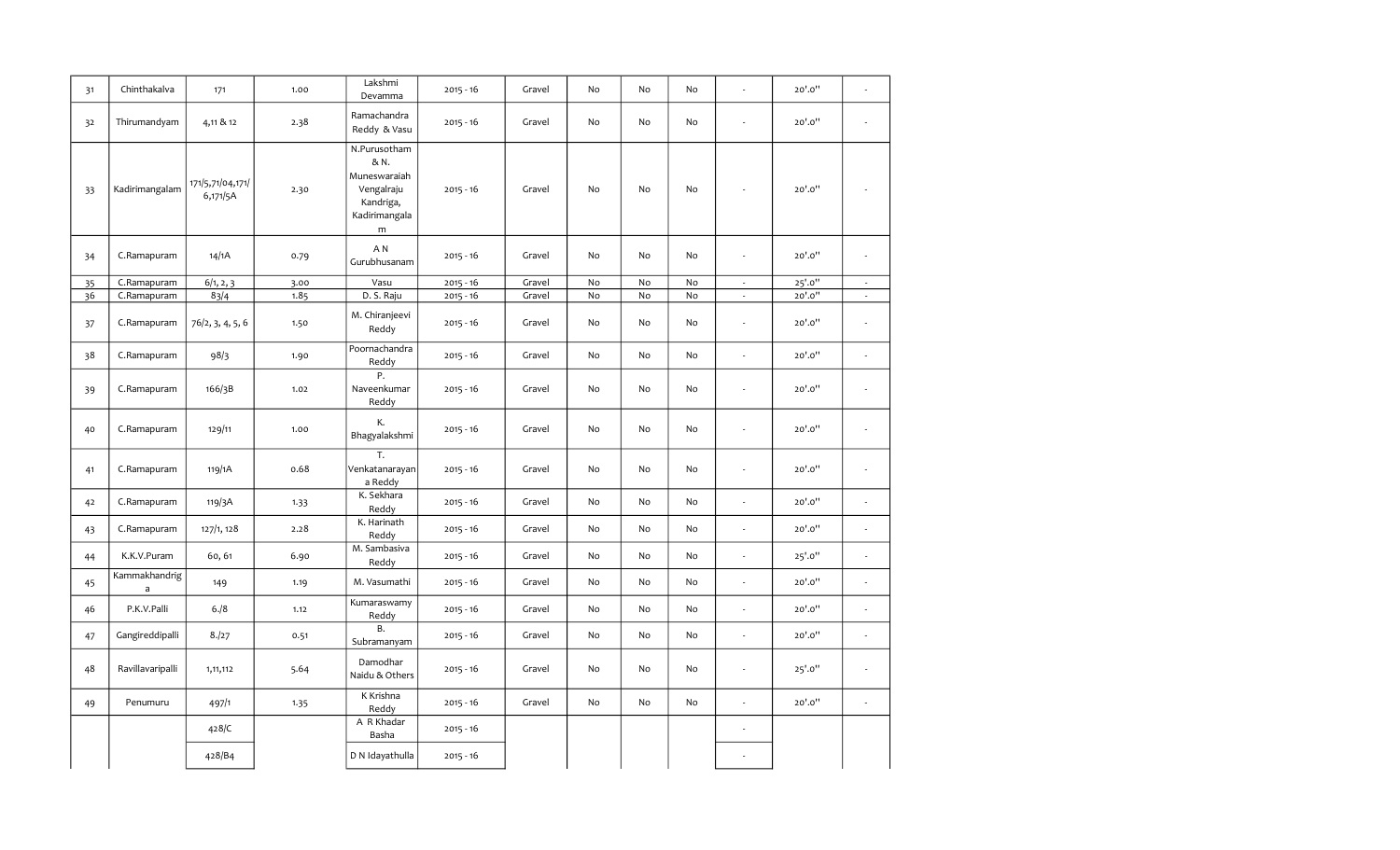| 31 | Chinthakalva | 171 | 1.00 | Lakshmi Devamma | 2015 - 16 | Gravel | No | No | No | - | 20'.0" | - |
|---|---|---|---|---|---|---|---|---|---|---|---|---|
| 32 | Thirumandyam | 4,11 & 12 | 2.38 | Ramachandra Reddy & Vasu | 2015 - 16 | Gravel | No | No | No | - | 20'.0" | - |
| 33 | Kadirimangalam | 171/5,71/04,171/ 6,171/5A | 2.30 | N.Purusotham & N. Muneswaraiah Vengalraju Kandriga, Kadirimangalam | 2015 - 16 | Gravel | No | No | No | - | 20'.0" | - |
| 34 | C.Ramapuram | 14/1A | 0.79 | A N Gurubhusanam | 2015 - 16 | Gravel | No | No | No | - | 20'.0" | - |
| 35 | C.Ramapuram | 6/1, 2, 3 | 3.00 | Vasu | 2015 - 16 | Gravel | No | No | No | - | 25'.0" | - |
| 36 | C.Ramapuram | 83/4 | 1.85 | D. S. Raju | 2015 - 16 | Gravel | No | No | No | - | 20'.0" | - |
| 37 | C.Ramapuram | 76/2, 3, 4, 5, 6 | 1.50 | M. Chiranjeevi Reddy | 2015 - 16 | Gravel | No | No | No | - | 20'.0" | - |
| 38 | C.Ramapuram | 98/3 | 1.90 | Poornachandra Reddy | 2015 - 16 | Gravel | No | No | No | - | 20'.0" | - |
| 39 | C.Ramapuram | 166/3B | 1.02 | P. Naveenkumar Reddy | 2015 - 16 | Gravel | No | No | No | - | 20'.0" | - |
| 40 | C.Ramapuram | 129/11 | 1.00 | K. Bhagyalakshmi | 2015 - 16 | Gravel | No | No | No | - | 20'.0" | - |
| 41 | C.Ramapuram | 119/1A | 0.68 | T. Venkatanarayana Reddy | 2015 - 16 | Gravel | No | No | No | - | 20'.0" | - |
| 42 | C.Ramapuram | 119/3A | 1.33 | K. Sekhara Reddy | 2015 - 16 | Gravel | No | No | No | - | 20'.0" | - |
| 43 | C.Ramapuram | 127/1, 128 | 2.28 | K. Harinath Reddy | 2015 - 16 | Gravel | No | No | No | - | 20'.0" | - |
| 44 | K.K.V.Puram | 60, 61 | 6.90 | M. Sambasiva Reddy | 2015 - 16 | Gravel | No | No | No | - | 25'.0" | - |
| 45 | Kammakhandriga | 149 | 1.19 | M. Vasumathi | 2015 - 16 | Gravel | No | No | No | - | 20'.0" | - |
| 46 | P.K.V.Palli | 6./8 | 1.12 | Kumaraswamy Reddy | 2015 - 16 | Gravel | No | No | No | - | 20'.0" | - |
| 47 | Gangireddipalli | 8./27 | 0.51 | B. Subramanyam | 2015 - 16 | Gravel | No | No | No | - | 20'.0" | - |
| 48 | Ravillavaripalli | 1,11,112 | 5.64 | Damodhar Naidu & Others | 2015 - 16 | Gravel | No | No | No | - | 25'.0" | - |
| 49 | Penumuru | 497/1 | 1.35 | K Krishna Reddy | 2015 - 16 | Gravel | No | No | No | - | 20'.0" | - |
| | | 428/C | | A R Khadar Basha | 2015 - 16 | | | | | - | | |
| | | 428/B4 | | D N Idayathulla | 2015 - 16 | | | | | - | | |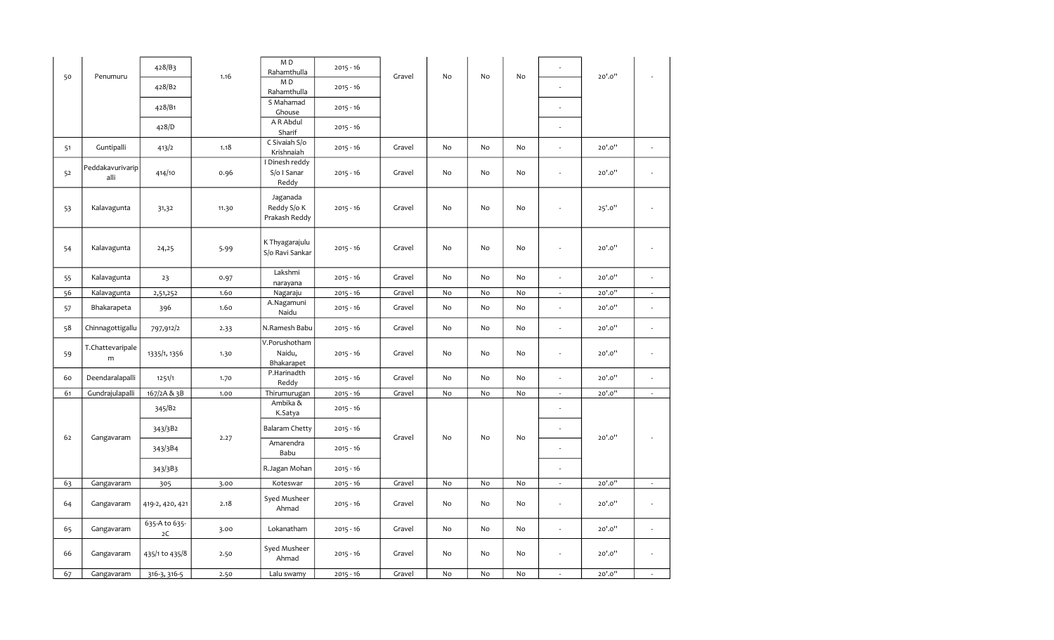| | | | | | | | | | | | | |
|---|---|---|---|---|---|---|---|---|---|---|---|---|
| 50 | Penumuru | 428/B3 | 1.16 | M D Rahamthulla | 2015 - 16 | Gravel | No | No | No | - | 20'.0'' | - |
| | | 428/B2 | | M D Rahamthulla | 2015 - 16 | | | | | - | | |
| | | 428/B1 | | S Mahamad Ghouse | 2015 - 16 | | | | | - | | |
| | | 428/D | | A R Abdul Sharif | 2015 - 16 | | | | | - | | |
| 51 | Guntipalli | 413/2 | 1.18 | C Sivaiah S/o Krishnaiah | 2015 - 16 | Gravel | No | No | No | - | 20'.0'' | - |
| 52 | Peddakavurivaripalli | 414/10 | 0.96 | I Dinesh reddy S/o I Sanar Reddy | 2015 - 16 | Gravel | No | No | No | - | 20'.0'' | - |
| 53 | Kalavagunta | 31,32 | 11.30 | Jaganada Reddy S/o K Prakash Reddy | 2015 - 16 | Gravel | No | No | No | - | 25'.0'' | - |
| 54 | Kalavagunta | 24,25 | 5.99 | K Thyagarajulu S/o Ravi Sankar | 2015 - 16 | Gravel | No | No | No | - | 20'.0'' | - |
| 55 | Kalavagunta | 23 | 0.97 | Lakshmi narayana | 2015 - 16 | Gravel | No | No | No | - | 20'.0'' | - |
| 56 | Kalavagunta | 2,51,252 | 1.60 | Nagaraju | 2015 - 16 | Gravel | No | No | No | - | 20'.0'' | - |
| 57 | Bhakarapeta | 396 | 1.60 | A.Nagamuni Naidu | 2015 - 16 | Gravel | No | No | No | - | 20'.0'' | - |
| 58 | Chinnagottigallu | 797,912/2 | 2.33 | N.Ramesh Babu | 2015 - 16 | Gravel | No | No | No | - | 20'.0'' | - |
| 59 | T.Chattevaripalem | 1335/1, 1356 | 1.30 | V.Porushotham Naidu, Bhakarapet | 2015 - 16 | Gravel | No | No | No | - | 20'.0'' | - |
| 60 | Deendaralapalli | 1251/1 | 1.70 | P.Harinadth Reddy | 2015 - 16 | Gravel | No | No | No | - | 20'.0'' | - |
| 61 | Gundrajulapalli | 167/2A & 3B | 1.00 | Thirumurugan | 2015 - 16 | Gravel | No | No | No | - | 20'.0'' | - |
| 62 | Gangavaram | 345/B2 | 2.27 | Ambika & K.Satya | 2015 - 16 | Gravel | No | No | No | - | 20'.0'' | - |
| | | 343/3B2 | | Balaram Chetty | 2015 - 16 | | | | | - | | |
| | | 343/3B4 | | Amarendra Babu | 2015 - 16 | | | | | - | | |
| | | 343/3B3 | | R.Jagan Mohan | 2015 - 16 | | | | | - | | |
| 63 | Gangavaram | 305 | 3.00 | Koteswar | 2015 - 16 | Gravel | No | No | No | - | 20'.0'' | - |
| 64 | Gangavaram | 419-2, 420, 421 | 2.18 | Syed Musheer Ahmad | 2015 - 16 | Gravel | No | No | No | - | 20'.0'' | - |
| 65 | Gangavaram | 635-A to 635-2C | 3.00 | Lokanatham | 2015 - 16 | Gravel | No | No | No | - | 20'.0'' | - |
| 66 | Gangavaram | 435/1 to 435/8 | 2.50 | Syed Musheer Ahmad | 2015 - 16 | Gravel | No | No | No | - | 20'.0'' | - |
| 67 | Gangavaram | 316-3, 316-5 | 2.50 | Lalu swamy | 2015 - 16 | Gravel | No | No | No | - | 20'.0'' | - |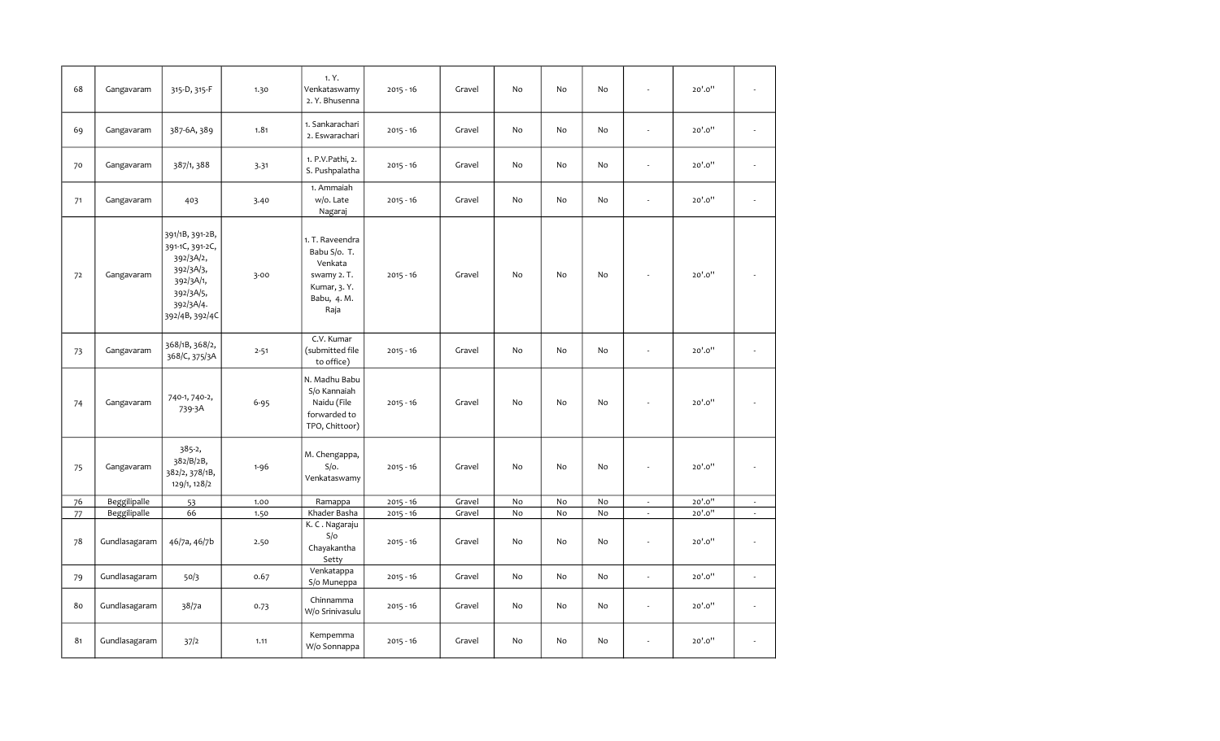| 68 | Gangavaram | 315-D, 315-F | 1.30 | 1. Y. Venkataswamy 2. Y. Bhusenna | 2015 - 16 | Gravel | No | No | No | - | 20'.0'' | - |
|---|---|---|---|---|---|---|---|---|---|---|---|---|
| 69 | Gangavaram | 387-6A, 389 | 1.81 | 1. Sankarachari 2. Eswarachari | 2015 - 16 | Gravel | No | No | No | - | 20'.0'' | - |
| 70 | Gangavaram | 387/1, 388 | 3.31 | 1. P.V.Pathi, 2. S. Pushpalatha | 2015 - 16 | Gravel | No | No | No | - | 20'.0'' | - |
| 71 | Gangavaram | 403 | 3.40 | 1. Ammaiah w/o. Late Nagaraj | 2015 - 16 | Gravel | No | No | No | - | 20'.0'' | - |
| 72 | Gangavaram | 391/1B, 391-2B, 391-1C, 391-2C, 392/3A/2, 392/3A/3, 392/3A/1, 392/3A/5, 392/3A/4. 392/4B, 392/4C | 3-00 | 1. T. Raveendra Babu S/o. T. Venkata swamy 2. T. Kumar, 3. Y. Babu, 4. M. Raja | 2015 - 16 | Gravel | No | No | No | - | 20'.0'' | - |
| 73 | Gangavaram | 368/1B, 368/2, 368/C, 375/3A | 2-51 | C.V. Kumar (submitted file to office) | 2015 - 16 | Gravel | No | No | No | - | 20'.0'' | - |
| 74 | Gangavaram | 740-1, 740-2, 739-3A | 6-95 | N. Madhu Babu S/o Kannaiah Naidu (File forwarded to TPO, Chittoor) | 2015 - 16 | Gravel | No | No | No | - | 20'.0'' | - |
| 75 | Gangavaram | 385-2, 382/B/2B, 382/2, 378/1B, 129/1, 128/2 | 1-96 | M. Chengappa, S/o. Venkataswamy | 2015 - 16 | Gravel | No | No | No | - | 20'.0'' | - |
| 76 | Beggilipalle | 53 | 1.00 | Ramappa | 2015 - 16 | Gravel | No | No | No | - | 20'.0'' | - |
| 77 | Beggilipalle | 66 | 1.50 | Khader Basha | 2015 - 16 | Gravel | No | No | No | - | 20'.0'' | - |
| 78 | Gundlasagaram | 46/7a, 46/7b | 2.50 | K. C . Nagaraju S/o Chayakantha Setty | 2015 - 16 | Gravel | No | No | No | - | 20'.0'' | - |
| 79 | Gundlasagaram | 50/3 | 0.67 | Venkatappa S/o Muneppa | 2015 - 16 | Gravel | No | No | No | - | 20'.0'' | - |
| 80 | Gundlasagaram | 38/7a | 0.73 | Chinnamma W/o Srinivasulu | 2015 - 16 | Gravel | No | No | No | - | 20'.0'' | - |
| 81 | Gundlasagaram | 37/2 | 1.11 | Kempemma W/o Sonnappa | 2015 - 16 | Gravel | No | No | No | - | 20'.0'' | - |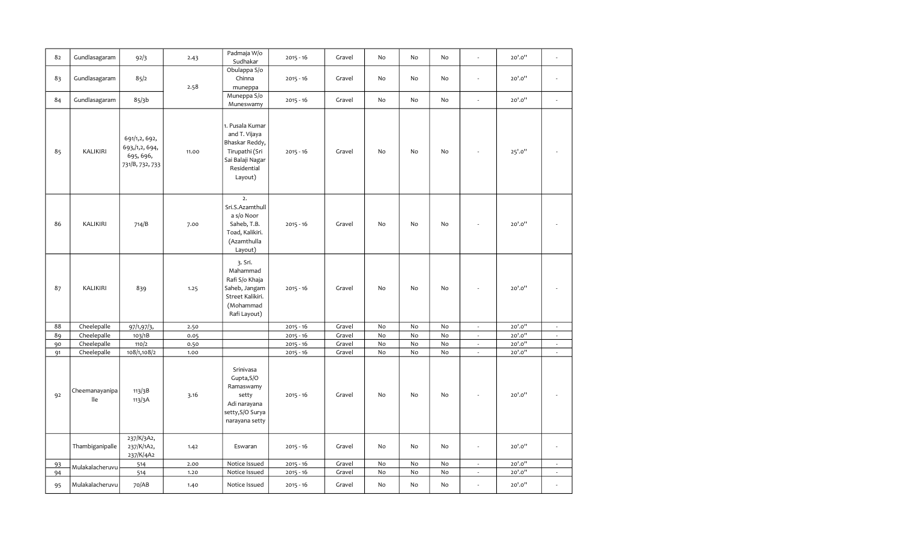| 82 | Gundlasagaram | 92/3 | 2.43 | Padmaja W/o Sudhakar | 2015 - 16 | Gravel | No | No | No | - | 20'.0" | - |
|---|---|---|---|---|---|---|---|---|---|---|---|---|
| 83 | Gundlasagaram | 85/2 | 2.58 | Obulappa S/o Chinna muneppa | 2015 - 16 | Gravel | No | No | No | - | 20'.0" | - |
| 84 | Gundlasagaram | 85/3b | | Muneppa S/o Muneswamy | 2015 - 16 | Gravel | No | No | No | - | 20'.0" | - |
| 85 | KALIKIRI | 691/1,2, 692, 693,/1,2, 694, 695, 696, 731/B, 732, 733 | 11.00 | 1. Pusala Kumar and T. Vijaya Bhaskar Reddy, Tirupathi (Sri Sai Balaji Nagar Residential Layout) | 2015 - 16 | Gravel | No | No | No | - | 25'.0" | - |
| 86 | KALIKIRI | 714/B | 7.00 | 2. Sri.S.Azamthulla s/o Noor Saheb, T.B. Toad, Kalikiri. (Azamthulla Layout) | 2015 - 16 | Gravel | No | No | No | - | 20'.0" | - |
| 87 | KALIKIRI | 839 | 1.25 | 3. Sri. Mahammad Rafi S/o Khaja Saheb, Jangam Street Kalikiri. (Mohammad Rafi Layout) | 2015 - 16 | Gravel | No | No | No | - | 20'.0" | - |
| 88 | Cheelepalle | 97/1,97/3, | 2.50 | | 2015 - 16 | Gravel | No | No | No | - | 20'.0" | - |
| 89 | Cheelepalle | 103/1B | 0.05 | | 2015 - 16 | Gravel | No | No | No | - | 20'.0" | - |
| 90 | Cheelepalle | 110/2 | 0.50 | | 2015 - 16 | Gravel | No | No | No | - | 20'.0" | - |
| 91 | Cheelepalle | 108/1,108/2 | 1.00 | | 2015 - 16 | Gravel | No | No | No | - | 20'.0" | - |
| 92 | Cheemanayanipalle | 113/3B 113/3A | 3.16 | Srinivasa Gupta,S/O Ramaswamy setty Adi narayana setty,S/O Surya narayana setty | 2015 - 16 | Gravel | No | No | No | - | 20'.0" | - |
| | Thambiganipalle | 237/K/3A2, 237/K/1A2, 237/K/4A2 | 1.42 | Eswaran | 2015 - 16 | Gravel | No | No | No | - | 20'.0" | - |
| 93 | Mulakalacheruvu | 514 | 2.00 | Notice Issued | 2015 - 16 | Gravel | No | No | No | - | 20'.0" | - |
| 94 | | 514 | 1.20 | Notice Issued | 2015 - 16 | Gravel | No | No | No | - | 20'.0" | - |
| 95 | Mulakalacheruvu | 70/AB | 1.40 | Notice Issued | 2015 - 16 | Gravel | No | No | No | - | 20'.0" | - |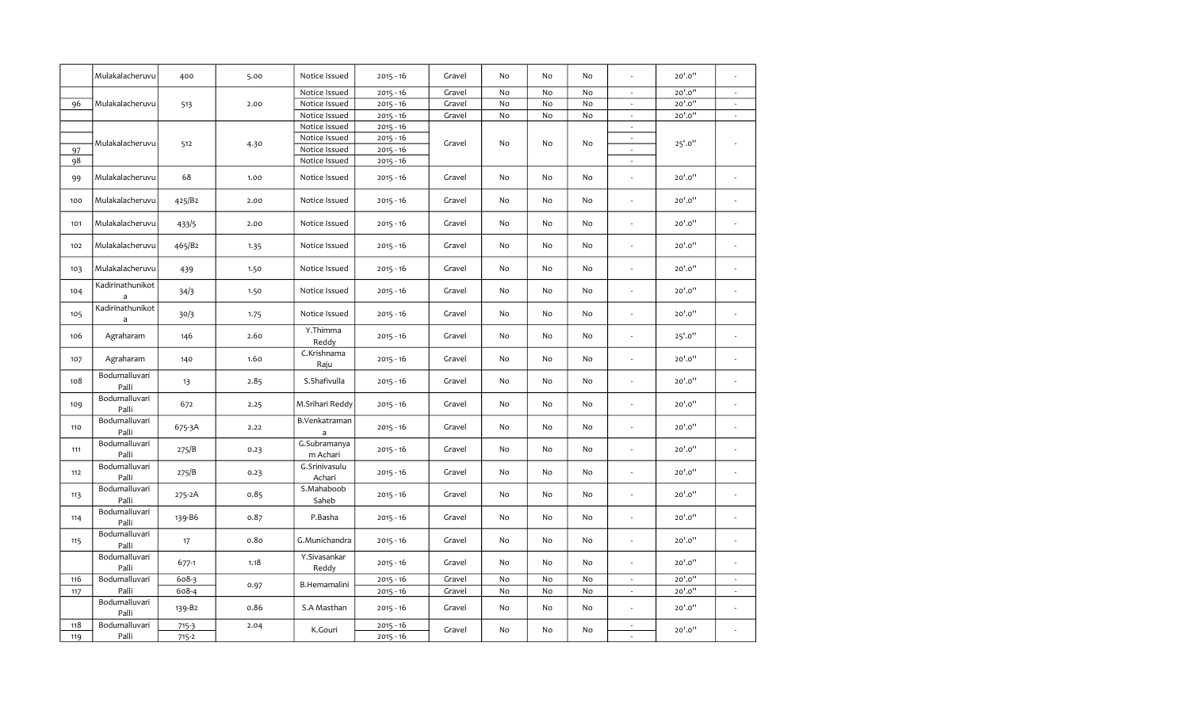|  | Mulakalacheruvu | 400 | 5.00 | Notice Issued | 2015 - 16 | Gravel | No | No | No | - | 20'.0" | - |
|---|---|---|---|---|---|---|---|---|---|---|---|---|
|  |  |  |  | Notice Issued | 2015 - 16 | Gravel | No | No | No | - | 20'.0" | - |
| 96 | Mulakalacheruvu | 513 | 2.00 | Notice Issued | 2015 - 16 | Gravel | No | No | No | - | 20'.0" | - |
|  |  |  |  | Notice Issued | 2015 - 16 | Gravel | No | No | No | - | 20'.0" | - |
|  |  |  |  | Notice Issued | 2015 - 16 |  |  |  |  | - |  |  |
|  | Mulakalacheruvu | 512 | 4.30 | Notice Issued | 2015 - 16 | Gravel | No | No | No | - | 25'.0" | - |
| 97 |  |  |  | Notice Issued | 2015 - 16 |  |  |  |  | - |  |  |
| 98 |  |  |  | Notice Issued | 2015 - 16 |  |  |  |  | - |  |  |
| 99 | Mulakalacheruvu | 68 | 1.00 | Notice Issued | 2015 - 16 | Gravel | No | No | No | - | 20'.0" | - |
| 100 | Mulakalacheruvu | 425/B2 | 2.00 | Notice Issued | 2015 - 16 | Gravel | No | No | No | - | 20'.0" | - |
| 101 | Mulakalacheruvu | 433/5 | 2.00 | Notice Issued | 2015 - 16 | Gravel | No | No | No | - | 20'.0" | - |
| 102 | Mulakalacheruvu | 465/B2 | 1.35 | Notice Issued | 2015 - 16 | Gravel | No | No | No | - | 20'.0" | - |
| 103 | Mulakalacheruvu | 439 | 1.50 | Notice Issued | 2015 - 16 | Gravel | No | No | No | - | 20'.0" | - |
| 104 | Kadirinathunikota | 34/3 | 1.50 | Notice Issued | 2015 - 16 | Gravel | No | No | No | - | 20'.0" | - |
| 105 | Kadirinathunikota | 30/3 | 1.75 | Notice Issued | 2015 - 16 | Gravel | No | No | No | - | 20'.0" | - |
| 106 | Agraharam | 146 | 2.60 | Y.Thimma Reddy | 2015 - 16 | Gravel | No | No | No | - | 25'.0" | - |
| 107 | Agraharam | 140 | 1.60 | C.Krishnama Raju | 2015 - 16 | Gravel | No | No | No | - | 20'.0" | - |
| 108 | Bodumalluvari Palli | 13 | 2.85 | S.Shafivulla | 2015 - 16 | Gravel | No | No | No | - | 20'.0" | - |
| 109 | Bodumalluvari Palli | 672 | 2.25 | M.Srihari Reddy | 2015 - 16 | Gravel | No | No | No | - | 20'.0" | - |
| 110 | Bodumalluvari Palli | 675-3A | 2.22 | B.Venkatramana | 2015 - 16 | Gravel | No | No | No | - | 20'.0" | - |
| 111 | Bodumalluvari Palli | 275/B | 0.23 | G.Subramanyam Achari | 2015 - 16 | Gravel | No | No | No | - | 20'.0" | - |
| 112 | Bodumalluvari Palli | 275/B | 0.23 | G.Srinivasulu Achari | 2015 - 16 | Gravel | No | No | No | - | 20'.0" | - |
| 113 | Bodumalluvari Palli | 275-2A | 0.85 | S.Mahaboob Saheb | 2015 - 16 | Gravel | No | No | No | - | 20'.0" | - |
| 114 | Bodumalluvari Palli | 139-B6 | 0.87 | P.Basha | 2015 - 16 | Gravel | No | No | No | - | 20'.0" | - |
| 115 | Bodumalluvari Palli | 17 | 0.80 | G.Munichandra | 2015 - 16 | Gravel | No | No | No | - | 20'.0" | - |
|  | Bodumalluvari Palli | 677-1 | 1.18 | Y.Sivasankar Reddy | 2015 - 16 | Gravel | No | No | No | - | 20'.0" | - |
| 116 | Bodumalluvari | 608-3 | 0.97 | B.Hemamalini | 2015 - 16 | Gravel | No | No | No | - | 20'.0" | - |
| 117 | Palli | 608-4 |  |  | 2015 - 16 | Gravel | No | No | No | - | 20'.0" | - |
|  | Bodumalluvari Palli | 139-B2 | 0.86 | S.A Masthan | 2015 - 16 | Gravel | No | No | No | - | 20'.0" | - |
| 118 | Bodumalluvari | 715-3 | 2.04 | K.Gouri | 2015 - 16 | Gravel | No | No | No | - | 20'.0" | - |
| 119 | Palli | 715-2 |  |  | 2015 - 16 |  |  |  |  | - |  |  |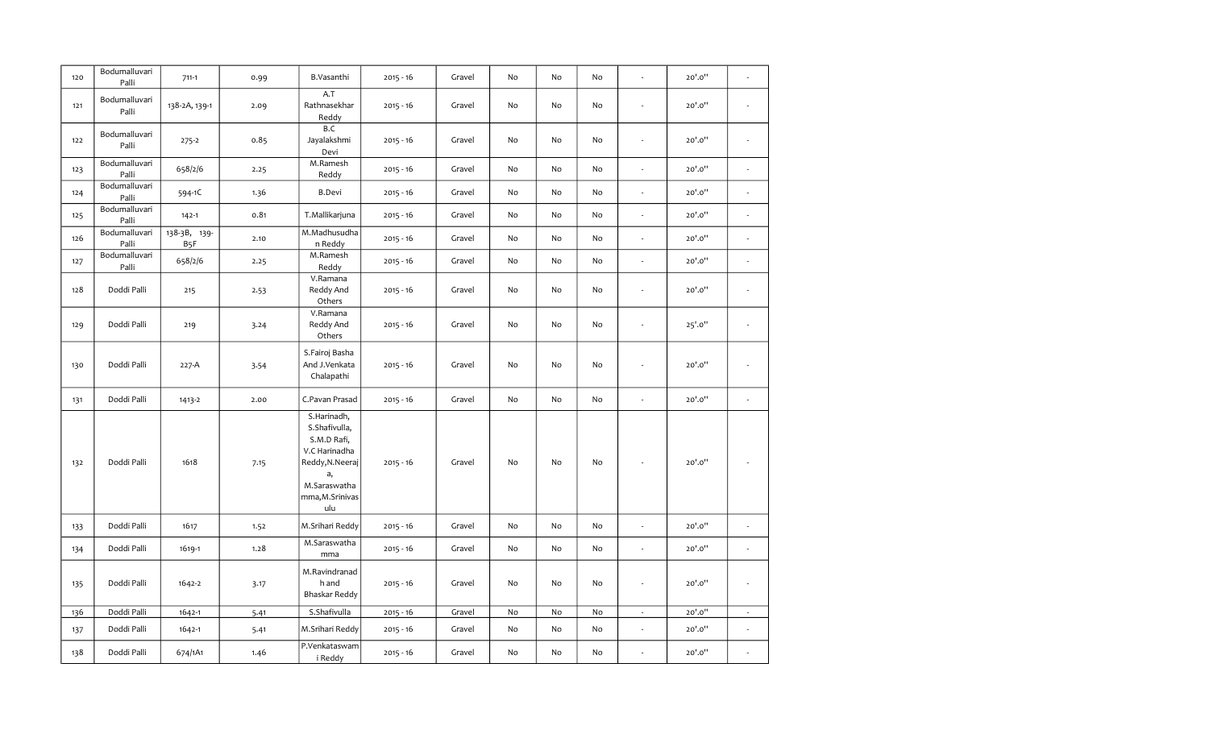| 120 | Bodumalluvari Palli | 711-1 | 0.99 | B.Vasanthi | 2015 - 16 | Gravel | No | No | No | - | 20'.0'' | - |
|---|---|---|---|---|---|---|---|---|---|---|---|---|
| 121 | Bodumalluvari Palli | 138-2A, 139-1 | 2.09 | A.T Rathnasekhar Reddy | 2015 - 16 | Gravel | No | No | No | - | 20'.0'' | - |
| 122 | Bodumalluvari Palli | 275-2 | 0.85 | B.C Jayalakshmi Devi | 2015 - 16 | Gravel | No | No | No | - | 20'.0'' | - |
| 123 | Bodumalluvari Palli | 658/2/6 | 2.25 | M.Ramesh Reddy | 2015 - 16 | Gravel | No | No | No | - | 20'.0'' | - |
| 124 | Bodumalluvari Palli | 594-1C | 1.36 | B.Devi | 2015 - 16 | Gravel | No | No | No | - | 20'.0'' | - |
| 125 | Bodumalluvari Palli | 142-1 | 0.81 | T.Mallikarjuna | 2015 - 16 | Gravel | No | No | No | - | 20'.0'' | - |
| 126 | Bodumalluvari Palli | 138-3B, 139-B5F | 2.10 | M.Madhusudhan Reddy | 2015 - 16 | Gravel | No | No | No | - | 20'.0'' | - |
| 127 | Bodumalluvari Palli | 658/2/6 | 2.25 | M.Ramesh Reddy | 2015 - 16 | Gravel | No | No | No | - | 20'.0'' | - |
| 128 | Doddi Palli | 215 | 2.53 | V.Ramana Reddy And Others | 2015 - 16 | Gravel | No | No | No | - | 20'.0'' | - |
| 129 | Doddi Palli | 219 | 3.24 | V.Ramana Reddy And Others | 2015 - 16 | Gravel | No | No | No | - | 25'.0'' | - |
| 130 | Doddi Palli | 227-A | 3.54 | S.Fairoj Basha And J.Venkata Chalapathi | 2015 - 16 | Gravel | No | No | No | - | 20'.0'' | - |
| 131 | Doddi Palli | 1413-2 | 2.00 | C.Pavan Prasad | 2015 - 16 | Gravel | No | No | No | - | 20'.0'' | - |
| 132 | Doddi Palli | 1618 | 7.15 | S.Harinadh, S.Shafivulla, S.M.D Rafi, V.C Harinadha Reddy,N.Neeraja, M.Saraswathamma,M.Srinivasulu | 2015 - 16 | Gravel | No | No | No | - | 20'.0'' | - |
| 133 | Doddi Palli | 1617 | 1.52 | M.Srihari Reddy | 2015 - 16 | Gravel | No | No | No | - | 20'.0'' | - |
| 134 | Doddi Palli | 1619-1 | 1.28 | M.Saraswathamma | 2015 - 16 | Gravel | No | No | No | - | 20'.0'' | - |
| 135 | Doddi Palli | 1642-2 | 3.17 | M.Ravindranadh and Bhaskar Reddy | 2015 - 16 | Gravel | No | No | No | - | 20'.0'' | - |
| 136 | Doddi Palli | 1642-1 | 5.41 | S.Shafivulla | 2015 - 16 | Gravel | No | No | No | - | 20'.0'' | - |
| 137 | Doddi Palli | 1642-1 | 5.41 | M.Srihari Reddy | 2015 - 16 | Gravel | No | No | No | - | 20'.0'' | - |
| 138 | Doddi Palli | 674/1A1 | 1.46 | P.Venkataswami Reddy | 2015 - 16 | Gravel | No | No | No | - | 20'.0'' | - |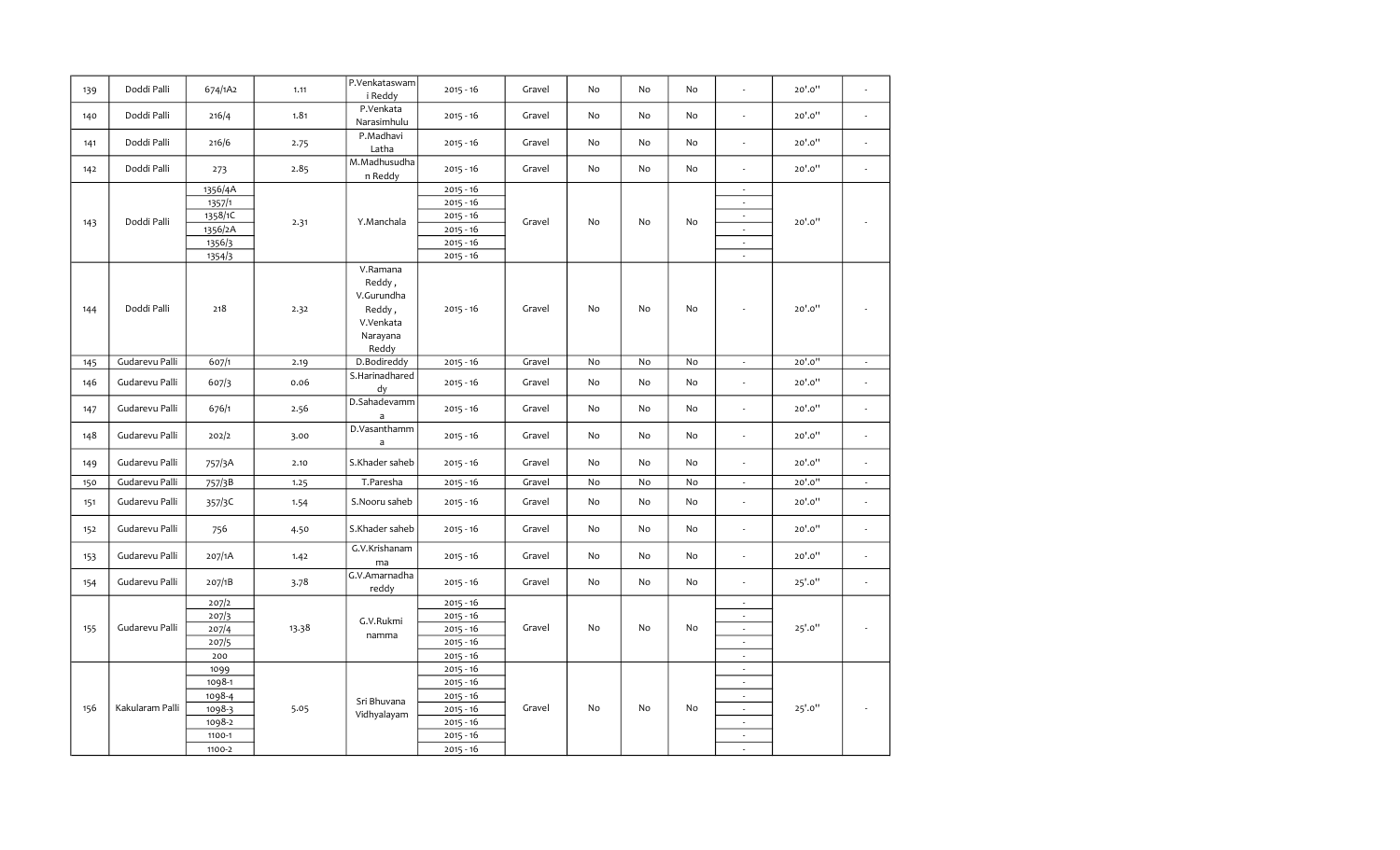| | | | | | | | | | | | | |
|---|---|---|---|---|---|---|---|---|---|---|---|---|
| 139 | Doddi Palli | 674/1A2 | 1.11 | P.Venkataswami Reddy | 2015 - 16 | Gravel | No | No | No | - | 20'.0'' | - |
| 140 | Doddi Palli | 216/4 | 1.81 | P.Venkata Narasimhulu | 2015 - 16 | Gravel | No | No | No | - | 20'.0'' | - |
| 141 | Doddi Palli | 216/6 | 2.75 | P.Madhavi Latha | 2015 - 16 | Gravel | No | No | No | - | 20'.0'' | - |
| 142 | Doddi Palli | 273 | 2.85 | M.Madhusudhan Reddy | 2015 - 16 | Gravel | No | No | No | - | 20'.0'' | - |
| 143 | Doddi Palli | 1356/4A | 2.31 | Y.Manchala | 2015 - 16 | Gravel | No | No | No | - | 20'.0'' | - |
| | | 1357/1 | | | 2015 - 16 | | | | | - | | |
| | | 1358/1C | | | 2015 - 16 | | | | | - | | |
| | | 1356/2A | | | 2015 - 16 | | | | | - | | |
| | | 1356/3 | | | 2015 - 16 | | | | | - | | |
| | | 1354/3 | | | 2015 - 16 | | | | | - | | |
| 144 | Doddi Palli | 218 | 2.32 | V.Ramana Reddy, V.Gurundha Reddy, V.Venkata Narayana Reddy | 2015 - 16 | Gravel | No | No | No | - | 20'.0'' | - |
| 145 | Gudarevu Palli | 607/1 | 2.19 | D.Bodireddy | 2015 - 16 | Gravel | No | No | No | - | 20'.0'' | - |
| 146 | Gudarevu Palli | 607/3 | 0.06 | S.Harinadhareddy | 2015 - 16 | Gravel | No | No | No | - | 20'.0'' | - |
| 147 | Gudarevu Palli | 676/1 | 2.56 | D.Sahadevamma | 2015 - 16 | Gravel | No | No | No | - | 20'.0'' | - |
| 148 | Gudarevu Palli | 202/2 | 3.00 | D.Vasanthamma | 2015 - 16 | Gravel | No | No | No | - | 20'.0'' | - |
| 149 | Gudarevu Palli | 757/3A | 2.10 | S.Khader saheb | 2015 - 16 | Gravel | No | No | No | - | 20'.0'' | - |
| 150 | Gudarevu Palli | 757/3B | 1.25 | T.Paresha | 2015 - 16 | Gravel | No | No | No | - | 20'.0'' | - |
| 151 | Gudarevu Palli | 357/3C | 1.54 | S.Nooru saheb | 2015 - 16 | Gravel | No | No | No | - | 20'.0'' | - |
| 152 | Gudarevu Palli | 756 | 4.50 | S.Khader saheb | 2015 - 16 | Gravel | No | No | No | - | 20'.0'' | - |
| 153 | Gudarevu Palli | 207/1A | 1.42 | G.V.Krishanamma | 2015 - 16 | Gravel | No | No | No | - | 20'.0'' | - |
| 154 | Gudarevu Palli | 207/1B | 3.78 | G.V.Amarnadha reddy | 2015 - 16 | Gravel | No | No | No | - | 25'.0'' | - |
| 155 | Gudarevu Palli | 207/2 | 13.38 | G.V.Rukmi namma | 2015 - 16 | Gravel | No | No | No | - | 25'.0'' | - |
| | | 207/3 | | | 2015 - 16 | | | | | - | | |
| | | 207/4 | | | 2015 - 16 | | | | | - | | |
| | | 207/5 | | | 2015 - 16 | | | | | - | | |
| | | 200 | | | 2015 - 16 | | | | | - | | |
| 156 | Kakularam Palli | 1099 | 5.05 | Sri Bhuvana Vidhyalayam | 2015 - 16 | Gravel | No | No | No | - | 25'.0'' | - |
| | | 1098-1 | | | 2015 - 16 | | | | | - | | |
| | | 1098-4 | | | 2015 - 16 | | | | | - | | |
| | | 1098-3 | | | 2015 - 16 | | | | | - | | |
| | | 1098-2 | | | 2015 - 16 | | | | | - | | |
| | | 1100-1 | | | 2015 - 16 | | | | | - | | |
| | | 1100-2 | | | 2015 - 16 | | | | | - | | |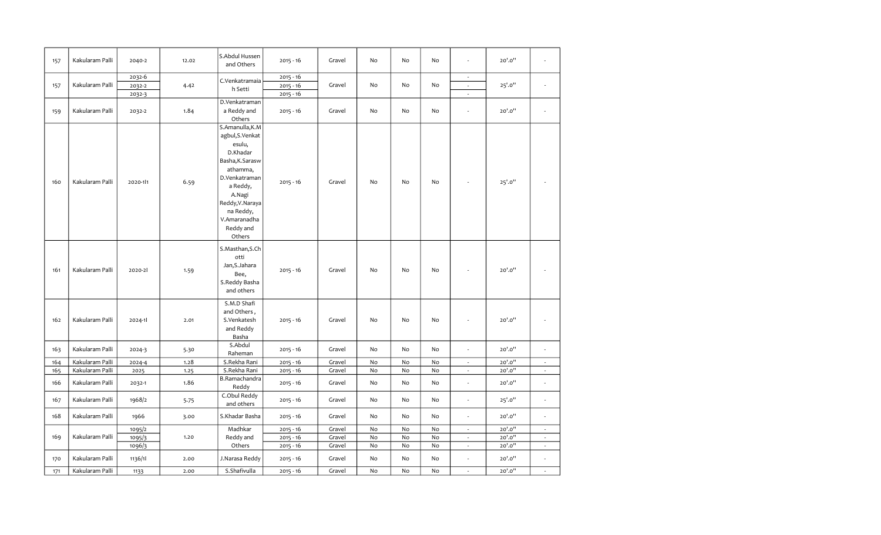| 157 | Kakularam Palli | 2040-2 | 12.02 | S.Abdul Hussen and Others | 2015 - 16 | Gravel | No | No | No | - | 20'.0" | - |
|---|---|---|---|---|---|---|---|---|---|---|---|---|
| 157 | Kakularam Palli | 2032-6<br>2032-2<br>2032-3 | 4.42 | C.Venkatramaiah Setti | 2015 - 16<br>2015 - 16<br>2015 - 16 | Gravel | No | No | No | -<br>-<br>- | 25'.0" | - |
| 159 | Kakularam Palli | 2032-2 | 1.84 | D.Venkatramana Reddy and Others | 2015 - 16 | Gravel | No | No | No | - | 20'.0" | - |
| 160 | Kakularam Palli | 2020-1I1 | 6.59 | S.Amanulla,K.Magbul,S.Venkatesulu, D.Khadar Basha,K.Saraswathamma, D.Venkatramana Reddy, A.Nagi Reddy,V.Narayana Reddy, V.Amaranadha Reddy and Others | 2015 - 16 | Gravel | No | No | No | - | 25'.0" | - |
| 161 | Kakularam Palli | 2020-2I | 1.59 | S.Masthan,S.Chotti Jan,S.Jahara Bee, S.Reddy Basha and others | 2015 - 16 | Gravel | No | No | No | - | 20'.0" | - |
| 162 | Kakularam Palli | 2024-1I | 2.01 | S.M.D Shafi and Others , S.Venkatesh and Reddy Basha | 2015 - 16 | Gravel | No | No | No | - | 20'.0" | - |
| 163 | Kakularam Palli | 2024-3 | 5.30 | S.Abdul Raheman | 2015 - 16 | Gravel | No | No | No | - | 20'.0" | - |
| 164 | Kakularam Palli | 2024-4 | 1.28 | S.Rekha Rani | 2015 - 16 | Gravel | No | No | No | - | 20'.0" | - |
| 165 | Kakularam Palli | 2025 | 1.25 | S.Rekha Rani | 2015 - 16 | Gravel | No | No | No | - | 20'.0" | - |
| 166 | Kakularam Palli | 2032-1 | 1.86 | B.Ramachandra Reddy | 2015 - 16 | Gravel | No | No | No | - | 20'.0" | - |
| 167 | Kakularam Palli | 1968/2 | 5.75 | C.Obul Reddy and others | 2015 - 16 | Gravel | No | No | No | - | 25'.0" | - |
| 168 | Kakularam Palli | 1966 | 3.00 | S.Khadar Basha | 2015 - 16 | Gravel | No | No | No | - | 20'.0" | - |
| 169 | Kakularam Palli | 1095/2<br>1095/3<br>1096/3 | 1.20 | Madhkar Reddy and Others | 2015 - 16<br>2015 - 16<br>2015 - 16 | Gravel<br>Gravel<br>Gravel | No<br>No<br>No | No<br>No<br>No | No<br>No<br>No | -<br>-<br>- | 20'.0"<br>20'.0"<br>20'.0" | -<br>-<br>- |
| 170 | Kakularam Palli | 1136/1I | 2.00 | J.Narasa Reddy | 2015 - 16 | Gravel | No | No | No | - | 20'.0" | - |
| 171 | Kakularam Palli | 1133 | 2.00 | S.Shafivulla | 2015 - 16 | Gravel | No | No | No | - | 20'.0" | - |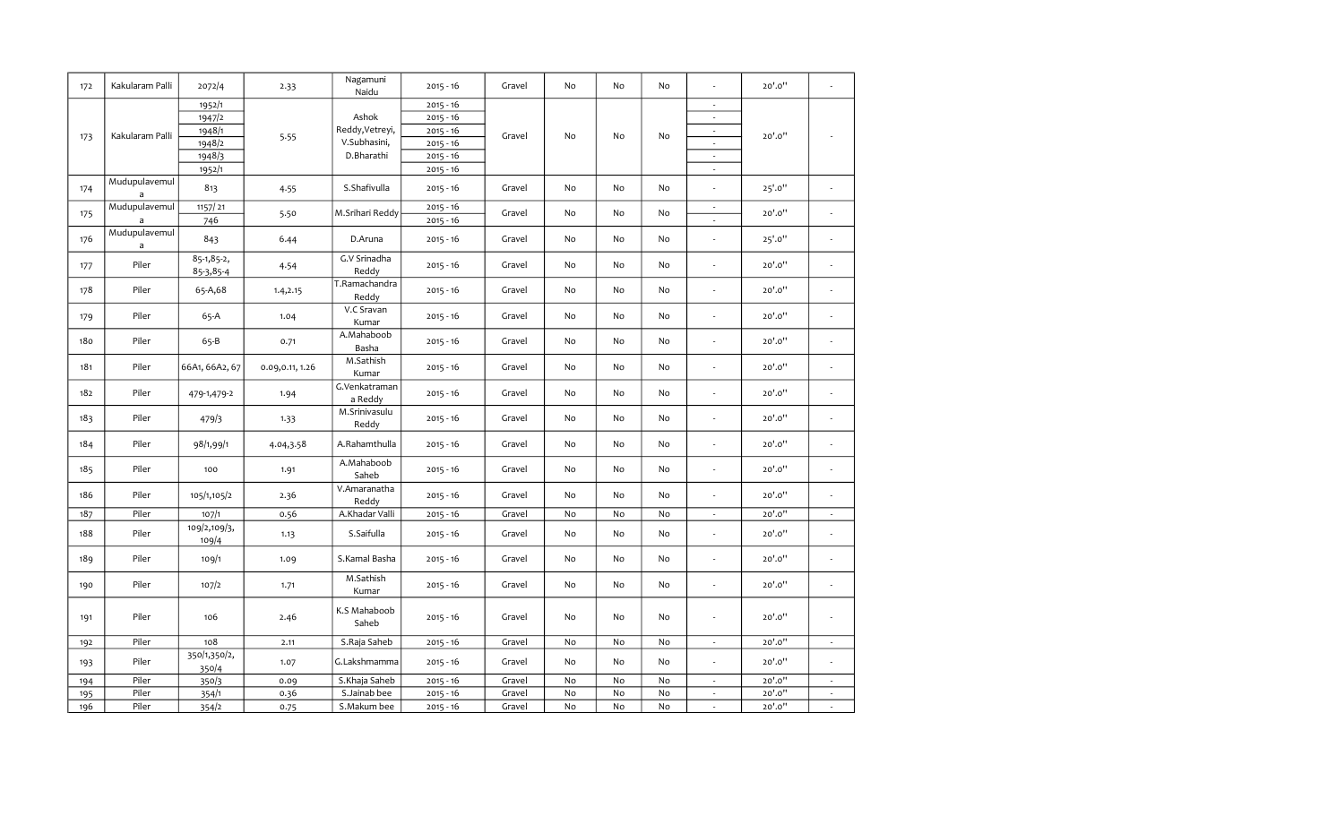| 172 | Kakularam Palli | 2072/4 | 2.33 | Nagamuni Naidu | 2015 - 16 | Gravel | No | No | No | - | 20'.0'' | - |
|---|---|---|---|---|---|---|---|---|---|---|---|---|
| 173 | Kakularam Palli | 1952/1<br>1947/2<br>1948/1<br>1948/2<br>1948/3<br>1952/1 | 5.55 | Ashok Reddy,Vetreyi, V.Subhasini, D.Bharathi | 2015 - 16<br>2015 - 16<br>2015 - 16<br>2015 - 16<br>2015 - 16<br>2015 - 16 | Gravel | No | No | No | -<br>-<br>-<br>-<br>-<br>- | 20'.0'' | - |
| 174 | Mudupulavemula | 813 | 4.55 | S.Shafivulla | 2015 - 16 | Gravel | No | No | No | - | 25'.0'' | - |
| 175 | Mudupulavemula | 1157/ 21<br>746 | 5.50 | M.Srihari Reddy | 2015 - 16<br>2015 - 16 | Gravel | No | No | No | -<br>- | 20'.0'' | - |
| 176 | Mudupulavemula | 843 | 6.44 | D.Aruna | 2015 - 16 | Gravel | No | No | No | - | 25'.0'' | - |
| 177 | Piler | 85-1,85-2, 85-3,85-4 | 4.54 | G.V Srinadha Reddy | 2015 - 16 | Gravel | No | No | No | - | 20'.0'' | - |
| 178 | Piler | 65-A,68 | 1.4,2.15 | T.Ramachandra Reddy | 2015 - 16 | Gravel | No | No | No | - | 20'.0'' | - |
| 179 | Piler | 65-A | 1.04 | V.C Sravan Kumar | 2015 - 16 | Gravel | No | No | No | - | 20'.0'' | - |
| 180 | Piler | 65-B | 0.71 | A.Mahaboob Basha | 2015 - 16 | Gravel | No | No | No | - | 20'.0'' | - |
| 181 | Piler | 66A1, 66A2, 67 | 0.09,0.11, 1.26 | M.Sathish Kumar | 2015 - 16 | Gravel | No | No | No | - | 20'.0'' | - |
| 182 | Piler | 479-1,479-2 | 1.94 | G.Venkatramana Reddy | 2015 - 16 | Gravel | No | No | No | - | 20'.0'' | - |
| 183 | Piler | 479/3 | 1.33 | M.Srinivasulu Reddy | 2015 - 16 | Gravel | No | No | No | - | 20'.0'' | - |
| 184 | Piler | 98/1,99/1 | 4.04,3.58 | A.Rahamthulla | 2015 - 16 | Gravel | No | No | No | - | 20'.0'' | - |
| 185 | Piler | 100 | 1.91 | A.Mahaboob Saheb | 2015 - 16 | Gravel | No | No | No | - | 20'.0'' | - |
| 186 | Piler | 105/1,105/2 | 2.36 | V.Amaranatha Reddy | 2015 - 16 | Gravel | No | No | No | - | 20'.0'' | - |
| 187 | Piler | 107/1 | 0.56 | A.Khadar Valli | 2015 - 16 | Gravel | No | No | No | - | 20'.0'' | - |
| 188 | Piler | 109/2,109/3, 109/4 | 1.13 | S.Saifulla | 2015 - 16 | Gravel | No | No | No | - | 20'.0'' | - |
| 189 | Piler | 109/1 | 1.09 | S.Kamal Basha | 2015 - 16 | Gravel | No | No | No | - | 20'.0'' | - |
| 190 | Piler | 107/2 | 1.71 | M.Sathish Kumar | 2015 - 16 | Gravel | No | No | No | - | 20'.0'' | - |
| 191 | Piler | 106 | 2.46 | K.S Mahaboob Saheb | 2015 - 16 | Gravel | No | No | No | - | 20'.0'' | - |
| 192 | Piler | 108 | 2.11 | S.Raja Saheb | 2015 - 16 | Gravel | No | No | No | - | 20'.0'' | - |
| 193 | Piler | 350/1,350/2, 350/4 | 1.07 | G.Lakshmamma | 2015 - 16 | Gravel | No | No | No | - | 20'.0'' | - |
| 194 | Piler | 350/3 | 0.09 | S.Khaja Saheb | 2015 - 16 | Gravel | No | No | No | - | 20'.0'' | - |
| 195 | Piler | 354/1 | 0.36 | S.Jainab bee | 2015 - 16 | Gravel | No | No | No | - | 20'.0'' | - |
| 196 | Piler | 354/2 | 0.75 | S.Makum bee | 2015 - 16 | Gravel | No | No | No | - | 20'.0'' | - |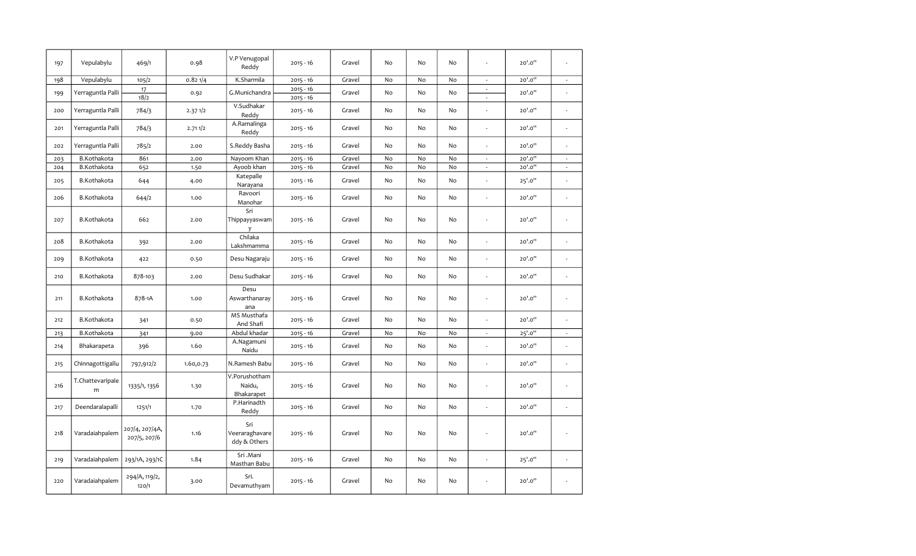| 197 | Vepulabylu | 469/1 | 0.98 | V.P Venugopal Reddy | 2015 - 16 | Gravel | No | No | No | - | 20'.0" | - |
|---|---|---|---|---|---|---|---|---|---|---|---|---|
| 198 | Vepulabylu | 105/2 | 0.82 1/4 | K.Sharmila | 2015 - 16 | Gravel | No | No | No | - | 20'.0" | - |
| 199 | Yerraguntla Palli | 17<br>18/2 | 0.92 | G.Munichandra | 2015 - 16<br>2015 - 16 | Gravel | No | No | No | -<br>- | 20'.0" | - |
| 200 | Yerraguntla Palli | 784/3 | 2.37 1/2 | V.Sudhakar Reddy | 2015 - 16 | Gravel | No | No | No | - | 20'.0" | - |
| 201 | Yerraguntla Palli | 784/3 | 2.71 1/2 | A.Ramalinga Reddy | 2015 - 16 | Gravel | No | No | No | - | 20'.0" | - |
| 202 | Yerraguntla Palli | 785/2 | 2.00 | S.Reddy Basha | 2015 - 16 | Gravel | No | No | No | - | 20'.0" | - |
| 203 | B.Kothakota | 861 | 2.00 | Nayoom Khan | 2015 - 16 | Gravel | No | No | No | - | 20'.0" | - |
| 204 | B.Kothakota | 652 | 1.50 | Ayoob khan | 2015 - 16 | Gravel | No | No | No | - | 20'.0" | - |
| 205 | B.Kothakota | 644 | 4.00 | Katepalle Narayana | 2015 - 16 | Gravel | No | No | No | - | 25'.0" | - |
| 206 | B.Kothakota | 644/2 | 1.00 | Ravoori Manohar | 2015 - 16 | Gravel | No | No | No | - | 20'.0" | - |
| 207 | B.Kothakota | 662 | 2.00 | Sri Thippayyaswamy | 2015 - 16 | Gravel | No | No | No | - | 20'.0" | - |
| 208 | B.Kothakota | 392 | 2.00 | Chilaka Lakshmamma | 2015 - 16 | Gravel | No | No | No | - | 20'.0" | - |
| 209 | B.Kothakota | 422 | 0.50 | Desu Nagaraju | 2015 - 16 | Gravel | No | No | No | - | 20'.0" | - |
| 210 | B.Kothakota | 878-103 | 2.00 | Desu Sudhakar | 2015 - 16 | Gravel | No | No | No | - | 20'.0" | - |
| 211 | B.Kothakota | 878-1A | 1.00 | Desu Aswarthanarayana | 2015 - 16 | Gravel | No | No | No | - | 20'.0" | - |
| 212 | B.Kothakota | 341 | 0.50 | MS Musthafa And Shafi | 2015 - 16 | Gravel | No | No | No | - | 20'.0" | - |
| 213 | B.Kothakota | 341 | 9.00 | Abdul khadar | 2015 - 16 | Gravel | No | No | No | - | 25'.0" | - |
| 214 | Bhakarapeta | 396 | 1.60 | A.Nagamuni Naidu | 2015 - 16 | Gravel | No | No | No | - | 20'.0" | - |
| 215 | Chinnagottigallu | 797,912/2 | 1.60,0.73 | N.Ramesh Babu | 2015 - 16 | Gravel | No | No | No | - | 20'.0" | - |
| 216 | T.Chattevaripalem | 1335/1, 1356 | 1.30 | V.Porushotham Naidu, Bhakarapet | 2015 - 16 | Gravel | No | No | No | - | 20'.0" | - |
| 217 | Deendaralapalli | 1251/1 | 1.70 | P.Harinadth Reddy | 2015 - 16 | Gravel | No | No | No | - | 20'.0" | - |
| 218 | Varadaiahpalem | 207/4, 207/4A, 207/5, 207/6 | 1.16 | Sri Veeraraghavareddy & Others | 2015 - 16 | Gravel | No | No | No | - | 20'.0" | - |
| 219 | Varadaiahpalem | 293/1A, 293/1C | 1.84 | Sri .Mani Masthan Babu | 2015 - 16 | Gravel | No | No | No | - | 25'.0" | - |
| 220 | Varadaiahpalem | 294/A, 119/2, 120/1 | 3.00 | Sri. Devamuthyam | 2015 - 16 | Gravel | No | No | No | - | 20'.0" | - |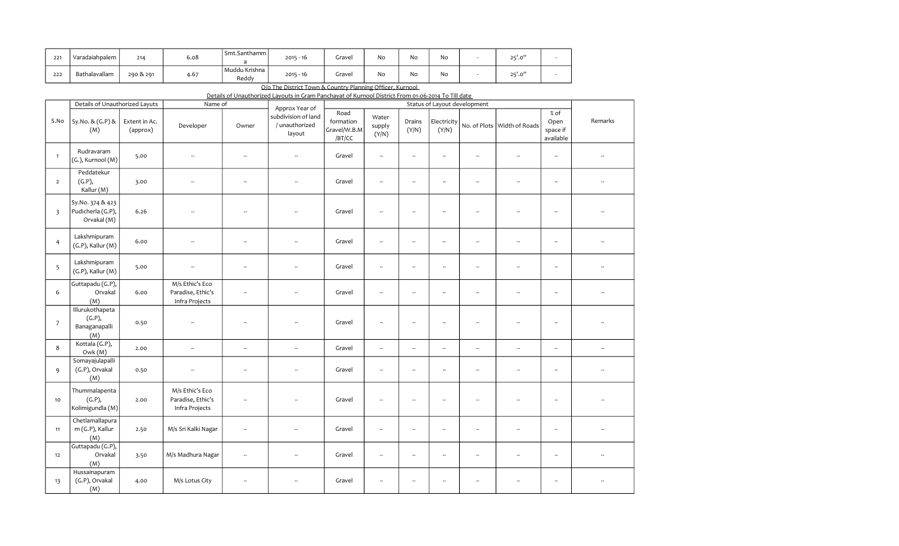| 221 | Varadaiahpalem | 214 | 6.08 | Smt.Santhamma | 2015 - 16 | Gravel | No | No | No | - | 25'.0'' | - |
|---|---|---|---|---|---|---|---|---|---|---|---|---|
| 222 | Bathalavallam | 290 & 291 | 4.67 | Muddu Krishna Reddy | 2015 - 16 | Gravel | No | No | No | - | 25'.0'' | - |

O/o The District Town & Country Planning Officer, Kurnool

Details of Unauthorized Layouts in Gram Panchayat of Kurnool District From 01-06-2014 To Till date

| S.No | Details of Unauthorized Layuts | | Name of | | Approx Year of subdivision of land / unauthorized layout | Status of Layout development | | | | | | | Remarks |
|---|---|---|---|---|---|---|---|---|---|---|---|---|---|
| | Sy.No. & (G.P) & (M) | Extent in Ac. (approx) | Developer | Owner | | Road formation Gravel/W.B.M /BT/CC | Water supply (Y/N) | Drains (Y/N) | Electricity (Y/N) | No. of Plots | Width of Roads | % of Open space if available | |
| 1 | Rudravaram (G.), Kurnool (M) | 5.00 | -- | -- | -- | Gravel | -- | -- | -- | -- | -- | -- | -- |
| 2 | Peddatekur (G.P), Kallur (M) | 3.00 | -- | -- | -- | Gravel | -- | -- | -- | -- | -- | -- | -- |
| 3 | Sy.No. 374 & 423 Pudicherla (G.P), Orvakal (M) | 6.26 | -- | -- | -- | Gravel | -- | -- | -- | -- | -- | -- | -- |
| 4 | Lakshmipuram (G.P), Kallur (M) | 6.00 | -- | -- | -- | Gravel | -- | -- | -- | -- | -- | -- | -- |
| 5 | Lakshmipuram (G.P), Kallur (M) | 5.00 | -- | -- | -- | Gravel | -- | -- | -- | -- | -- | -- | -- |
| 6 | Guttapadu (G.P), Orvakal (M) | 6.00 | M/s Ethic's Eco Paradise, Ethic's Infra Projects | -- | -- | Gravel | -- | -- | -- | -- | -- | -- | -- |
| 7 | Illurukothapeta (G.P), Banaganapalli (M) | 0.50 | -- | -- | -- | Gravel | -- | -- | -- | -- | -- | -- | -- |
| 8 | Kottala (G.P), Owk (M) | 2.00 | -- | -- | -- | Gravel | -- | -- | -- | -- | -- | -- | -- |
| 9 | Somayajulapalli (G.P), Orvakal (M) | 0.50 | -- | -- | -- | Gravel | -- | -- | -- | -- | -- | -- | -- |
| 10 | Thummalapenta (G.P), Kolimigundla (M) | 2.00 | M/s Ethic's Eco Paradise, Ethic's Infra Projects | -- | -- | Gravel | -- | -- | -- | -- | -- | -- | -- |
| 11 | Chetlamallapuram (G.P), Kallur (M) | 2.50 | M/s Sri Kalki Nagar | -- | -- | Gravel | -- | -- | -- | -- | -- | -- | -- |
| 12 | Guttapadu (G.P), Orvakal (M) | 3.50 | M/s Madhura Nagar | -- | -- | Gravel | -- | -- | -- | -- | -- | -- | -- |
| 13 | Hussainapuram (G.P), Orvakal (M) | 4.00 | M/s Lotus City | -- | -- | Gravel | -- | -- | -- | -- | -- | -- | -- |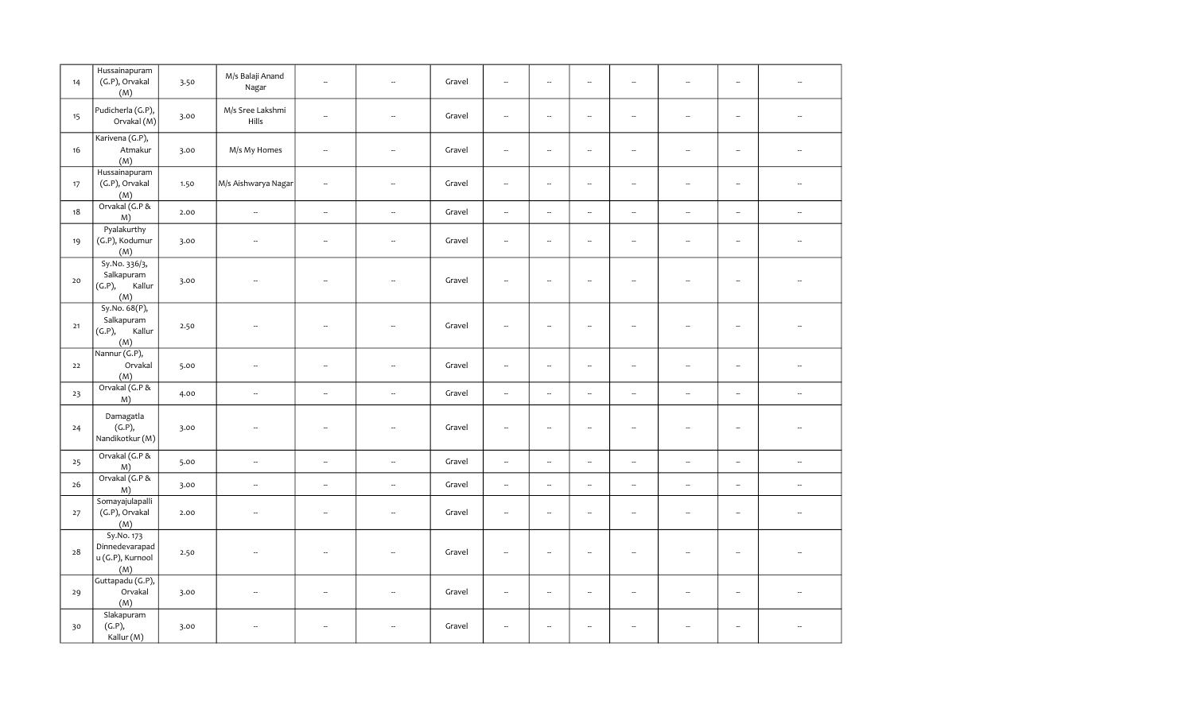| 14 | Hussainapuram (G.P), Orvakal (M) | 3.50 | M/s Balaji Anand Nagar | -- | -- | Gravel | -- | -- | -- | -- | -- | -- | -- |
|---|---|---|---|---|---|---|---|---|---|---|---|---|---|
| 15 | Pudicherla (G.P), Orvakal (M) | 3.00 | M/s Sree Lakshmi Hills | -- | -- | Gravel | -- | -- | -- | -- | -- | -- | -- |
| 16 | Karivena (G.P), Atmakur (M) | 3.00 | M/s My Homes | -- | -- | Gravel | -- | -- | -- | -- | -- | -- | -- |
| 17 | Hussainapuram (G.P), Orvakal (M) | 1.50 | M/s Aishwarya Nagar | -- | -- | Gravel | -- | -- | -- | -- | -- | -- | -- |
| 18 | Orvakal (G.P & M) | 2.00 | -- | -- | -- | Gravel | -- | -- | -- | -- | -- | -- | -- |
| 19 | Pyalakurthy (G.P), Kodumur (M) | 3.00 | -- | -- | -- | Gravel | -- | -- | -- | -- | -- | -- | -- |
| 20 | Sy.No. 336/3, Salkapuram (G.P), Kallur (M) | 3.00 | -- | -- | -- | Gravel | -- | -- | -- | -- | -- | -- | -- |
| 21 | Sy.No. 68(P), Salkapuram (G.P), Kallur (M) | 2.50 | -- | -- | -- | Gravel | -- | -- | -- | -- | -- | -- | -- |
| 22 | Nannur (G.P), Orvakal (M) | 5.00 | -- | -- | -- | Gravel | -- | -- | -- | -- | -- | -- | -- |
| 23 | Orvakal (G.P & M) | 4.00 | -- | -- | -- | Gravel | -- | -- | -- | -- | -- | -- | -- |
| 24 | Damagatla (G.P), Nandikotkur (M) | 3.00 | -- | -- | -- | Gravel | -- | -- | -- | -- | -- | -- | -- |
| 25 | Orvakal (G.P & M) | 5.00 | -- | -- | -- | Gravel | -- | -- | -- | -- | -- | -- | -- |
| 26 | Orvakal (G.P & M) | 3.00 | -- | -- | -- | Gravel | -- | -- | -- | -- | -- | -- | -- |
| 27 | Somayajulapalli (G.P), Orvakal (M) | 2.00 | -- | -- | -- | Gravel | -- | -- | -- | -- | -- | -- | -- |
| 28 | Sy.No. 173 Dinnedevarapadu (G.P), Kurnool (M) | 2.50 | -- | -- | -- | Gravel | -- | -- | -- | -- | -- | -- | -- |
| 29 | Guttapadu (G.P), Orvakal (M) | 3.00 | -- | -- | -- | Gravel | -- | -- | -- | -- | -- | -- | -- |
| 30 | Slakapuram (G.P), Kallur (M) | 3.00 | -- | -- | -- | Gravel | -- | -- | -- | -- | -- | -- | -- |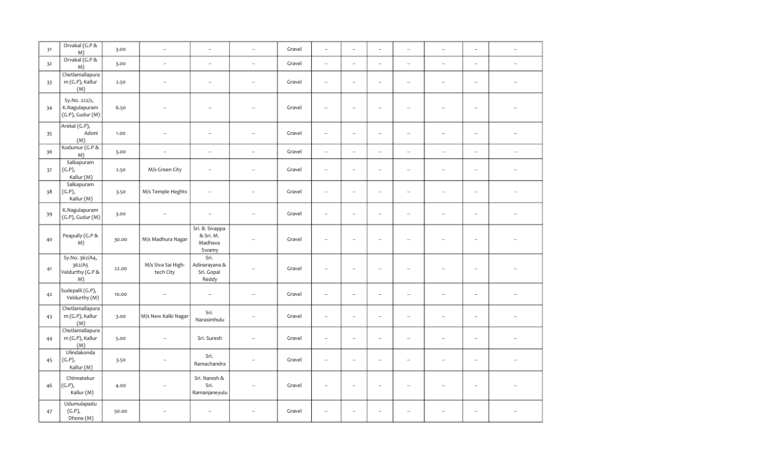| 31 | Orvakal (G.P & M) | 3.00 | -- | -- | -- | Gravel | -- | -- | -- | -- | -- | -- | -- |
|---|---|---|---|---|---|---|---|---|---|---|---|---|---|
| 32 | Orvakal (G.P & M) | 3.00 | -- | -- | -- | Gravel | -- | -- | -- | -- | -- | -- | -- |
| 33 | Chetlamallapuram (G.P), Kallur (M) | 2.50 | -- | -- | -- | Gravel | -- | -- | -- | -- | -- | -- | -- |
| 34 | Sy.No. 222/2, K.Nagulapuram (G.P), Gudur (M) | 6.50 | -- | -- | -- | Gravel | -- | -- | -- | -- | -- | -- | -- |
| 35 | Arekal (G.P), Adoni (M) | 1.00 | -- | -- | -- | Gravel | -- | -- | -- | -- | -- | -- | -- |
| 36 | Kodumur (G.P & M) | 3.00 | -- | -- | -- | Gravel | -- | -- | -- | -- | -- | -- | -- |
| 37 | Salkapuram (G.P), Kallur (M) | 2.50 | M/s Green City | -- | -- | Gravel | -- | -- | -- | -- | -- | -- | -- |
| 38 | Salkapuram (G.P), Kallur (M) | 3.50 | M/s Temple Heghts | -- | -- | Gravel | -- | -- | -- | -- | -- | -- | -- |
| 39 | K.Nagulapuram (G.P), Gudur (M) | 3.00 | -- | -- | -- | Gravel | -- | -- | -- | -- | -- | -- | -- |
| 40 | Peapully (G.P & M) | 30.00 | M/s Madhura Nagar | Sri. B. Sivappa & Sri. M. Madhava Swamy | -- | Gravel | -- | -- | -- | -- | -- | -- | -- |
| 41 | Sy.No. 362/A4, 362/A5 Veldurthy (G.P & M) | 22.00 | M/s Siva Sai High-tech City | Sri. Adinarayana & Sri. Gopal Reddy | -- | Gravel | -- | -- | -- | -- | -- | -- | -- |
| 42 | Sudepalli (G.P), Veldurthy (M) | 10.00 | -- | -- | -- | Gravel | -- | -- | -- | -- | -- | -- | -- |
| 43 | Chetlamallapuram (G.P), Kallur (M) | 3.00 | M/s New Kalki Nagar | Sri. Narasimhulu | -- | Gravel | -- | -- | -- | -- | -- | -- | -- |
| 44 | Chetlamallapuram (G.P), Kallur (M) | 5.00 | -- | Sri. Suresh | -- | Gravel | -- | -- | -- | -- | -- | -- | -- |
| 45 | Ulindakonda (G.P), Kallur (M) | 3.50 | -- | Sri. Ramachandra | -- | Gravel | -- | -- | -- | -- | -- | -- | -- |
| 46 | Chinnatekur (G.P), Kallur (M) | 4.00 | -- | Sri. Naresh & Sri. Ramanjaneyulu | -- | Gravel | -- | -- | -- | -- | -- | -- | -- |
| 47 | Udumulapadu (G.P), Dhone (M) | 50.00 | -- | -- | -- | Gravel | -- | -- | -- | -- | -- | -- | -- |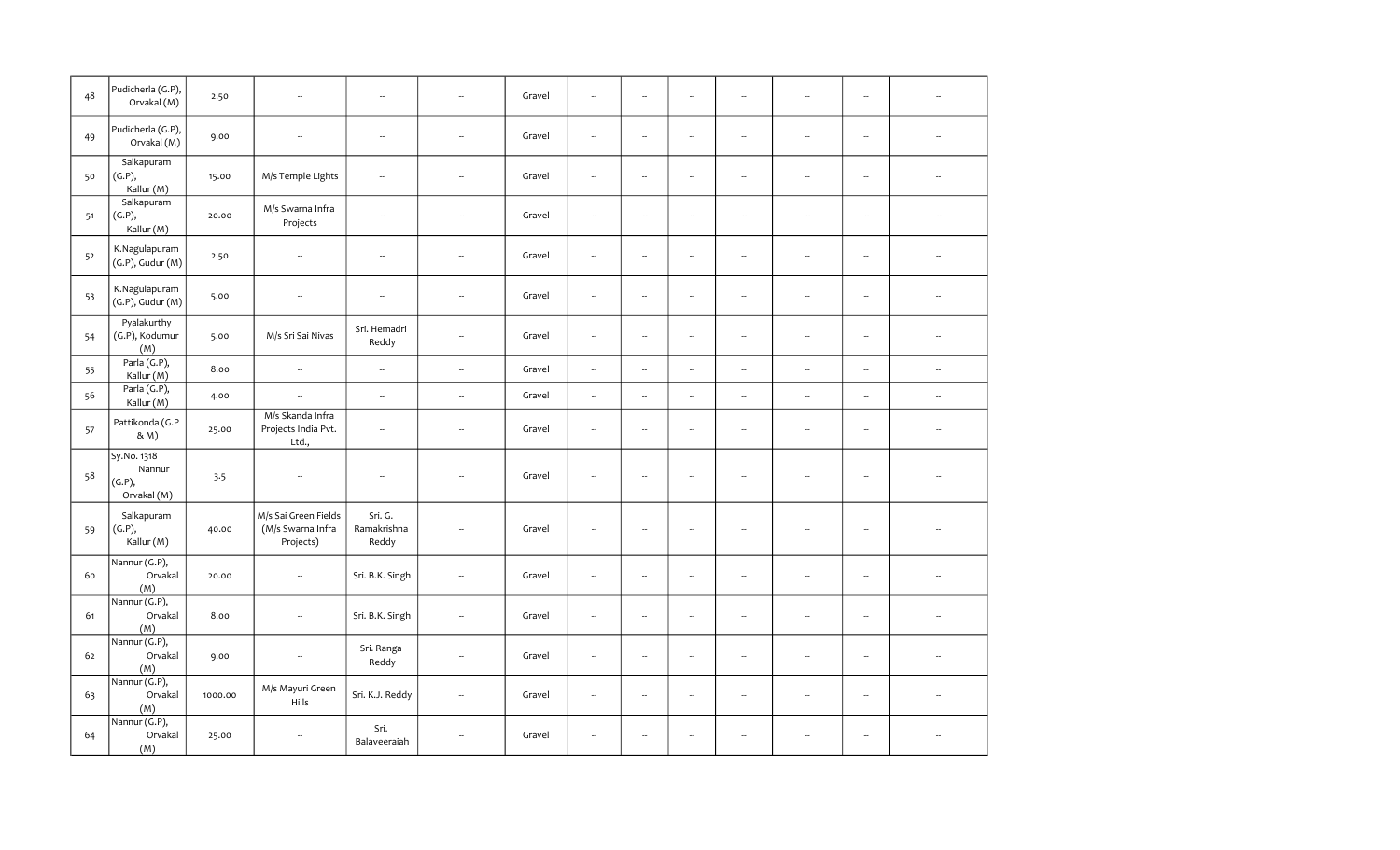| 48 | Pudicherla (G.P), Orvakal (M) | 2.50 | -- | -- | -- | Gravel | -- | -- | -- | -- | -- | -- | -- |
|---|---|---|---|---|---|---|---|---|---|---|---|---|---|
| 49 | Pudicherla (G.P), Orvakal (M) | 9.00 | -- | -- | -- | Gravel | -- | -- | -- | -- | -- | -- | -- |
| 50 | Salkapuram (G.P), Kallur (M) | 15.00 | M/s Temple Lights | -- | -- | Gravel | -- | -- | -- | -- | -- | -- | -- |
| 51 | Salkapuram (G.P), Kallur (M) | 20.00 | M/s Swarna Infra Projects | -- | -- | Gravel | -- | -- | -- | -- | -- | -- | -- |
| 52 | K.Nagulapuram (G.P), Gudur (M) | 2.50 | -- | -- | -- | Gravel | -- | -- | -- | -- | -- | -- | -- |
| 53 | K.Nagulapuram (G.P), Gudur (M) | 5.00 | -- | -- | -- | Gravel | -- | -- | -- | -- | -- | -- | -- |
| 54 | Pyalakurthy (G.P), Kodumur (M) | 5.00 | M/s Sri Sai Nivas | Sri. Hemadri Reddy | -- | Gravel | -- | -- | -- | -- | -- | -- | -- |
| 55 | Parla (G.P), Kallur (M) | 8.00 | -- | -- | -- | Gravel | -- | -- | -- | -- | -- | -- | -- |
| 56 | Parla (G.P), Kallur (M) | 4.00 | -- | -- | -- | Gravel | -- | -- | -- | -- | -- | -- | -- |
| 57 | Pattikonda (G.P & M) | 25.00 | M/s Skanda Infra Projects India Pvt. Ltd., | -- | -- | Gravel | -- | -- | -- | -- | -- | -- | -- |
| 58 | Sy.No. 1318 Nannur (G.P), Orvakal (M) | 3.5 | -- | -- | -- | Gravel | -- | -- | -- | -- | -- | -- | -- |
| 59 | Salkapuram (G.P), Kallur (M) | 40.00 | M/s Sai Green Fields (M/s Swarna Infra Projects) | Sri. G. Ramakrishna Reddy | -- | Gravel | -- | -- | -- | -- | -- | -- | -- |
| 60 | Nannur (G.P), Orvakal (M) | 20.00 | -- | Sri. B.K. Singh | -- | Gravel | -- | -- | -- | -- | -- | -- | -- |
| 61 | Nannur (G.P), Orvakal (M) | 8.00 | -- | Sri. B.K. Singh | -- | Gravel | -- | -- | -- | -- | -- | -- | -- |
| 62 | Nannur (G.P), Orvakal (M) | 9.00 | -- | Sri. Ranga Reddy | -- | Gravel | -- | -- | -- | -- | -- | -- | -- |
| 63 | Nannur (G.P), Orvakal (M) | 1000.00 | M/s Mayuri Green Hills | Sri. K.J. Reddy | -- | Gravel | -- | -- | -- | -- | -- | -- | -- |
| 64 | Nannur (G.P), Orvakal (M) | 25.00 | -- | Sri. Balaveeraiah | -- | Gravel | -- | -- | -- | -- | -- | -- | -- |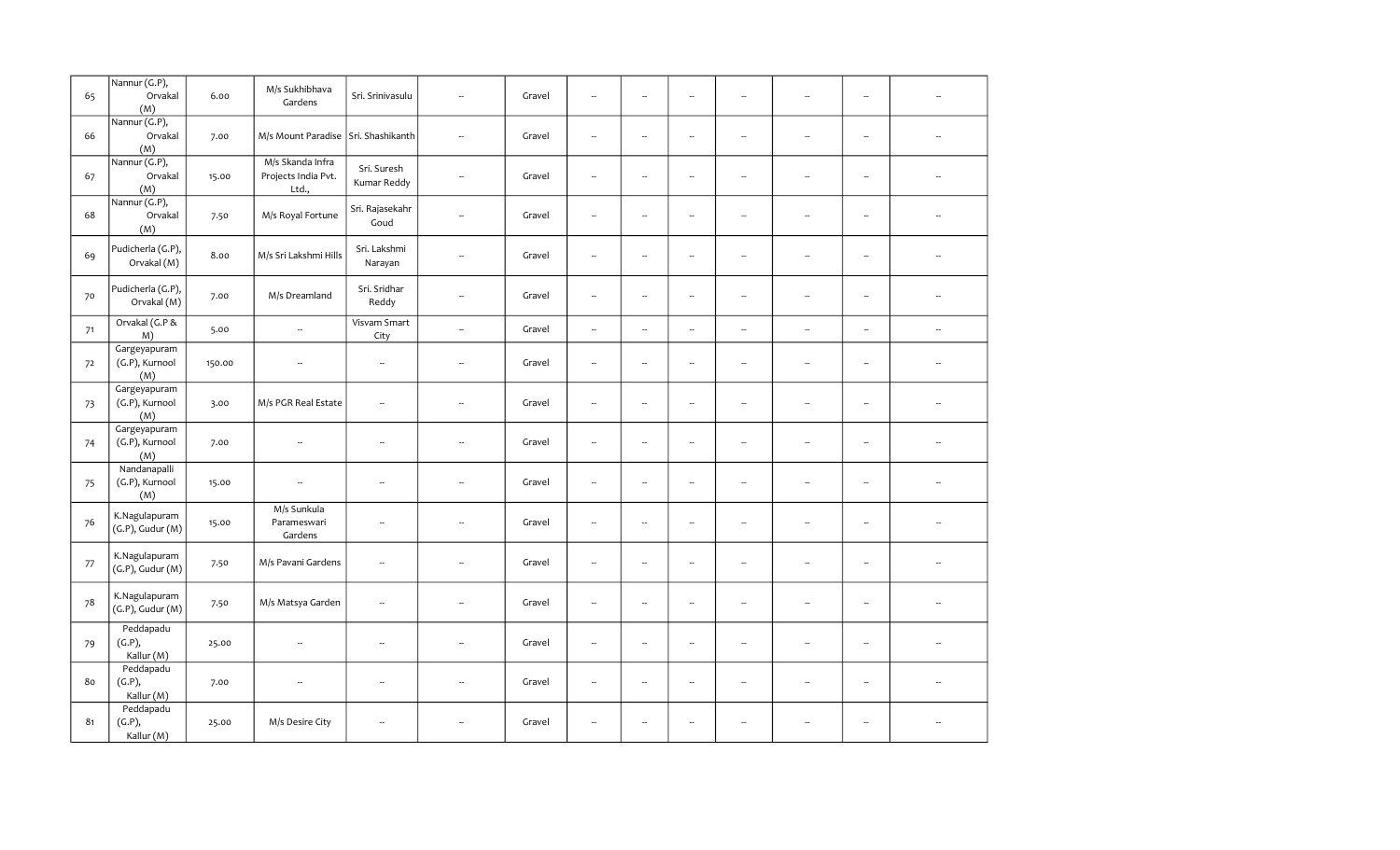| 65 | Nannur (G.P), Orvakal (M) | 6.00 | M/s Sukhibhava Gardens | Sri. Srinivasulu | -- | Gravel | -- | -- | -- | -- | -- | -- | -- |
|---|---|---|---|---|---|---|---|---|---|---|---|---|---|
| 66 | Nannur (G.P), Orvakal (M) | 7.00 | M/s Mount Paradise | Sri. Shashikanth | -- | Gravel | -- | -- | -- | -- | -- | -- | -- |
| 67 | Nannur (G.P), Orvakal (M) | 15.00 | M/s Skanda Infra Projects India Pvt. Ltd., | Sri. Suresh Kumar Reddy | -- | Gravel | -- | -- | -- | -- | -- | -- | -- |
| 68 | Nannur (G.P), Orvakal (M) | 7.50 | M/s Royal Fortune | Sri. Rajasekahr Goud | -- | Gravel | -- | -- | -- | -- | -- | -- | -- |
| 69 | Pudicherla (G.P), Orvakal (M) | 8.00 | M/s Sri Lakshmi Hills | Sri. Lakshmi Narayan | -- | Gravel | -- | -- | -- | -- | -- | -- | -- |
| 70 | Pudicherla (G.P), Orvakal (M) | 7.00 | M/s Dreamland | Sri. Sridhar Reddy | -- | Gravel | -- | -- | -- | -- | -- | -- | -- |
| 71 | Orvakal (G.P & M) | 5.00 | -- | Visvam Smart City | -- | Gravel | -- | -- | -- | -- | -- | -- | -- |
| 72 | Gargeyapuram (G.P), Kurnool (M) | 150.00 | -- | -- | -- | Gravel | -- | -- | -- | -- | -- | -- | -- |
| 73 | Gargeyapuram (G.P), Kurnool (M) | 3.00 | M/s PGR Real Estate | -- | -- | Gravel | -- | -- | -- | -- | -- | -- | -- |
| 74 | Gargeyapuram (G.P), Kurnool (M) | 7.00 | -- | -- | -- | Gravel | -- | -- | -- | -- | -- | -- | -- |
| 75 | Nandanapalli (G.P), Kurnool (M) | 15.00 | -- | -- | -- | Gravel | -- | -- | -- | -- | -- | -- | -- |
| 76 | K.Nagulapuram (G.P), Gudur (M) | 15.00 | M/s Sunkula Parameswari Gardens | -- | -- | Gravel | -- | -- | -- | -- | -- | -- | -- |
| 77 | K.Nagulapuram (G.P), Gudur (M) | 7.50 | M/s Pavani Gardens | -- | -- | Gravel | -- | -- | -- | -- | -- | -- | -- |
| 78 | K.Nagulapuram (G.P), Gudur (M) | 7.50 | M/s Matsya Garden | -- | -- | Gravel | -- | -- | -- | -- | -- | -- | -- |
| 79 | Peddapadu (G.P), Kallur (M) | 25.00 | -- | -- | -- | Gravel | -- | -- | -- | -- | -- | -- | -- |
| 80 | Peddapadu (G.P), Kallur (M) | 7.00 | -- | -- | -- | Gravel | -- | -- | -- | -- | -- | -- | -- |
| 81 | Peddapadu (G.P), Kallur (M) | 25.00 | M/s Desire City | -- | -- | Gravel | -- | -- | -- | -- | -- | -- | -- |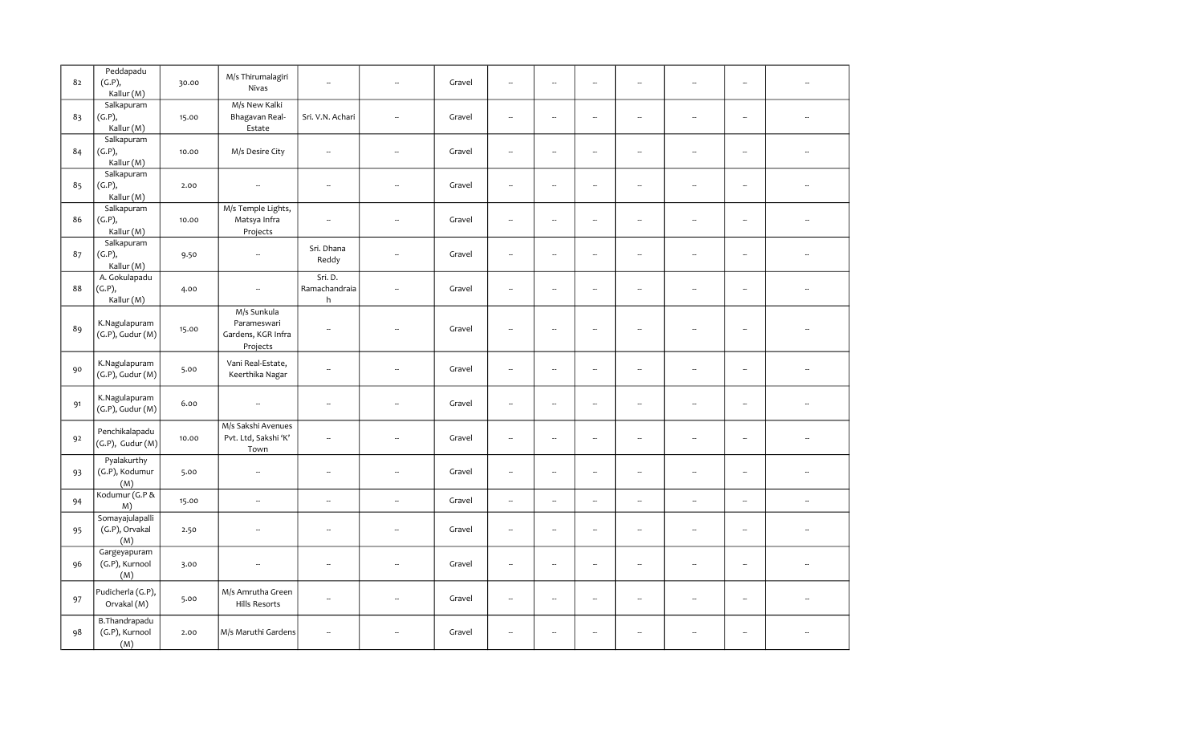| 82 | Peddapadu (G.P), Kallur (M) | 30.00 | M/s Thirumalagiri Nivas | -- | -- | Gravel | -- | -- | -- | -- | -- | -- | -- |
|---|---|---|---|---|---|---|---|---|---|---|---|---|---|
| 83 | Salkapuram (G.P), Kallur (M) | 15.00 | M/s New Kalki Bhagavan Real-Estate | Sri. V.N. Achari | -- | Gravel | -- | -- | -- | -- | -- | -- | -- |
| 84 | Salkapuram (G.P), Kallur (M) | 10.00 | M/s Desire City | -- | -- | Gravel | -- | -- | -- | -- | -- | -- | -- |
| 85 | Salkapuram (G.P), Kallur (M) | 2.00 | -- | -- | -- | Gravel | -- | -- | -- | -- | -- | -- | -- |
| 86 | Salkapuram (G.P), Kallur (M) | 10.00 | M/s Temple Lights, Matsya Infra Projects | -- | -- | Gravel | -- | -- | -- | -- | -- | -- | -- |
| 87 | Salkapuram (G.P), Kallur (M) | 9.50 | -- | Sri. Dhana Reddy | -- | Gravel | -- | -- | -- | -- | -- | -- | -- |
| 88 | A. Gokulapadu (G.P), Kallur (M) | 4.00 | -- | Sri. D. Ramachandraiah | -- | Gravel | -- | -- | -- | -- | -- | -- | -- |
| 89 | K.Nagulapuram (G.P), Gudur (M) | 15.00 | M/s Sunkula Parameswari Gardens, KGR Infra Projects | -- | -- | Gravel | -- | -- | -- | -- | -- | -- | -- |
| 90 | K.Nagulapuram (G.P), Gudur (M) | 5.00 | Vani Real-Estate, Keerthika Nagar | -- | -- | Gravel | -- | -- | -- | -- | -- | -- | -- |
| 91 | K.Nagulapuram (G.P), Gudur (M) | 6.00 | -- | -- | -- | Gravel | -- | -- | -- | -- | -- | -- | -- |
| 92 | Penchikalapadu (G.P), Gudur (M) | 10.00 | M/s Sakshi Avenues Pvt. Ltd, Sakshi 'K' Town | -- | -- | Gravel | -- | -- | -- | -- | -- | -- | -- |
| 93 | Pyalakurthy (G.P), Kodumur (M) | 5.00 | -- | -- | -- | Gravel | -- | -- | -- | -- | -- | -- | -- |
| 94 | Kodumur (G.P & M) | 15.00 | -- | -- | -- | Gravel | -- | -- | -- | -- | -- | -- | -- |
| 95 | Somayajulapalli (G.P), Orvakal (M) | 2.50 | -- | -- | -- | Gravel | -- | -- | -- | -- | -- | -- | -- |
| 96 | Gargeyapuram (G.P), Kurnool (M) | 3.00 | -- | -- | -- | Gravel | -- | -- | -- | -- | -- | -- | -- |
| 97 | Pudicherla (G.P), Orvakal (M) | 5.00 | M/s Amrutha Green Hills Resorts | -- | -- | Gravel | -- | -- | -- | -- | -- | -- | -- |
| 98 | B.Thandrapadu (G.P), Kurnool (M) | 2.00 | M/s Maruthi Gardens | -- | -- | Gravel | -- | -- | -- | -- | -- | -- | -- |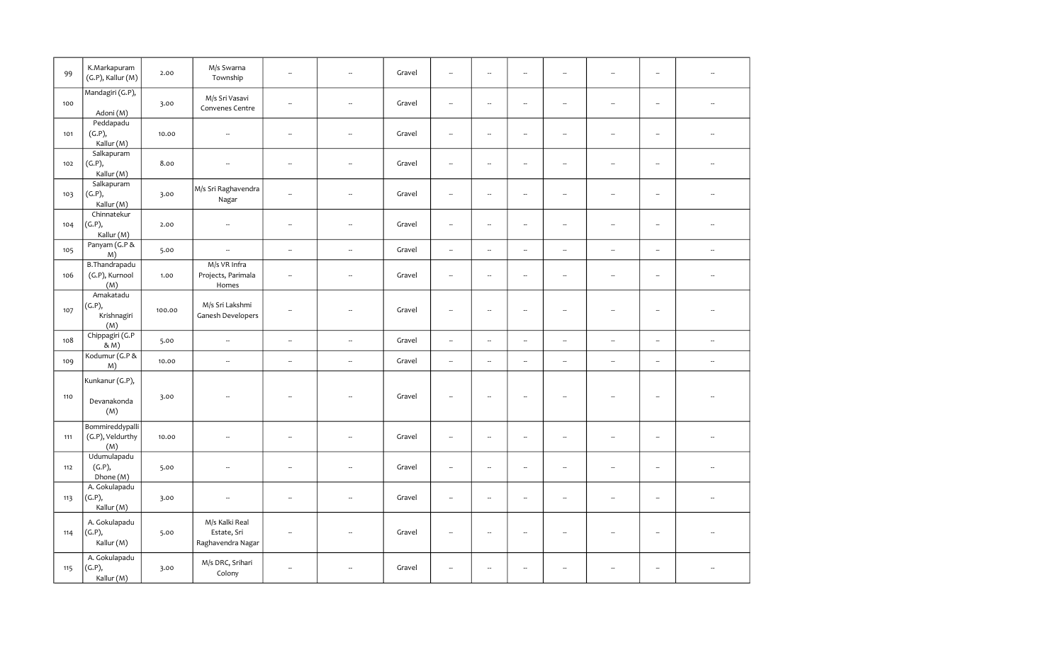| 99 | K.Markapuram (G.P), Kallur (M) | 2.00 | M/s Swarna Township | -- | -- | Gravel | -- | -- | -- | -- | -- | -- | -- |
|---|---|---|---|---|---|---|---|---|---|---|---|---|---|
| 100 | Mandagiri (G.P), Adoni (M) | 3.00 | M/s Sri Vasavi Convenes Centre | -- | -- | Gravel | -- | -- | -- | -- | -- | -- | -- |
| 101 | Peddapadu (G.P), Kallur (M) | 10.00 | -- | -- | -- | Gravel | -- | -- | -- | -- | -- | -- | -- |
| 102 | Salkapuram (G.P), Kallur (M) | 8.00 | -- | -- | -- | Gravel | -- | -- | -- | -- | -- | -- | -- |
| 103 | Salkapuram (G.P), Kallur (M) | 3.00 | M/s Sri Raghavendra Nagar | -- | -- | Gravel | -- | -- | -- | -- | -- | -- | -- |
| 104 | Chinnatekur (G.P), Kallur (M) | 2.00 | -- | -- | -- | Gravel | -- | -- | -- | -- | -- | -- | -- |
| 105 | Panyam (G.P & M) | 5.00 | -- | -- | -- | Gravel | -- | -- | -- | -- | -- | -- | -- |
| 106 | B.Thandrapadu (G.P), Kurnool (M) | 1.00 | M/s VR Infra Projects, Parimala Homes | -- | -- | Gravel | -- | -- | -- | -- | -- | -- | -- |
| 107 | Amakatadu (G.P), Krishnagiri (M) | 100.00 | M/s Sri Lakshmi Ganesh Developers | -- | -- | Gravel | -- | -- | -- | -- | -- | -- | -- |
| 108 | Chippagiri (G.P & M) | 5.00 | -- | -- | -- | Gravel | -- | -- | -- | -- | -- | -- | -- |
| 109 | Kodumur (G.P & M) | 10.00 | -- | -- | -- | Gravel | -- | -- | -- | -- | -- | -- | -- |
| 110 | Kunkanur (G.P), Devanakonda (M) | 3.00 | -- | -- | -- | Gravel | -- | -- | -- | -- | -- | -- | -- |
| 111 | Bommireddypalli (G.P), Veldurthy (M) | 10.00 | -- | -- | -- | Gravel | -- | -- | -- | -- | -- | -- | -- |
| 112 | Udumulapadu (G.P), Dhone (M) | 5.00 | -- | -- | -- | Gravel | -- | -- | -- | -- | -- | -- | -- |
| 113 | A. Gokulapadu (G.P), Kallur (M) | 3.00 | -- | -- | -- | Gravel | -- | -- | -- | -- | -- | -- | -- |
| 114 | A. Gokulapadu (G.P), Kallur (M) | 5.00 | M/s Kalki Real Estate, Sri Raghavendra Nagar | -- | -- | Gravel | -- | -- | -- | -- | -- | -- | -- |
| 115 | A. Gokulapadu (G.P), Kallur (M) | 3.00 | M/s DRC, Srihari Colony | -- | -- | Gravel | -- | -- | -- | -- | -- | -- | -- |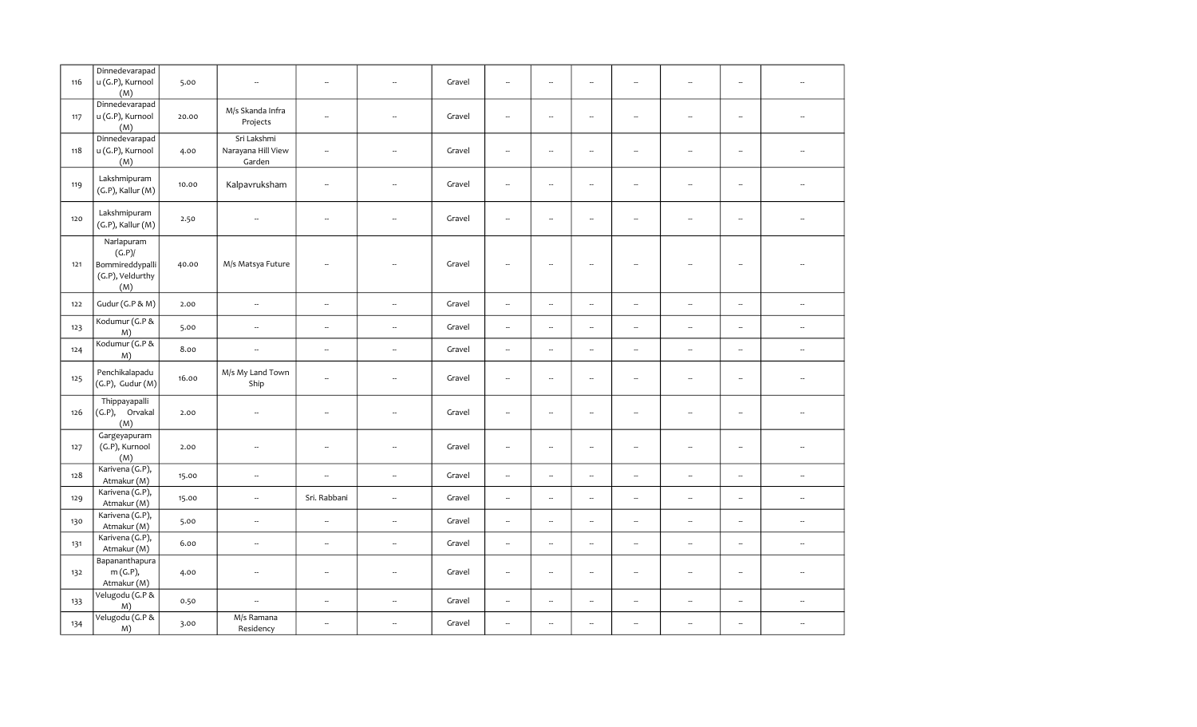| 116 | Dinnedevarapadu (G.P), Kurnool (M) | 5.00 | -- | -- | -- | Gravel | -- | -- | -- | -- | -- | -- | -- |
|---|---|---|---|---|---|---|---|---|---|---|---|---|---|
| 117 | Dinnedevarapadu (G.P), Kurnool (M) | 20.00 | M/s Skanda Infra Projects | -- | -- | Gravel | -- | -- | -- | -- | -- | -- | -- |
| 118 | Dinnedevarapadu (G.P), Kurnool (M) | 4.00 | Sri Lakshmi Narayana Hill View Garden | -- | -- | Gravel | -- | -- | -- | -- | -- | -- | -- |
| 119 | Lakshmipuram (G.P), Kallur (M) | 10.00 | Kalpavruksham | -- | -- | Gravel | -- | -- | -- | -- | -- | -- | -- |
| 120 | Lakshmipuram (G.P), Kallur (M) | 2.50 | -- | -- | -- | Gravel | -- | -- | -- | -- | -- | -- | -- |
| 121 | Narlapuram (G.P)/ Bommireddypalli (G.P), Veldurthy (M) | 40.00 | M/s Matsya Future | -- | -- | Gravel | -- | -- | -- | -- | -- | -- | -- |
| 122 | Gudur (G.P & M) | 2.00 | -- | -- | -- | Gravel | -- | -- | -- | -- | -- | -- | -- |
| 123 | Kodumur (G.P & M) | 5.00 | -- | -- | -- | Gravel | -- | -- | -- | -- | -- | -- | -- |
| 124 | Kodumur (G.P & M) | 8.00 | -- | -- | -- | Gravel | -- | -- | -- | -- | -- | -- | -- |
| 125 | Penchikalapadu (G.P), Gudur (M) | 16.00 | M/s My Land Town Ship | -- | -- | Gravel | -- | -- | -- | -- | -- | -- | -- |
| 126 | Thippayapalli (G.P), Orvakal (M) | 2.00 | -- | -- | -- | Gravel | -- | -- | -- | -- | -- | -- | -- |
| 127 | Gargeyapuram (G.P), Kurnool (M) | 2.00 | -- | -- | -- | Gravel | -- | -- | -- | -- | -- | -- | -- |
| 128 | Karivena (G.P), Atmakur (M) | 15.00 | -- | -- | -- | Gravel | -- | -- | -- | -- | -- | -- | -- |
| 129 | Karivena (G.P), Atmakur (M) | 15.00 | -- | Sri. Rabbani | -- | Gravel | -- | -- | -- | -- | -- | -- | -- |
| 130 | Karivena (G.P), Atmakur (M) | 5.00 | -- | -- | -- | Gravel | -- | -- | -- | -- | -- | -- | -- |
| 131 | Karivena (G.P), Atmakur (M) | 6.00 | -- | -- | -- | Gravel | -- | -- | -- | -- | -- | -- | -- |
| 132 | Bapananthapuram (G.P), Atmakur (M) | 4.00 | -- | -- | -- | Gravel | -- | -- | -- | -- | -- | -- | -- |
| 133 | Velugodu (G.P & M) | 0.50 | -- | -- | -- | Gravel | -- | -- | -- | -- | -- | -- | -- |
| 134 | Velugodu (G.P & M) | 3.00 | M/s Ramana Residency | -- | -- | Gravel | -- | -- | -- | -- | -- | -- | -- |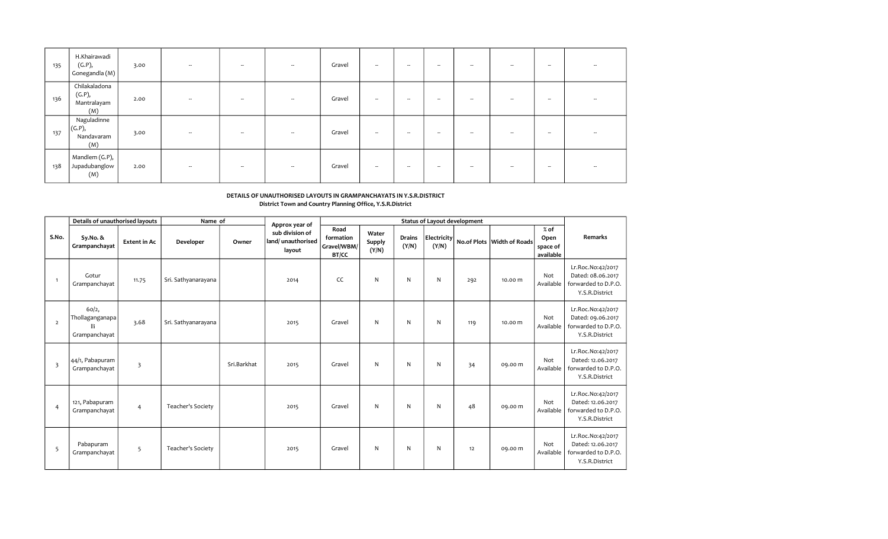| 135 | H.Khairawadi (G.P), Gonegandla (M) | 3.00 | -- | -- | -- | Gravel | -- | -- | -- | -- | -- | -- | -- |
|---|---|---|---|---|---|---|---|---|---|---|---|---|---|
| 136 | Chilakaladona (G.P), Mantralayam (M) | 2.00 | -- | -- | -- | Gravel | -- | -- | -- | -- | -- | -- | -- |
| 137 | Naguladinne (G.P), Nandavaram (M) | 3.00 | -- | -- | -- | Gravel | -- | -- | -- | -- | -- | -- | -- |
| 138 | Mandlem (G.P), Jupadubanglow (M) | 2.00 | -- | -- | -- | Gravel | -- | -- | -- | -- | -- | -- | -- |

**DETAILS OF UNAUTHORISED LAYOUTS IN GRAMPANCHAYATS IN Y.S.R.DISTRICT**
**District Town and Country Planning Office, Y.S.R.District**

| S.No. | Details of unauthorised layouts | | Name of | | Approx year of sub division of land/ unauthorised layout | Status of Layout development | | | | | | | Remarks |
|---|---|---|---|---|---|---|---|---|---|---|---|---|---|
| | Sy.No. & Grampanchayat | Extent in Ac | Developer | Owner | | Road formation Gravel/WBM/ BT/CC | Water Supply (Y/N) | Drains (Y/N) | Electricity (Y/N) | No.of Plots | Width of Roads | % of Open space of available | |
| 1 | Gotur Grampanchayat | 11.75 | Sri. Sathyanarayana | | 2014 | CC | N | N | N | 292 | 10.00 m | Not Available | Lr.Roc.No:42/2017 Dated: 08.06.2017 forwarded to D.P.O. Y.S.R.District |
| 2 | 60/2, Thollaganganapa lli Grampanchayat | 3.68 | Sri. Sathyanarayana | | 2015 | Gravel | N | N | N | 119 | 10.00 m | Not Available | Lr.Roc.No:42/2017 Dated: 09.06.2017 forwarded to D.P.O. Y.S.R.District |
| 3 | 44/1, Pabapuram Grampanchayat | 3 | | Sri.Barkhat | 2015 | Gravel | N | N | N | 34 | 09.00 m | Not Available | Lr.Roc.No:42/2017 Dated: 12.06.2017 forwarded to D.P.O. Y.S.R.District |
| 4 | 121, Pabapuram Grampanchayat | 4 | Teacher's Society | | 2015 | Gravel | N | N | N | 48 | 09.00 m | Not Available | Lr.Roc.No:42/2017 Dated: 12.06.2017 forwarded to D.P.O. Y.S.R.District |
| 5 | Pabapuram Grampanchayat | 5 | Teacher's Society | | 2015 | Gravel | N | N | N | 12 | 09.00 m | Not Available | Lr.Roc.No:42/2017 Dated: 12.06.2017 forwarded to D.P.O. Y.S.R.District |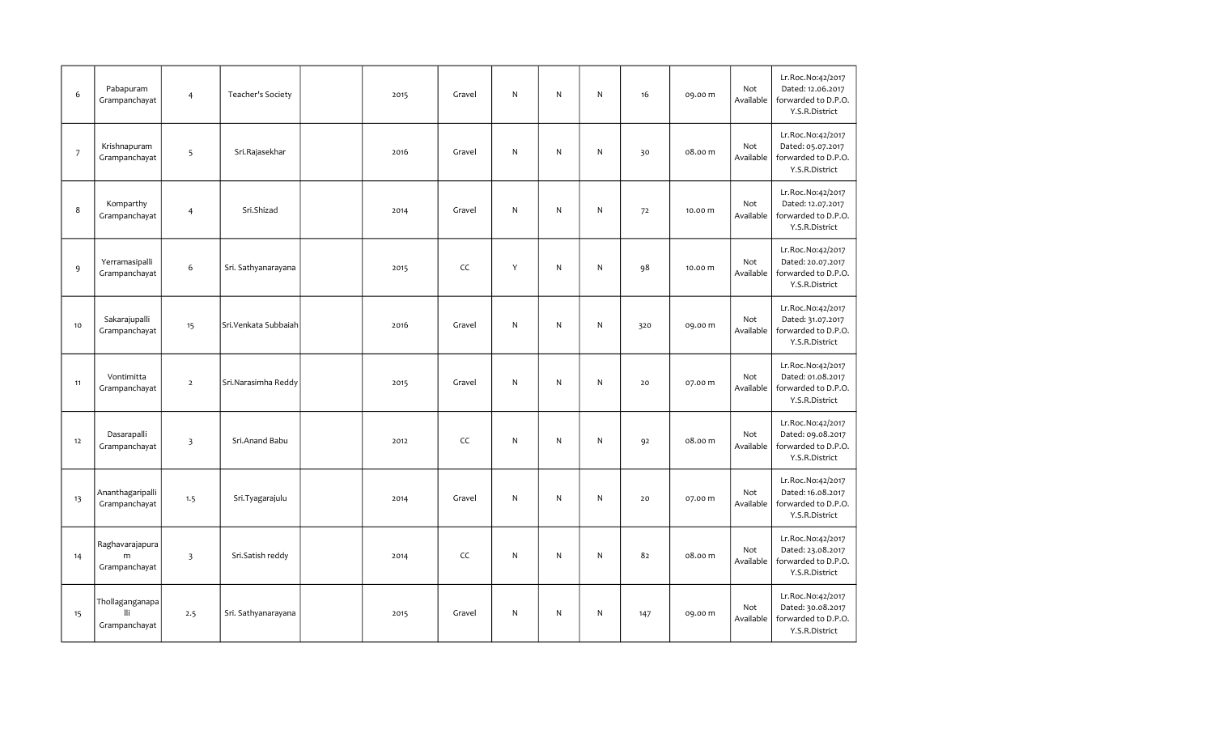| | | | | | | | | | | | | | |
|---|---|---|---|---|---|---|---|---|---|---|---|---|---|
| 6 | Pabapuram Grampanchayat | 4 | Teacher's Society | | 2015 | Gravel | N | N | N | 16 | 09.00 m | Not Available | Lr.Roc.No:42/2017 Dated: 12.06.2017 forwarded to D.P.O. Y.S.R.District |
| 7 | Krishnapuram Grampanchayat | 5 | Sri.Rajasekhar | | 2016 | Gravel | N | N | N | 30 | 08.00 m | Not Available | Lr.Roc.No:42/2017 Dated: 05.07.2017 forwarded to D.P.O. Y.S.R.District |
| 8 | Komparthy Grampanchayat | 4 | Sri.Shizad | | 2014 | Gravel | N | N | N | 72 | 10.00 m | Not Available | Lr.Roc.No:42/2017 Dated: 12.07.2017 forwarded to D.P.O. Y.S.R.District |
| 9 | Yerramasipalli Grampanchayat | 6 | Sri. Sathyanarayana | | 2015 | CC | Y | N | N | 98 | 10.00 m | Not Available | Lr.Roc.No:42/2017 Dated: 20.07.2017 forwarded to D.P.O. Y.S.R.District |
| 10 | Sakarajupalli Grampanchayat | 15 | Sri.Venkata Subbaiah | | 2016 | Gravel | N | N | N | 320 | 09.00 m | Not Available | Lr.Roc.No:42/2017 Dated: 31.07.2017 forwarded to D.P.O. Y.S.R.District |
| 11 | Vontimitta Grampanchayat | 2 | Sri.Narasimha Reddy | | 2015 | Gravel | N | N | N | 20 | 07.00 m | Not Available | Lr.Roc.No:42/2017 Dated: 01.08.2017 forwarded to D.P.O. Y.S.R.District |
| 12 | Dasarapalli Grampanchayat | 3 | Sri.Anand Babu | | 2012 | CC | N | N | N | 92 | 08.00 m | Not Available | Lr.Roc.No:42/2017 Dated: 09.08.2017 forwarded to D.P.O. Y.S.R.District |
| 13 | Ananthagaripalli Grampanchayat | 1.5 | Sri.Tyagarajulu | | 2014 | Gravel | N | N | N | 20 | 07.00 m | Not Available | Lr.Roc.No:42/2017 Dated: 16.08.2017 forwarded to D.P.O. Y.S.R.District |
| 14 | Raghavarajapuram Grampanchayat | 3 | Sri.Satish reddy | | 2014 | CC | N | N | N | 82 | 08.00 m | Not Available | Lr.Roc.No:42/2017 Dated: 23.08.2017 forwarded to D.P.O. Y.S.R.District |
| 15 | Thollaganganapalli Grampanchayat | 2.5 | Sri. Sathyanarayana | | 2015 | Gravel | N | N | N | 147 | 09.00 m | Not Available | Lr.Roc.No:42/2017 Dated: 30.08.2017 forwarded to D.P.O. Y.S.R.District |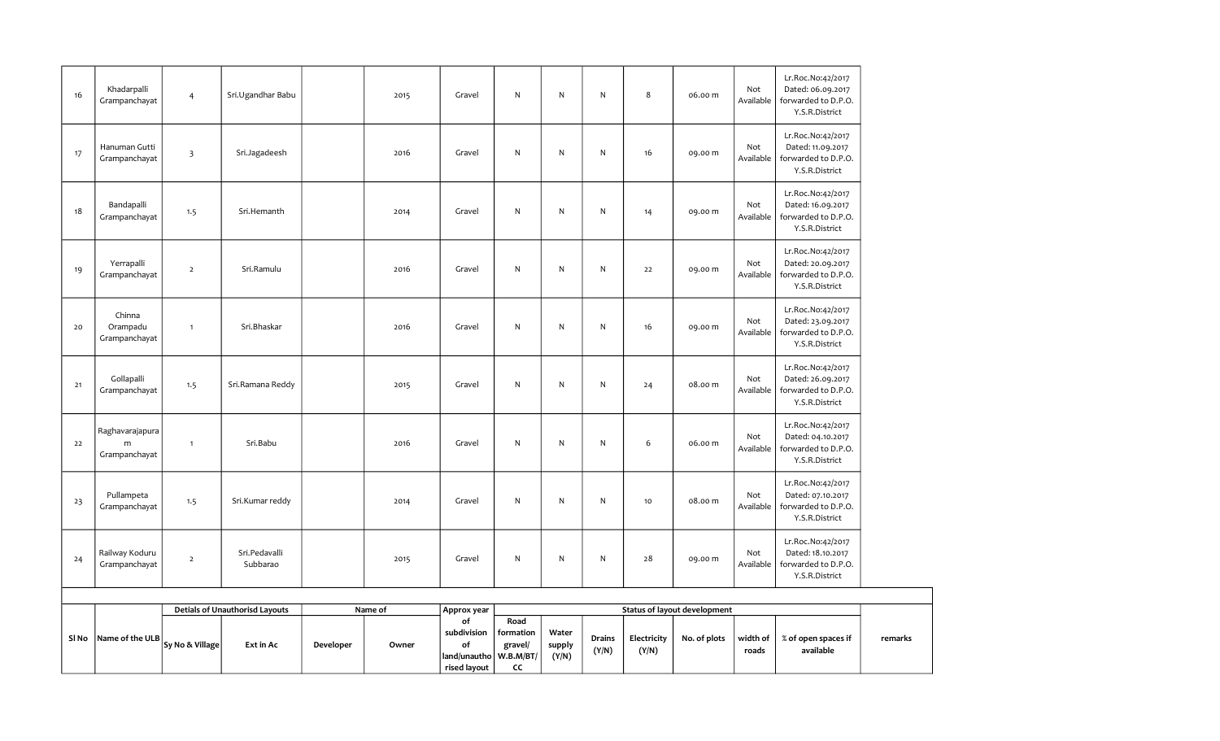| Sl No | Name of the ULB | Detials of Unauthorisd Layouts | | Name of | | Approx year of subdivision of land/unauthorised layout | Status of layout development | | | | | | | remarks |
|---|---|---|---|---|---|---|---|---|---|---|---|---|---|---|
| | | Sy No & Village | Ext in Ac | Developer | Owner | | Road formation gravel/ W.B.M/BT/ CC | Water supply (Y/N) | Drains (Y/N) | Electricity (Y/N) | No. of plots | width of roads | % of open spaces if available | |
| 16 | Khadarpalli Grampanchayat | 4 | Sri.Ugandhar Babu | | 2015 | Gravel | N | N | N | 8 | 06.00 m | Not Available | Lr.Roc.No:42/2017 Dated: 06.09.2017 forwarded to D.P.O. Y.S.R.District | |
| 17 | Hanuman Gutti Grampanchayat | 3 | Sri.Jagadeesh | | 2016 | Gravel | N | N | N | 16 | 09.00 m | Not Available | Lr.Roc.No:42/2017 Dated: 11.09.2017 forwarded to D.P.O. Y.S.R.District | |
| 18 | Bandapalli Grampanchayat | 1.5 | Sri.Hemanth | | 2014 | Gravel | N | N | N | 14 | 09.00 m | Not Available | Lr.Roc.No:42/2017 Dated: 16.09.2017 forwarded to D.P.O. Y.S.R.District | |
| 19 | Yerrapalli Grampanchayat | 2 | Sri.Ramulu | | 2016 | Gravel | N | N | N | 22 | 09.00 m | Not Available | Lr.Roc.No:42/2017 Dated: 20.09.2017 forwarded to D.P.O. Y.S.R.District | |
| 20 | Chinna Orampadu Grampanchayat | 1 | Sri.Bhaskar | | 2016 | Gravel | N | N | N | 16 | 09.00 m | Not Available | Lr.Roc.No:42/2017 Dated: 23.09.2017 forwarded to D.P.O. Y.S.R.District | |
| 21 | Gollapalli Grampanchayat | 1.5 | Sri.Ramana Reddy | | 2015 | Gravel | N | N | N | 24 | 08.00 m | Not Available | Lr.Roc.No:42/2017 Dated: 26.09.2017 forwarded to D.P.O. Y.S.R.District | |
| 22 | Raghavarajapuram Grampanchayat | 1 | Sri.Babu | | 2016 | Gravel | N | N | N | 6 | 06.00 m | Not Available | Lr.Roc.No:42/2017 Dated: 04.10.2017 forwarded to D.P.O. Y.S.R.District | |
| 23 | Pullampeta Grampanchayat | 1.5 | Sri.Kumar reddy | | 2014 | Gravel | N | N | N | 10 | 08.00 m | Not Available | Lr.Roc.No:42/2017 Dated: 07.10.2017 forwarded to D.P.O. Y.S.R.District | |
| 24 | Railway Koduru Grampanchayat | 2 | Sri.Pedavalli Subbarao | | 2015 | Gravel | N | N | N | 28 | 09.00 m | Not Available | Lr.Roc.No:42/2017 Dated: 18.10.2017 forwarded to D.P.O. Y.S.R.District | |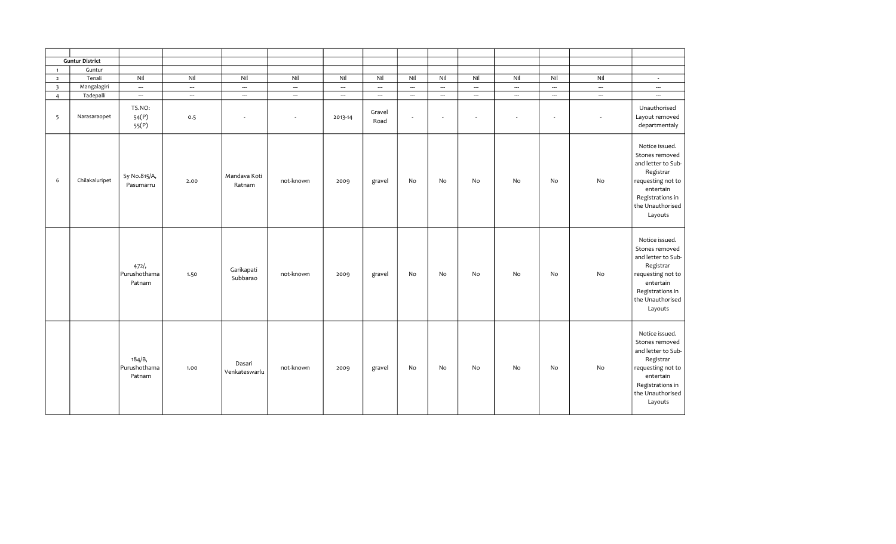| | | | | | | | | | | | | | | |
|---|---|---|---|---|---|---|---|---|---|---|---|---|---|---|
| **Guntur District** | | | | | | | | | | | | | | |
| 1 | Guntur | | | | | | | | | | | | | |
| 2 | Tenali | Nil | Nil | Nil | Nil | Nil | Nil | Nil | Nil | Nil | Nil | Nil | Nil | - |
| 3 | Mangalagiri | --- | --- | --- | --- | --- | --- | --- | --- | --- | --- | --- | --- | --- |
| 4 | Tadepalli | --- | --- | --- | --- | --- | --- | --- | --- | --- | --- | --- | --- | --- |
| 5 | Narasaraopet | TS.NO: 54(P) 55(P) | 0.5 | - | - | 2013-14 | Gravel Road | - | - | - | - | - | - | Unauthorised Layout removed departmentaly |
| 6 | Chilakaluripet | Sy No.815/A, Pasumarru | 2.00 | Mandava Koti Ratnam | not-known | 2009 | gravel | No | No | No | No | No | No | Notice issued. Stones removed and letter to Sub-Registrar requesting not to entertain Registrations in the Unauthorised Layouts |
| | | 472/, Purushothama Patnam | 1.50 | Garikapati Subbarao | not-known | 2009 | gravel | No | No | No | No | No | No | Notice issued. Stones removed and letter to Sub-Registrar requesting not to entertain Registrations in the Unauthorised Layouts |
| | | 184/B, Purushothama Patnam | 1.00 | Dasari Venkateswarlu | not-known | 2009 | gravel | No | No | No | No | No | No | Notice issued. Stones removed and letter to Sub-Registrar requesting not to entertain Registrations in the Unauthorised Layouts |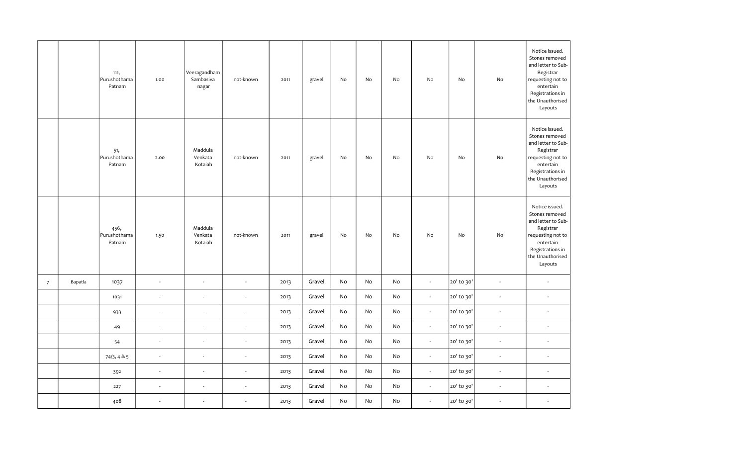| | | | | | | | | | | | | | | |
|---|---|---|---|---|---|---|---|---|---|---|---|---|---|---|
| | | 111, Purushothama Patnam | 1.00 | Veeragandham Sambasiva nagar | not-known | 2011 | gravel | No | No | No | No | No | No | Notice issued. Stones removed and letter to Sub-Registrar requesting not to entertain Registrations in the Unauthorised Layouts |
| | | 51, Purushothama Patnam | 2.00 | Maddula Venkata Kotaiah | not-known | 2011 | gravel | No | No | No | No | No | No | Notice issued. Stones removed and letter to Sub-Registrar requesting not to entertain Registrations in the Unauthorised Layouts |
| | | 456, Purushothama Patnam | 1.50 | Maddula Venkata Kotaiah | not-known | 2011 | gravel | No | No | No | No | No | No | Notice issued. Stones removed and letter to Sub-Registrar requesting not to entertain Registrations in the Unauthorised Layouts |
| 7 | Bapatla | 1037 | - | - | - | 2013 | Gravel | No | No | No | - | 20' to 30' | - | - |
| | | 1031 | - | - | - | 2013 | Gravel | No | No | No | - | 20' to 30' | - | - |
| | | 933 | - | - | - | 2013 | Gravel | No | No | No | - | 20' to 30' | - | - |
| | | 49 | - | - | - | 2013 | Gravel | No | No | No | - | 20' to 30' | - | - |
| | | 54 | - | - | - | 2013 | Gravel | No | No | No | - | 20' to 30' | - | - |
| | | 74/3, 4 & 5 | - | - | - | 2013 | Gravel | No | No | No | - | 20' to 30' | - | - |
| | | 392 | - | - | - | 2013 | Gravel | No | No | No | - | 20' to 30' | - | - |
| | | 227 | - | - | - | 2013 | Gravel | No | No | No | - | 20' to 30' | - | - |
| | | 408 | - | - | - | 2013 | Gravel | No | No | No | - | 20' to 30' | - | - |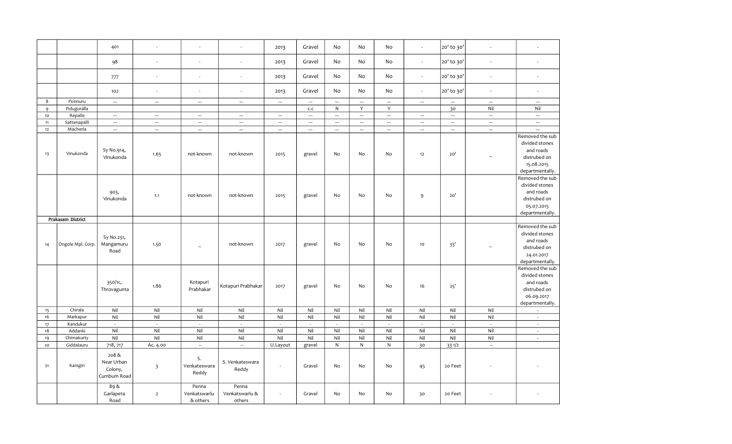|  |  |  |  |  |  |  |  |  |  |  |  |  |  |  |
|---|---|---|---|---|---|---|---|---|---|---|---|---|---|---|
|  |  | 401 | - | - | - | 2013 | Gravel | No | No | No | - | 20' to 30' | - | - |
|  |  | 98 | - | - | - | 2013 | Gravel | No | No | No | - | 20' to 30' | - | - |
|  |  | 777 | - | - | - | 2013 | Gravel | No | No | No | - | 20' to 30' | - | - |
|  |  | 102 | - | - | - | 2013 | Gravel | No | No | No | - | 20' to 30' | - | - |
| 8 | Ponnuru | --- | --- | --- | --- | --- | --- | --- | --- | --- | --- | --- | --- | --- |
| 9 | Piduguralla |  |  |  |  |  | c.c | N | Y | Y |  | 30 | Nil | Nil |
| 10 | Repalle | --- | --- | --- | --- | --- | --- | --- | --- | --- | --- | --- | --- | --- |
| 11 | Sattenapalli | --- | --- | --- | --- | --- | --- | --- | --- | --- | --- | --- | --- | --- |
| 12 | Macherla | --- | --- | --- | --- | --- | --- | --- | --- | --- | --- | --- | --- | --- |
| 13 | Vinukonda | Sy No.914, Vinukonda | 1.65 | not-known | not-known | 2015 | gravel | No | No | No | 12 | 20' | _ | Removed the sub divided stones and roads distrubed on 15.08.2015 departmentally. |
|  |  | 903, Vinukonda | 1.1 | not-known | not-known | 2015 | gravel | No | No | No | 9 | 20' |  | Removed the sub divided stones and roads distrubed on 05.07.2015 departmentally. |
| **Prakasam District** |  |  |  |  |  |  |  |  |  |  |  |  |  |  |
| 14 | Ongole Mpl. Corp. | Sy No.251, Mangamuru Road | 1.50 | _ | not-known | 2017 | gravel | No | No | No | 10 | 33' | _ | Removed the sub divided stones and roads distrubed on 24.01.2017 departmentally. |
|  |  | 350/1c, Throvagunta | 1.86 | Kotapuri Prabhakar | Kotapuri Prabhakar | 2017 | gravel | No | No | No | 16 | 25' |  | Removed the sub divided stones and roads distrubed on 06.09.2017 departmentally. |
| 15 | Chirala | Nil | Nil | Nil | Nil | Nil | Nil | Nil | Nil | Nil | Nil | Nil | Nil | - |
| 16 | Markapur | Nil | Nil | Nil | Nil | Nil | Nil | Nil | Nil | Nil | Nil | Nil | Nil | - |
| 17 | Kandukur | - | - | - | - | - | - | - | - | - | - | - | - | - |
| 18 | Addanki | Nil | Nil | Nil | Nil | Nil | Nil | Nil | Nil | Nil | Nil | Nil | Nil | - |
| 19 | Chimakurty | Nil | Nil | Nil | Nil | Nil | Nil | Nil | Nil | Nil | Nil | Nil | Nil | - |
| 20 | Giddalauru | 718, 717 | Ac. 4.00 | -- | -- | U.Layout | gravel | N | N | N | 30 | 33 1/2 | -- |  |
| 21 | Kanigiri | 208 & Near Urban Colony, Cumbum Road | 3 | S. Venkateswara Reddy | S. Venkateswara Reddy | - | Gravel | No | No | No | 45 | 20 Feet | - | - |
|  |  | 89 & Garlapeta Road | 2 | Penna Venkatswarlu & others | Penna Venkatswarlu & others | - | Gravel | No | No | No | 30 | 20 Feet | - | - |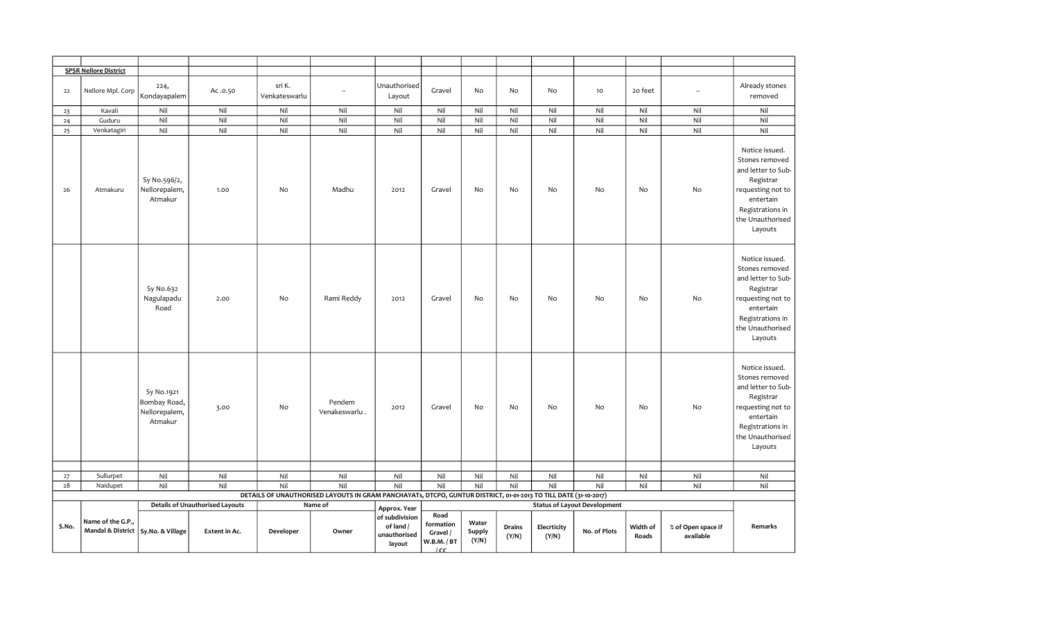| | | | | | | | | | | | | | | |
|---|---|---|---|---|---|---|---|---|---|---|---|---|---|---|
| | **SPSR Nellore District** | | | | | | | | | | | | | |
| 22 | Nellore Mpl. Corp | 224, Kondayapalem | Ac .0.50 | sri K. Venkateswarlu | -- | Unauthorised Layout | Gravel | No | No | No | 10 | 20 feet | -- | Already stones removed |
| 23 | Kavali | Nil | Nil | Nil | Nil | Nil | Nil | Nil | Nil | Nil | Nil | Nil | Nil | Nil |
| 24 | Guduru | Nil | Nil | Nil | Nil | Nil | Nil | Nil | Nil | Nil | Nil | Nil | Nil | Nil |
| 25 | Venkatagiri | Nil | Nil | Nil | Nil | Nil | Nil | Nil | Nil | Nil | Nil | Nil | Nil | Nil |
| 26 | Atmakuru | Sy No.596/2, Nellorepalem, Atmakur | 1.00 | No | Madhu | 2012 | Gravel | No | No | No | No | No | No | Notice issued. Stones removed and letter to Sub-Registrar requesting not to entertain Registrations in the Unauthorised Layouts |
| | | Sy No.632 Nagulapadu Road | 2.00 | No | Rami Reddy | 2012 | Gravel | No | No | No | No | No | No | Notice issued. Stones removed and letter to Sub-Registrar requesting not to entertain Registrations in the Unauthorised Layouts |
| | | Sy No.1921 Bombay Road, Nellorepalem, Atmakur | 3.00 | No | Pendem Venakeswarlu . | 2012 | Gravel | No | No | No | No | No | No | Notice issued. Stones removed and letter to Sub-Registrar requesting not to entertain Registrations in the Unauthorised Layouts |
| 27 | Sullurpet | Nil | Nil | Nil | Nil | Nil | Nil | Nil | Nil | Nil | Nil | Nil | Nil | Nil |
| 28 | Naidupet | Nil | Nil | Nil | Nil | Nil | Nil | Nil | Nil | Nil | Nil | Nil | Nil | Nil |

**DETAILS OF UNAUTHORISED LAYOUTS IN GRAM PANCHAYATS, DTCPO, GUNTUR DISTRICT, 01-01-2013 TO TILL DATE (31-10-2017)**

| S.No. | Name of the G.P., Mandal & District | Details of Unauthorised Layouts | | Name of | | Approx. Year of subdivision of land / unauthorised layout | Status of Layout Development | | | | | | | Remarks |
|---|---|---|---|---|---|---|---|---|---|---|---|---|---|---|
| | | Sy.No. & Village | Extent in Ac. | Developer | Owner | | Road formation Gravel / W.B.M. / BT / CC | Water Supply (Y/N) | Drains (Y/N) | Elecrticity (Y/N) | No. of Plots | Width of Roads | % of Open space if available | |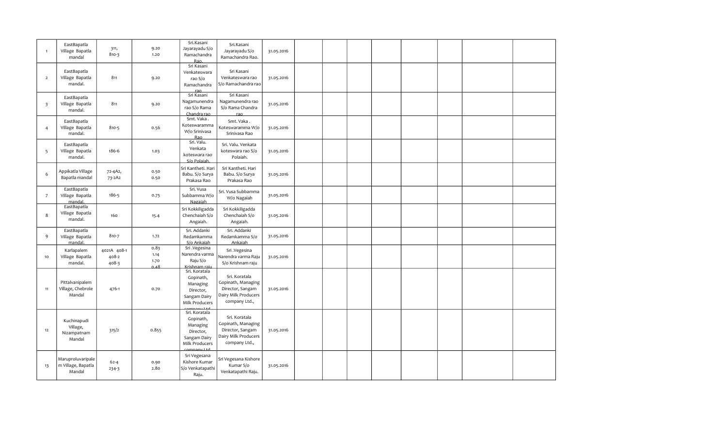| | | | | | | | | | | | | | | |
|---|---|---|---|---|---|---|---|---|---|---|---|---|---|---|
| 1 | EastBapatla Village Bapatla mandal | 311, 810-3 | 9.20 1.20 | Sri.Kasani Jayarayadu S/o Ramachandra Rao. | Sri.Kasani Jayarayadu S/o Ramachandra Rao. | 31.05.2016 | | | | | | | | |
| 2 | EastBapatla Village Bapatla mandal. | 811 | 9.20 | Sri Kasani Venkateswara rao S/o Ramachandra rao | Sri Kasani Venkateswara rao S/o Ramachandra rao | 31.05.2016 | | | | | | | | |
| 3 | EastBapatla Village Bapatla mandal. | 811 | 9.20 | Sri Kasani Nagamunendra rao S/o Rama Chandra rao | Sri Kasani Nagamunendra rao S/o Rama Chandra rao | 31.05.2016 | | | | | | | | |
| 4 | EastBapatla Village Bapatla mandal. | 810-5 | 0.56 | Smt. Vaka . Koteswaramma W/o Srinivasa Rao | Smt. Vaka . Koteswaramma W/o Srinivasa Rao | 31.05.2016 | | | | | | | | |
| 5 | EastBapatla Village Bapatla mandal. | 186-6 | 1.03 | Sri. Valu. Venkata koteswara rao S/o Polaiah. | Sri. Valu. Venkata koteswara rao S/o Polaiah. | 31.05.2016 | | | | | | | | |
| 6 | Appikatla Village Bapatla mandal | 72-4A2, 73-2A2 | 0.50 0.50 | Sri Kantheti. Hari Babu. S/o Surya Prakasa Rao | Sri Kantheti. Hari Babu. S/o Surya Prakasa Rao | 31.05.2016 | | | | | | | | |
| 7 | EastBapatla Village Bapatla mandal. | 186-5 | 0.75 | Sri. Vusa Subbamma W/o Nagaiah | Sri. Vusa Subbamma W/o Nagaiah | 31.05.2016 | | | | | | | | |
| 8 | EastBapatla Village Bapatla mandal. | 160 | 15.4 | Sri Kokkiligadda Chenchaiah S/o Angaiah. | Sri Kokkiligadda Chenchaiah S/o Angaiah. | 31.05.2016 | | | | | | | | |
| 9 | EastBapatla Village Bapatla mandal. | 810-7 | 1.72 | Sri. Addanki Redamkamma S/o Ankaiah | Sri. Addanki Redamkamma S/o Ankaiah | 31.05.2016 | | | | | | | | |
| 10 | Karlapalem Village Bapatla mandal. | 4021A 408-1 408-2 408-3 | 0.83 1.14 1.70 0.48 | Sri .Vegesina Narendra varma Raju S/o Krishnam raju | Sri .Vegesina Narendra varma Raju S/o Krishnam raju | 31.05.2016 | | | | | | | | |
| 11 | Pittalvanipalem Village, Chebrole Mandal | 476-1 | 0.70 | Sri. Koratala Gopinath, Managing Director, Sangam Dairy Milk Producers company Ltd. | Sri. Koratala Gopinath, Managing Director, Sangam Dairy Milk Producers company Ltd., | 31.05.2016 | | | | | | | | |
| 12 | Kuchinapudi Village, Nizampatnam Mandal | 315/2 | 0.855 | Sri. Koratala Gopinath, Managing Director, Sangam Dairy Milk Producers company Ltd. | Sri. Koratala Gopinath, Managing Director, Sangam Dairy Milk Producers company Ltd., | 31.05.2016 | | | | | | | | |
| 13 | Maruproluvaripalem Village, Bapatla Mandal | 62-4 234-3 | 0.90 2.80 | Sri Vegesana Kishore Kumar S/o Venkatapathi Raju. | Sri Vegesana Kishore Kumar S/o Venkatapathi Raju. | 31.05.2016 | | | | | | | | |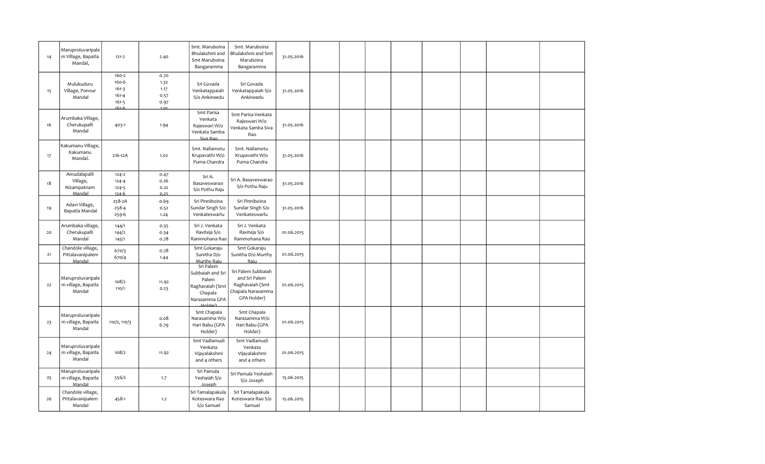| 14 | Maruproluvaripalem Village, Bapatla Mandal, | 121-2 | 2.40 | Smt. Maruboina Bhulakshmi and Smt Maruboina Bangaramma | Smt. Maruboina Bhulakshmi and Smt Maruboina Bangaramma | 31.05.2016 | | | | | | | |
|---|---|---|---|---|---|---|---|---|---|---|---|---|---|
| 15 | Mulukuduru Village, Ponnur Mandal | 160-2<br>160-6<br>161-3<br>161-4<br>161-5<br>161-6 | 0.70<br>1.32<br>1.17<br>0.57<br>0.97<br>1.01 | Sri Govada Venkatappaiah S/o Ankineedu | Sri Govada Venkatappaiah S/o Ankineedu | 31.05.2016 | | | | | | | |
| 16 | Arumbaka Village, Cherukupalli Mandal | 403-1 | 1.94 | Smt Parisa Venkata Rajeswari W/o Venkata Samba Siva Rao | Smt Parisa Venkata Rajeswari W/o Venkata Samba Siva Rao | 31.05.2016 | | | | | | | |
| 17 | Kakumanu Village, Kakumanu Mandal. | 216-12A | 1.02 | Smt. Nallamotu Krupavathi W/o Purna Chandra | Smt. Nallamotu Krupavathi W/o Purna Chandra | 31.05.2016 | | | | | | | |
| 18 | Amudalapalli Village, Nizampatnam Mandal | 124-2<br>124-4<br>124-5<br>124-6 | 0.47<br>0.26<br>0.22<br>0.25 | Sri A. Basaveswarao S/o Pothu Raju | Sri A. Basaveswarao S/o Pothu Raju | 31.05.2016 | | | | | | | |
| 19 | Adavi Village, Bapatla Mandal | 258-2A<br>258-4<br>259-6 | 0.69<br>0.52<br>1.24 | Sri Pinniboina Sundar Singh S/o Venkateswarlu | Sri Pinniboina Sundar Singh S/o Venkateswarlu | 31.05.2016 | | | | | | | |
| 20 | Arumbaka village, Cherukupalli Mandal | 144/1<br>144/2<br>145/1 | 0.35<br>0.34<br>0.78 | Sri J. Venkata Raviteja S/o Rammohana Rao | Sri J. Venkata Raviteja S/o Rammohana Rao | 01.06.2015 | | | | | | | |
| 21 | Chandole village, Pittalavanipalem Mandal | 670/3<br>670/4 | 0.78<br>1.44 | Smt Gokaraju Sunitha D/o Murthy Raju | Smt Gokaraju Sunitha D/o Murthy Raju | 01.06.2015 | | | | | | | |
| 22 | Maruproluvaripalem village, Bapatla Mandal | 108/2<br>110/1 | 11.92<br>0.23 | Sri Palem Subbaiah and Sri Palem Raghavaiah (Smt Chapala Narasamma GPA Holder) | Sri Palem Subbaiah and Sri Palem Raghavaiah (Smt Chapala Narasamma GPA Holder) | 01.06.2015 | | | | | | | |
| 23 | Maruproluvaripalem village, Bapatla Mandal | 110/2, 110/3 | 0.08<br>6.79 | Smt Chapala Narasamma W/o Hari Babu (GPA Holder) | Smt Chapala Narasamma W/o Hari Babu (GPA Holder) | 01.06.2015 | | | | | | | |
| 24 | Maruproluvaripalem village, Bapatla Mandal | 108/2 | 11.92 | Smt Vadlamudi Venkata Vijayalakshmi and 4 others | Smt Vadlamudi Venkata Vijayalakshmi and 4 others | 01.06.2015 | | | | | | | |
| 25 | Maruproluvaripalem village, Bapatla Mandal | 556/2 | 1.7 | Sri Pamula Yeshaiah S/o Joseph | Sri Pamula Yeshaiah S/o Joseph | 15.06.2015 | | | | | | | |
| 26 | Chandole village, Pittalavanipalem Mandal | 458-1 | 1.2 | Sri Tamalapakula Koteswara Rao S/o Samuel | Sri Tamalapakula Koteswara Rao S/o Samuel | 15.06.2015 | | | | | | | |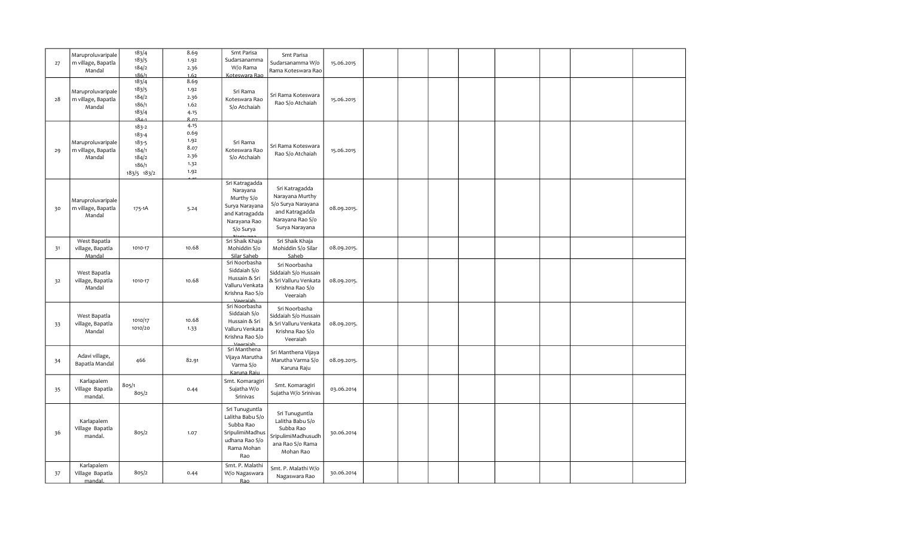| | | | | | | | | | | | | | | |
|---|---|---|---|---|---|---|---|---|---|---|---|---|---|---|
| 27 | Maruproluvaripalem village, Bapatla Mandal | 183/4<br>183/5<br>184/2<br>186/1 | 8.69<br>1.92<br>2.36<br>1.62 | Smt Parisa Sudarsanamma W/o Rama Koteswara Rao | Smt Parisa Sudarsanamma W/o Rama Koteswara Rao | 15.06.2015 | | | | | | | | |
| 28 | Maruproluvaripalem village, Bapatla Mandal | 183/4<br>183/5<br>184/2<br>186/1<br>183/4<br>184-1 | 8.69<br>1.92<br>2.36<br>1.62<br>4.15<br>8.07 | Sri Rama Koteswara Rao S/o Atchaiah | Sri Rama Koteswara Rao S/o Atchaiah | 15.06.2015 | | | | | | | | |
| 29 | Maruproluvaripalem village, Bapatla Mandal | 183-2<br>183-4<br>183-5<br>184/1<br>184/2<br>186/1<br>183/5 183/2 | 4.15<br>0.69<br>1.92<br>8.07<br>2.36<br>1.32<br>1.92<br>4.15 | Sri Rama Koteswara Rao S/o Atchaiah | Sri Rama Koteswara Rao S/o Atchaiah | 15.06.2015 | | | | | | | | |
| 30 | Maruproluvaripalem village, Bapatla Mandal | 175-1A | 5.24 | Sri Katragadda Narayana Murthy S/o Surya Narayana and Katragadda Narayana Rao S/o Surya Narayana | Sri Katragadda Narayana Murthy S/o Surya Narayana and Katragadda Narayana Rao S/o Surya Narayana | 08.09.2015. | | | | | | | | |
| 31 | West Bapatla village, Bapatla Mandal | 1010-17 | 10.68 | Sri Shaik Khaja Mohiddin S/o Silar Saheb | Sri Shaik Khaja Mohiddin S/o Silar Saheb | 08.09.2015. | | | | | | | | |
| 32 | West Bapatla village, Bapatla Mandal | 1010-17 | 10.68 | Sri Noorbasha Siddaiah S/o Hussain & Sri Valluru Venkata Krishna Rao S/o Veeraiah | Sri Noorbasha Siddaiah S/o Hussain & Sri Valluru Venkata Krishna Rao S/o Veeraiah | 08.09.2015. | | | | | | | | |
| 33 | West Bapatla village, Bapatla Mandal | 1010/17<br>1010/20 | 10.68<br>1.33 | Sri Noorbasha Siddaiah S/o Hussain & Sri Valluru Venkata Krishna Rao S/o Veeraiah | Sri Noorbasha Siddaiah S/o Hussain & Sri Valluru Venkata Krishna Rao S/o Veeraiah | 08.09.2015. | | | | | | | | |
| 34 | Adavi village, Bapatla Mandal | 466 | 82.91 | Sri Manthena Vijaya Marutha Varma S/o Karuna Raju | Sri Manthena Vijaya Marutha Varma S/o Karuna Raju | 08.09.2015. | | | | | | | | |
| 35 | Karlapalem Village Bapatla mandal. | 805/1<br>805/2 | 0.44 | Smt. Komaragiri Sujatha W/o Srinivas | Smt. Komaragiri Sujatha W/o Srinivas | 03.06.2014 | | | | | | | | |
| 36 | Karlapalem Village Bapatla mandal. | 805/2 | 1.07 | Sri Tunuguntla Lalitha Babu S/o Subba Rao SripulimiMadhusudhana Rao S/o Rama Mohan Rao | Sri Tunuguntla Lalitha Babu S/o Subba Rao SripulimiMadhusudhana Rao S/o Rama Mohan Rao | 30.06.2014 | | | | | | | | |
| 37 | Karlapalem Village Bapatla mandal. | 805/2 | 0.44 | Smt. P. Malathi W/o Nagaswara Rao | Smt. P. Malathi W/o Nagaswara Rao | 30.06.2014 | | | | | | | | |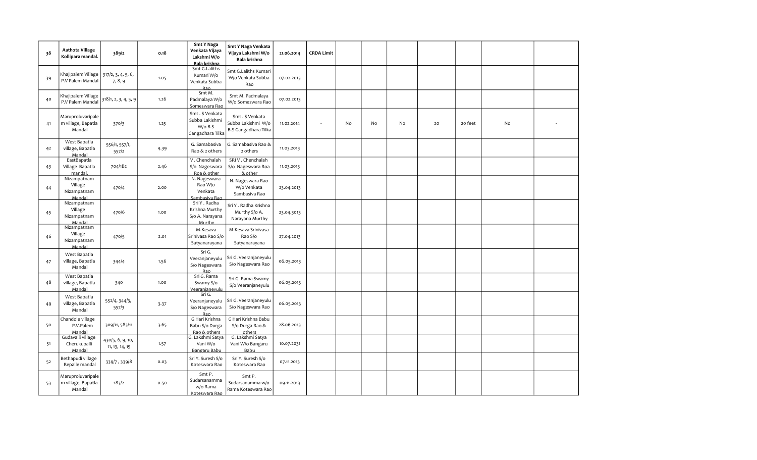| | | | | | | | | | | | | | | |
|---|---|---|---|---|---|---|---|---|---|---|---|---|---|---|
| 38 | **Aathota Village Kollipara mandal.** | **389/2** | **0.18** | **Smt Y Naga Venkata Vijaya Lakshmi W/o Bala krishna** | **Smt Y Naga Venkata Vijaya Lakshmi W/o Bala krishna** | **21.06.2014** | **CRDA Limit** | | | | | | | |
| 39 | Khajipalem Village P.V Palem Mandal | 317/2, 3, 4, 5, 6, 7, 8, 9 | 1.05 | Smt G.Laliths Kumari W/o Venkata Subba Rao | Smt G.Laliths Kumari W/o Venkata Subba Rao | 07.02.2013 | | | | | | | | |
| 40 | Khajipalem Village P.V Palem Mandal | 318/1, 2, 3, 4, 5, 9 | 1.26 | Smt M. Padmalaya W/o Someswara Rao | Smt M. Padmalaya W/o Someswara Rao | 07.02.2013 | | | | | | | | |
| 41 | Maruproluvaripalem village, Bapatla Mandal | 370/3 | 1.25 | Smt . S Venkata Subba Lakishmi W/o B.S Gangadhara Tilka | Smt . S Venkata Subba Lakishmi W/o B.S Gangadhara Tilka | 11.02.2014 | - | No | No | No | 20 | 20 feet | No | - |
| 42 | West Bapatla village, Bapatla Mandal | 556/1, 557/1, 557/2 | 4.39 | G. Samabasiva Rao & 2 others | G. Samabasiva Rao & 2 others | 11.03.2013 | | | | | | | | |
| 43 | EastBapatla Village Bapatla mandal. | 704/1B2 | 2.46 | V . Chenchalah S/o Nageswara Roa & other | SRI V . Chenchalah S/o Nageswara Roa & other | 11.03.2013 | | | | | | | | |
| 44 | Nizampatnam Village Nizampatnam Mandal | 470/4 | 2.00 | N. Nageswara Rao W/o Venkata Sambasiva Rao | N. Nageswara Rao W/o Venkata Sambasiva Rao | 23.04.2013 | | | | | | | | |
| 45 | Nizampatnam Village Nizampatnam Mandal | 470/6 | 1.00 | Sri Y . Radha Krishna Murthy S/o A. Narayana Murthy | Sri Y . Radha Krishna Murthy S/o A. Narayana Murthy | 23.04.3013 | | | | | | | | |
| 46 | Nizampatnam Village Nizampatnam Mandal | 470/5 | 2.01 | M.Kesava Srinivasa Rao S/o Satyanarayana | M.Kesava Srinivasa Rao S/o Satyanarayana | 27.04.2013 | | | | | | | | |
| 47 | West Bapatla village, Bapatla Mandal | 344/4 | 1.56 | Sri G. Veeranjaneyulu S/o Nageswara Rao | Sri G. Veeranjaneyulu S/o Nageswara Rao | 06.05.2013 | | | | | | | | |
| 48 | West Bapatla village, Bapatla Mandal | 340 | 1.00 | Sri G. Rama Swamy S/o Veeranjaneyulu | Sri G. Rama Swamy S/o Veeranjaneyulu | 06.05.2013 | | | | | | | | |
| 49 | West Bapatla village, Bapatla Mandal | 552/4, 344/3, 557/3 | 3.37 | Sri G. Veeranjaneyulu S/o Nageswara Rao | Sri G. Veeranjaneyulu S/o Nageswara Rao | 06.05.2013 | | | | | | | | |
| 50 | Chandole village P.V.Palem Mandal | 309/11, 583/11 | 3.65 | G Hari Krishna Babu S/o Durga Rao & others | G Hari Krishna Babu S/o Durga Rao & others | 28.06.2013 | | | | | | | | |
| 51 | Gudavalli village Cherukupalli Mandal | 430/5, 6, 9, 10, 11, 13, 14, 15 | 1.57 | G. Lakshmi Satya Vani W/o Bangaru Babu | G. Lakshmi Satya Vani W/o Bangaru Babu | 10.07.2031 | | | | | | | | |
| 52 | Bethapudi village Repalle mandal | 339/7 , 339/8 | 0.03 | Sri Y. Suresh S/o Koteswara Rao | Sri Y. Suresh S/o Koteswara Rao | 07.11.2013 | | | | | | | | |
| 53 | Maruproluvaripalem village, Bapatla Mandal | 183/2 | 0.50 | Smt P. Sudarsanamma w/o Rama Koteswara Rao | Smt P. Sudarsanamma w/o Rama Koteswara Rao | 09.11.2013 | | | | | | | | |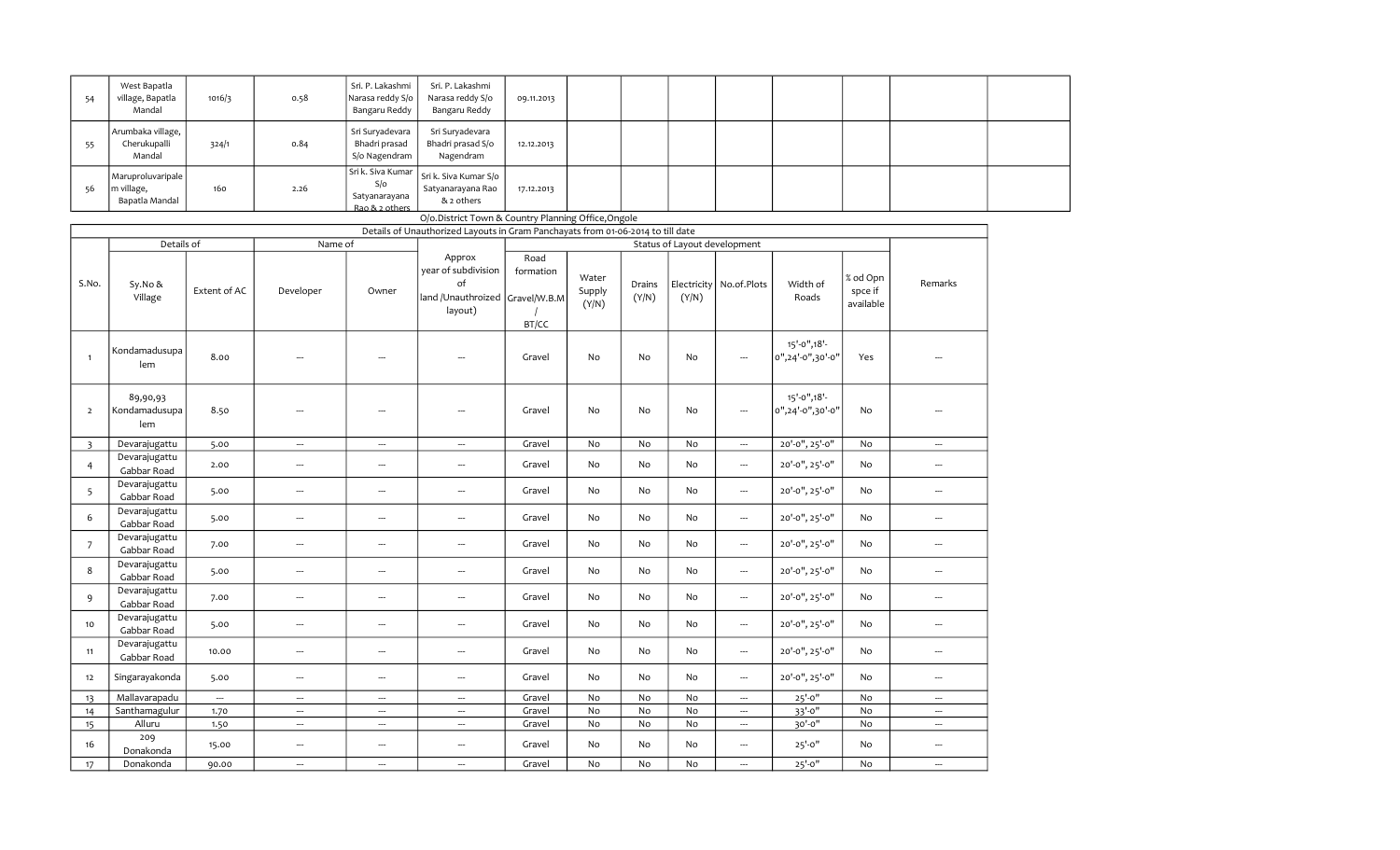| 54 | West Bapatla village, Bapatla Mandal | 1016/3 | 0.58 | Sri. P. Lakashmi Narasa reddy S/o Bangaru Reddy | Sri. P. Lakashmi Narasa reddy S/o Bangaru Reddy | 09.11.2013 | | | | | | | |
|---|---|---|---|---|---|---|---|---|---|---|---|---|---|
| 55 | Arumbaka village, Cherukupalli Mandal | 324/1 | 0.84 | Sri Suryadevara Bhadri prasad S/o Nagendram | Sri Suryadevara Bhadri prasad S/o Nagendram | 12.12.2013 | | | | | | | |
| 56 | Maruproluvaripalem village, Bapatla Mandal | 160 | 2.26 | Sri k. Siva Kumar S/o Satyanarayana Rao & 2 others | Sri k. Siva Kumar S/o Satyanarayana Rao & 2 others | 17.12.2013 | | | | | | | |

O/o.District Town & Country Planning Office,Ongole

Details of Unauthorized Layouts in Gram Panchayats from 01-06-2014 to till date

| S.No. | Details of | | Name of | | Approx year of subdivision of land /Unauthroized layout) | Status of Layout development | | | | | | | Remarks |
|---|---|---|---|---|---|---|---|---|---|---|---|---|---|
| | Sy.No & Village | Extent of AC | Developer | Owner | | Road formation Gravel/W.B.M / BT/CC | Water Supply (Y/N) | Drains (Y/N) | Electricity (Y/N) | No.of.Plots | Width of Roads | % od Opn spce if available | |
| 1 | Kondamadusupalem | 8.00 | --- | --- | --- | Gravel | No | No | No | --- | 15'-0",18'-0",24'-0",30'-0" | Yes | --- |
| 2 | 89,90,93 Kondamadusupalem | 8.50 | --- | --- | --- | Gravel | No | No | No | --- | 15'-0",18'-0",24'-0",30'-0" | No | --- |
| 3 | Devarajugattu | 5.00 | --- | --- | --- | Gravel | No | No | No | --- | 20'-0", 25'-0" | No | --- |
| 4 | Devarajugattu Gabbar Road | 2.00 | --- | --- | --- | Gravel | No | No | No | --- | 20'-0", 25'-0" | No | --- |
| 5 | Devarajugattu Gabbar Road | 5.00 | --- | --- | --- | Gravel | No | No | No | --- | 20'-0", 25'-0" | No | --- |
| 6 | Devarajugattu Gabbar Road | 5.00 | --- | --- | --- | Gravel | No | No | No | --- | 20'-0", 25'-0" | No | --- |
| 7 | Devarajugattu Gabbar Road | 7.00 | --- | --- | --- | Gravel | No | No | No | --- | 20'-0", 25'-0" | No | --- |
| 8 | Devarajugattu Gabbar Road | 5.00 | --- | --- | --- | Gravel | No | No | No | --- | 20'-0", 25'-0" | No | --- |
| 9 | Devarajugattu Gabbar Road | 7.00 | --- | --- | --- | Gravel | No | No | No | --- | 20'-0", 25'-0" | No | --- |
| 10 | Devarajugattu Gabbar Road | 5.00 | --- | --- | --- | Gravel | No | No | No | --- | 20'-0", 25'-0" | No | --- |
| 11 | Devarajugattu Gabbar Road | 10.00 | --- | --- | --- | Gravel | No | No | No | --- | 20'-0", 25'-0" | No | --- |
| 12 | Singarayakonda | 5.00 | --- | --- | --- | Gravel | No | No | No | --- | 20'-0", 25'-0" | No | --- |
| 13 | Mallavarapadu | --- | --- | --- | --- | Gravel | No | No | No | --- | 25'-0" | No | --- |
| 14 | Santhamagulur | 1.70 | --- | --- | --- | Gravel | No | No | No | --- | 33'-0" | No | --- |
| 15 | Alluru | 1.50 | --- | --- | --- | Gravel | No | No | No | --- | 30'-0" | No | --- |
| 16 | 209 Donakonda | 15.00 | --- | --- | --- | Gravel | No | No | No | --- | 25'-0" | No | --- |
| 17 | Donakonda | 90.00 | --- | --- | --- | Gravel | No | No | No | --- | 25'-0" | No | --- |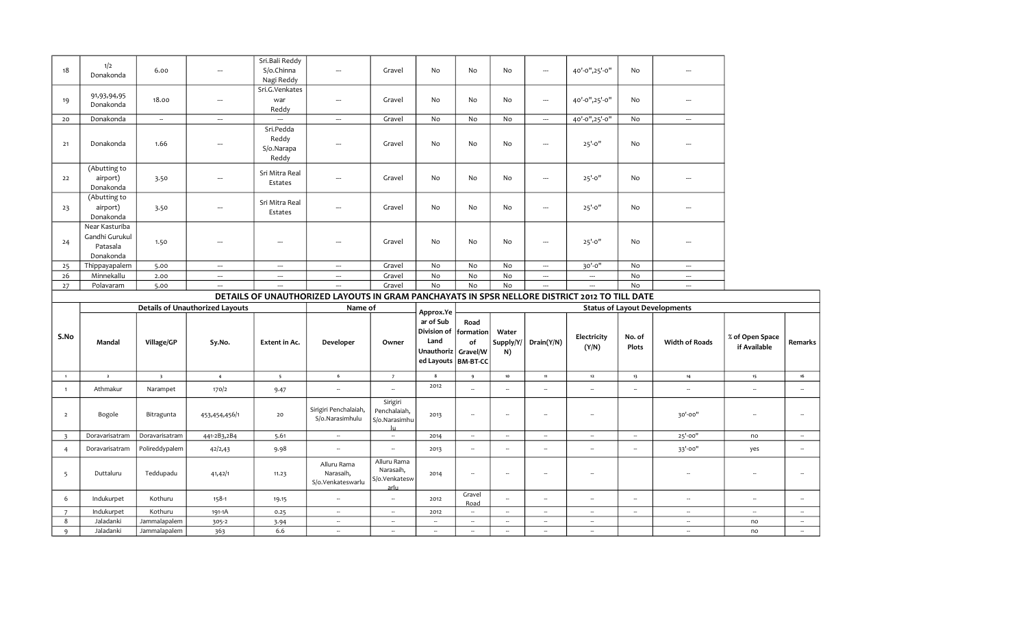| 18 | 1/2 Donakonda | 6.00 | --- | Sri.Bali Reddy S/o.Chinna Nagi Reddy | --- | Gravel | No | No | No | --- | 40'-0",25'-0" | No | --- |
|---|---|---|---|---|---|---|---|---|---|---|---|---|---|
| 19 | 91,93,94,95 Donakonda | 18.00 | --- | Sri.G.Venkateswar Reddy | --- | Gravel | No | No | No | --- | 40'-0",25'-0" | No | --- |
| 20 | Donakonda | -- | --- | --- | --- | Gravel | No | No | No | --- | 40'-0",25'-0" | No | --- |
| 21 | Donakonda | 1.66 | --- | Sri.Pedda Reddy S/o.Narapa Reddy | --- | Gravel | No | No | No | --- | 25'-0" | No | --- |
| 22 | (Abutting to airport) Donakonda | 3.50 | --- | Sri Mitra Real Estates | --- | Gravel | No | No | No | --- | 25'-0" | No | --- |
| 23 | (Abutting to airport) Donakonda | 3.50 | --- | Sri Mitra Real Estates | --- | Gravel | No | No | No | --- | 25'-0" | No | --- |
| 24 | Near Kasturiba Gandhi Gurukul Patasala Donakonda | 1.50 | --- | --- | --- | Gravel | No | No | No | --- | 25'-0" | No | --- |
| 25 | Thippayapalem | 5.00 | --- | --- | --- | Gravel | No | No | No | --- | 30'-0" | No | --- |
| 26 | Minnekallu | 2.00 | --- | --- | --- | Gravel | No | No | No | --- | --- | No | --- |
| 27 | Polavaram | 5.00 | --- | --- | --- | Gravel | No | No | No | --- | --- | No | --- |

## DETAILS OF UNAUTHORIZED LAYOUTS IN GRAM PANCHAYATS IN SPSR NELLORE DISTRICT 2012 TO TILL DATE

| S.No | Details of Unauthorized Layouts | | | | Name of | | Approx.Year of Sub Division of Land Unauthorized Layouts | Status of Layout Developments | | | | | | | |
|---|---|---|---|---|---|---|---|---|---|---|---|---|---|---|---|
| | Mandal | Village/GP | Sy.No. | Extent in Ac. | Developer | Owner | | Road formation of Gravel/WBM-BT-CC | Water Supply/Y/N) | Drain(Y/N) | Electricity (Y/N) | No. of Plots | Width of Roads | % of Open Space if Available | Remarks |
| 1 | 2 | 3 | 4 | 5 | 6 | 7 | 8 | 9 | 10 | 11 | 12 | 13 | 14 | 15 | 16 |
| 1 | Athmakur | Narampet | 170/2 | 9.47 | -- | -- | 2012 | -- | -- | -- | -- | -- | -- | -- | -- |
| 2 | Bogole | Bitragunta | 453,454,456/1 | 20 | Sirigiri Penchalaiah, S/o.Narasimhulu | Sirigiri Penchalaiah, S/o.Narasimhulu | 2013 | -- | -- | -- | -- | | 30'-00" | -- | -- |
| 3 | Doravarisatram | Doravarisatram | 441-2B3,2B4 | 5.61 | -- | -- | 2014 | -- | -- | -- | -- | -- | 25'-00" | no | -- |
| 4 | Doravarisatram | Polireddypalem | 42/2,43 | 9.98 | -- | -- | 2013 | -- | -- | -- | -- | -- | 33'-00" | yes | -- |
| 5 | Duttaluru | Teddupadu | 41,42/1 | 11.23 | Alluru Rama Narasaih, S/o.Venkateswarlu | Alluru Rama Narasaih, S/o.Venkateswarlu | 2014 | -- | -- | -- | -- | | -- | -- | -- |
| 6 | Indukurpet | Kothuru | 158-1 | 19.15 | -- | -- | 2012 | Gravel Road | -- | -- | -- | -- | -- | -- | -- |
| 7 | Indukurpet | Kothuru | 191-1A | 0.25 | -- | -- | 2012 | -- | -- | -- | -- | -- | -- | -- | -- |
| 8 | Jaladanki | Jammalapalem | 305-2 | 3.94 | -- | -- | -- | -- | -- | -- | -- | | -- | no | -- |
| 9 | Jaladanki | Jammalapalem | 363 | 6.6 | -- | -- | -- | -- | -- | -- | -- | | -- | no | -- |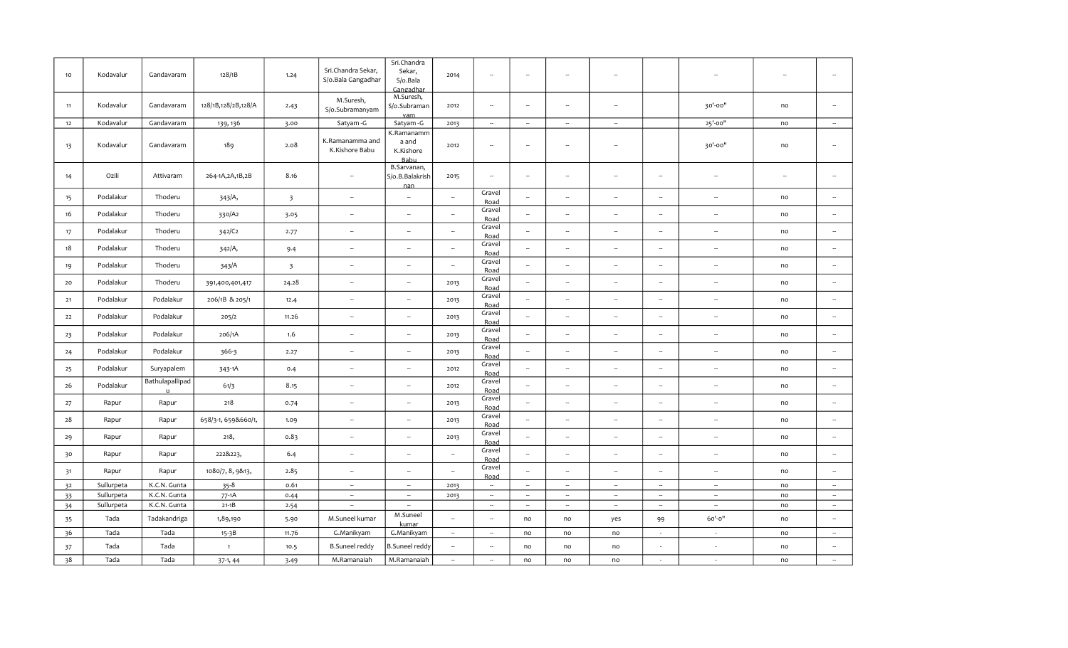| 10 | Kodavalur | Gandavaram | 128/1B | 1.24 | Sri.Chandra Sekar, S/o.Bala Gangadhar | Sri.Chandra Sekar, S/o.Bala Gangadhar | 2014 | -- | -- | -- | -- | | -- | -- | -- |
|---|---|---|---|---|---|---|---|---|---|---|---|---|---|---|---|
| 11 | Kodavalur | Gandavaram | 128/1B,128/2B,128/A | 2.43 | M.Suresh, S/o.Subramanyam | M.Suresh, S/o.Subramanyam | 2012 | -- | -- | -- | -- | | 30'-00" | no | -- |
| 12 | Kodavalur | Gandavaram | 139, 136 | 3.00 | Satyam -G | Satyam -G | 2013 | -- | -- | -- | -- | | 25'-00" | no | -- |
| 13 | Kodavalur | Gandavaram | 189 | 2.08 | K.Ramanamma and K.Kishore Babu | K.Ramanamma and K.Kishore Babu | 2012 | -- | -- | -- | -- | | 30'-00" | no | -- |
| 14 | Ozili | Attivaram | 264-1A,2A,1B,2B | 8.16 | -- | B.Sarvanan, S/o.B.Balakrishnan | 2015 | -- | -- | -- | -- | -- | -- | -- | -- |
| 15 | Podalakur | Thoderu | 343/A, | 3 | -- | -- | -- | Gravel Road | -- | -- | -- | -- | -- | no | -- |
| 16 | Podalakur | Thoderu | 330/A2 | 3.05 | -- | -- | -- | Gravel Road | -- | -- | -- | -- | -- | no | -- |
| 17 | Podalakur | Thoderu | 342/C2 | 2.77 | -- | -- | -- | Gravel Road | -- | -- | -- | -- | -- | no | -- |
| 18 | Podalakur | Thoderu | 342/A, | 9.4 | -- | -- | -- | Gravel Road | -- | -- | -- | -- | -- | no | -- |
| 19 | Podalakur | Thoderu | 343/A | 3 | -- | -- | -- | Gravel Road | -- | -- | -- | -- | -- | no | -- |
| 20 | Podalakur | Thoderu | 391,400,401,417 | 24.28 | -- | -- | 2013 | Gravel Road | -- | -- | -- | -- | -- | no | -- |
| 21 | Podalakur | Podalakur | 206/1B & 205/1 | 12.4 | -- | -- | 2013 | Gravel Road | -- | -- | -- | -- | -- | no | -- |
| 22 | Podalakur | Podalakur | 205/2 | 11.26 | -- | -- | 2013 | Gravel Road | -- | -- | -- | -- | -- | no | -- |
| 23 | Podalakur | Podalakur | 206/1A | 1.6 | -- | -- | 2013 | Gravel Road | -- | -- | -- | -- | -- | no | -- |
| 24 | Podalakur | Podalakur | 366-3 | 2.27 | -- | -- | 2013 | Gravel Road | -- | -- | -- | -- | -- | no | -- |
| 25 | Podalakur | Suryapalem | 343-1A | 0.4 | -- | -- | 2012 | Gravel Road | -- | -- | -- | -- | -- | no | -- |
| 26 | Podalakur | Bathulapallipadu | 61/3 | 8.15 | -- | -- | 2012 | Gravel Road | -- | -- | -- | -- | -- | no | -- |
| 27 | Rapur | Rapur | 218 | 0.74 | -- | -- | 2013 | Gravel Road | -- | -- | -- | -- | -- | no | -- |
| 28 | Rapur | Rapur | 658/3-1, 659&660/1, | 1.09 | -- | -- | 2013 | Gravel Road | -- | -- | -- | -- | -- | no | -- |
| 29 | Rapur | Rapur | 218, | 0.83 | -- | -- | 2013 | Gravel Road | -- | -- | -- | -- | -- | no | -- |
| 30 | Rapur | Rapur | 222&223, | 6.4 | -- | -- | -- | Gravel Road | -- | -- | -- | -- | -- | no | -- |
| 31 | Rapur | Rapur | 1080/7, 8, 9&13, | 2.85 | -- | -- | -- | Gravel Road | -- | -- | -- | -- | -- | no | -- |
| 32 | Sullurpeta | K.C.N. Gunta | 35-8 | 0.61 | -- | -- | 2013 | -- | -- | -- | -- | -- | -- | no | -- |
| 33 | Sullurpeta | K.C.N. Gunta | 77-1A | 0.44 | -- | -- | 2013 | -- | -- | -- | -- | -- | -- | no | -- |
| 34 | Sullurpeta | K.C.N. Gunta | 21-1B | 2.54 | -- | -- | | -- | -- | -- | -- | -- | -- | no | -- |
| 35 | Tada | Tadakandriga | 1,89,190 | 5.90 | M.Suneel kumar | M.Suneel kumar | -- | -- | no | no | yes | 99 | 60'-0" | no | -- |
| 36 | Tada | Tada | 15-3B | 11.76 | G.Manikyam | G.Manikyam | -- | -- | no | no | no | - | - | no | -- |
| 37 | Tada | Tada | 1 | 10.5 | B.Suneel reddy | B.Suneel reddy | -- | -- | no | no | no | - | - | no | -- |
| 38 | Tada | Tada | 37-1, 44 | 3.49 | M.Ramanaiah | M.Ramanaiah | -- | -- | no | no | no | - | - | no | -- |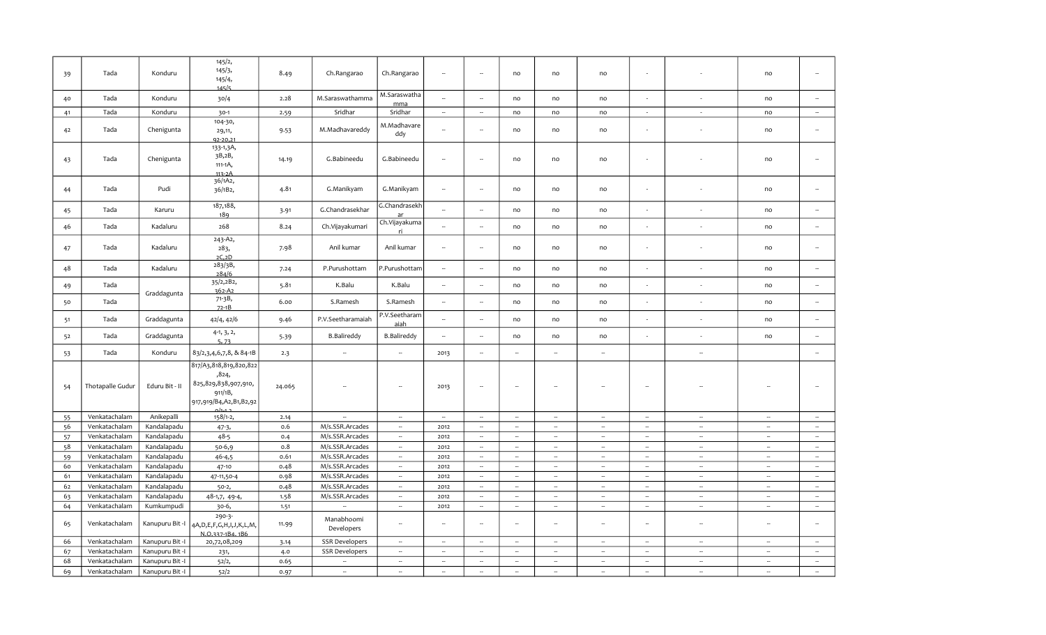| | | | | | | | | | | | | | | | |
|---|---|---|---|---|---|---|---|---|---|---|---|---|---|---|---|
| 39 | Tada | Konduru | 145/2, 145/3, 145/4, 145/5 | 8.49 | Ch.Rangarao | Ch.Rangarao | -- | -- | no | no | no | - | - | no | -- |
| 40 | Tada | Konduru | 30/4 | 2.28 | M.Saraswathamma | M.Saraswathamma | -- | -- | no | no | no | - | - | no | -- |
| 41 | Tada | Konduru | 30-1 | 2.59 | Sridhar | Sridhar | -- | -- | no | no | no | - | - | no | -- |
| 42 | Tada | Chenigunta | 104-30, 29,11, 92-20,21 | 9.53 | M.Madhavareddy | M.Madhavareddy | -- | -- | no | no | no | - | - | no | -- |
| 43 | Tada | Chenigunta | 133-1,3A, 3B,2B, 111-1A, 113-2A | 14.19 | G.Babineedu | G.Babineedu | -- | -- | no | no | no | - | - | no | -- |
| 44 | Tada | Pudi | 36/1A2, 36/1B2, | 4.81 | G.Manikyam | G.Manikyam | -- | -- | no | no | no | - | - | no | -- |
| 45 | Tada | Karuru | 187,188, 189 | 3.91 | G.Chandrasekhar | G.Chandrasekhar | -- | -- | no | no | no | - | - | no | -- |
| 46 | Tada | Kadaluru | 268 | 8.24 | Ch.Vijayakumari | Ch.Vijayakumari | -- | -- | no | no | no | - | - | no | -- |
| 47 | Tada | Kadaluru | 243-A2, 283, 2C,2D | 7.98 | Anil kumar | Anil kumar | -- | -- | no | no | no | - | - | no | -- |
| 48 | Tada | Kadaluru | 283/3B, 284/6 | 7.24 | P.Purushottam | P.Purushottam | -- | -- | no | no | no | - | - | no | -- |
| 49 | Tada | Graddagunta | 35/2,2B2, 362-A2 | 5.81 | K.Balu | K.Balu | -- | -- | no | no | no | - | - | no | -- |
| 50 | Tada | | 71-3B, 72-1B | 6.00 | S.Ramesh | S.Ramesh | -- | -- | no | no | no | - | - | no | -- |
| 51 | Tada | Graddagunta | 42/4, 42/6 | 9.46 | P.V.Seetharamaiah | P.V.Seetharamaiah | -- | -- | no | no | no | - | - | no | -- |
| 52 | Tada | Graddagunta | 4-1, 3, 2, 5, 73 | 5.39 | B.Balireddy | B.Balireddy | -- | -- | no | no | no | - | - | no | -- |
| 53 | Tada | Konduru | 83/2,3,4,6,7,8, & 84-1B | 2.3 | -- | -- | 2013 | -- | -- | -- | -- | | -- | | -- |
| 54 | Thotapalle Gudur | Eduru Bit - II | 817/A3,818,819,820,822,824, 825,829,838,907,910, 911/1B, 917,919/B4,A2,B1,B2,920/A12 | 24.065 | -- | -- | 2013 | -- | -- | -- | -- | -- | -- | -- | -- |
| 55 | Venkatachalam | Anikepalli | 158/1-2, | 2.14 | -- | -- | -- | -- | -- | -- | -- | -- | -- | -- | -- |
| 56 | Venkatachalam | Kandalapadu | 47-3, | 0.6 | M/s.SSR.Arcades | -- | 2012 | -- | -- | -- | -- | -- | -- | -- | -- |
| 57 | Venkatachalam | Kandalapadu | 48-5 | 0.4 | M/s.SSR.Arcades | -- | 2012 | -- | -- | -- | -- | -- | -- | -- | -- |
| 58 | Venkatachalam | Kandalapadu | 50-6,9 | 0.8 | M/s.SSR.Arcades | -- | 2012 | -- | -- | -- | -- | -- | -- | -- | -- |
| 59 | Venkatachalam | Kandalapadu | 46-4,5 | 0.61 | M/s.SSR.Arcades | -- | 2012 | -- | -- | -- | -- | -- | -- | -- | -- |
| 60 | Venkatachalam | Kandalapadu | 47-10 | 0.48 | M/s.SSR.Arcades | -- | 2012 | -- | -- | -- | -- | -- | -- | -- | -- |
| 61 | Venkatachalam | Kandalapadu | 47-11,50-4 | 0.98 | M/s.SSR.Arcades | -- | 2012 | -- | -- | -- | -- | -- | -- | -- | -- |
| 62 | Venkatachalam | Kandalapadu | 50-2, | 0.48 | M/s.SSR.Arcades | -- | 2012 | -- | -- | -- | -- | -- | -- | -- | -- |
| 63 | Venkatachalam | Kandalapadu | 48-1,7, 49-4, | 1.58 | M/s.SSR.Arcades | -- | 2012 | -- | -- | -- | -- | -- | -- | -- | -- |
| 64 | Venkatachalam | Kumkumpudi | 30-6, | 1.51 | -- | -- | 2012 | -- | -- | -- | -- | -- | -- | -- | -- |
| 65 | Venkatachalam | Kanupuru Bit -I | 290-3-4A,D,E,F,G,H,I,J,K,L,M,N,O,337-1B4, 1B6 | 11.99 | Manabhoomi Developers | -- | -- | -- | -- | -- | -- | -- | -- | -- | -- |
| 66 | Venkatachalam | Kanupuru Bit -I | 20,72,08,209 | 3.14 | SSR Developers | -- | -- | -- | -- | -- | -- | -- | -- | -- | -- |
| 67 | Venkatachalam | Kanupuru Bit -I | 231, | 4.0 | SSR Developers | -- | -- | -- | -- | -- | -- | -- | -- | -- | -- |
| 68 | Venkatachalam | Kanupuru Bit -I | 52/2, | 0.65 | -- | -- | -- | -- | -- | -- | -- | -- | -- | -- | -- |
| 69 | Venkatachalam | Kanupuru Bit -I | 52/2 | 0.97 | -- | -- | -- | -- | -- | -- | -- | -- | -- | -- | -- |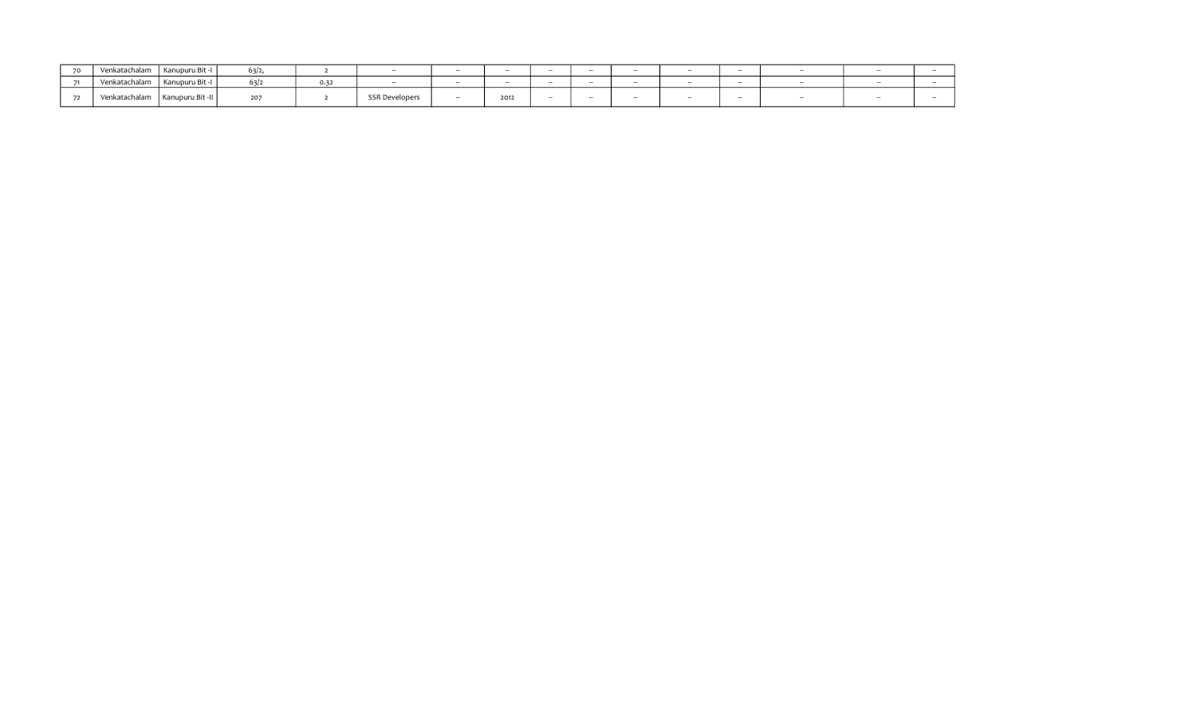| | | | | | | | | | | | | | | | |
|---|---|---|---|---|---|---|---|---|---|---|---|---|---|---|---|
| 70 | Venkatachalam | Kanupuru Bit -I | 63/2, | 2 | -- | -- | -- | -- | -- | -- | -- | -- | -- | -- | -- |
| 71 | Venkatachalam | Kanupuru Bit -I | 63/2 | 0.32 | -- | -- | -- | -- | -- | -- | -- | -- | -- | -- | -- |
| 72 | Venkatachalam | Kanupuru Bit -II | 207 | 2 | SSR Developers | -- | 2012 | -- | -- | -- | -- | -- | -- | -- | -- |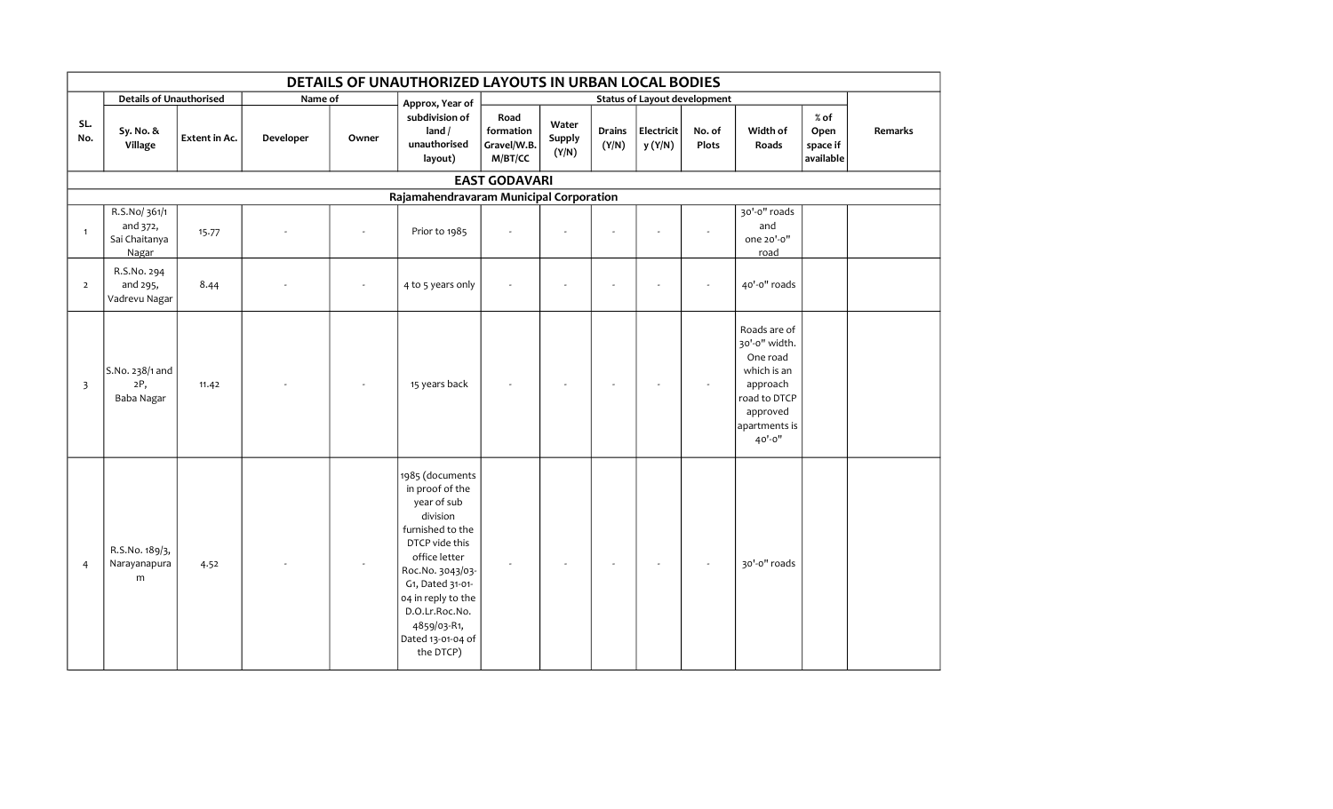| DETAILS OF UNAUTHORIZED LAYOUTS IN URBAN LOCAL BODIES | | | | | | | | | | | | | | |
|---|---|---|---|---|---|---|---|---|---|---|---|---|---|---|
| SL. No. | Details of Unauthorised | | Name of | | Approx, Year of subdivision of land / unauthorised layout) | Status of Layout development | | | | | | | Remarks |
| | Sy. No. & Village | Extent in Ac. | Developer | Owner | | Road formation Gravel/W.B. M/BT/CC | Water Supply (Y/N) | Drains (Y/N) | Electricity (Y/N) | No. of Plots | Width of Roads | % of Open space if available | |
| **EAST GODAVARI** | | | | | | | | | | | | | |
| **Rajamahendravaram Municipal Corporation** | | | | | | | | | | | | | |
| 1 | R.S.No/ 361/1 and 372, Sai Chaitanya Nagar | 15.77 | - | - | Prior to 1985 | - | - | - | - | - | 30'-0" roads and one 20'-0" road | | |
| 2 | R.S.No. 294 and 295, Vadrevu Nagar | 8.44 | - | - | 4 to 5 years only | - | - | - | - | - | 40'-0" roads | | |
| 3 | S.No. 238/1 and 2P, Baba Nagar | 11.42 | - | - | 15 years back | - | - | - | - | - | Roads are of 30'-0" width. One road which is an approach road to DTCP approved apartments is 40'-0" | | |
| 4 | R.S.No. 189/3, Narayanapuram | 4.52 | - | - | 1985 (documents in proof of the year of sub division furnished to the DTCP vide this office letter Roc.No. 3043/03-G1, Dated 31-01-04 in reply to the D.O.Lr.Roc.No. 4859/03-R1, Dated 13-01-04 of the DTCP) | - | - | - | - | - | 30'-0" roads | | |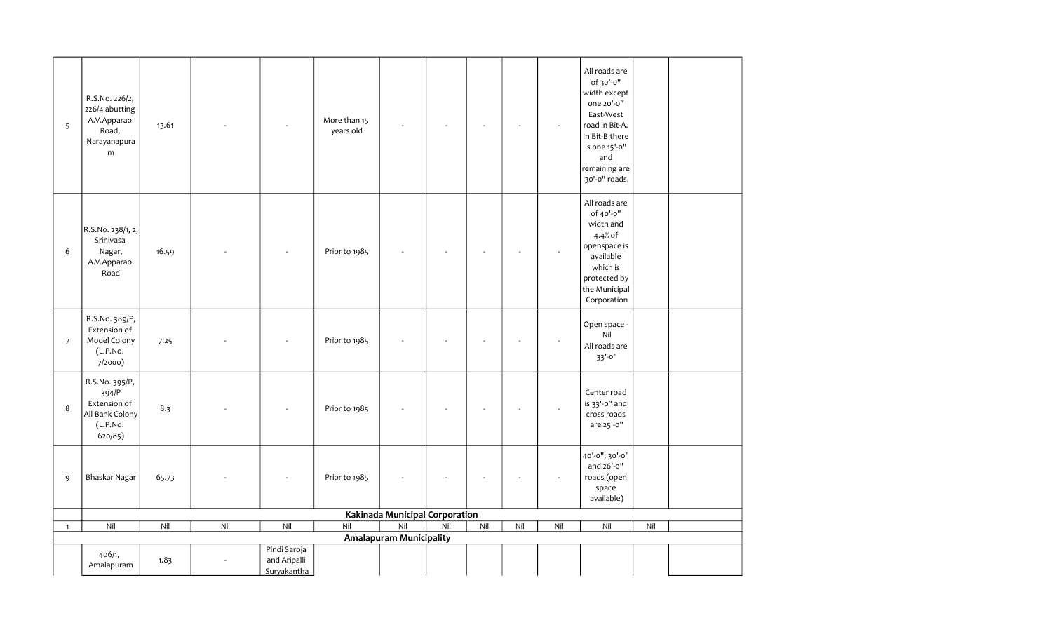| | | | | | | | | | | | | | |
|---|---|---|---|---|---|---|---|---|---|---|---|---|---|
| 5 | R.S.No. 226/2, 226/4 abutting A.V.Apparao Road, Narayanapuram | 13.61 | - | - | More than 15 years old | - | - | - | - | - | All roads are of 30'-0" width except one 20'-0" East-West road in Bit-A. In Bit-B there is one 15'-0" and remaining are 30'-0" roads. | | |
| 6 | R.S.No. 238/1, 2, Srinivasa Nagar, A.V.Apparao Road | 16.59 | - | - | Prior to 1985 | - | - | - | - | - | All roads are of 40'-0" width and 4.4% of openspace is available which is protected by the Municipal Corporation | | |
| 7 | R.S.No. 389/P, Extension of Model Colony (L.P.No. 7/2000) | 7.25 | - | - | Prior to 1985 | - | - | - | - | - | Open space - Nil All roads are 33'-0" | | |
| 8 | R.S.No. 395/P, 394/P Extension of All Bank Colony (L.P.No. 620/85) | 8.3 | - | - | Prior to 1985 | - | - | - | - | - | Center road is 33'-0" and cross roads are 25'-0" | | |
| 9 | Bhaskar Nagar | 65.73 | - | - | Prior to 1985 | - | - | - | - | - | 40'-0", 30'-0" and 26'-0" roads (open space available) | | |
| | **Kakinada Municipal Corporation** | | | | | | | | | | | | |
| 1 | Nil | Nil | Nil | Nil | Nil | Nil | Nil | Nil | Nil | Nil | Nil | Nil | |
| | **Amalapuram Municipality** | | | | | | | | | | | | |
| | 406/1, Amalapuram | 1.83 | - | Pindi Saroja and Aripalli Suryakantha | | | | | | | | | |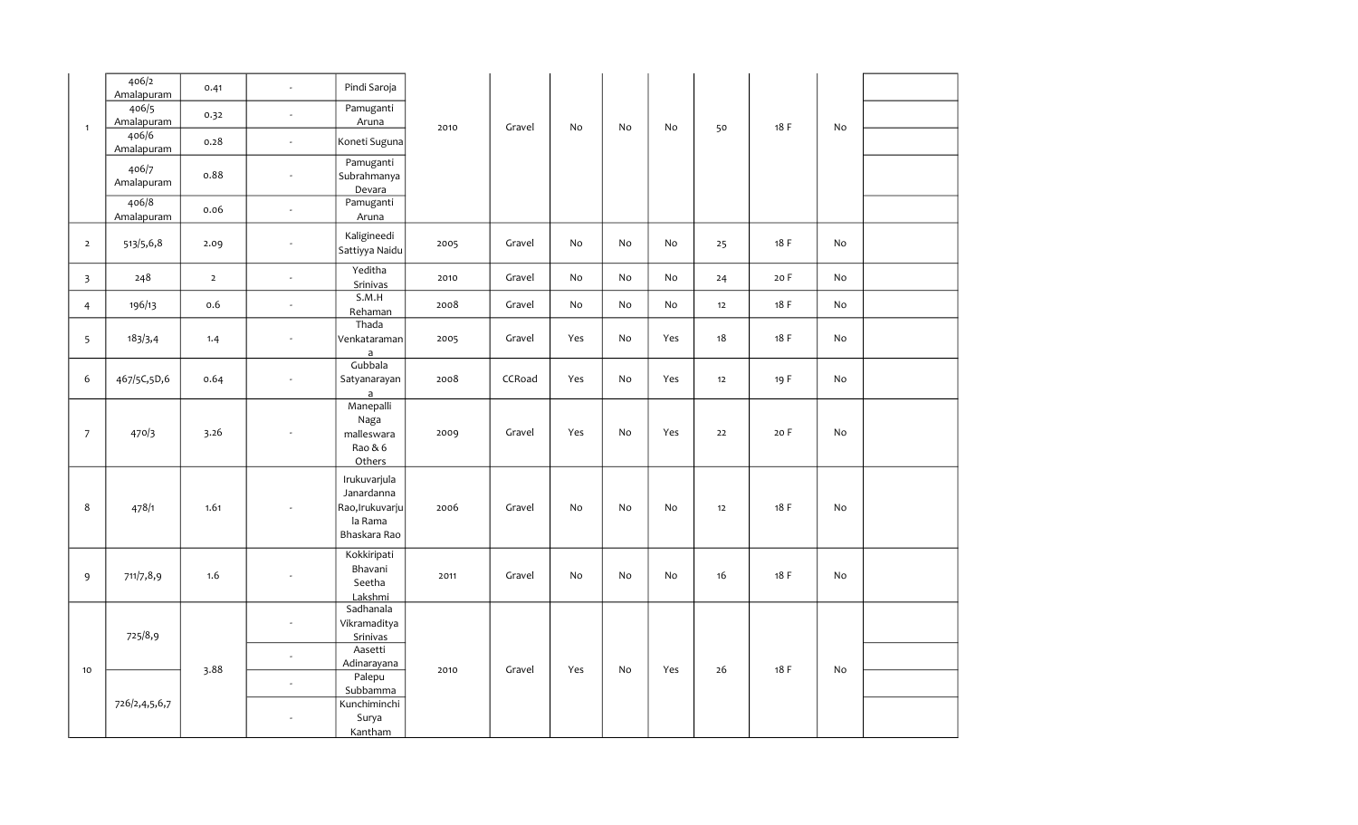| | | | | | | | | | | | | | |
|---|---|---|---|---|---|---|---|---|---|---|---|---|---|
| 1 | 406/2 Amalapuram | 0.41 | - | Pindi Saroja | 2010 | Gravel | No | No | No | 50 | 18 F | No | |
| | 406/5 Amalapuram | 0.32 | - | Pamuganti Aruna | | | | | | | | | |
| | 406/6 Amalapuram | 0.28 | - | Koneti Suguna | | | | | | | | | |
| | 406/7 Amalapuram | 0.88 | - | Pamuganti Subrahmanya Devara | | | | | | | | | |
| | 406/8 Amalapuram | 0.06 | - | Pamuganti Aruna | | | | | | | | | |
| 2 | 513/5,6,8 | 2.09 | - | Kaligineedi Sattiyya Naidu | 2005 | Gravel | No | No | No | 25 | 18 F | No | |
| 3 | 248 | 2 | - | Yeditha Srinivas | 2010 | Gravel | No | No | No | 24 | 20 F | No | |
| 4 | 196/13 | 0.6 | - | S.M.H Rehaman | 2008 | Gravel | No | No | No | 12 | 18 F | No | |
| 5 | 183/3,4 | 1.4 | - | Thada Venkataraman a | 2005 | Gravel | Yes | No | Yes | 18 | 18 F | No | |
| 6 | 467/5C,5D,6 | 0.64 | - | Gubbala Satyanarayan a | 2008 | CCRoad | Yes | No | Yes | 12 | 19 F | No | |
| 7 | 470/3 | 3.26 | - | Manepalli Naga malleswara Rao & 6 Others | 2009 | Gravel | Yes | No | Yes | 22 | 20 F | No | |
| 8 | 478/1 | 1.61 | - | Irukuvarjula Janardanna Rao,Irukuvarju la Rama Bhaskara Rao | 2006 | Gravel | No | No | No | 12 | 18 F | No | |
| 9 | 711/7,8,9 | 1.6 | - | Kokkiripati Bhavani Seetha Lakshmi | 2011 | Gravel | No | No | No | 16 | 18 F | No | |
| 10 | 725/8,9 | 3.88 | - | Sadhanala Vikramaditya Srinivas | 2010 | Gravel | Yes | No | Yes | 26 | 18 F | No | |
| | | | - | Aasetti Adinarayana | | | | | | | | | |
| | 726/2,4,5,6,7 | | - | Palepu Subbamma | | | | | | | | | |
| | | | - | Kunchiminchi Surya Kantham | | | | | | | | | |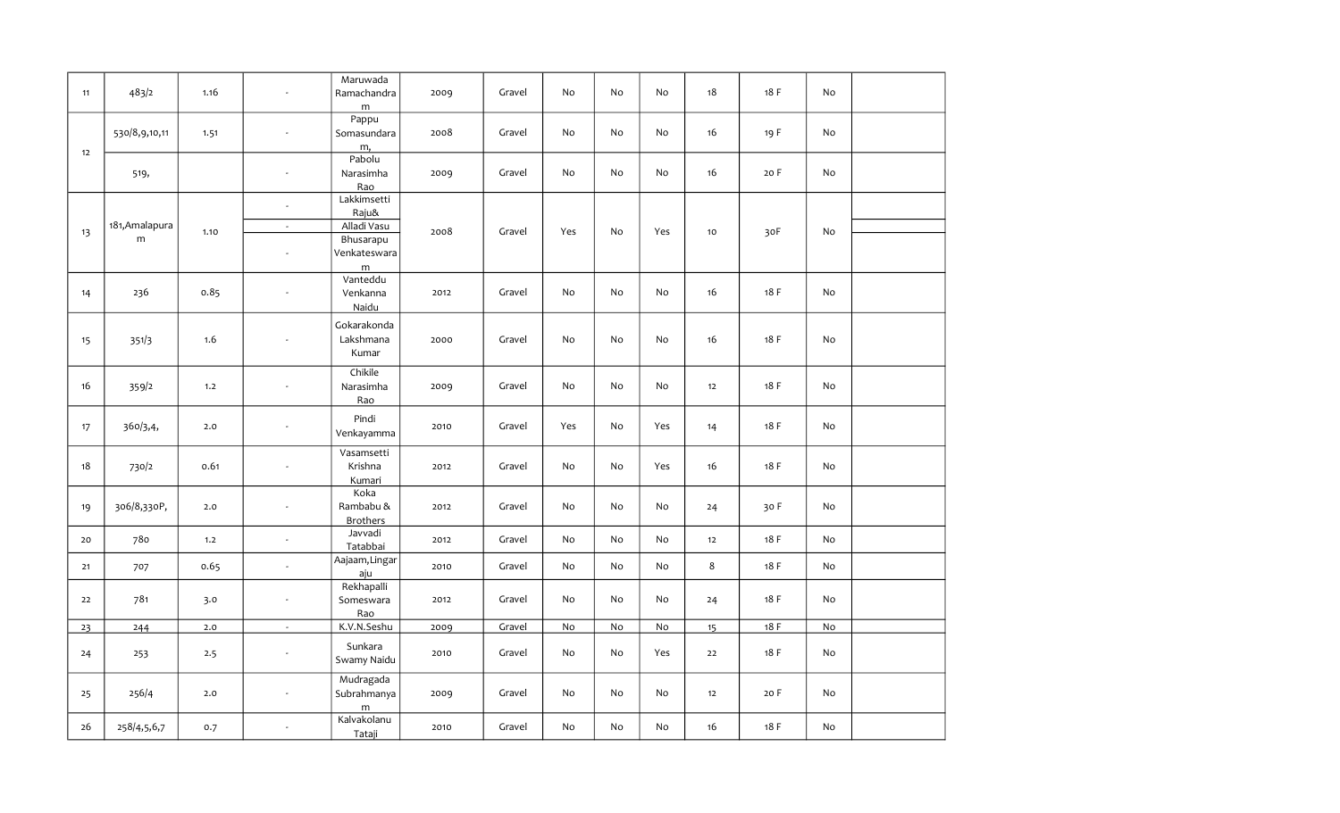| | | | | | | | | | | | | | |
|---|---|---|---|---|---|---|---|---|---|---|---|---|---|
| 11 | 483/2 | 1.16 | - | Maruwada Ramachandram | 2009 | Gravel | No | No | No | 18 | 18 F | No | |
| 12 | 530/8,9,10,11 | 1.51 | - | Pappu Somasundaram, | 2008 | Gravel | No | No | No | 16 | 19 F | No | |
| | 519, | | - | Pabolu Narasimha Rao | 2009 | Gravel | No | No | No | 16 | 20 F | No | |
| 13 | 181,Amalapuram | 1.10 | - | Lakkimsetti Raju& | 2008 | Gravel | Yes | No | Yes | 10 | 30F | No | |
| | | | - | Alladi Vasu | | | | | | | | | |
| | | | - | Bhusarapu Venkateswaram | | | | | | | | | |
| 14 | 236 | 0.85 | - | Vanteddu Venkanna Naidu | 2012 | Gravel | No | No | No | 16 | 18 F | No | |
| 15 | 351/3 | 1.6 | - | Gokarakonda Lakshmana Kumar | 2000 | Gravel | No | No | No | 16 | 18 F | No | |
| 16 | 359/2 | 1.2 | - | Chikile Narasimha Rao | 2009 | Gravel | No | No | No | 12 | 18 F | No | |
| 17 | 360/3,4, | 2.0 | - | Pindi Venkayamma | 2010 | Gravel | Yes | No | Yes | 14 | 18 F | No | |
| 18 | 730/2 | 0.61 | - | Vasamsetti Krishna Kumari | 2012 | Gravel | No | No | Yes | 16 | 18 F | No | |
| 19 | 306/8,330P, | 2.0 | - | Koka Rambabu & Brothers | 2012 | Gravel | No | No | No | 24 | 30 F | No | |
| 20 | 780 | 1.2 | - | Javvadi Tatabbai | 2012 | Gravel | No | No | No | 12 | 18 F | No | |
| 21 | 707 | 0.65 | - | Aajaam,Lingaraju | 2010 | Gravel | No | No | No | 8 | 18 F | No | |
| 22 | 781 | 3.0 | - | Rekhapalli Someswara Rao | 2012 | Gravel | No | No | No | 24 | 18 F | No | |
| 23 | 244 | 2.0 | - | K.V.N.Seshu | 2009 | Gravel | No | No | No | 15 | 18 F | No | |
| 24 | 253 | 2.5 | - | Sunkara Swamy Naidu | 2010 | Gravel | No | No | Yes | 22 | 18 F | No | |
| 25 | 256/4 | 2.0 | - | Mudragada Subrahmanyam | 2009 | Gravel | No | No | No | 12 | 20 F | No | |
| 26 | 258/4,5,6,7 | 0.7 | - | Kalvakolanu Tataji | 2010 | Gravel | No | No | No | 16 | 18 F | No | |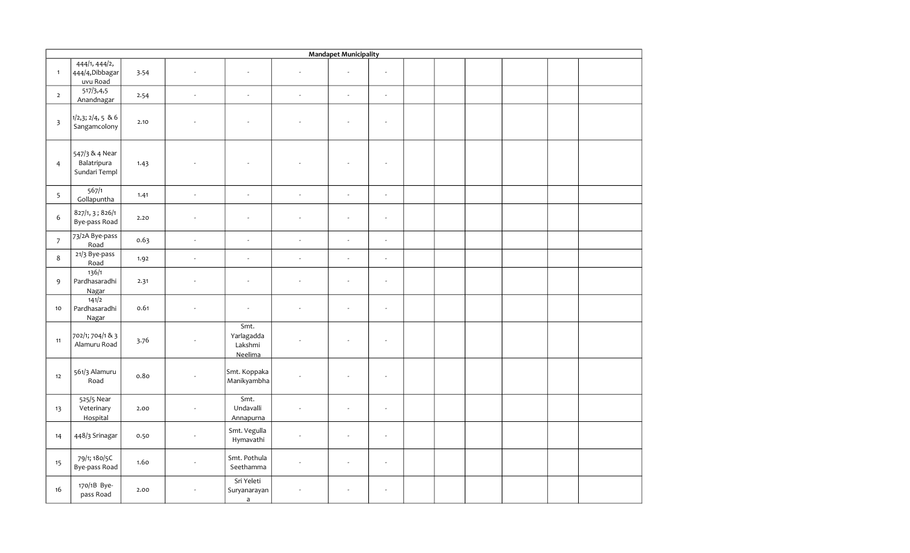| Mandapet Municipality | | | | | | | | | | | | | |
|---|---|---|---|---|---|---|---|---|---|---|---|---|---|
| 1 | 444/1, 444/2, 444/4,Dibbagaruvu Road | 3.54 | - | - | - | - | - | | | | | | |
| 2 | 517/3,4,5 Anandnagar | 2.54 | - | - | - | - | - | | | | | | |
| 3 | 1/2,3; 2/4, 5 & 6 Sangamcolony | 2.10 | - | - | - | - | - | | | | | | |
| 4 | 547/3 & 4 Near Balatripura Sundari Templ | 1.43 | - | - | - | - | - | | | | | | |
| 5 | 567/1 Gollapuntha | 1.41 | - | - | - | - | - | | | | | | |
| 6 | 827/1, 3 ; 826/1 Bye-pass Road | 2.20 | - | - | - | - | - | | | | | | |
| 7 | 73/2A Bye-pass Road | 0.63 | - | - | - | - | - | | | | | | |
| 8 | 21/3 Bye-pass Road | 1.92 | - | - | - | - | - | | | | | | |
| 9 | 136/1 Pardhasaradhi Nagar | 2.31 | - | - | - | - | - | | | | | | |
| 10 | 141/2 Pardhasaradhi Nagar | 0.61 | - | - | - | - | - | | | | | | |
| 11 | 702/1; 704/1 & 3 Alamuru Road | 3.76 | - | Smt. Yarlagadda Lakshmi Neelima | - | - | - | | | | | | |
| 12 | 561/3 Alamuru Road | 0.80 | - | Smt. Koppaka Manikyambha | - | - | - | | | | | | |
| 13 | 525/5 Near Veterinary Hospital | 2.00 | - | Smt. Undavalli Annapurna | - | - | - | | | | | | |
| 14 | 448/3 Srinagar | 0.50 | - | Smt. Vegulla Hymavathi | - | - | - | | | | | | |
| 15 | 79/1; 180/5C Bye-pass Road | 1.60 | - | Smt. Pothula Seethamma | - | - | - | | | | | | |
| 16 | 170/1B Bye-pass Road | 2.00 | - | Sri Yeleti Suryanarayana | - | - | - | | | | | | |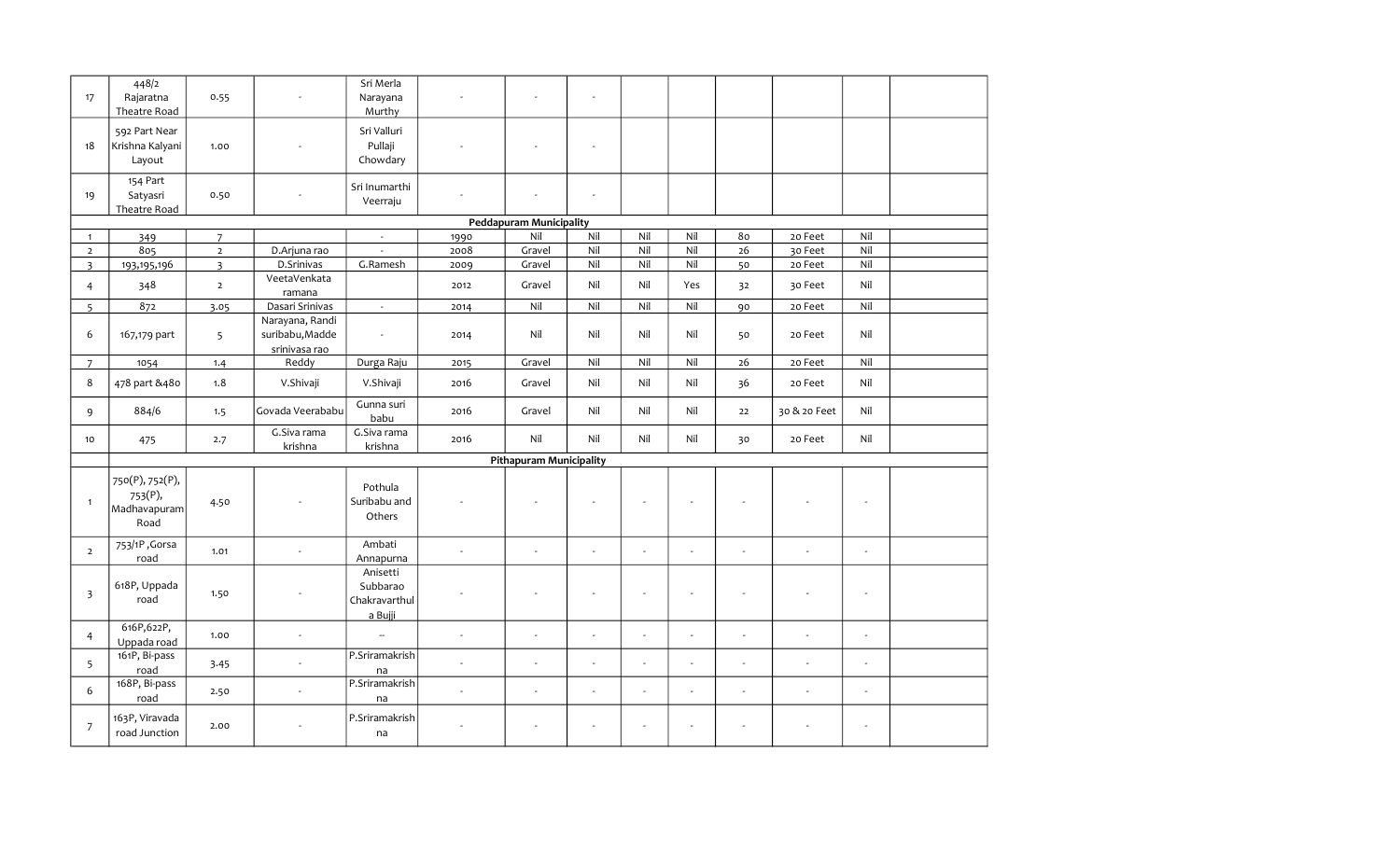| | | | | | | | | | | | | | |
|---|---|---|---|---|---|---|---|---|---|---|---|---|---|
| 17 | 448/2 Rajaratna Theatre Road | 0.55 | - | Sri Merla Narayana Murthy | - | - | - | | | | | | |
| 18 | 592 Part Near Krishna Kalyani Layout | 1.00 | - | Sri Valluri Pullaji Chowdary | - | - | - | | | | | | |
| 19 | 154 Part Satyasri Theatre Road | 0.50 | - | Sri Inumarthi Veerraju | - | - | - | | | | | | |
| **Peddapuram Municipality** | | | | | | | | | | | | | |
| 1 | 349 | 7 | | - | 1990 | Nil | Nil | Nil | Nil | 80 | 20 Feet | Nil | |
| 2 | 805 | 2 | D.Arjuna rao | - | 2008 | Gravel | Nil | Nil | Nil | 26 | 30 Feet | Nil | |
| 3 | 193,195,196 | 3 | D.Srinivas | G.Ramesh | 2009 | Gravel | Nil | Nil | Nil | 50 | 20 Feet | Nil | |
| 4 | 348 | 2 | VeetaVenkata ramana | | 2012 | Gravel | Nil | Nil | Yes | 32 | 30 Feet | Nil | |
| 5 | 872 | 3.05 | Dasari Srinivas | - | 2014 | Nil | Nil | Nil | Nil | 90 | 20 Feet | Nil | |
| 6 | 167,179 part | 5 | Narayana, Randi suribabu,Madde srinivasa rao | - | 2014 | Nil | Nil | Nil | Nil | 50 | 20 Feet | Nil | |
| 7 | 1054 | 1.4 | Reddy | Durga Raju | 2015 | Gravel | Nil | Nil | Nil | 26 | 20 Feet | Nil | |
| 8 | 478 part &480 | 1.8 | V.Shivaji | V.Shivaji | 2016 | Gravel | Nil | Nil | Nil | 36 | 20 Feet | Nil | |
| 9 | 884/6 | 1.5 | Govada Veerababu | Gunna suri babu | 2016 | Gravel | Nil | Nil | Nil | 22 | 30 & 20 Feet | Nil | |
| 10 | 475 | 2.7 | G.Siva rama krishna | G.Siva rama krishna | 2016 | Nil | Nil | Nil | Nil | 30 | 20 Feet | Nil | |
| **Pithapuram Municipality** | | | | | | | | | | | | | |
| 1 | 750(P), 752(P), 753(P), Madhavapuram Road | 4.50 | - | Pothula Suribabu and Others | - | - | - | - | - | - | - | - | |
| 2 | 753/1P ,Gorsa road | 1.01 | - | Ambati Annapurna | - | - | - | - | - | - | - | - | |
| 3 | 618P, Uppada road | 1.50 | - | Anisetti Subbarao Chakravarthula Bujji | - | - | - | - | - | - | - | - | |
| 4 | 616P,622P, Uppada road | 1.00 | - | -- | - | - | - | - | - | - | - | - | |
| 5 | 161P, Bi-pass road | 3.45 | - | P.Sriramakrishna | - | - | - | - | - | - | - | - | |
| 6 | 168P, Bi-pass road | 2.50 | - | P.Sriramakrishna | - | - | - | - | - | - | - | - | |
| 7 | 163P, Viravada road Junction | 2.00 | - | P.Sriramakrishna | - | - | - | - | - | - | - | - | |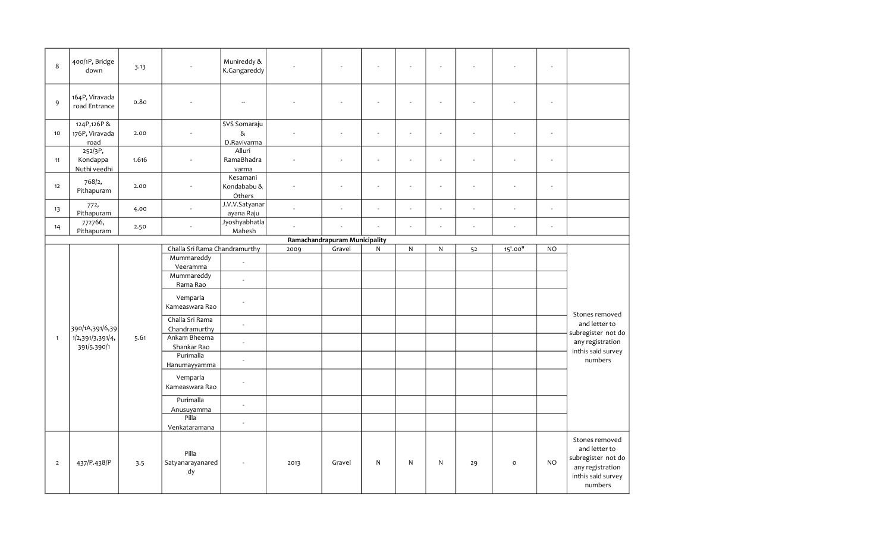| | | | | | | | | | | | | | |
|---|---|---|---|---|---|---|---|---|---|---|---|---|---|
| 8 | 400/1P, Bridge down | 3.13 | - | Munireddy & K.Gangareddy | - | - | - | - | - | - | - | - | |
| 9 | 164P, Viravada road Entrance | 0.80 | - | -- | - | - | - | - | - | - | - | - | |
| 10 | 124P,126P & 176P, Viravada road | 2.00 | - | SVS Somaraju & D.Ravivarma | - | - | - | - | - | - | - | - | |
| 11 | 252/3P, Kondappa Nuthi veedhi | 1.616 | - | Alluri RamaBhadra varma | - | - | - | - | - | - | - | - | |
| 12 | 768/2, Pithapuram | 2.00 | - | Kesamani Kondababu & Others | - | - | - | - | - | - | - | - | |
| 13 | 772, Pithapuram | 4.00 | - | J.V.V.Satyanarayana Raju | - | - | - | - | - | - | - | - | |
| 14 | 772766, Pithapuram | 2.50 | - | Jyoshyabhatla Mahesh | - | - | - | - | - | - | - | - | |
| **Ramachandrapuram Municipality** | | | | | | | | | | | | | |
| 1 | 390/1A,391/6,391/2,391/3,391/4, 391/5.390/1 | 5.61 | Challa Sri Rama Chandramurthy | | 2009 | Gravel | N | N | N | 52 | 15'.00" | NO | Stones removed and letter to subregister not do any registration inthis said survey numbers |
| | | | Mummareddy Veeramma | - | | | | | | | | | |
| | | | Mummareddy Rama Rao | - | | | | | | | | | |
| | | | Vemparla Kameaswara Rao | - | | | | | | | | | |
| | | | Challa Sri Rama Chandramurthy | - | | | | | | | | | |
| | | | Ankam Bheema Shankar Rao | - | | | | | | | | | |
| | | | Purimalla Hanumayyamma | - | | | | | | | | | |
| | | | Vemparla Kameaswara Rao | - | | | | | | | | | |
| | | | Purimalla Anusuyamma | - | | | | | | | | | |
| | | | Pilla Venkataramana | - | | | | | | | | | |
| 2 | 437/P.438/P | 3.5 | Pilla Satyanarayanareddy | - | 2013 | Gravel | N | N | N | 29 | 0 | NO | Stones removed and letter to subregister not do any registration inthis said survey numbers |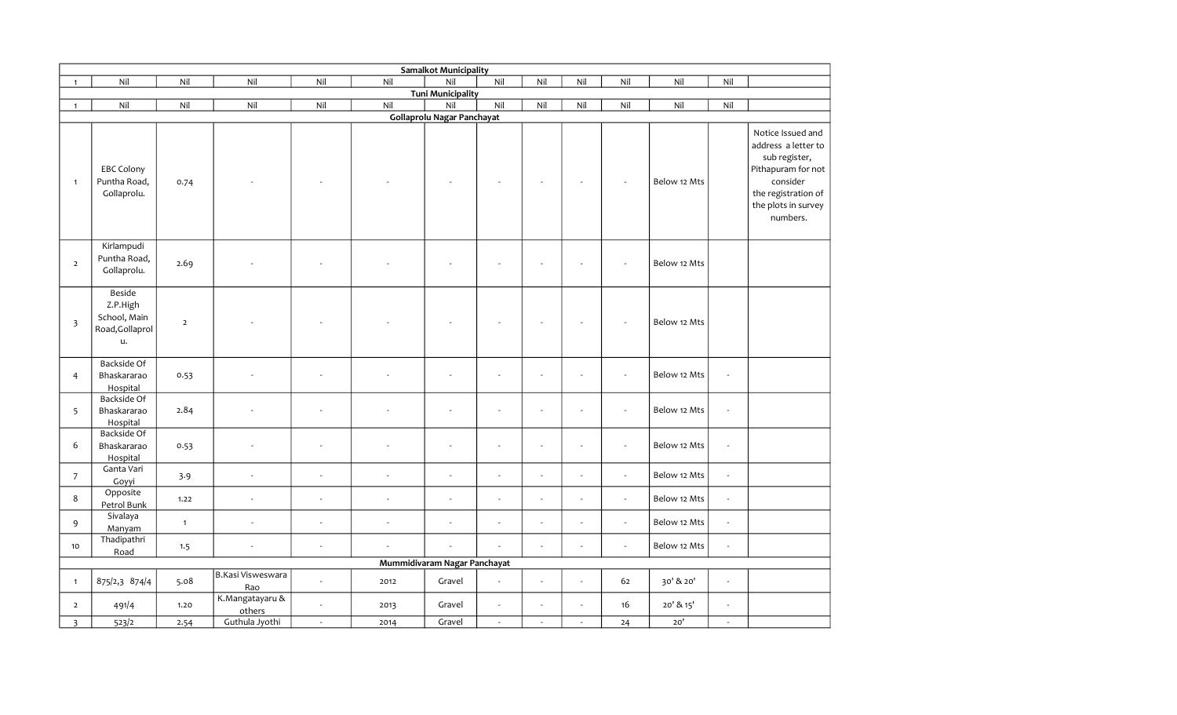| | | | | | | | | | | | | | |
|---|---|---|---|---|---|---|---|---|---|---|---|---|---|
| **Samalkot Municipality** | | | | | | | | | | | | | |
| 1 | Nil | Nil | Nil | Nil | Nil | Nil | Nil | Nil | Nil | Nil | Nil | Nil | |
| **Tuni Municipality** | | | | | | | | | | | | | |
| 1 | Nil | Nil | Nil | Nil | Nil | Nil | Nil | Nil | Nil | Nil | Nil | Nil | |
| **Gollaprolu Nagar Panchayat** | | | | | | | | | | | | | |
| 1 | EBC Colony Puntha Road, Gollaprolu. | 0.74 | - | - | - | - | - | - | - | - | Below 12 Mts | | Notice Issued and address a letter to sub register, Pithapuram for not consider the registration of the plots in survey numbers. |
| 2 | Kirlampudi Puntha Road, Gollaprolu. | 2.69 | - | - | - | - | - | - | - | - | Below 12 Mts | | |
| 3 | Beside Z.P.High School, Main Road,Gollaprolu. | 2 | - | - | - | - | - | - | - | - | Below 12 Mts | | |
| 4 | Backside Of Bhaskararao Hospital | 0.53 | - | - | - | - | - | - | - | - | Below 12 Mts | - | |
| 5 | Backside Of Bhaskararao Hospital | 2.84 | - | - | - | - | - | - | - | - | Below 12 Mts | - | |
| 6 | Backside Of Bhaskararao Hospital | 0.53 | - | - | - | - | - | - | - | - | Below 12 Mts | - | |
| 7 | Ganta Vari Goyyi | 3.9 | - | - | - | - | - | - | - | - | Below 12 Mts | - | |
| 8 | Opposite Petrol Bunk | 1.22 | - | - | - | - | - | - | - | - | Below 12 Mts | - | |
| 9 | Sivalaya Manyam | 1 | - | - | - | - | - | - | - | - | Below 12 Mts | - | |
| 10 | Thadipathri Road | 1.5 | - | - | - | - | - | - | - | - | Below 12 Mts | - | |
| **Mummidivaram Nagar Panchayat** | | | | | | | | | | | | | |
| 1 | 875/2,3 874/4 | 5.08 | B.Kasi Visweswara Rao | - | 2012 | Gravel | - | - | - | 62 | 30' & 20' | - | |
| 2 | 491/4 | 1.20 | K.Mangatayaru & others | - | 2013 | Gravel | - | - | - | 16 | 20' & 15' | - | |
| 3 | 523/2 | 2.54 | Guthula Jyothi | - | 2014 | Gravel | - | - | - | 24 | 20' | - | |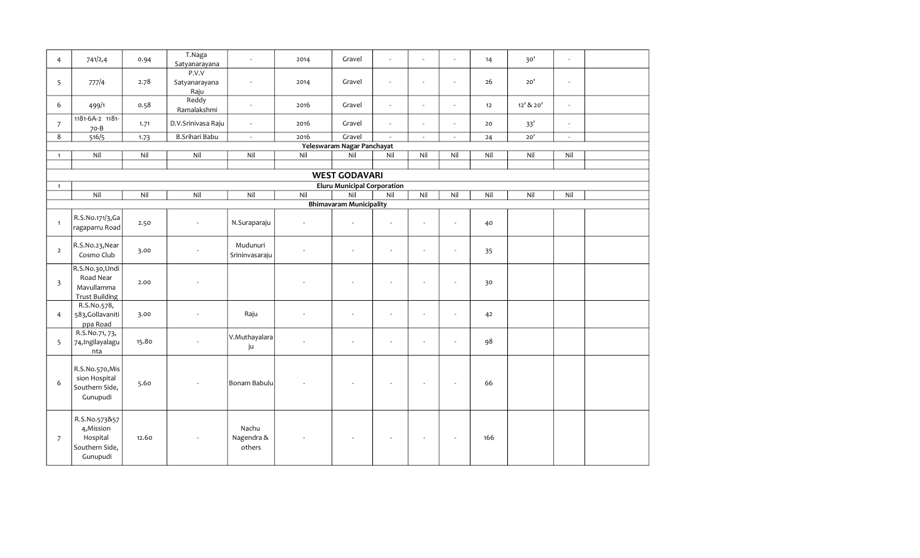| | | | | | | | | | | | | | |
|---|---|---|---|---|---|---|---|---|---|---|---|---|---|
| 4 | 741/2,4 | 0.94 | T.Naga Satyanarayana | - | 2014 | Gravel | - | - | - | 14 | 30' | - | |
| 5 | 777/4 | 2.78 | P.V.V Satyanarayana Raju | - | 2014 | Gravel | - | - | - | 26 | 20' | - | |
| 6 | 499/1 | 0.58 | Reddy Ramalakshmi | - | 2016 | Gravel | - | - | - | 12 | 12' & 20' | - | |
| 7 | 1181-6A-2 1181-70-B | 1.71 | D.V.Srinivasa Raju | - | 2016 | Gravel | - | - | - | 20 | 33' | - | |
| 8 | 516/5 | 1.73 | B.Srihari Babu | - | 2016 | Gravel | - | - | - | 24 | 20' | - | |
| **Yeleswaram Nagar Panchayat** | | | | | | | | | | | | | |
| 1 | Nil | Nil | Nil | Nil | Nil | Nil | Nil | Nil | Nil | Nil | Nil | Nil | |
| | | | | | | | | | | | | | |
| **WEST GODAVARI** | | | | | | | | | | | | | |
| 1 | **Eluru Municipal Corporation** | | | | | | | | | | | | |
| | Nil | Nil | Nil | Nil | Nil | Nil | Nil | Nil | Nil | Nil | Nil | Nil | |
| **Bhimavaram Municipality** | | | | | | | | | | | | | |
| 1 | R.S.No.171/3,Garagaparru Road | 2.50 | - | N.Suraparaju | - | - | - | - | - | 40 | | | |
| 2 | R.S.No.23,Near Cosmo Club | 3.00 | - | Mudunuri Srininvasaraju | - | - | - | - | - | 35 | | | |
| 3 | R.S.No.30,Undi Road Near Mavullamma Trust Building | 2.00 | - | | - | - | - | - | - | 30 | | | |
| 4 | R.S.No.578, 583,Gollavanitippa Road | 3.00 | - | Raju | - | - | - | - | - | 42 | | | |
| 5 | R.S.No.71, 73, 74,Ingilayalagunta | 15.80 | - | V.Muthayalaraju | - | - | - | - | - | 98 | | | |
| 6 | R.S.No.570,Mission Hospital Southern Side, Gunupudi | 5.60 | - | Bonam Babulu | - | - | - | - | - | 66 | | | |
| 7 | R.S.No.573&574,Mission Hospital Southern Side, Gunupudi | 12.60 | - | Nachu Nagendra & others | - | - | - | - | - | 166 | | | |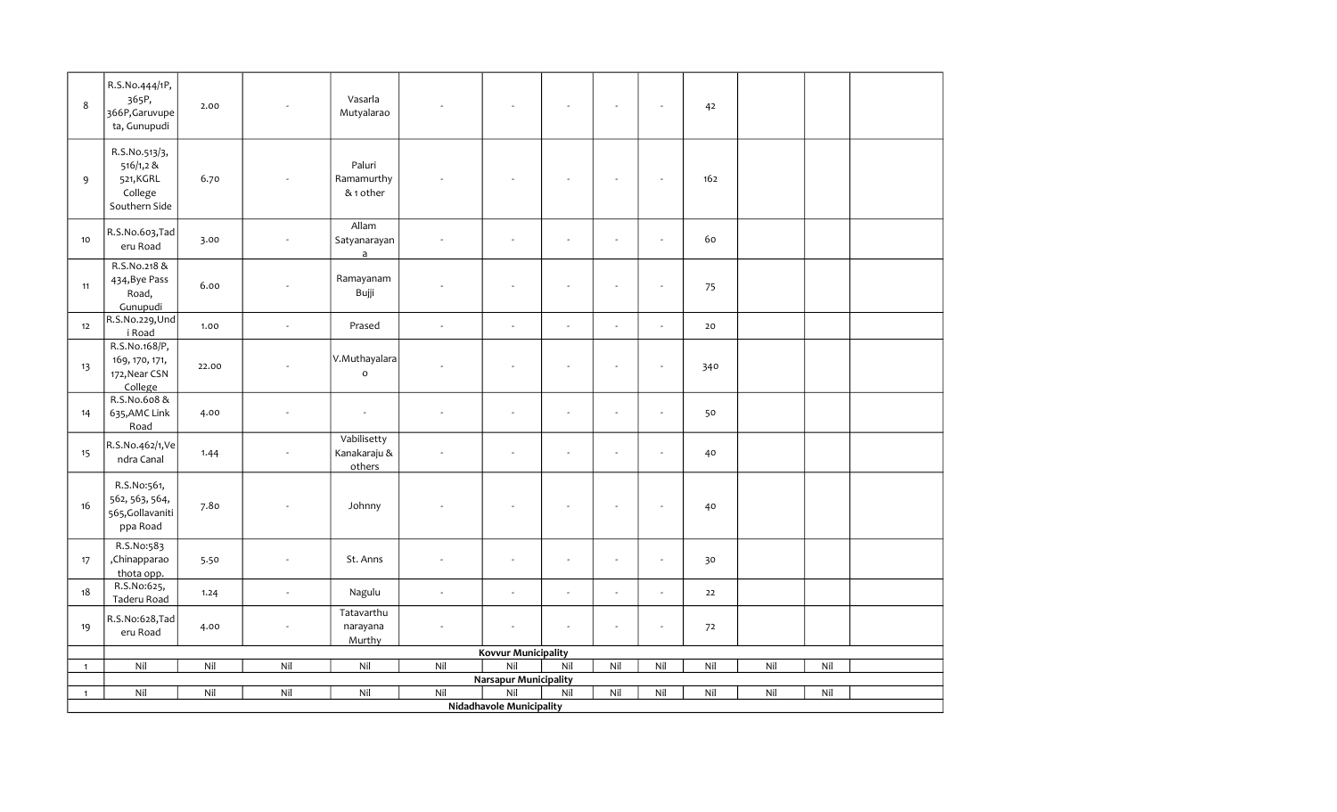| | | | | | | | | | | | | | |
|---|---|---|---|---|---|---|---|---|---|---|---|---|---|
| 8 | R.S.No.444/1P, 365P, 366P,Garuvupeta, Gunupudi | 2.00 | - | Vasarla Mutyalarao | - | - | - | - | - | 42 | | | |
| 9 | R.S.No.513/3, 516/1,2 & 521,KGRL College Southern Side | 6.70 | - | Paluri Ramamurthy & 1 other | - | - | - | - | - | 162 | | | |
| 10 | R.S.No.603,Taderu Road | 3.00 | - | Allam Satyanarayana | - | - | - | - | - | 60 | | | |
| 11 | R.S.No.218 & 434,Bye Pass Road, Gunupudi | 6.00 | - | Ramayanam Bujji | - | - | - | - | - | 75 | | | |
| 12 | R.S.No.229,Undi Road | 1.00 | - | Prased | - | - | - | - | - | 20 | | | |
| 13 | R.S.No.168/P, 169, 170, 171, 172,Near CSN College | 22.00 | - | V.Muthayalarao | - | - | - | - | - | 340 | | | |
| 14 | R.S.No.608 & 635,AMC Link Road | 4.00 | - | - | - | - | - | - | - | 50 | | | |
| 15 | R.S.No.462/1,Vendra Canal | 1.44 | - | Vabilisetty Kanakaraju & others | - | - | - | - | - | 40 | | | |
| 16 | R.S.No:561, 562, 563, 564, 565,Gollavanitippa Road | 7.80 | - | Johnny | - | - | - | - | - | 40 | | | |
| 17 | R.S.No:583 ,Chinapparao thota opp. | 5.50 | - | St. Anns | - | - | - | - | - | 30 | | | |
| 18 | R.S.No:625, Taderu Road | 1.24 | - | Nagulu | - | - | - | - | - | 22 | | | |
| 19 | R.S.No:628,Taderu Road | 4.00 | - | Tatavarthu narayana Murthy | - | - | - | - | - | 72 | | | |
| | **Kovvur Municipality** | | | | | | | | | | | | |
| 1 | Nil | Nil | Nil | Nil | Nil | Nil | Nil | Nil | Nil | Nil | Nil | Nil | |
| | **Narsapur Municipality** | | | | | | | | | | | | |
| 1 | Nil | Nil | Nil | Nil | Nil | Nil | Nil | Nil | Nil | Nil | Nil | Nil | |
| **Nidadhavole Municipality** | | | | | | | | | | | | | |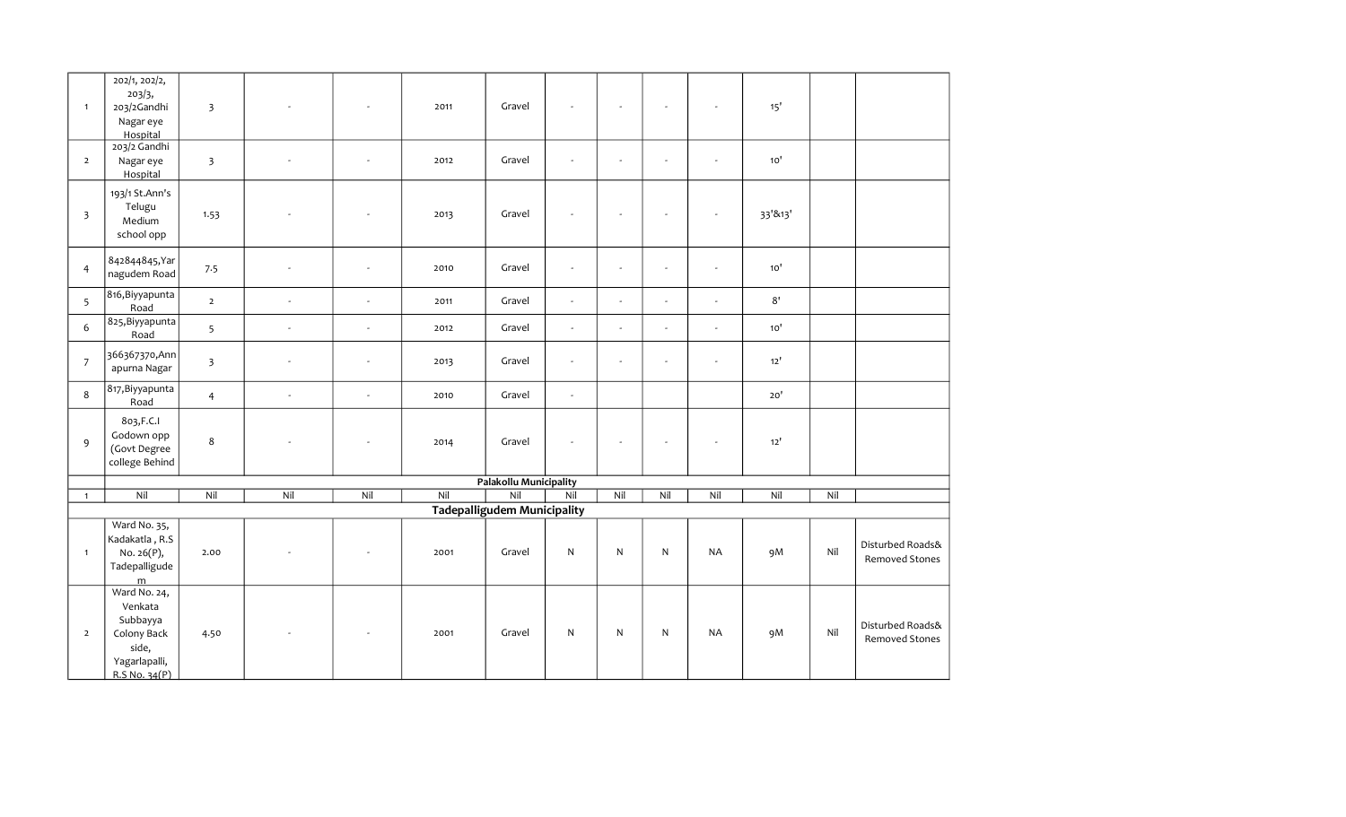| | | | | | | | | | | | | | |
|---|---|---|---|---|---|---|---|---|---|---|---|---|---|
| 1 | 202/1, 202/2, 203/3, 203/2Gandhi Nagar eye Hospital | 3 | - | - | 2011 | Gravel | - | - | - | - | 15' | | |
| 2 | 203/2 Gandhi Nagar eye Hospital | 3 | - | - | 2012 | Gravel | - | - | - | - | 10' | | |
| 3 | 193/1 St.Ann's Telugu Medium school opp | 1.53 | - | - | 2013 | Gravel | - | - | - | - | 33'&13' | | |
| 4 | 842844845,Yarnagudem Road | 7.5 | - | - | 2010 | Gravel | - | - | - | - | 10' | | |
| 5 | 816,Biyyapunta Road | 2 | - | - | 2011 | Gravel | - | - | - | - | 8' | | |
| 6 | 825,Biyyapunta Road | 5 | - | - | 2012 | Gravel | - | - | - | - | 10' | | |
| 7 | 366367370,Annapurna Nagar | 3 | - | - | 2013 | Gravel | - | - | - | - | 12' | | |
| 8 | 817,Biyyapunta Road | 4 | - | - | 2010 | Gravel | - | | | | 20' | | |
| 9 | 803,F.C.I Godown opp (Govt Degree college Behind | 8 | - | - | 2014 | Gravel | - | - | - | - | 12' | | |
| | **Palakollu Municipality** | | | | | | | | | | | | |
| 1 | Nil | Nil | Nil | Nil | Nil | Nil | Nil | Nil | Nil | Nil | Nil | Nil | |
| **Tadepalligudem Municipality** | | | | | | | | | | | | | |
| 1 | Ward No. 35, Kadakatla , R.S No. 26(P), Tadepalligudem | 2.00 | - | - | 2001 | Gravel | N | N | N | NA | 9M | Nil | Disturbed Roads& Removed Stones |
| 2 | Ward No. 24, Venkata Subbayya Colony Back side, Yagarlapalli, R.S No. 34(P) | 4.50 | - | - | 2001 | Gravel | N | N | N | NA | 9M | Nil | Disturbed Roads& Removed Stones |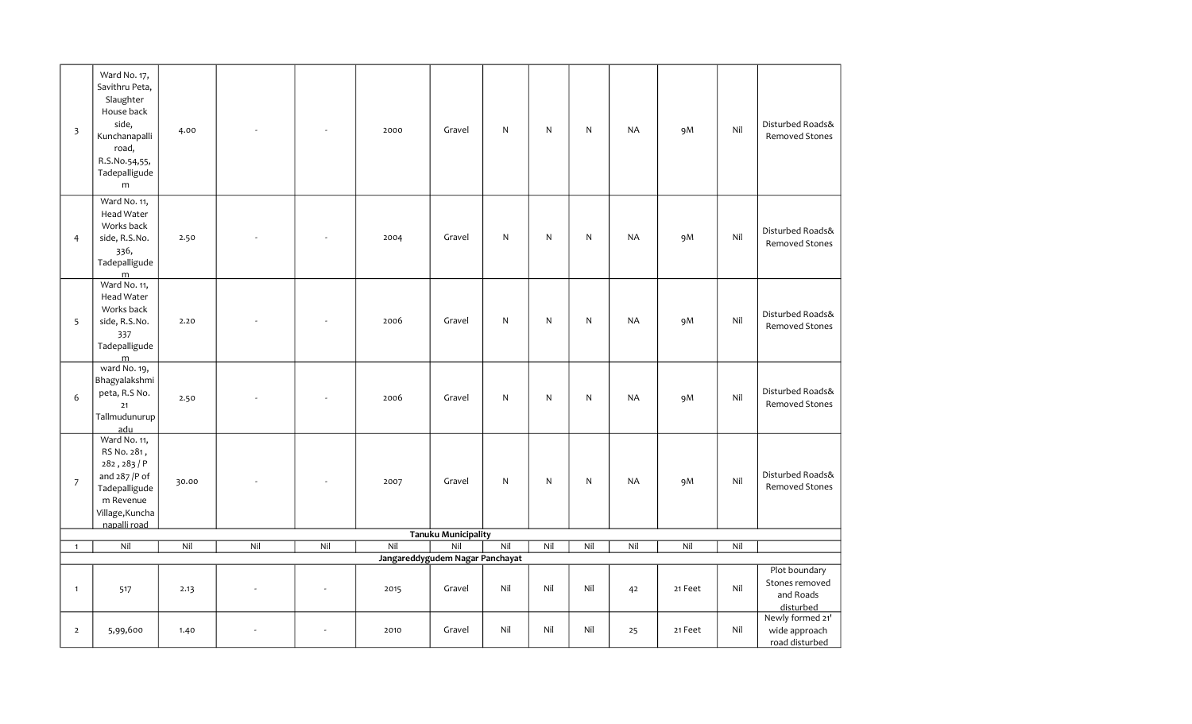| 3 | Ward No. 17, Savithru Peta, Slaughter House back side, Kunchanapalli road, R.S.No.54,55, Tadepalligudem | 4.00 | - | - | 2000 | Gravel | N | N | N | NA | 9M | Nil | Disturbed Roads& Removed Stones |
|---|---|---|---|---|---|---|---|---|---|---|---|---|---|
| 4 | Ward No. 11, Head Water Works back side, R.S.No. 336, Tadepalligudem | 2.50 | - | - | 2004 | Gravel | N | N | N | NA | 9M | Nil | Disturbed Roads& Removed Stones |
| 5 | Ward No. 11, Head Water Works back side, R.S.No. 337 Tadepalligudem | 2.20 | - | - | 2006 | Gravel | N | N | N | NA | 9M | Nil | Disturbed Roads& Removed Stones |
| 6 | ward No. 19, Bhagyalakshmi peta, R.S No. 21 Tallmudunurupadu | 2.50 | - | - | 2006 | Gravel | N | N | N | NA | 9M | Nil | Disturbed Roads& Removed Stones |
| 7 | Ward No. 11, RS No. 281 , 282 , 283 / P and 287 /P of Tadepalligudem Revenue Village,Kunchanapalli road | 30.00 | - | - | 2007 | Gravel | N | N | N | NA | 9M | Nil | Disturbed Roads& Removed Stones |
| **Tanuku Municipality** | | | | | | | | | | | | | |
| 1 | Nil | Nil | Nil | Nil | Nil | Nil | Nil | Nil | Nil | Nil | Nil | Nil | |
| **Jangareddygudem Nagar Panchayat** | | | | | | | | | | | | | |
| 1 | 517 | 2.13 | - | - | 2015 | Gravel | Nil | Nil | Nil | 42 | 21 Feet | Nil | Plot boundary Stones removed and Roads disturbed |
| 2 | 5,99,600 | 1.40 | - | - | 2010 | Gravel | Nil | Nil | Nil | 25 | 21 Feet | Nil | Newly formed 21' wide approach road disturbed |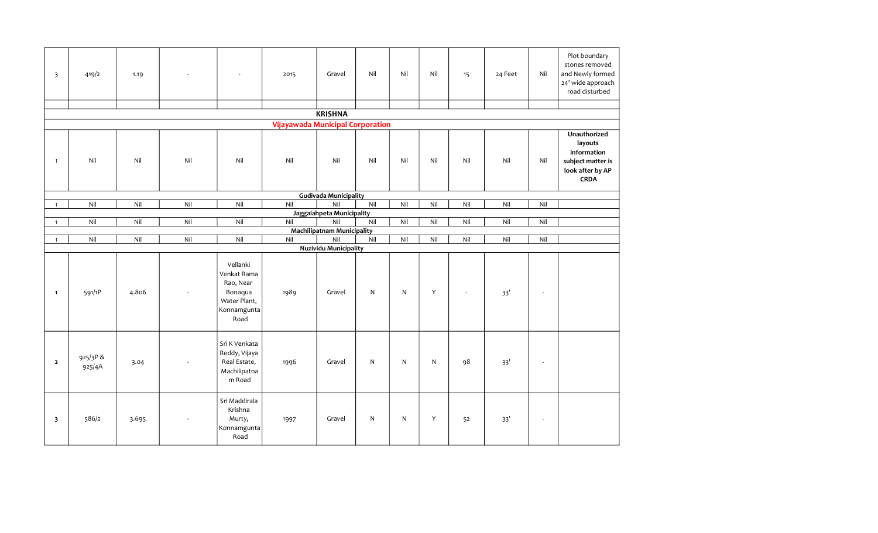| | | | | | | | | | | | | | |
|---|---|---|---|---|---|---|---|---|---|---|---|---|---|
| 3 | 419/2 | 1.19 | - | - | 2015 | Gravel | Nil | Nil | Nil | 15 | 24 Feet | Nil | Plot boundary stones removed and Newly formed 24' wide approach road disturbed |
| | | | | | | | | | | | | | |
| **KRISHNA** | | | | | | | | | | | | | |
| **Vijayawada Municipal Corporation** | | | | | | | | | | | | | |
| 1 | Nil | Nil | Nil | Nil | Nil | Nil | Nil | Nil | Nil | Nil | Nil | Nil | **Unauthorized layouts information subject matter is look after by AP CRDA** |
| **Gudivada Municipality** | | | | | | | | | | | | | |
| 1 | Nil | Nil | Nil | Nil | Nil | Nil | Nil | Nil | Nil | Nil | Nil | Nil | |
| **Jaggaiahpeta Municipality** | | | | | | | | | | | | | |
| 1 | Nil | Nil | Nil | Nil | Nil | Nil | Nil | Nil | Nil | Nil | Nil | Nil | |
| **Machilipatnam Municipality** | | | | | | | | | | | | | |
| 1 | Nil | Nil | Nil | Nil | Nil | Nil | Nil | Nil | Nil | Nil | Nil | Nil | |
| **Nuzividu Municipality** | | | | | | | | | | | | | |
| 1 | 591/1P | 4.806 | - | Vellanki Venkat Rama Rao, Near Bonaqua Water Plant, Konnamgunta Road | 1989 | Gravel | N | N | Y | - | 33' | - | |
| 2 | 925/3P & 925/4A | 3.04 | - | Sri K Venkata Reddy, Vijaya Real Estate, Machilipatnam Road | 1996 | Gravel | N | N | N | 98 | 33' | - | |
| 3 | 586/2 | 3.695 | - | Sri Maddirala Krishna Murty, Konnamgunta Road | 1997 | Gravel | N | N | Y | 52 | 33' | - | |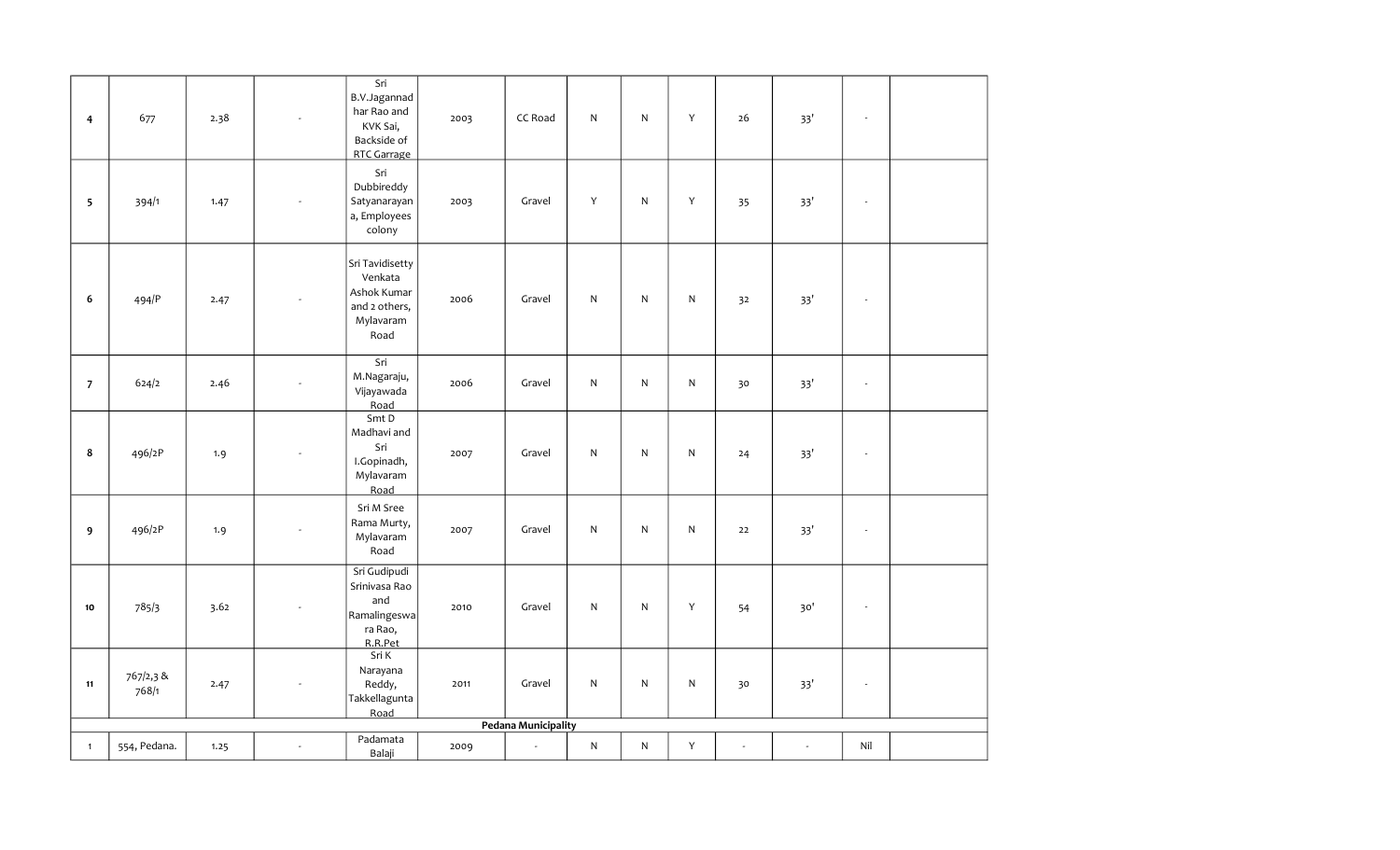| | | | | | | | | | | | | | |
|---|---|---|---|---|---|---|---|---|---|---|---|---|---|
| 4 | 677 | 2.38 | - | Sri B.V.Jagannadhar Rao and KVK Sai, Backside of RTC Garrage | 2003 | CC Road | N | N | Y | 26 | 33' | - | |
| 5 | 394/1 | 1.47 | - | Sri Dubbireddy Satyanarayana, Employees colony | 2003 | Gravel | Y | N | Y | 35 | 33' | - | |
| 6 | 494/P | 2.47 | - | Sri Tavidisetty Venkata Ashok Kumar and 2 others, Mylavaram Road | 2006 | Gravel | N | N | N | 32 | 33' | - | |
| 7 | 624/2 | 2.46 | - | Sri M.Nagaraju, Vijayawada Road | 2006 | Gravel | N | N | N | 30 | 33' | - | |
| 8 | 496/2P | 1.9 | - | Smt D Madhavi and Sri I.Gopinadh, Mylavaram Road | 2007 | Gravel | N | N | N | 24 | 33' | - | |
| 9 | 496/2P | 1.9 | - | Sri M Sree Rama Murty, Mylavaram Road | 2007 | Gravel | N | N | N | 22 | 33' | - | |
| 10 | 785/3 | 3.62 | - | Sri Gudipudi Srinivasa Rao and Ramalingeswara Rao, R.R.Pet | 2010 | Gravel | N | N | Y | 54 | 30' | - | |
| 11 | 767/2,3 & 768/1 | 2.47 | - | Sri K Narayana Reddy, Takkellagunta Road | 2011 | Gravel | N | N | N | 30 | 33' | - | |
| **Pedana Municipality** | | | | | | | | | | | | | |
| 1 | 554, Pedana. | 1.25 | - | Padamata Balaji | 2009 | - | N | N | Y | - | - | Nil | |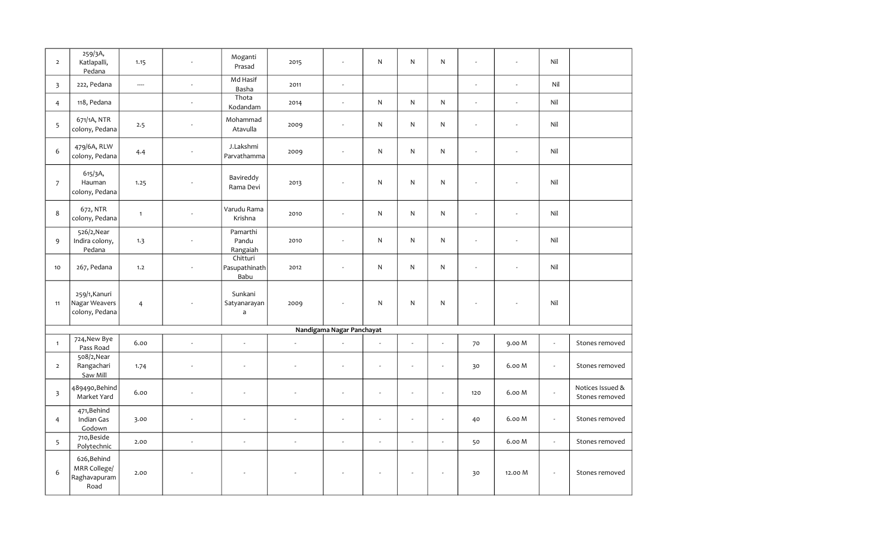| | | | | | | | | | | | | | |
|---|---|---|---|---|---|---|---|---|---|---|---|---|---|
| 2 | 259/3A, Katlapalli, Pedana | 1.15 | - | Moganti Prasad | 2015 | - | N | N | N | - | - | Nil | |
| 3 | 222, Pedana | ---- | - | Md Hasif Basha | 2011 | - | | | | - | - | Nil | |
| 4 | 118, Pedana | | - | Thota Kodandam | 2014 | - | N | N | N | - | - | Nil | |
| 5 | 671/1A, NTR colony, Pedana | 2.5 | - | Mohammad Atavulla | 2009 | - | N | N | N | - | - | Nil | |
| 6 | 479/6A, RLW colony, Pedana | 4.4 | - | J.Lakshmi Parvathamma | 2009 | - | N | N | N | - | - | Nil | |
| 7 | 615/3A, Hauman colony, Pedana | 1.25 | - | Bavireddy Rama Devi | 2013 | - | N | N | N | - | - | Nil | |
| 8 | 672, NTR colony, Pedana | 1 | - | Varudu Rama Krishna | 2010 | - | N | N | N | - | - | Nil | |
| 9 | 526/2,Near Indira colony, Pedana | 1.3 | - | Pamarthi Pandu Rangaiah | 2010 | - | N | N | N | - | - | Nil | |
| 10 | 267, Pedana | 1.2 | - | Chitturi Pasupathinath Babu | 2012 | - | N | N | N | - | - | Nil | |
| 11 | 259/1,Kanuri Nagar Weavers colony, Pedana | 4 | - | Sunkani Satyanarayana | 2009 | - | N | N | N | - | - | Nil | |
| **Nandigama Nagar Panchayat** | | | | | | | | | | | | | |
| 1 | 724,New Bye Pass Road | 6.00 | - | - | - | - | - | - | - | 70 | 9.00 M | - | Stones removed |
| 2 | 508/2,Near Rangachari Saw Mill | 1.74 | - | - | - | - | - | - | - | 30 | 6.00 M | - | Stones removed |
| 3 | 489490,Behind Market Yard | 6.00 | - | - | - | - | - | - | - | 120 | 6.00 M | - | Notices Issued & Stones removed |
| 4 | 471,Behind Indian Gas Godown | 3.00 | - | - | - | - | - | - | - | 40 | 6.00 M | - | Stones removed |
| 5 | 710,Beside Polytechnic | 2.00 | - | - | - | - | - | - | - | 50 | 6.00 M | - | Stones removed |
| 6 | 626,Behind MRR College/ Raghavapuram Road | 2.00 | - | - | - | - | - | - | - | 30 | 12.00 M | - | Stones removed |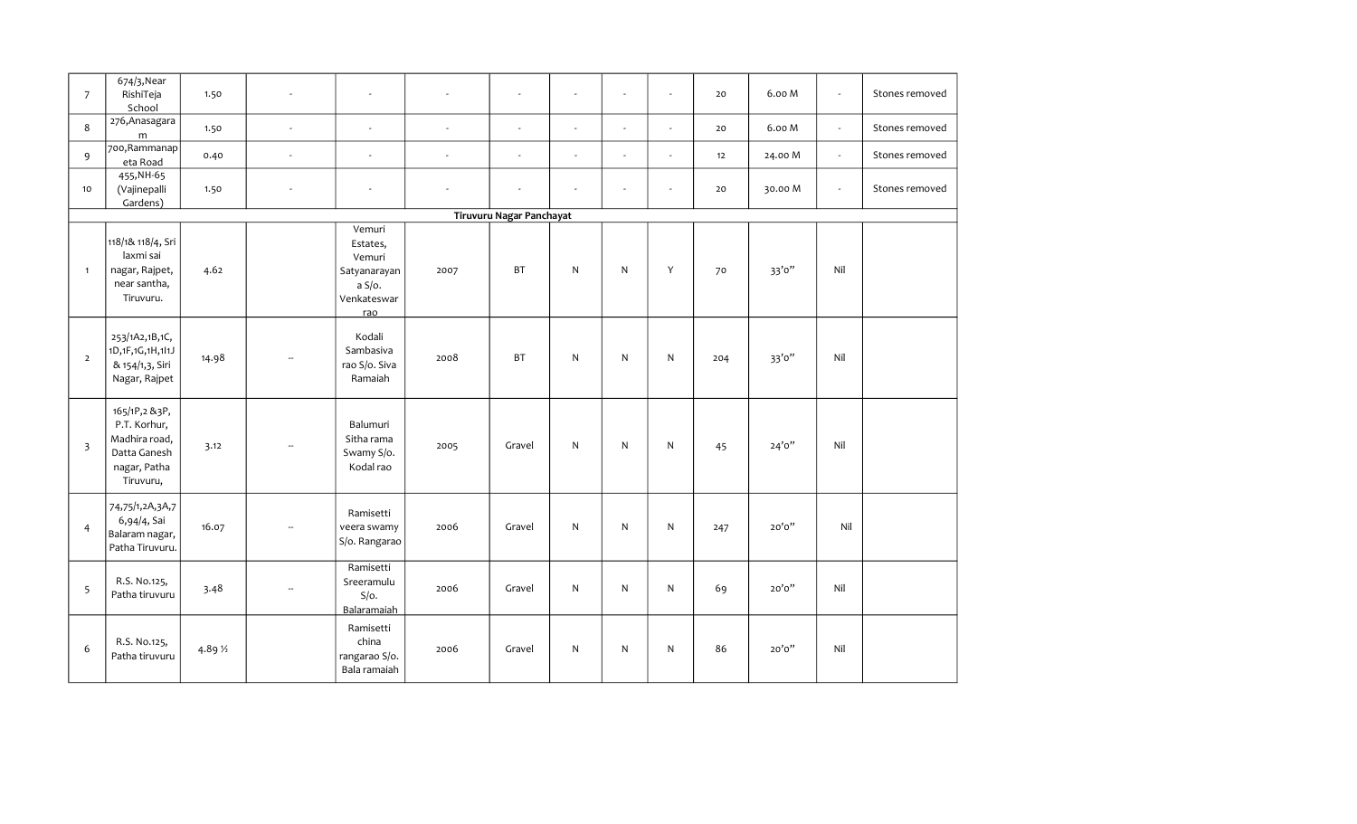| | | | | | | | | | | | | | |
|---|---|---|---|---|---|---|---|---|---|---|---|---|---|
| 7 | 674/3,Near RishiTeja School | 1.50 | - | - | - | - | - | - | - | 20 | 6.00 M | - | Stones removed |
| 8 | 276,Anasagaram | 1.50 | - | - | - | - | - | - | - | 20 | 6.00 M | - | Stones removed |
| 9 | 700,Rammanapeta Road | 0.40 | - | - | - | - | - | - | - | 12 | 24.00 M | - | Stones removed |
| 10 | 455,NH-65 (Vajinepalli Gardens) | 1.50 | - | - | - | - | - | - | - | 20 | 30.00 M | - | Stones removed |
| **Tiruvuru Nagar Panchayat** | | | | | | | | | | | | | |
| 1 | 118/1& 118/4, Sri laxmi sai nagar, Rajpet, near santha, Tiruvuru. | 4.62 | | Vemuri Estates, Vemuri Satyanarayana S/o. Venkateswar rao | 2007 | BT | N | N | Y | 70 | 33'0" | Nil | |
| 2 | 253/1A2,1B,1C, 1D,1F,1G,1H,1I1J & 154/1,3, Siri Nagar, Rajpet | 14.98 | -- | Kodali Sambasiva rao S/o. Siva Ramaiah | 2008 | BT | N | N | N | 204 | 33'0" | Nil | |
| 3 | 165/1P,2 &3P, P.T. Korhur, Madhira road, Datta Ganesh nagar, Patha Tiruvuru, | 3.12 | -- | Balumuri Sitha rama Swamy S/o. Kodal rao | 2005 | Gravel | N | N | N | 45 | 24'0" | Nil | |
| 4 | 74,75/1,2A,3A,76,94/4, Sai Balaram nagar, Patha Tiruvuru. | 16.07 | -- | Ramisetti veera swamy S/o. Rangarao | 2006 | Gravel | N | N | N | 247 | 20'0" | Nil | |
| 5 | R.S. No.125, Patha tiruvuru | 3.48 | -- | Ramisetti Sreeramulu S/o. Balaramaiah | 2006 | Gravel | N | N | N | 69 | 20'0" | Nil | |
| 6 | R.S. No.125, Patha tiruvuru | 4.89 ½ | | Ramisetti china rangarao S/o. Bala ramaiah | 2006 | Gravel | N | N | N | 86 | 20'0" | Nil | |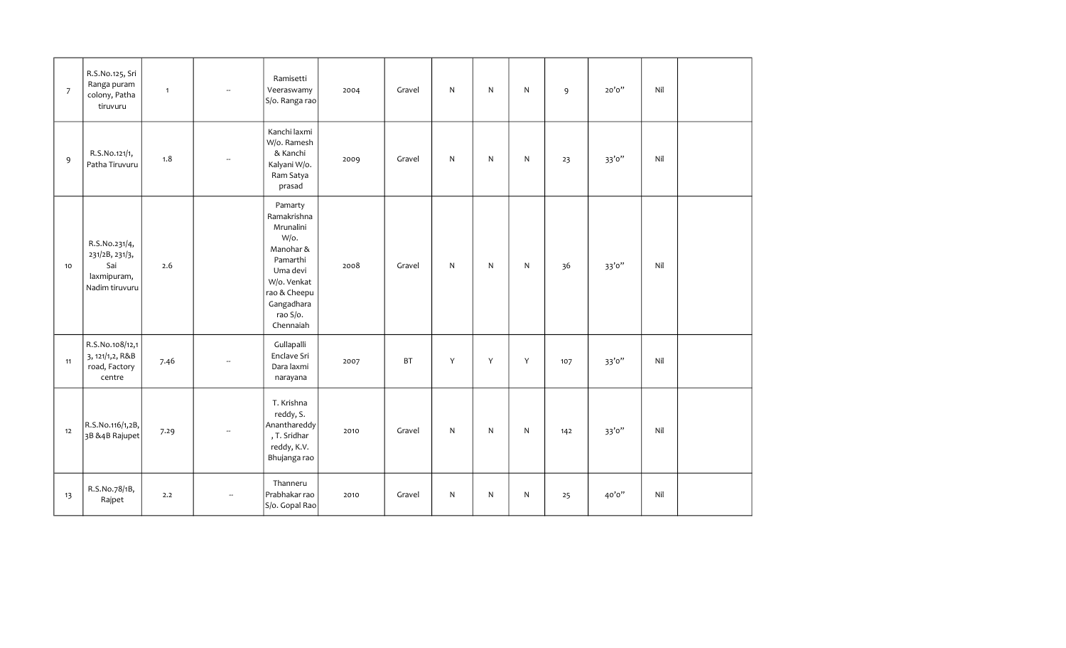| | | | | | | | | | | | | | |
|---|---|---|---|---|---|---|---|---|---|---|---|---|---|
| 7 | R.S.No.125, Sri Ranga puram colony, Patha tiruvuru | 1 | -- | Ramisetti Veeraswamy S/o. Ranga rao | 2004 | Gravel | N | N | N | 9 | 20'0" | Nil | |
| 9 | R.S.No.121/1, Patha Tiruvuru | 1.8 | -- | Kanchi laxmi W/o. Ramesh & Kanchi Kalyani W/o. Ram Satya prasad | 2009 | Gravel | N | N | N | 23 | 33'0" | Nil | |
| 10 | R.S.No.231/4, 231/2B, 231/3, Sai laxmipuram, Nadim tiruvuru | 2.6 | | Pamarty Ramakrishna Mrunalini W/o. Manohar & Pamarthi Uma devi W/o. Venkat rao & Cheepu Gangadhara rao S/o. Chennaiah | 2008 | Gravel | N | N | N | 36 | 33'0" | Nil | |
| 11 | R.S.No.108/12,13, 121/1,2, R&B road, Factory centre | 7.46 | -- | Gullapalli Enclave Sri Dara laxmi narayana | 2007 | BT | Y | Y | Y | 107 | 33'0" | Nil | |
| 12 | R.S.No.116/1,2B, 3B &4B Rajupet | 7.29 | -- | T. Krishna reddy, S. Ananthareddy, T. Sridhar reddy, K.V. Bhujanga rao | 2010 | Gravel | N | N | N | 142 | 33'0" | Nil | |
| 13 | R.S.No.78/1B, Rajpet | 2.2 | -- | Thanneru Prabhakar rao S/o. Gopal Rao | 2010 | Gravel | N | N | N | 25 | 40'0" | Nil | |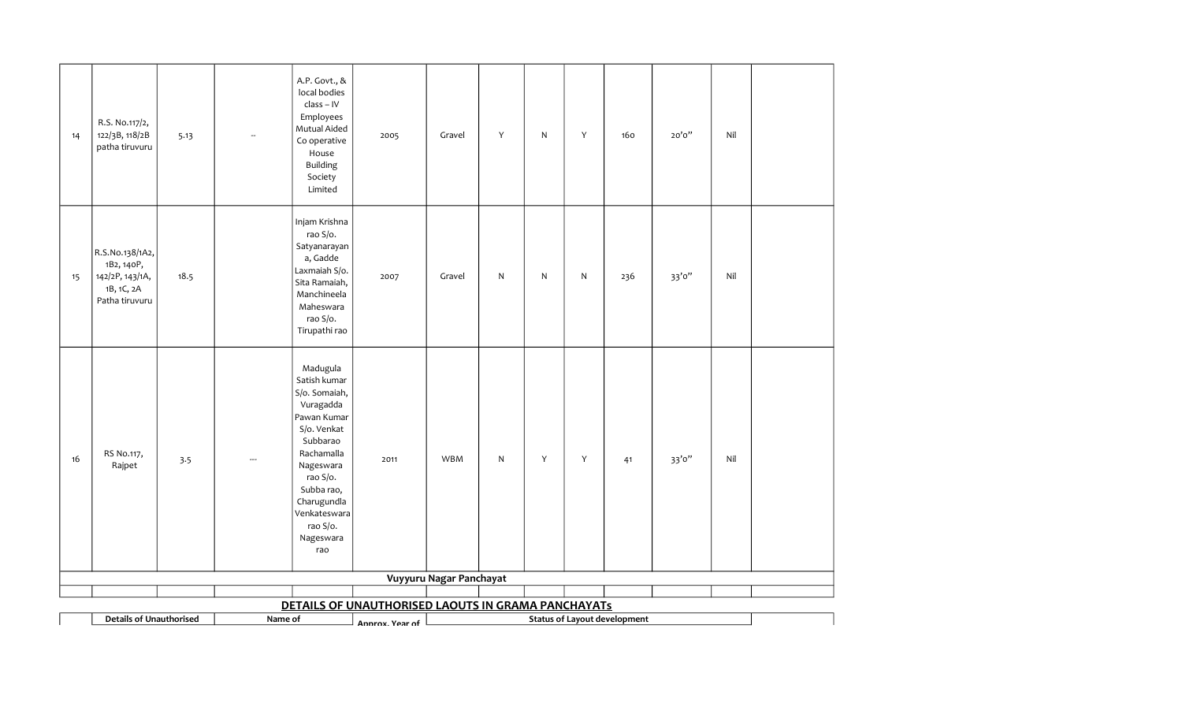| 14 | R.S. No.117/2, 122/3B, 118/2B patha tiruvuru | 5.13 | -- | A.P. Govt., & local bodies class – IV Employees Mutual Aided Co operative House Building Society Limited | 2005 | Gravel | Y | N | Y | 160 | 20'0" | Nil | |
|---|---|---|---|---|---|---|---|---|---|---|---|---|---|
| 15 | R.S.No.138/1A2, 1B2, 140P, 142/2P, 143/1A, 1B, 1C, 2A Patha tiruvuru | 18.5 | | Injam Krishna rao S/o. Satyanarayana, Gadde Laxmaiah S/o. Sita Ramaiah, Manchineela Maheswara rao S/o. Tirupathi rao | 2007 | Gravel | N | N | N | 236 | 33'0" | Nil | |
| 16 | RS No.117, Rajpet | 3.5 | --- | Madugula Satish kumar S/o. Somaiah, Vuragadda Pawan Kumar S/o. Venkat Subbarao Rachamalla Nageswara rao S/o. Subba rao, Charugundla Venkateswara rao S/o. Nageswara rao | 2011 | WBM | N | Y | Y | 41 | 33'0" | Nil | |
| **Vuyyuru Nagar Panchayat** | | | | | | | | | | | | | |
| | | | | | | | | | | | | | |

**DETAILS OF UNAUTHORISED LAOUTS IN GRAMA PANCHAYATs**

| | Details of Unauthorised | | Name of | Approx. Year of | Status of Layout development | | | | | | | | |
|---|---|---|---|---|---|---|---|---|---|---|---|---|---|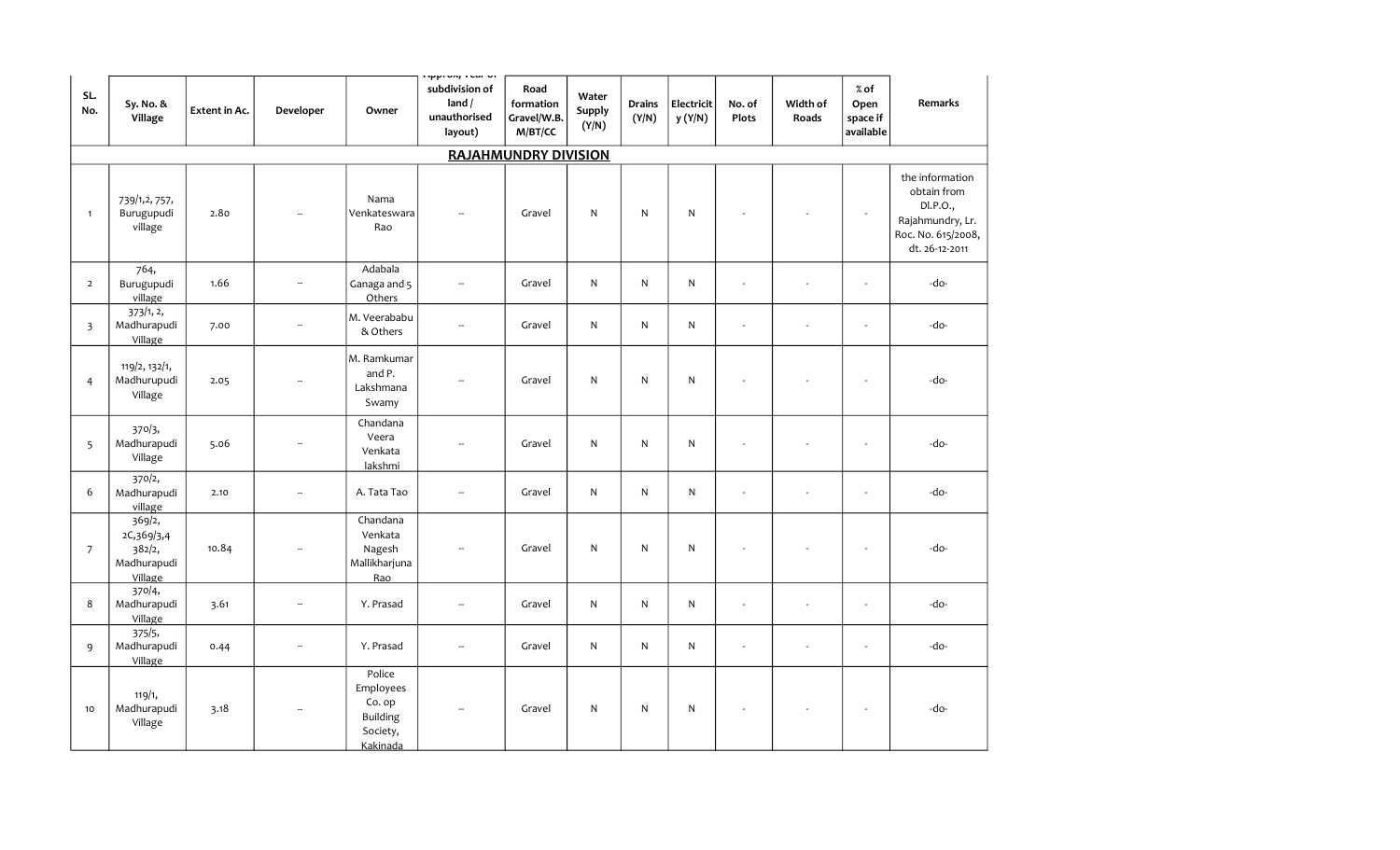| SL. No. | Sy. No. & Village | Extent in Ac. | Developer | Owner | Approx. Year of subdivision of land / unauthorised layout) | Road formation Gravel/W.B. M/BT/CC | Water Supply (Y/N) | Drains (Y/N) | Electricity (Y/N) | No. of Plots | Width of Roads | % of Open space if available | Remarks |
|---|---|---|---|---|---|---|---|---|---|---|---|---|---|
| **RAJAHMUNDRY DIVISION** | | | | | | | | | | | | | |
| 1 | 739/1,2, 757, Burugupudi village | 2.80 | -- | Nama Venkateswara Rao | -- | Gravel | N | N | N | - | - | - | the information obtain from Dl.P.O., Rajahmundry, Lr. Roc. No. 615/2008, dt. 26-12-2011 |
| 2 | 764, Burugupudi village | 1.66 | -- | Adabala Ganaga and 5 Others | -- | Gravel | N | N | N | - | - | - | -do- |
| 3 | 373/1, 2, Madhurapudi Village | 7.00 | -- | M. Veerababu & Others | -- | Gravel | N | N | N | - | - | - | -do- |
| 4 | 119/2, 132/1, Madhurupudi Village | 2.05 | -- | M. Ramkumar and P. Lakshmana Swamy | -- | Gravel | N | N | N | - | - | - | -do- |
| 5 | 370/3, Madhurapudi Village | 5.06 | -- | Chandana Veera Venkata lakshmi | -- | Gravel | N | N | N | - | - | - | -do- |
| 6 | 370/2, Madhurapudi village | 2.10 | -- | A. Tata Tao | -- | Gravel | N | N | N | - | - | - | -do- |
| 7 | 369/2, 2C,369/3,4 382/2, Madhurapudi Village | 10.84 | -- | Chandana Venkata Nagesh Mallikharjuna Rao | -- | Gravel | N | N | N | - | - | - | -do- |
| 8 | 370/4, Madhurapudi Village | 3.61 | -- | Y. Prasad | -- | Gravel | N | N | N | - | - | - | -do- |
| 9 | 375/5, Madhurapudi Village | 0.44 | -- | Y. Prasad | -- | Gravel | N | N | N | - | - | - | -do- |
| 10 | 119/1, Madhurapudi Village | 3.18 | -- | Police Employees Co. op Building Society, Kakinada | -- | Gravel | N | N | N | - | - | - | -do- |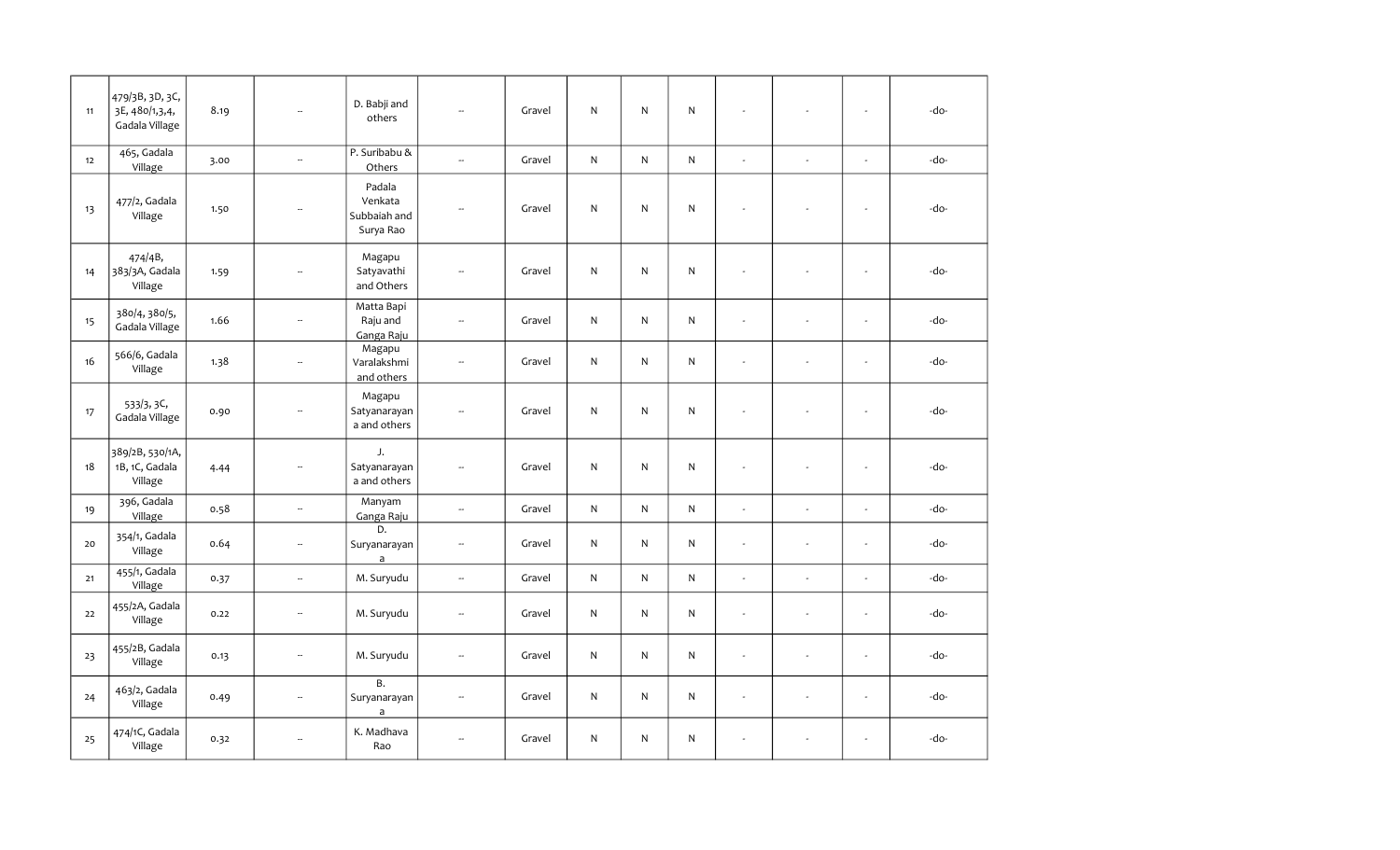| | | | | | | | | | | | | | |
|---|---|---|---|---|---|---|---|---|---|---|---|---|---|
| 11 | 479/3B, 3D, 3C, 3E, 480/1,3,4, Gadala Village | 8.19 | -- | D. Babji and others | -- | Gravel | N | N | N | - | - | - | -do- |
| 12 | 465, Gadala Village | 3.00 | -- | P. Suribabu & Others | -- | Gravel | N | N | N | - | - | - | -do- |
| 13 | 477/2, Gadala Village | 1.50 | -- | Padala Venkata Subbaiah and Surya Rao | -- | Gravel | N | N | N | - | - | - | -do- |
| 14 | 474/4B, 383/3A, Gadala Village | 1.59 | -- | Magapu Satyavathi and Others | -- | Gravel | N | N | N | - | - | - | -do- |
| 15 | 380/4, 380/5, Gadala Village | 1.66 | -- | Matta Bapi Raju and Ganga Raju | -- | Gravel | N | N | N | - | - | - | -do- |
| 16 | 566/6, Gadala Village | 1.38 | -- | Magapu Varalakshmi and others | -- | Gravel | N | N | N | - | - | - | -do- |
| 17 | 533/3, 3C, Gadala Village | 0.90 | -- | Magapu Satyanarayana and others | -- | Gravel | N | N | N | - | - | - | -do- |
| 18 | 389/2B, 530/1A, 1B, 1C, Gadala Village | 4.44 | -- | J. Satyanarayana and others | -- | Gravel | N | N | N | - | - | - | -do- |
| 19 | 396, Gadala Village | 0.58 | -- | Manyam Ganga Raju | -- | Gravel | N | N | N | - | - | - | -do- |
| 20 | 354/1, Gadala Village | 0.64 | -- | D. Suryanarayana | -- | Gravel | N | N | N | - | - | - | -do- |
| 21 | 455/1, Gadala Village | 0.37 | -- | M. Suryudu | -- | Gravel | N | N | N | - | - | - | -do- |
| 22 | 455/2A, Gadala Village | 0.22 | -- | M. Suryudu | -- | Gravel | N | N | N | - | - | - | -do- |
| 23 | 455/2B, Gadala Village | 0.13 | -- | M. Suryudu | -- | Gravel | N | N | N | - | - | - | -do- |
| 24 | 463/2, Gadala Village | 0.49 | -- | B. Suryanarayana | -- | Gravel | N | N | N | - | - | - | -do- |
| 25 | 474/1C, Gadala Village | 0.32 | -- | K. Madhava Rao | -- | Gravel | N | N | N | - | - | - | -do- |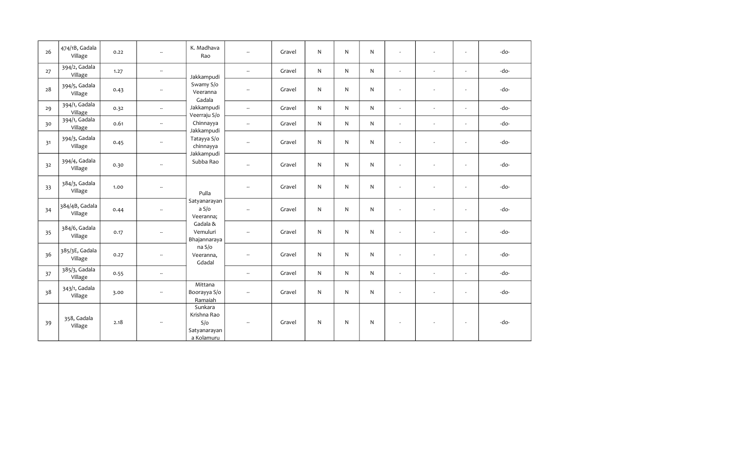| 26 | 474/1B, Gadala Village | 0.22 | -- | K. Madhava Rao | -- | Gravel | N | N | N | - | - | - | -do- |
|---|---|---|---|---|---|---|---|---|---|---|---|---|---|
| 27 | 394/2, Gadala Village | 1.27 | -- | Jakkampudi Swamy S/o Veeranna Gadala Jakkampudi Veerraju S/o Chinnayya Jakkampudi Tatayya S/o chinnayya Jakkampudi Subba Rao | -- | Gravel | N | N | N | - | - | - | -do- |
| 28 | 394/5, Gadala Village | 0.43 | -- | | -- | Gravel | N | N | N | - | - | - | -do- |
| 29 | 394/1, Gadala Village | 0.32 | -- | | -- | Gravel | N | N | N | - | - | - | -do- |
| 30 | 394/1, Gadala Village | 0.61 | -- | | -- | Gravel | N | N | N | - | - | - | -do- |
| 31 | 394/3, Gadala Village | 0.45 | -- | | -- | Gravel | N | N | N | - | - | - | -do- |
| 32 | 394/4, Gadala Village | 0.30 | -- | | -- | Gravel | N | N | N | - | - | - | -do- |
| 33 | 384/3, Gadala Village | 1.00 | -- | Pulla Satyanarayana S/o Veeranna; Gadala & Vemuluri Bhajannarayana S/o Veeranna, Gdadal | -- | Gravel | N | N | N | - | - | - | -do- |
| 34 | 384/4B, Gadala Village | 0.44 | -- | | -- | Gravel | N | N | N | - | - | - | -do- |
| 35 | 384/6, Gadala Village | 0.17 | -- | | -- | Gravel | N | N | N | - | - | - | -do- |
| 36 | 385/3E, Gadala Village | 0.27 | -- | | -- | Gravel | N | N | N | - | - | - | -do- |
| 37 | 385/3, Gadala Village | 0.55 | -- | | -- | Gravel | N | N | N | - | - | - | -do- |
| 38 | 343/1, Gadala Village | 3.00 | -- | Mittana Boorayya S/o Ramaiah | -- | Gravel | N | N | N | - | - | - | -do- |
| 39 | 358, Gadala Village | 2.18 | -- | Sunkara Krishna Rao S/o Satyanarayana Kolamuru | -- | Gravel | N | N | N | - | - | - | -do- |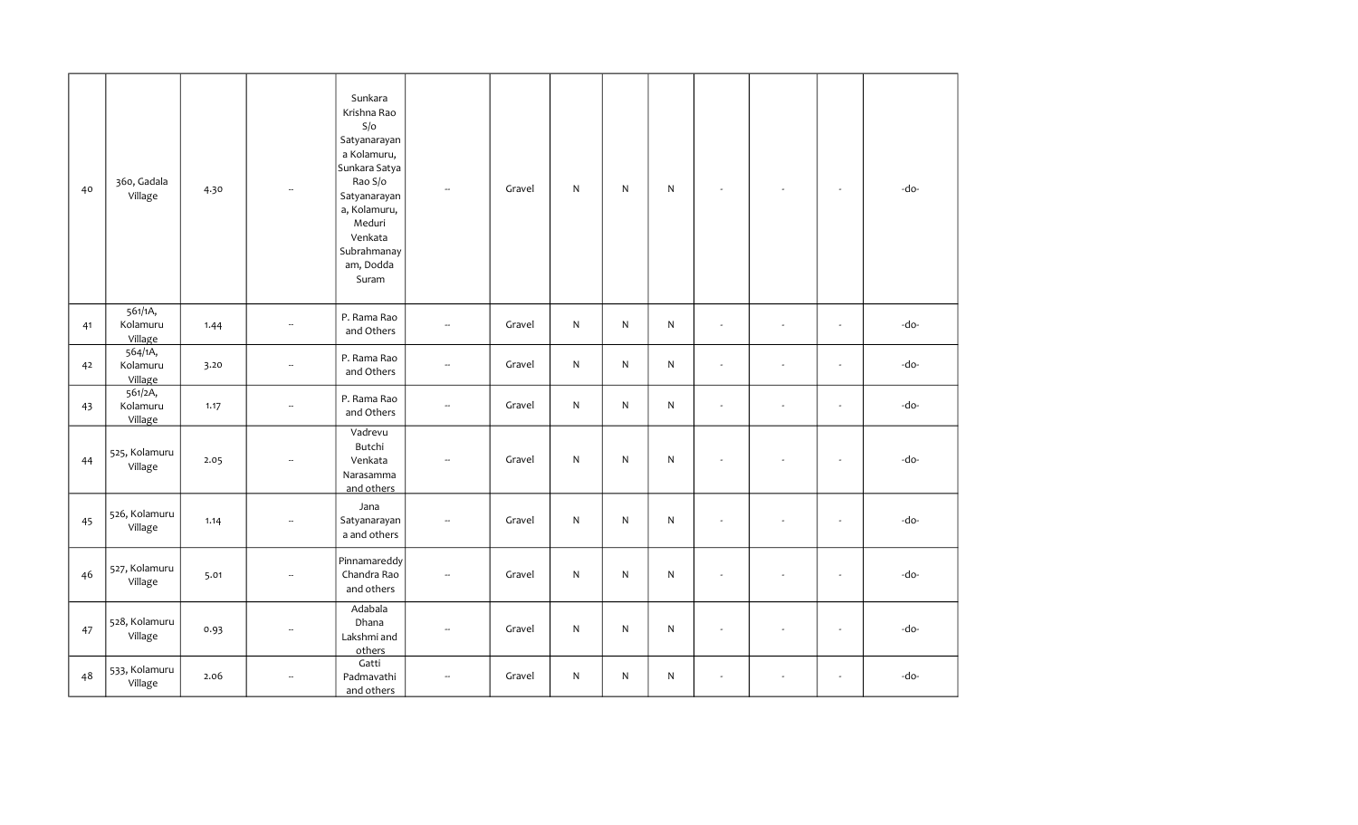| | | | | | | | | | | | | | |
|---|---|---|---|---|---|---|---|---|---|---|---|---|---|
| 40 | 360, Gadala Village | 4.30 | -- | Sunkara Krishna Rao S/o Satyanarayana Kolamuru, Sunkara Satya Rao S/o Satyanarayana, Kolamuru, Meduri Venkata Subrahmanayam, Dodda Suram | -- | Gravel | N | N | N | - | - | - | -do- |
| 41 | 561/1A, Kolamuru Village | 1.44 | -- | P. Rama Rao and Others | -- | Gravel | N | N | N | - | - | - | -do- |
| 42 | 564/1A, Kolamuru Village | 3.20 | -- | P. Rama Rao and Others | -- | Gravel | N | N | N | - | - | - | -do- |
| 43 | 561/2A, Kolamuru Village | 1.17 | -- | P. Rama Rao and Others | -- | Gravel | N | N | N | - | - | - | -do- |
| 44 | 525, Kolamuru Village | 2.05 | -- | Vadrevu Butchi Venkata Narasamma and others | -- | Gravel | N | N | N | - | - | - | -do- |
| 45 | 526, Kolamuru Village | 1.14 | -- | Jana Satyanarayana and others | -- | Gravel | N | N | N | - | - | - | -do- |
| 46 | 527, Kolamuru Village | 5.01 | -- | Pinnamareddy Chandra Rao and others | -- | Gravel | N | N | N | - | - | - | -do- |
| 47 | 528, Kolamuru Village | 0.93 | -- | Adabala Dhana Lakshmi and others | -- | Gravel | N | N | N | - | - | - | -do- |
| 48 | 533, Kolamuru Village | 2.06 | -- | Gatti Padmavathi and others | -- | Gravel | N | N | N | - | - | - | -do- |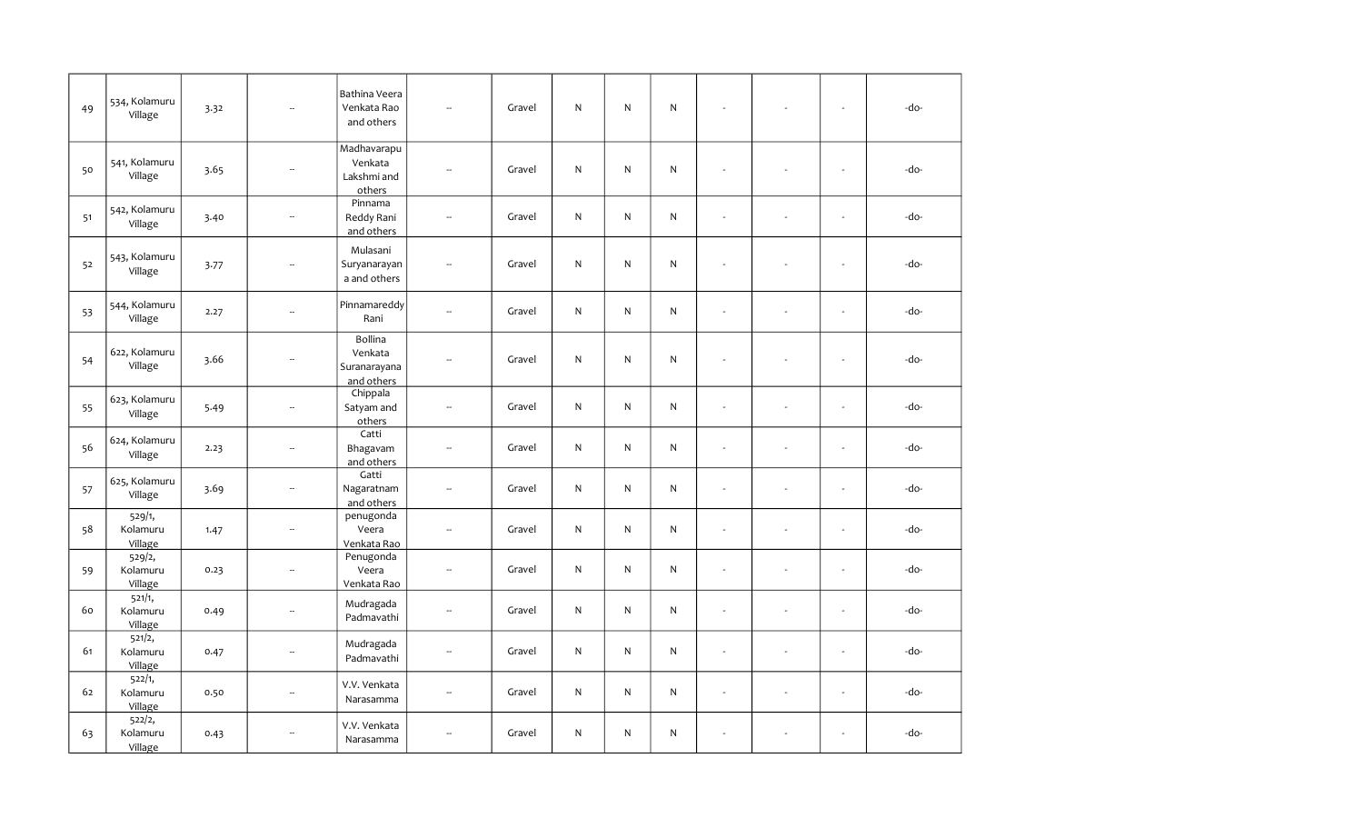| | | | | | | | | | | | | | |
|---|---|---|---|---|---|---|---|---|---|---|---|---|---|
| 49 | 534, Kolamuru Village | 3.32 | -- | Bathina Veera Venkata Rao and others | -- | Gravel | N | N | N | - | - | - | -do- |
| 50 | 541, Kolamuru Village | 3.65 | -- | Madhavarapu Venkata Lakshmi and others | -- | Gravel | N | N | N | - | - | - | -do- |
| 51 | 542, Kolamuru Village | 3.40 | -- | Pinnama Reddy Rani and others | -- | Gravel | N | N | N | - | - | - | -do- |
| 52 | 543, Kolamuru Village | 3.77 | -- | Mulasani Suryanarayan a and others | -- | Gravel | N | N | N | - | - | - | -do- |
| 53 | 544, Kolamuru Village | 2.27 | -- | Pinnamareddy Rani | -- | Gravel | N | N | N | - | - | - | -do- |
| 54 | 622, Kolamuru Village | 3.66 | -- | Bollina Venkata Suranarayana and others | -- | Gravel | N | N | N | - | - | - | -do- |
| 55 | 623, Kolamuru Village | 5.49 | -- | Chippala Satyam and others | -- | Gravel | N | N | N | - | - | - | -do- |
| 56 | 624, Kolamuru Village | 2.23 | -- | Catti Bhagavam and others | -- | Gravel | N | N | N | - | - | - | -do- |
| 57 | 625, Kolamuru Village | 3.69 | -- | Gatti Nagaratnam and others | -- | Gravel | N | N | N | - | - | - | -do- |
| 58 | 529/1, Kolamuru Village | 1.47 | -- | penugonda Veera Venkata Rao | -- | Gravel | N | N | N | - | - | - | -do- |
| 59 | 529/2, Kolamuru Village | 0.23 | -- | Penugonda Veera Venkata Rao | -- | Gravel | N | N | N | - | - | - | -do- |
| 60 | 521/1, Kolamuru Village | 0.49 | -- | Mudragada Padmavathi | -- | Gravel | N | N | N | - | - | - | -do- |
| 61 | 521/2, Kolamuru Village | 0.47 | -- | Mudragada Padmavathi | -- | Gravel | N | N | N | - | - | - | -do- |
| 62 | 522/1, Kolamuru Village | 0.50 | -- | V.V. Venkata Narasamma | -- | Gravel | N | N | N | - | - | - | -do- |
| 63 | 522/2, Kolamuru Village | 0.43 | -- | V.V. Venkata Narasamma | -- | Gravel | N | N | N | - | - | - | -do- |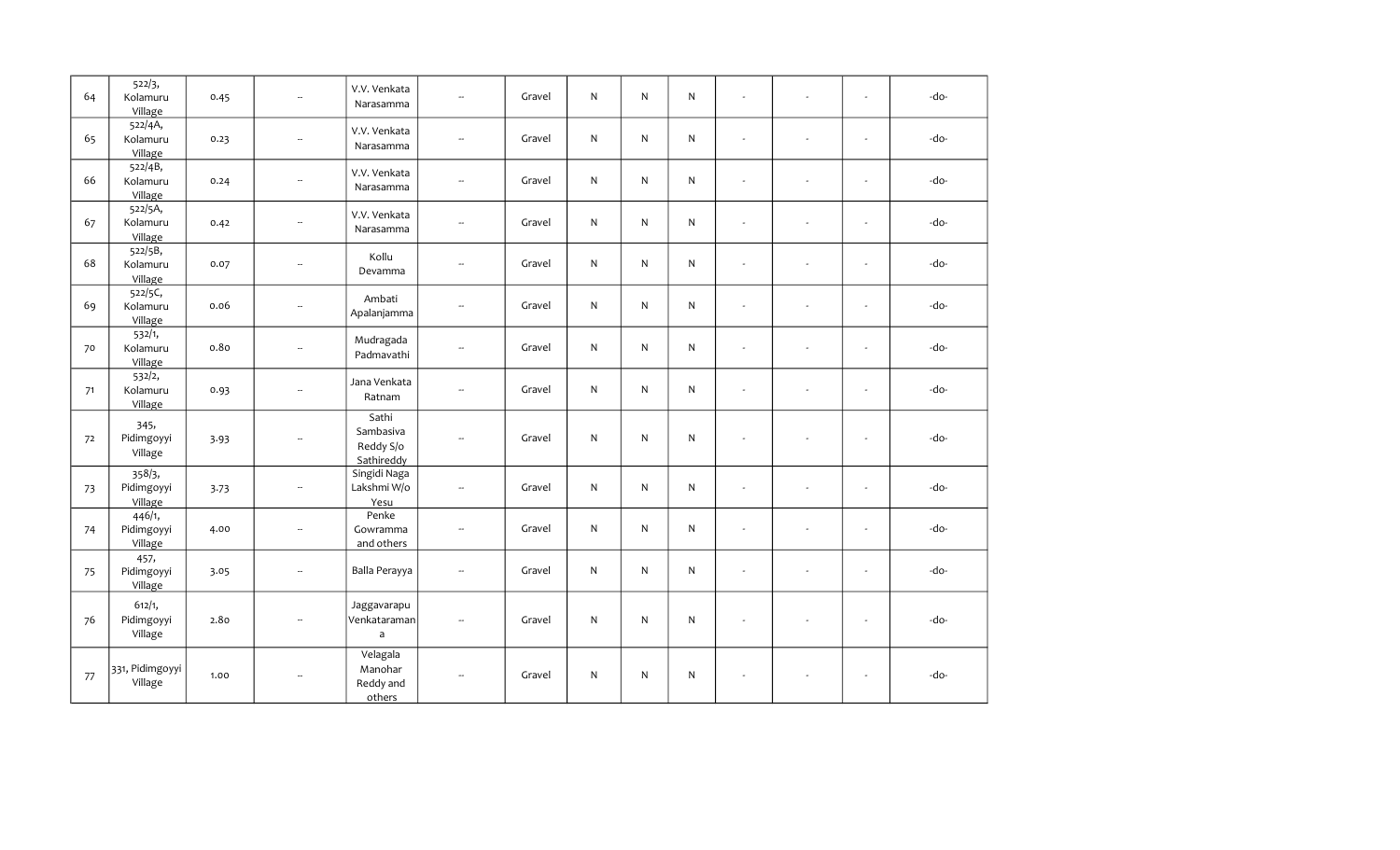| 64 | 522/3, Kolamuru Village | 0.45 | -- | V.V. Venkata Narasamma | -- | Gravel | N | N | N | - | - | - | -do- |
|---|---|---|---|---|---|---|---|---|---|---|---|---|---|
| 65 | 522/4A, Kolamuru Village | 0.23 | -- | V.V. Venkata Narasamma | -- | Gravel | N | N | N | - | - | - | -do- |
| 66 | 522/4B, Kolamuru Village | 0.24 | -- | V.V. Venkata Narasamma | -- | Gravel | N | N | N | - | - | - | -do- |
| 67 | 522/5A, Kolamuru Village | 0.42 | -- | V.V. Venkata Narasamma | -- | Gravel | N | N | N | - | - | - | -do- |
| 68 | 522/5B, Kolamuru Village | 0.07 | -- | Kollu Devamma | -- | Gravel | N | N | N | - | - | - | -do- |
| 69 | 522/5C, Kolamuru Village | 0.06 | -- | Ambati Apalanjamma | -- | Gravel | N | N | N | - | - | - | -do- |
| 70 | 532/1, Kolamuru Village | 0.80 | -- | Mudragada Padmavathi | -- | Gravel | N | N | N | - | - | - | -do- |
| 71 | 532/2, Kolamuru Village | 0.93 | -- | Jana Venkata Ratnam | -- | Gravel | N | N | N | - | - | - | -do- |
| 72 | 345, Pidimgoyyi Village | 3.93 | -- | Sathi Sambasiva Reddy S/o Sathireddy | -- | Gravel | N | N | N | - | - | - | -do- |
| 73 | 358/3, Pidimgoyyi Village | 3.73 | -- | Singidi Naga Lakshmi W/o Yesu | -- | Gravel | N | N | N | - | - | - | -do- |
| 74 | 446/1, Pidimgoyyi Village | 4.00 | -- | Penke Gowramma and others | -- | Gravel | N | N | N | - | - | - | -do- |
| 75 | 457, Pidimgoyyi Village | 3.05 | -- | Balla Perayya | -- | Gravel | N | N | N | - | - | - | -do- |
| 76 | 612/1, Pidimgoyyi Village | 2.80 | -- | Jaggavarapu Venkataramana | -- | Gravel | N | N | N | - | - | - | -do- |
| 77 | 331, Pidimgoyyi Village | 1.00 | -- | Velagala Manohar Reddy and others | -- | Gravel | N | N | N | - | - | - | -do- |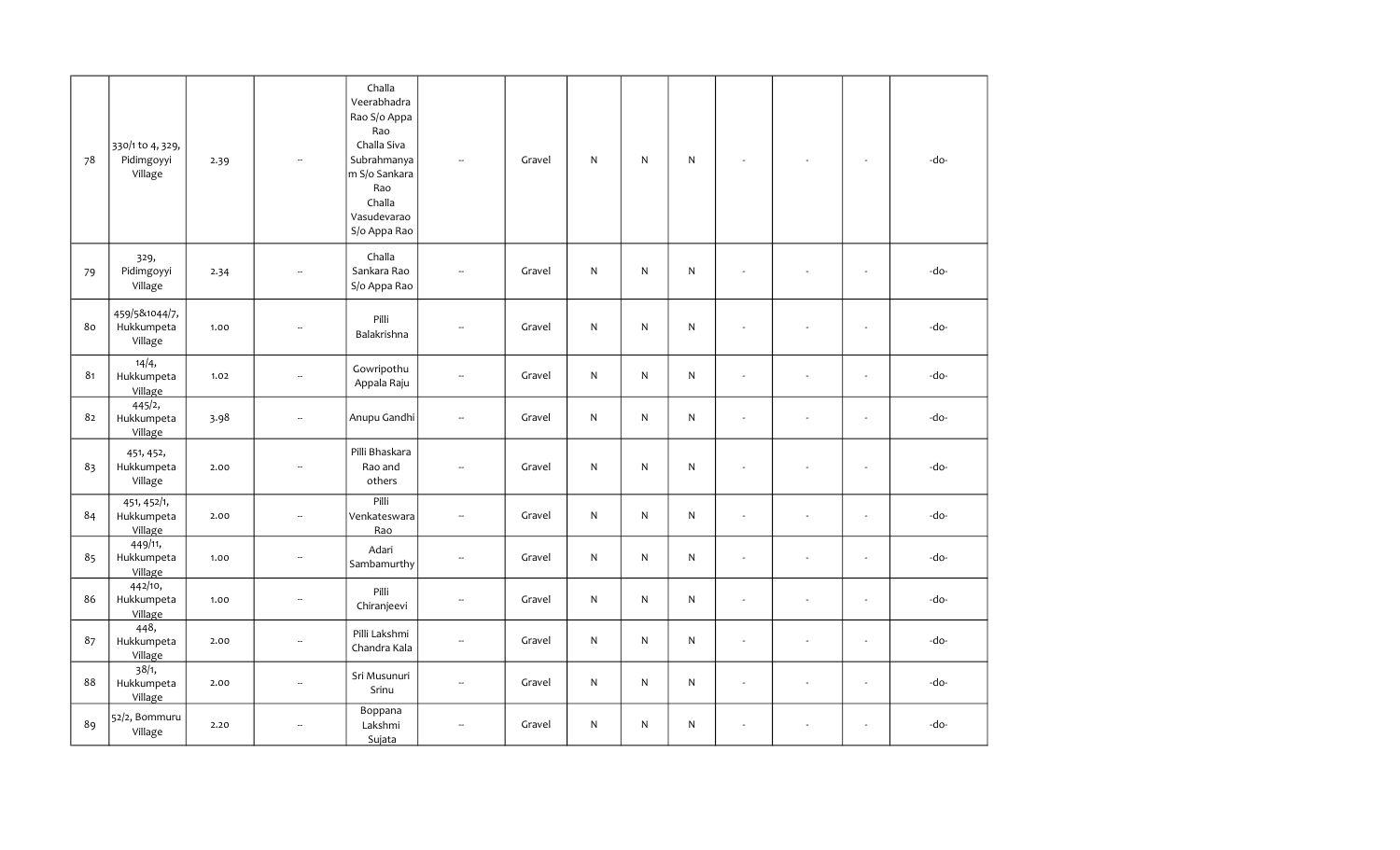| 78 | 330/1 to 4, 329, Pidimgoyyi Village | 2.39 | -- | Challa Veerabhadra Rao S/o Appa Rao Challa Siva Subrahmanyam S/o Sankara Rao Challa Vasudevarao S/o Appa Rao | -- | Gravel | N | N | N | - | - | - | -do- |
|---|---|---|---|---|---|---|---|---|---|---|---|---|---|
| 79 | 329, Pidimgoyyi Village | 2.34 | -- | Challa Sankara Rao S/o Appa Rao | -- | Gravel | N | N | N | - | - | - | -do- |
| 80 | 459/5&1044/7, Hukkumpeta Village | 1.00 | -- | Pilli Balakrishna | -- | Gravel | N | N | N | - | - | - | -do- |
| 81 | 14/4, Hukkumpeta Village | 1.02 | -- | Gowripothu Appala Raju | -- | Gravel | N | N | N | - | - | - | -do- |
| 82 | 445/2, Hukkumpeta Village | 3.98 | -- | Anupu Gandhi | -- | Gravel | N | N | N | - | - | - | -do- |
| 83 | 451, 452, Hukkumpeta Village | 2.00 | -- | Pilli Bhaskara Rao and others | -- | Gravel | N | N | N | - | - | - | -do- |
| 84 | 451, 452/1, Hukkumpeta Village | 2.00 | -- | Pilli Venkateswara Rao | -- | Gravel | N | N | N | - | - | - | -do- |
| 85 | 449/11, Hukkumpeta Village | 1.00 | -- | Adari Sambamurthy | -- | Gravel | N | N | N | - | - | - | -do- |
| 86 | 442/10, Hukkumpeta Village | 1.00 | -- | Pilli Chiranjeevi | -- | Gravel | N | N | N | - | - | - | -do- |
| 87 | 448, Hukkumpeta Village | 2.00 | -- | Pilli Lakshmi Chandra Kala | -- | Gravel | N | N | N | - | - | - | -do- |
| 88 | 38/1, Hukkumpeta Village | 2.00 | -- | Sri Musunuri Srinu | -- | Gravel | N | N | N | - | - | - | -do- |
| 89 | 52/2, Bommuru Village | 2.20 | -- | Boppana Lakshmi Sujata | -- | Gravel | N | N | N | - | - | - | -do- |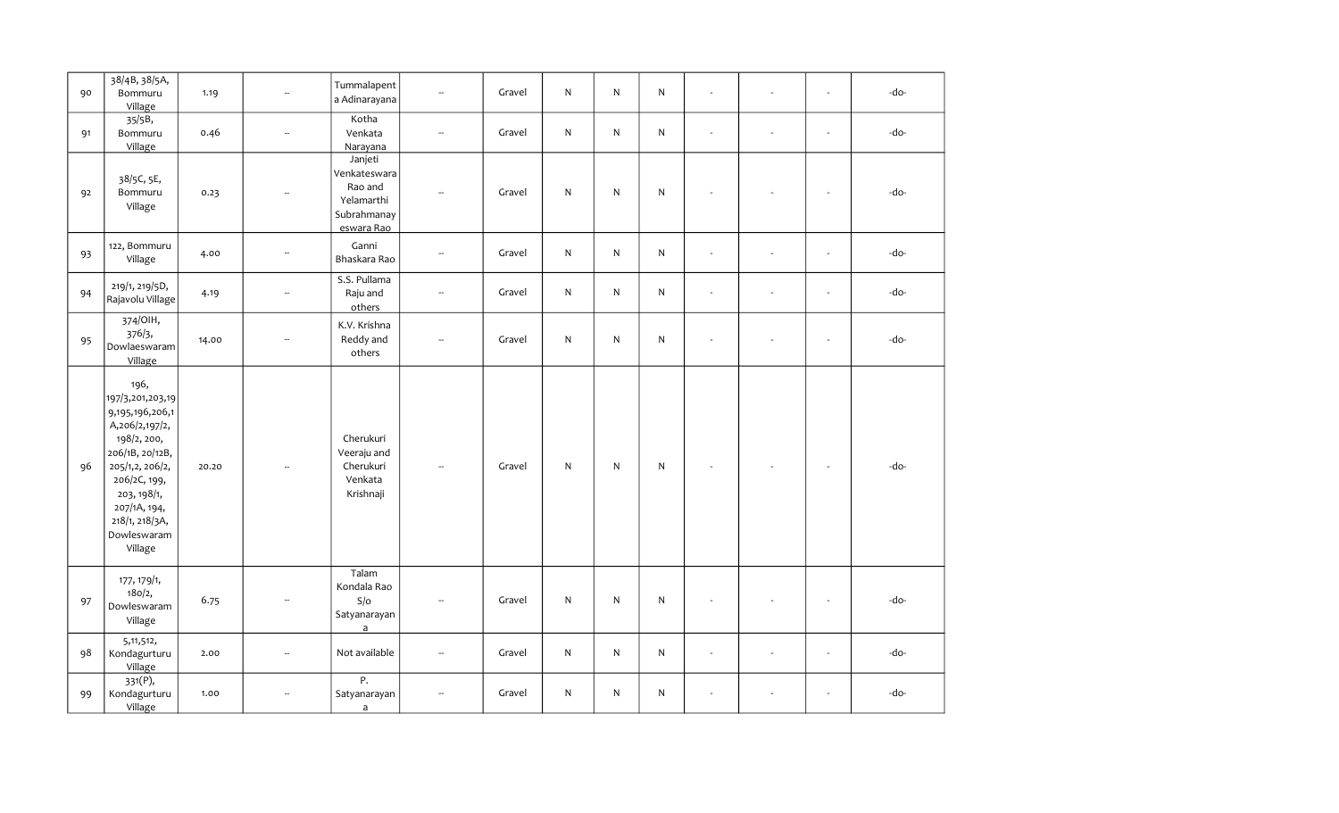| | | | | | | | | | | | | | |
|---|---|---|---|---|---|---|---|---|---|---|---|---|---|
| 90 | 38/4B, 38/5A, Bommuru Village | 1.19 | -- | Tummalapenta Adinarayana | -- | Gravel | N | N | N | - | - | - | -do- |
| 91 | 35/5B, Bommuru Village | 0.46 | -- | Kotha Venkata Narayana | -- | Gravel | N | N | N | - | - | - | -do- |
| 92 | 38/5C, 5E, Bommuru Village | 0.23 | -- | Janjeti Venkateswara Rao and Yelamarthi Subrahmanayeswara Rao | -- | Gravel | N | N | N | - | - | - | -do- |
| 93 | 122, Bommuru Village | 4.00 | -- | Ganni Bhaskara Rao | -- | Gravel | N | N | N | - | - | - | -do- |
| 94 | 219/1, 219/5D, Rajavolu Village | 4.19 | -- | S.S. Pullama Raju and others | -- | Gravel | N | N | N | - | - | - | -do- |
| 95 | 374/OIH, 376/3, Dowlaeswaram Village | 14.00 | -- | K.V. Krishna Reddy and others | -- | Gravel | N | N | N | - | - | - | -do- |
| 96 | 196, 197/3,201,203,199,195,196,206,1A,206/2,197/2, 198/2, 200, 206/1B, 20/12B, 205/1,2, 206/2, 206/2C, 199, 203, 198/1, 207/1A, 194, 218/1, 218/3A, Dowleswaram Village | 20.20 | -- | Cherukuri Veeraju and Cherukuri Venkata Krishnaji | -- | Gravel | N | N | N | - | - | - | -do- |
| 97 | 177, 179/1, 180/2, Dowleswaram Village | 6.75 | -- | Talam Kondala Rao S/o Satyanarayana | -- | Gravel | N | N | N | - | - | - | -do- |
| 98 | 5,11,512, Kondagurturu Village | 2.00 | -- | Not available | -- | Gravel | N | N | N | - | - | - | -do- |
| 99 | 331(P), Kondagurturu Village | 1.00 | -- | P. Satyanarayana | -- | Gravel | N | N | N | - | - | - | -do- |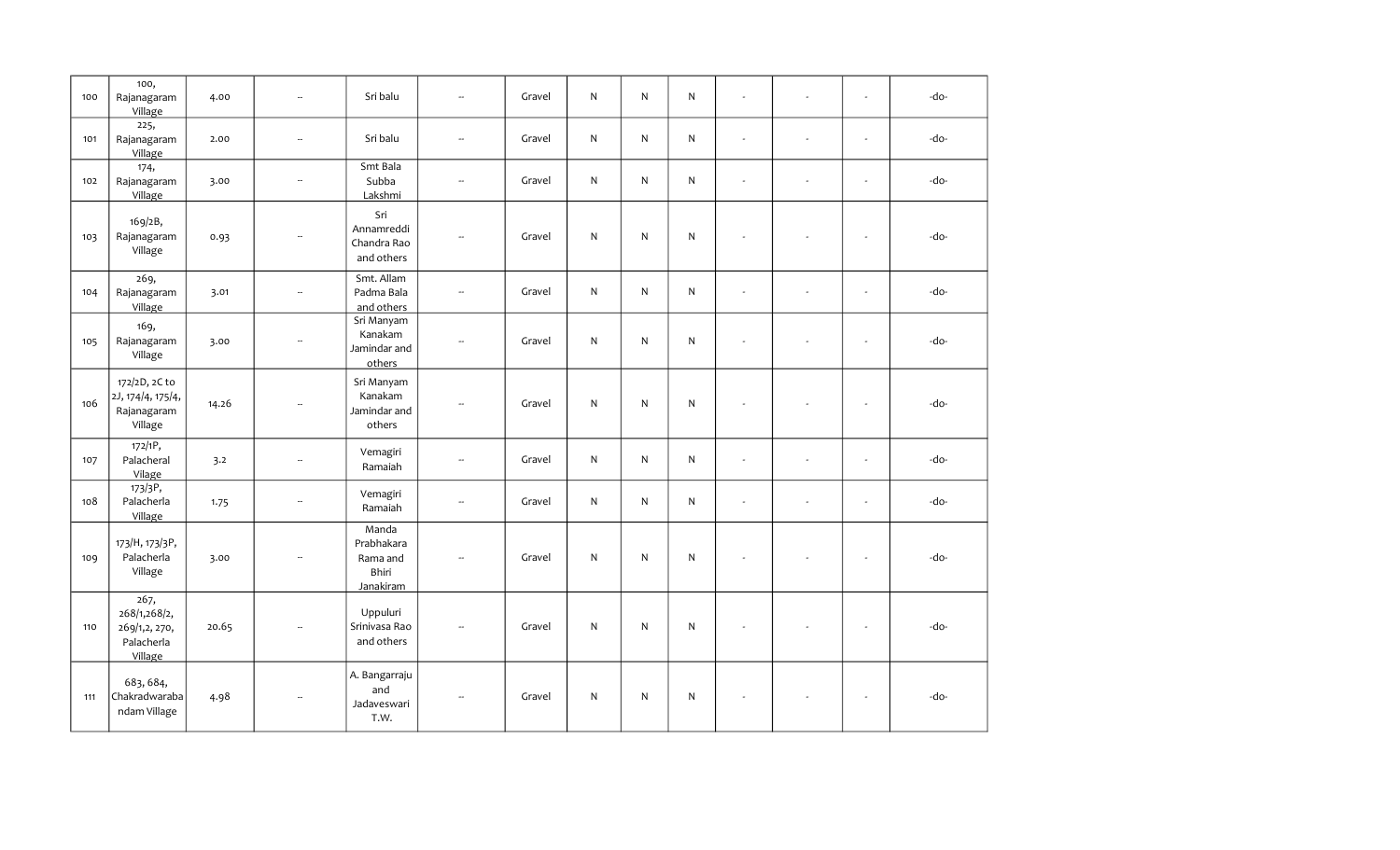| | | | | | | | | | | | | | |
|---|---|---|---|---|---|---|---|---|---|---|---|---|---|
| 100 | 100, Rajanagaram Village | 4.00 | -- | Sri balu | -- | Gravel | N | N | N | - | - | - | -do- |
| 101 | 225, Rajanagaram Village | 2.00 | -- | Sri balu | -- | Gravel | N | N | N | - | - | - | -do- |
| 102 | 174, Rajanagaram Village | 3.00 | -- | Smt Bala Subba Lakshmi | -- | Gravel | N | N | N | - | - | - | -do- |
| 103 | 169/2B, Rajanagaram Village | 0.93 | -- | Sri Annamreddi Chandra Rao and others | -- | Gravel | N | N | N | - | - | - | -do- |
| 104 | 269, Rajanagaram Village | 3.01 | -- | Smt. Allam Padma Bala and others | -- | Gravel | N | N | N | - | - | - | -do- |
| 105 | 169, Rajanagaram Village | 3.00 | -- | Sri Manyam Kanakam Jamindar and others | -- | Gravel | N | N | N | - | - | - | -do- |
| 106 | 172/2D, 2C to 2J, 174/4, 175/4, Rajanagaram Village | 14.26 | -- | Sri Manyam Kanakam Jamindar and others | -- | Gravel | N | N | N | - | - | - | -do- |
| 107 | 172/1P, Palacheral Vilage | 3.2 | -- | Vemagiri Ramaiah | -- | Gravel | N | N | N | - | - | - | -do- |
| 108 | 173/3P, Palacherla Village | 1.75 | -- | Vemagiri Ramaiah | -- | Gravel | N | N | N | - | - | - | -do- |
| 109 | 173/H, 173/3P, Palacherla Village | 3.00 | -- | Manda Prabhakara Rama and Bhiri Janakiram | -- | Gravel | N | N | N | - | - | - | -do- |
| 110 | 267, 268/1,268/2, 269/1,2, 270, Palacherla Village | 20.65 | -- | Uppuluri Srinivasa Rao and others | -- | Gravel | N | N | N | - | - | - | -do- |
| 111 | 683, 684, Chakradwarabandam Village | 4.98 | -- | A. Bangarraju and Jadaveswari T.W. | -- | Gravel | N | N | N | - | - | - | -do- |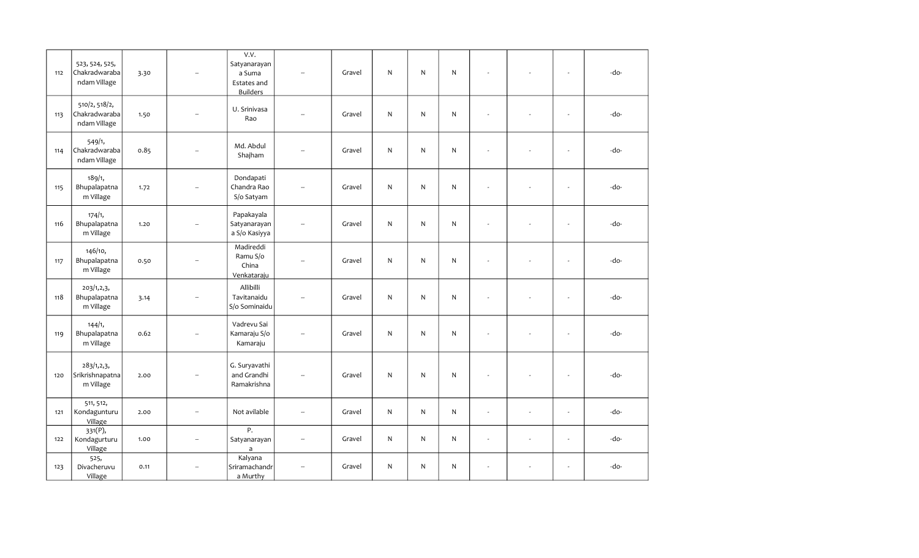| | | | | | | | | | | | | | |
|---|---|---|---|---|---|---|---|---|---|---|---|---|---|
| 112 | 523, 524, 525, Chakradwarabandam Village | 3.30 | -- | V.V. Satyanarayana Suma Estates and Builders | -- | Gravel | N | N | N | - | - | - | -do- |
| 113 | 510/2, 518/2, Chakradwarabandam Village | 1.50 | -- | U. Srinivasa Rao | -- | Gravel | N | N | N | - | - | - | -do- |
| 114 | 549/1, Chakradwarabandam Village | 0.85 | -- | Md. Abdul Shajham | -- | Gravel | N | N | N | - | - | - | -do- |
| 115 | 189/1, Bhupalapatnam Village | 1.72 | -- | Dondapati Chandra Rao S/o Satyam | -- | Gravel | N | N | N | - | - | - | -do- |
| 116 | 174/1, Bhupalapatnam Village | 1.20 | -- | Papakayala Satyanarayana S/o Kasiyya | -- | Gravel | N | N | N | - | - | - | -do- |
| 117 | 146/10, Bhupalapatnam Village | 0.50 | -- | Madireddi Ramu S/o China Venkataraju | -- | Gravel | N | N | N | - | - | - | -do- |
| 118 | 203/1,2,3, Bhupalapatnam Village | 3.14 | -- | Allibilli Tavitanaidu S/o Sominaidu | -- | Gravel | N | N | N | - | - | - | -do- |
| 119 | 144/1, Bhupalapatnam Village | 0.62 | -- | Vadrevu Sai Kamaraju S/o Kamaraju | -- | Gravel | N | N | N | - | - | - | -do- |
| 120 | 283/1,2,3, Srikrishnapatnam Village | 2.00 | -- | G. Suryavathi and Grandhi Ramakrishna | -- | Gravel | N | N | N | - | - | - | -do- |
| 121 | 511, 512, Kondagunturu Village | 2.00 | -- | Not avilable | -- | Gravel | N | N | N | - | - | - | -do- |
| 122 | 331(P), Kondagurturu Village | 1.00 | -- | P. Satyanarayana | -- | Gravel | N | N | N | - | - | - | -do- |
| 123 | 525, Divacheruvu Village | 0.11 | -- | Kalyana Sriramachandra Murthy | -- | Gravel | N | N | N | - | - | - | -do- |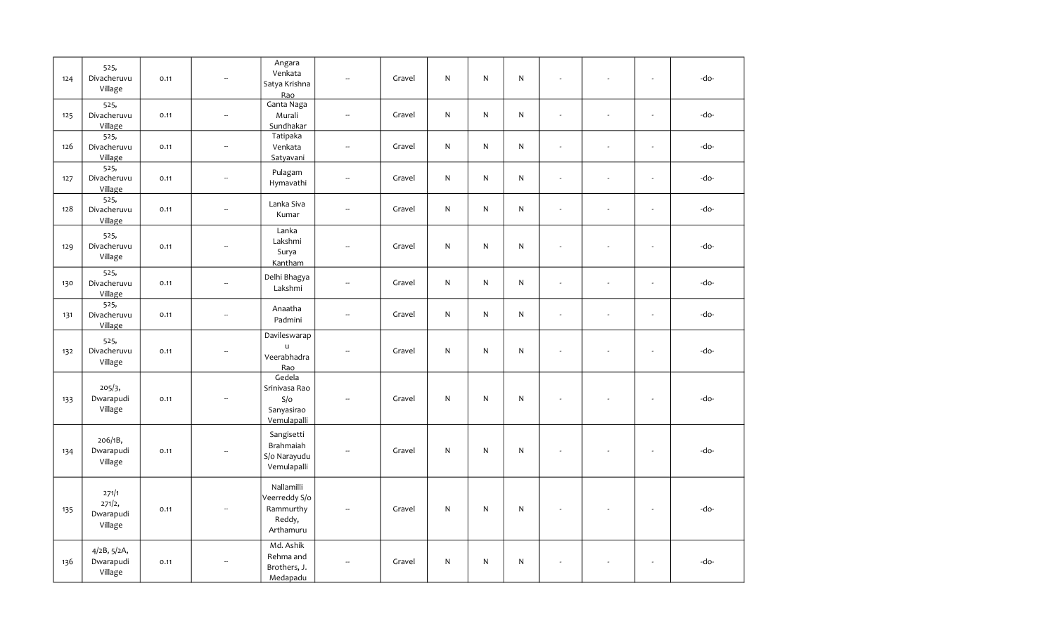| 124 | 525, Divacheruvu Village | 0.11 | -- | Angara Venkata Satya Krishna Rao | -- | Gravel | N | N | N | - | - | - | -do- |
|---|---|---|---|---|---|---|---|---|---|---|---|---|---|
| 125 | 525, Divacheruvu Village | 0.11 | -- | Ganta Naga Murali Sundhakar | -- | Gravel | N | N | N | - | - | - | -do- |
| 126 | 525, Divacheruvu Village | 0.11 | -- | Tatipaka Venkata Satyavani | -- | Gravel | N | N | N | - | - | - | -do- |
| 127 | 525, Divacheruvu Village | 0.11 | -- | Pulagam Hymavathi | -- | Gravel | N | N | N | - | - | - | -do- |
| 128 | 525, Divacheruvu Village | 0.11 | -- | Lanka Siva Kumar | -- | Gravel | N | N | N | - | - | - | -do- |
| 129 | 525, Divacheruvu Village | 0.11 | -- | Lanka Lakshmi Surya Kantham | -- | Gravel | N | N | N | - | - | - | -do- |
| 130 | 525, Divacheruvu Village | 0.11 | -- | Delhi Bhagya Lakshmi | -- | Gravel | N | N | N | - | - | - | -do- |
| 131 | 525, Divacheruvu Village | 0.11 | -- | Anaatha Padmini | -- | Gravel | N | N | N | - | - | - | -do- |
| 132 | 525, Divacheruvu Village | 0.11 | -- | Davileswarapu Veerabhadra Rao | -- | Gravel | N | N | N | - | - | - | -do- |
| 133 | 205/3, Dwarapudi Village | 0.11 | -- | Gedela Srinivasa Rao S/o Sanyasirao Vemulapalli | -- | Gravel | N | N | N | - | - | - | -do- |
| 134 | 206/1B, Dwarapudi Village | 0.11 | -- | Sangisetti Brahmaiah S/o Narayudu Vemulapalli | -- | Gravel | N | N | N | - | - | - | -do- |
| 135 | 271/1 271/2, Dwarapudi Village | 0.11 | -- | Nallamilli Veerreddy S/o Rammurthy Reddy, Arthamuru | -- | Gravel | N | N | N | - | - | - | -do- |
| 136 | 4/2B, 5/2A, Dwarapudi Village | 0.11 | -- | Md. Ashik Rehma and Brothers, J. Medapadu | -- | Gravel | N | N | N | - | - | - | -do- |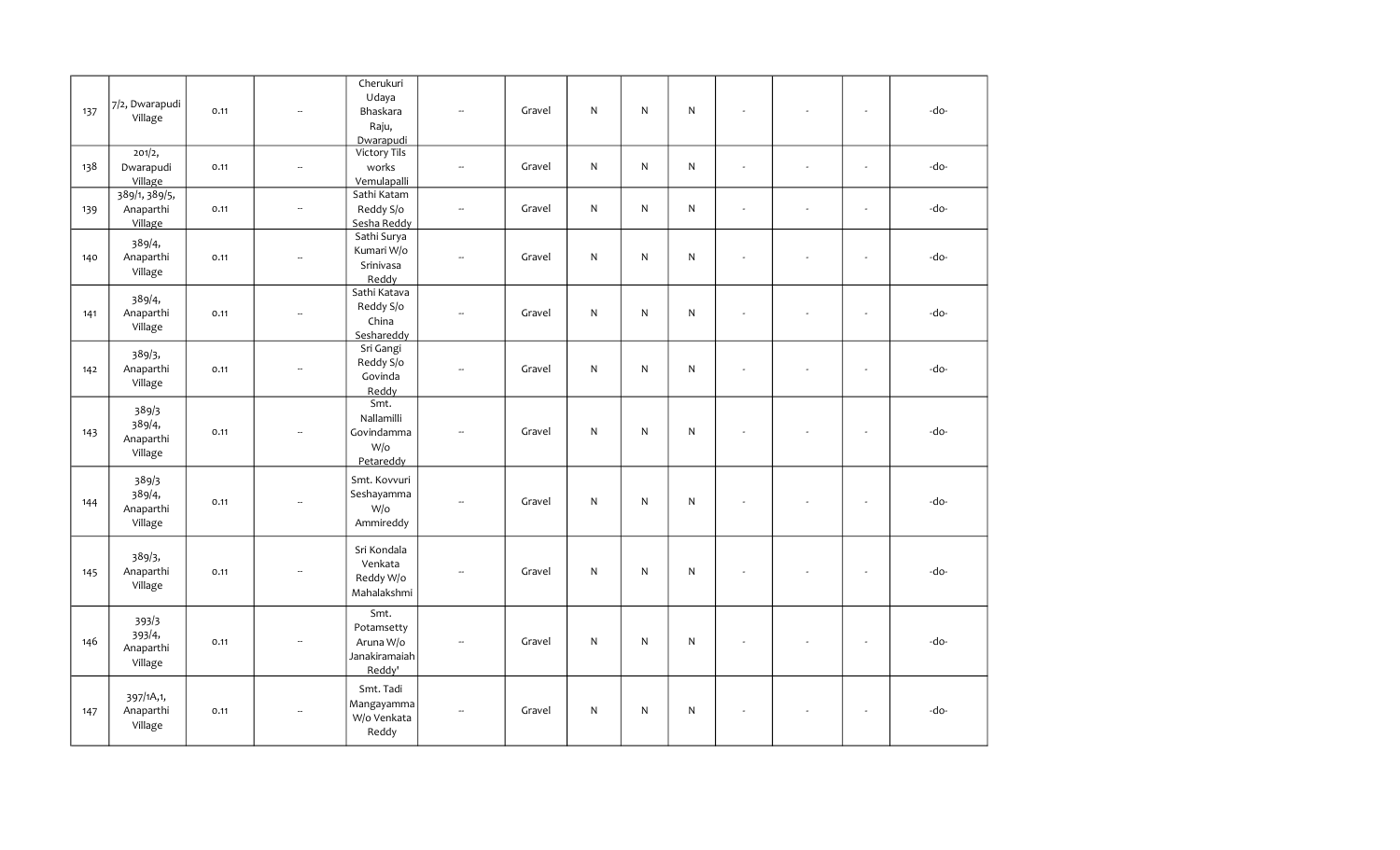| | | | | | | | | | | | | | |
|---|---|---|---|---|---|---|---|---|---|---|---|---|---|
| 137 | 7/2, Dwarapudi Village | 0.11 | -- | Cherukuri Udaya Bhaskara Raju, Dwarapudi | -- | Gravel | N | N | N | - | - | - | -do- |
| 138 | 201/2, Dwarapudi Village | 0.11 | -- | Victory Tils works Vemulapalli | -- | Gravel | N | N | N | - | - | - | -do- |
| 139 | 389/1, 389/5, Anaparthi Village | 0.11 | -- | Sathi Katam Reddy S/o Sesha Reddy | -- | Gravel | N | N | N | - | - | - | -do- |
| 140 | 389/4, Anaparthi Village | 0.11 | -- | Sathi Surya Kumari W/o Srinivasa Reddy | -- | Gravel | N | N | N | - | - | - | -do- |
| 141 | 389/4, Anaparthi Village | 0.11 | -- | Sathi Katava Reddy S/o China Seshareddy | -- | Gravel | N | N | N | - | - | - | -do- |
| 142 | 389/3, Anaparthi Village | 0.11 | -- | Sri Gangi Reddy S/o Govinda Reddy | -- | Gravel | N | N | N | - | - | - | -do- |
| 143 | 389/3 389/4, Anaparthi Village | 0.11 | -- | Smt. Nallamilli Govindamma W/o Petareddy | -- | Gravel | N | N | N | - | - | - | -do- |
| 144 | 389/3 389/4, Anaparthi Village | 0.11 | -- | Smt. Kovvuri Seshayamma W/o Ammireddy | -- | Gravel | N | N | N | - | - | - | -do- |
| 145 | 389/3, Anaparthi Village | 0.11 | -- | Sri Kondala Venkata Reddy W/o Mahalakshmi | -- | Gravel | N | N | N | - | - | - | -do- |
| 146 | 393/3 393/4, Anaparthi Village | 0.11 | -- | Smt. Potamsetty Aruna W/o Janakiramaiah Reddy' | -- | Gravel | N | N | N | - | - | - | -do- |
| 147 | 397/1A,1, Anaparthi Village | 0.11 | -- | Smt. Tadi Mangayamma W/o Venkata Reddy | -- | Gravel | N | N | N | - | - | - | -do- |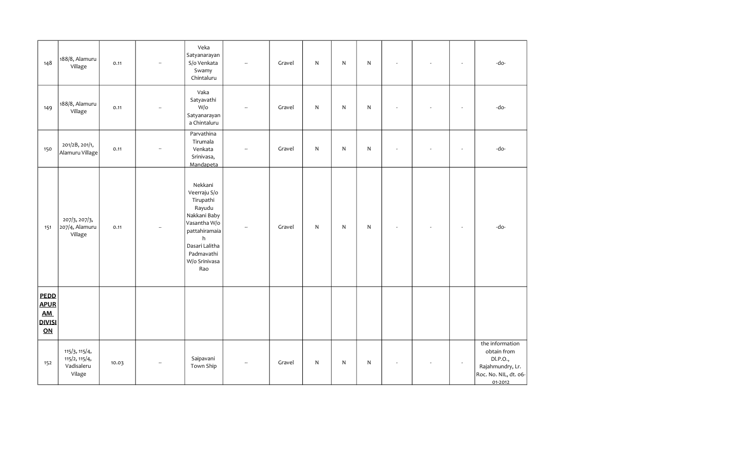| | | | | | | | | | | | | | |
|---|---|---|---|---|---|---|---|---|---|---|---|---|---|
| 148 | 188/8, Alamuru Village | 0.11 | -- | Veka Satyanarayan S/o Venkata Swamy Chintaluru | -- | Gravel | N | N | N | - | - | - | -do- |
| 149 | 188/8, Alamuru Village | 0.11 | -- | Vaka Satyavathi W/o Satyanarayan a Chintaluru | -- | Gravel | N | N | N | - | - | - | -do- |
| 150 | 201/2B, 201/1, Alamuru Village | 0.11 | -- | Parvathina Tirumala Venkata Srinivasa, Mandapeta | -- | Gravel | N | N | N | - | - | - | -do- |
| 151 | 207/3, 207/3, 207/4, Alamuru Village | 0.11 | -- | Nekkani Veerraju S/o Tirupathi Rayudu Nakkani Baby Vasantha W/o pattahiramaiah Dasari Lalitha Padmavathi W/o Srinivasa Rao | -- | Gravel | N | N | N | - | - | - | -do- |
| **PEDDAPURAM DIVISION** | | | | | | | | | | | | | |
| 152 | 115/3, 115/4, 115/2, 115/4, Vadisaleru Vilage | 10.03 | -- | Saipavani Town Ship | -- | Gravel | N | N | N | - | - | - | the information obtain from Dl.P.O., Rajahmundry, Lr. Roc. No. NIL, dt. 06-01-2012 |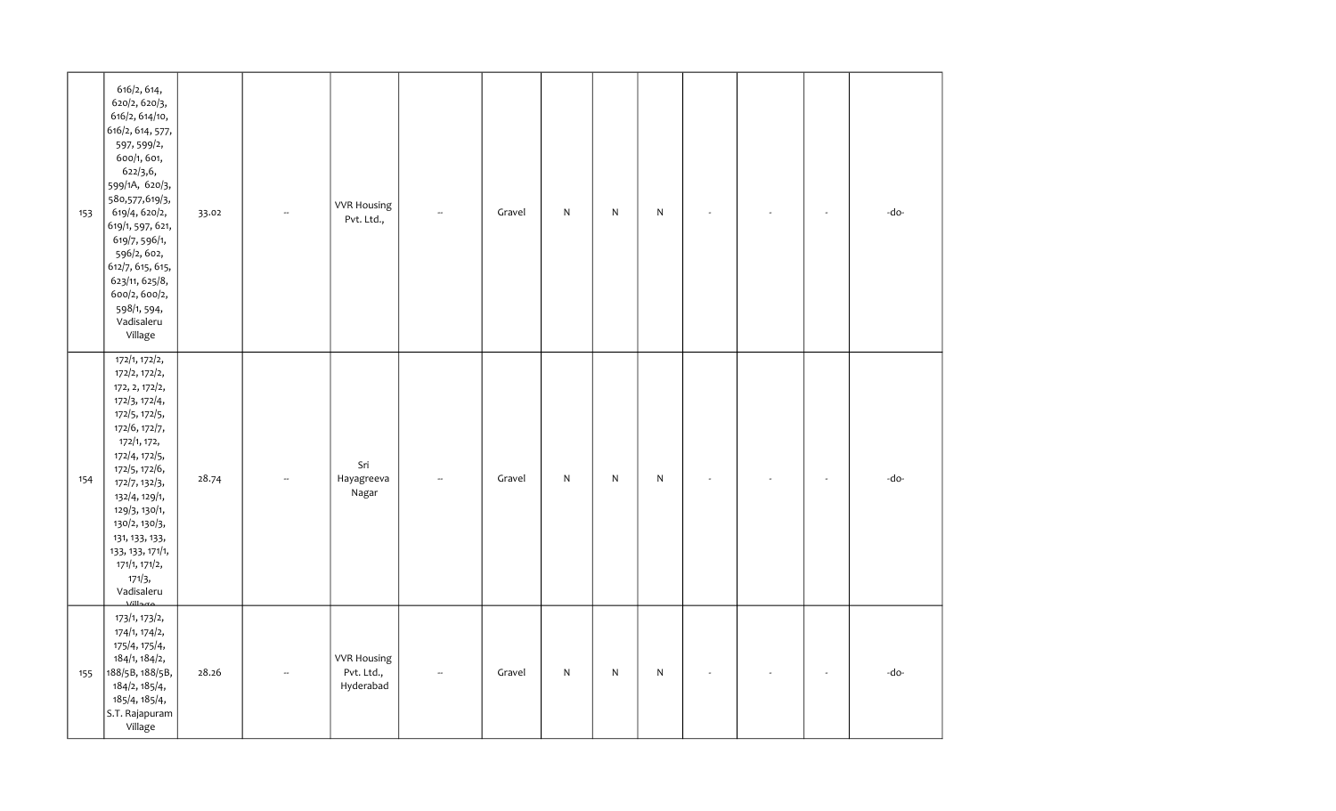| | | | | | | | | | | | | | |
|---|---|---|---|---|---|---|---|---|---|---|---|---|---|
| 153 | 616/2, 614, 620/2, 620/3, 616/2, 614/10, 616/2, 614, 577, 597, 599/2, 600/1, 601, 622/3,6, 599/1A, 620/3, 580,577,619/3, 619/4, 620/2, 619/1, 597, 621, 619/7, 596/1, 596/2, 602, 612/7, 615, 615, 623/11, 625/8, 600/2, 600/2, 598/1, 594, Vadisaleru Village | 33.02 | -- | VVR Housing Pvt. Ltd., | -- | Gravel | N | N | N | - | - | - | -do- |
| 154 | 172/1, 172/2, 172/2, 172/2, 172, 2, 172/2, 172/3, 172/4, 172/5, 172/5, 172/6, 172/7, 172/1, 172, 172/4, 172/5, 172/5, 172/6, 172/7, 132/3, 132/4, 129/1, 129/3, 130/1, 130/2, 130/3, 131, 133, 133, 133, 133, 171/1, 171/1, 171/2, 171/3, Vadisaleru Village | 28.74 | -- | Sri Hayagreeva Nagar | -- | Gravel | N | N | N | - | - | - | -do- |
| 155 | 173/1, 173/2, 174/1, 174/2, 175/4, 175/4, 184/1, 184/2, 188/5B, 188/5B, 184/2, 185/4, 185/4, 185/4, S.T. Rajapuram Village | 28.26 | -- | VVR Housing Pvt. Ltd., Hyderabad | -- | Gravel | N | N | N | - | - | - | -do- |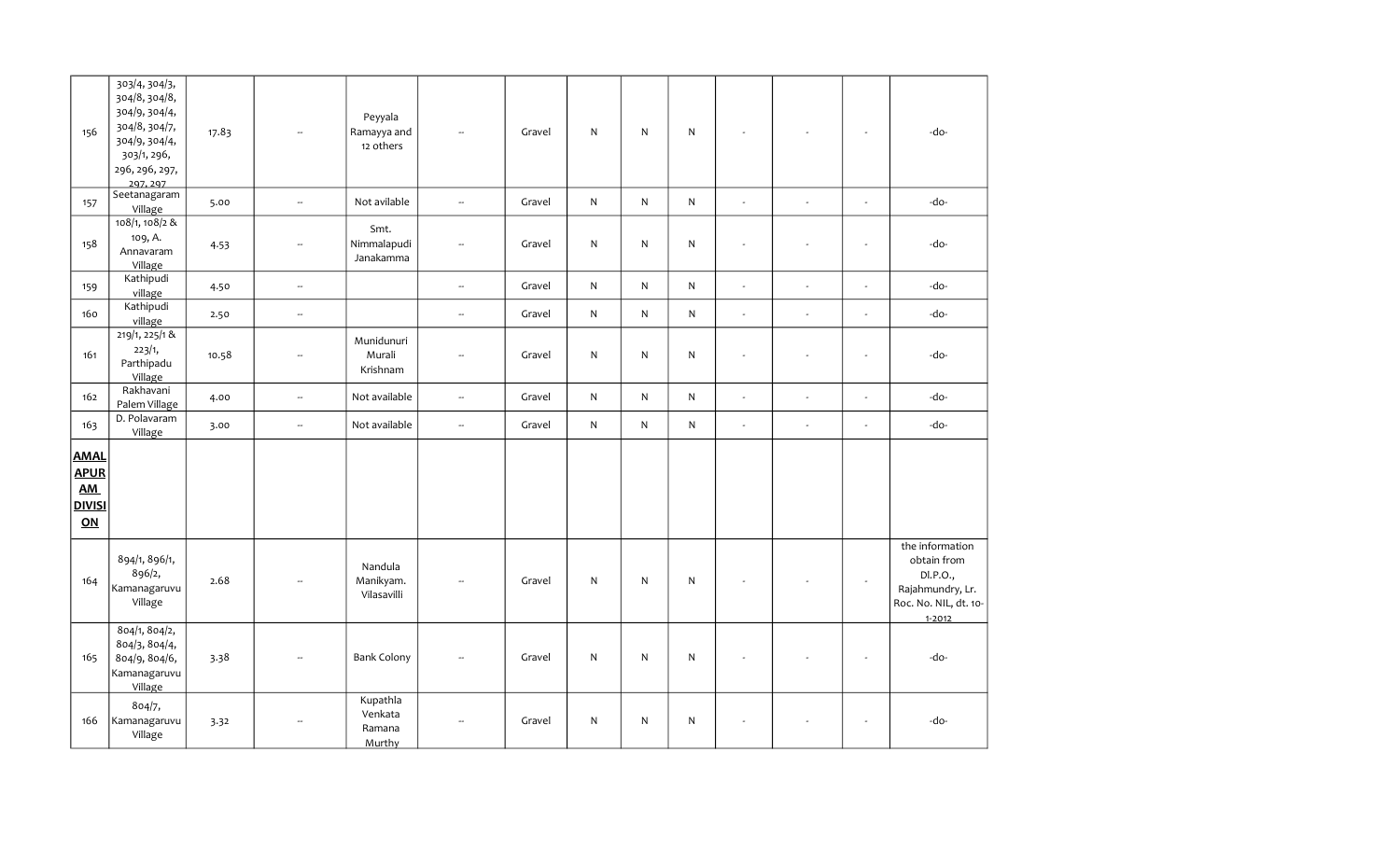| | | | | | | | | | | | | | |
|---|---|---|---|---|---|---|---|---|---|---|---|---|---|
| 156 | 303/4, 304/3, 304/8, 304/8, 304/9, 304/4, 304/8, 304/7, 304/9, 304/4, 303/1, 296, 296, 296, 297, 297, 297 | 17.83 | -- | Peyyala Ramayya and 12 others | -- | Gravel | N | N | N | - | - | - | -do- |
| 157 | Seetanagaram Village | 5.00 | -- | Not avilable | -- | Gravel | N | N | N | - | - | - | -do- |
| 158 | 108/1, 108/2 & 109, A. Annavaram Village | 4.53 | -- | Smt. Nimmalapudi Janakamma | -- | Gravel | N | N | N | - | - | - | -do- |
| 159 | Kathipudi village | 4.50 | -- | | -- | Gravel | N | N | N | - | - | - | -do- |
| 160 | Kathipudi village | 2.50 | -- | | -- | Gravel | N | N | N | - | - | - | -do- |
| 161 | 219/1, 225/1 & 223/1, Parthipadu Village | 10.58 | -- | Munidunuri Murali Krishnam | -- | Gravel | N | N | N | - | - | - | -do- |
| 162 | Rakhavani Palem Village | 4.00 | -- | Not available | -- | Gravel | N | N | N | - | - | - | -do- |
| 163 | D. Polavaram Village | 3.00 | -- | Not available | -- | Gravel | N | N | N | - | - | - | -do- |
| **AMALAPURAM DIVISION** | | | | | | | | | | | | | |
| 164 | 894/1, 896/1, 896/2, Kamanagaruvu Village | 2.68 | -- | Nandula Manikyam. Vilasavilli | -- | Gravel | N | N | N | - | - | - | the information obtain from DI.P.O., Rajahmundry, Lr. Roc. No. NIL, dt. 10-1-2012 |
| 165 | 804/1, 804/2, 804/3, 804/4, 804/9, 804/6, Kamanagaruvu Village | 3.38 | -- | Bank Colony | -- | Gravel | N | N | N | - | - | - | -do- |
| 166 | 804/7, Kamanagaruvu Village | 3.32 | -- | Kupathla Venkata Ramana Murthy | -- | Gravel | N | N | N | - | - | - | -do- |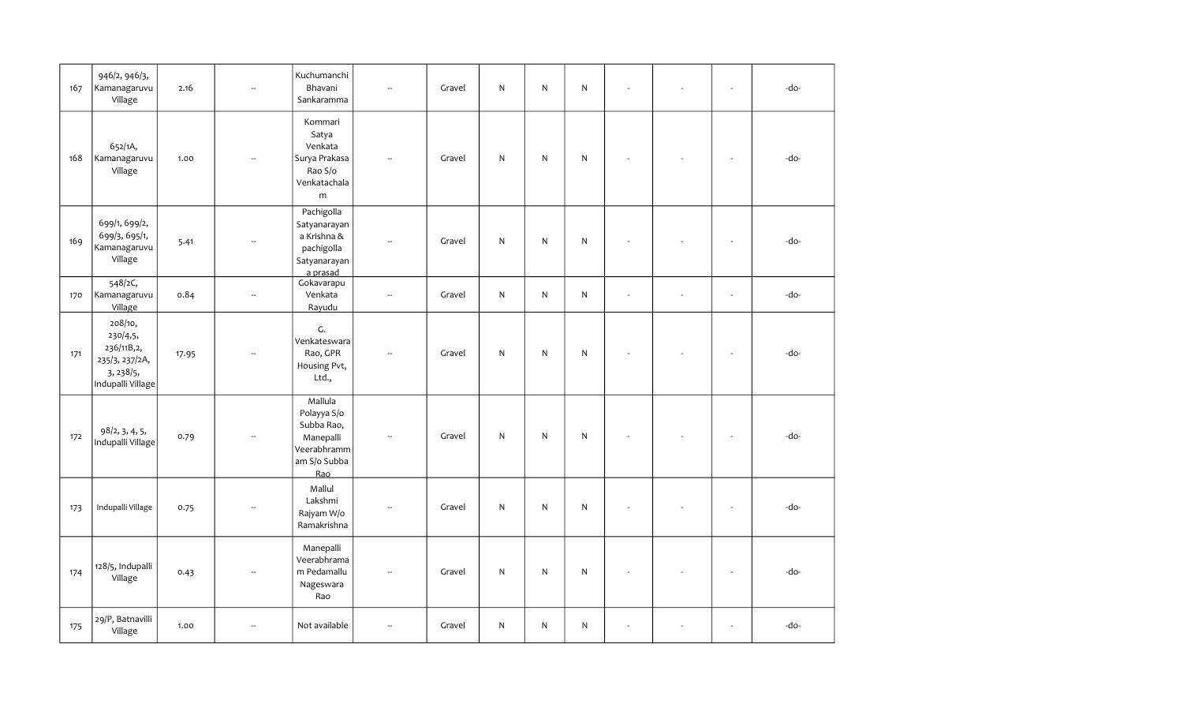| | | | | | | | | | | | | | |
|---|---|---|---|---|---|---|---|---|---|---|---|---|---|
| 167 | 946/2, 946/3, Kamanagaruvu Village | 2.16 | -- | Kuchumanchi Bhavani Sankaramma | -- | Gravel | N | N | N | - | - | - | -do- |
| 168 | 652/1A, Kamanagaruvu Village | 1.00 | -- | Kommari Satya Venkata Surya Prakasa Rao S/o Venkatachalam | -- | Gravel | N | N | N | - | - | - | -do- |
| 169 | 699/1, 699/2, 699/3, 695/1, Kamanagaruvu Village | 5.41 | -- | Pachigolla Satyanarayana Krishna & pachigolla Satyanarayana prasad | -- | Gravel | N | N | N | - | - | - | -do- |
| 170 | 548/2C, Kamanagaruvu Village | 0.84 | -- | Gokavarapu Venkata Rayudu | -- | Gravel | N | N | N | - | - | - | -do- |
| 171 | 208/10, 230/4,5, 236/11B,2, 235/3, 237/2A, 3, 238/5, Indupalli Village | 17.95 | -- | G. Venkateswara Rao, GPR Housing Pvt, Ltd., | -- | Gravel | N | N | N | - | - | - | -do- |
| 172 | 98/2, 3, 4, 5, Indupalli Village | 0.79 | -- | Mallula Polayya S/o Subba Rao, Manepalli Veerabhrammam S/o Subba Rao | -- | Gravel | N | N | N | - | - | - | -do- |
| 173 | Indupalli Village | 0.75 | -- | Mallul Lakshmi Rajyam W/o Ramakrishna | -- | Gravel | N | N | N | - | - | - | -do- |
| 174 | 128/5, Indupalli Village | 0.43 | -- | Manepalli Veerabhramam Pedamallu Nageswara Rao | -- | Gravel | N | N | N | - | - | - | -do- |
| 175 | 29/P, Batnavilli Village | 1.00 | -- | Not available | -- | Gravel | N | N | N | - | - | - | -do- |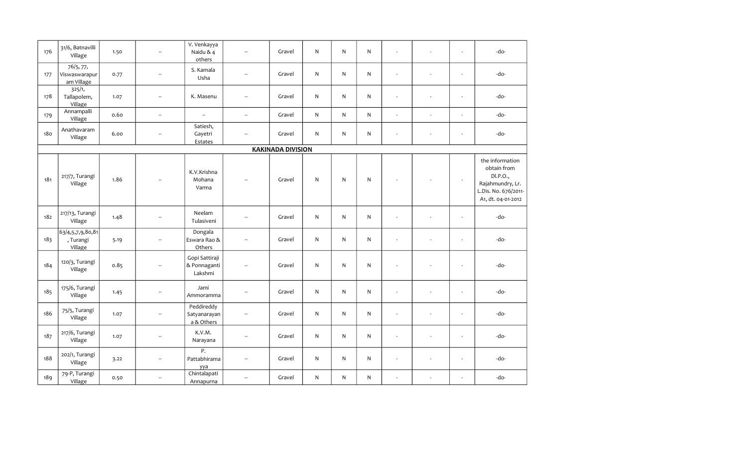| 176 | 31/6, Batnavilli Village | 1.50 | -- | V. Venkayya Naidu & 4 others | -- | Gravel | N | N | N | - | - | - | -do- |
|---|---|---|---|---|---|---|---|---|---|---|---|---|---|
| 177 | 76/5, 77, Viswaswarapuram Village | 0.77 | -- | S. Kamala Usha | -- | Gravel | N | N | N | - | - | - | -do- |
| 178 | 325/1, Tallapolem, Village | 1.07 | -- | K. Masenu | -- | Gravel | N | N | N | - | - | - | -do- |
| 179 | Annampalli Village | 0.60 | -- | -- | -- | Gravel | N | N | N | - | - | - | -do- |
| 180 | Anathavaram Village | 6.00 | -- | Satiesh, Gayetri Estates | -- | Gravel | N | N | N | - | - | - | -do- |
| | | | | | | **KAKINADA DIVISION** | | | | | | | |
| 181 | 217/7, Turangi Village | 1.86 | -- | K.V.Krishna Mohana Varma | -- | Gravel | N | N | N | - | - | - | the information obtain from Dl.P.O., Rajahmundry, Lr. L.Dis. No. 676/2011-A1, dt. 04-01-2012 |
| 182 | 217/13, Turangi Village | 1.48 | -- | Neelam Tulasiveni | -- | Gravel | N | N | N | - | - | - | -do- |
| 183 | 63/4,5,7,9,80,81, Turangi Village | 5.19 | -- | Dongala Eswara Rao & Others | -- | Gravel | N | N | N | - | - | - | -do- |
| 184 | 120/3, Turangi Village | 0.85 | -- | Gopi Sattiraji & Ponnaganti Lakshmi | -- | Gravel | N | N | N | - | - | - | -do- |
| 185 | 175/6, Turangi Village | 1.45 | -- | Jami Ammoramma | -- | Gravel | N | N | N | - | - | - | -do- |
| 186 | 75/5, Turangi Village | 1.07 | -- | Peddireddy Satyanarayana & Others | -- | Gravel | N | N | N | - | - | - | -do- |
| 187 | 217/6, Turangi Village | 1.07 | -- | K.V.M. Narayana | -- | Gravel | N | N | N | - | - | - | -do- |
| 188 | 202/1, Turangi Village | 3.22 | -- | P. Pattabhiramayya | -- | Gravel | N | N | N | - | - | - | -do- |
| 189 | 79-P, Turangi Village | 0.50 | -- | Chintalapati Annapurna | -- | Gravel | N | N | N | - | - | - | -do- |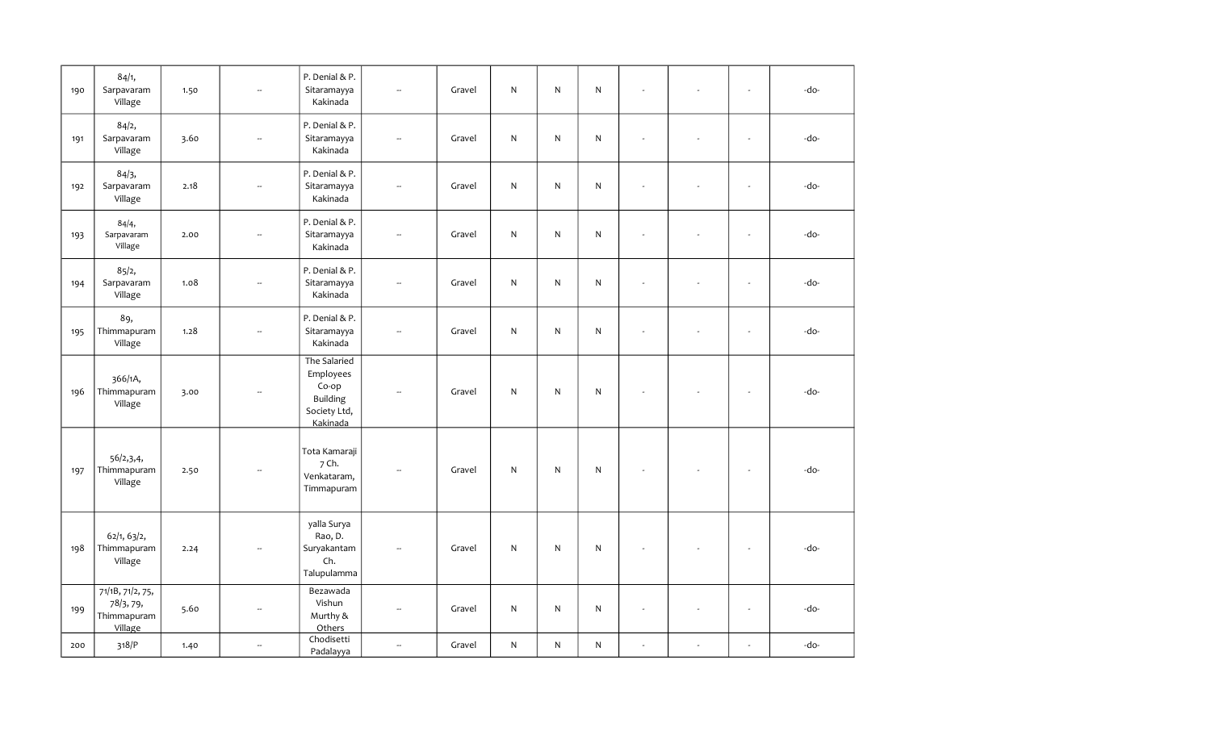| 190 | 84/1, Sarpavaram Village | 1.50 | -- | P. Denial & P. Sitaramayya Kakinada | -- | Gravel | N | N | N | - | - | - | -do- |
|---|---|---|---|---|---|---|---|---|---|---|---|---|---|
| 191 | 84/2, Sarpavaram Village | 3.60 | -- | P. Denial & P. Sitaramayya Kakinada | -- | Gravel | N | N | N | - | - | - | -do- |
| 192 | 84/3, Sarpavaram Village | 2.18 | -- | P. Denial & P. Sitaramayya Kakinada | -- | Gravel | N | N | N | - | - | - | -do- |
| 193 | 84/4, Sarpavaram Village | 2.00 | -- | P. Denial & P. Sitaramayya Kakinada | -- | Gravel | N | N | N | - | - | - | -do- |
| 194 | 85/2, Sarpavaram Village | 1.08 | -- | P. Denial & P. Sitaramayya Kakinada | -- | Gravel | N | N | N | - | - | - | -do- |
| 195 | 89, Thimmapuram Village | 1.28 | -- | P. Denial & P. Sitaramayya Kakinada | -- | Gravel | N | N | N | - | - | - | -do- |
| 196 | 366/1A, Thimmapuram Village | 3.00 | -- | The Salaried Employees Co-op Building Society Ltd, Kakinada | -- | Gravel | N | N | N | - | - | - | -do- |
| 197 | 56/2,3,4, Thimmapuram Village | 2.50 | -- | Tota Kamaraji 7 Ch. Venkataram, Timmapuram | -- | Gravel | N | N | N | - | - | - | -do- |
| 198 | 62/1, 63/2, Thimmapuram Village | 2.24 | -- | yalla Surya Rao, D. Suryakantam Ch. Talupulamma | -- | Gravel | N | N | N | - | - | - | -do- |
| 199 | 71/1B, 71/2, 75, 78/3, 79, Thimmapuram Village | 5.60 | -- | Bezawada Vishun Murthy & Others | -- | Gravel | N | N | N | - | - | - | -do- |
| 200 | 318/P | 1.40 | -- | Chodisetti Padalayya | -- | Gravel | N | N | N | - | - | - | -do- |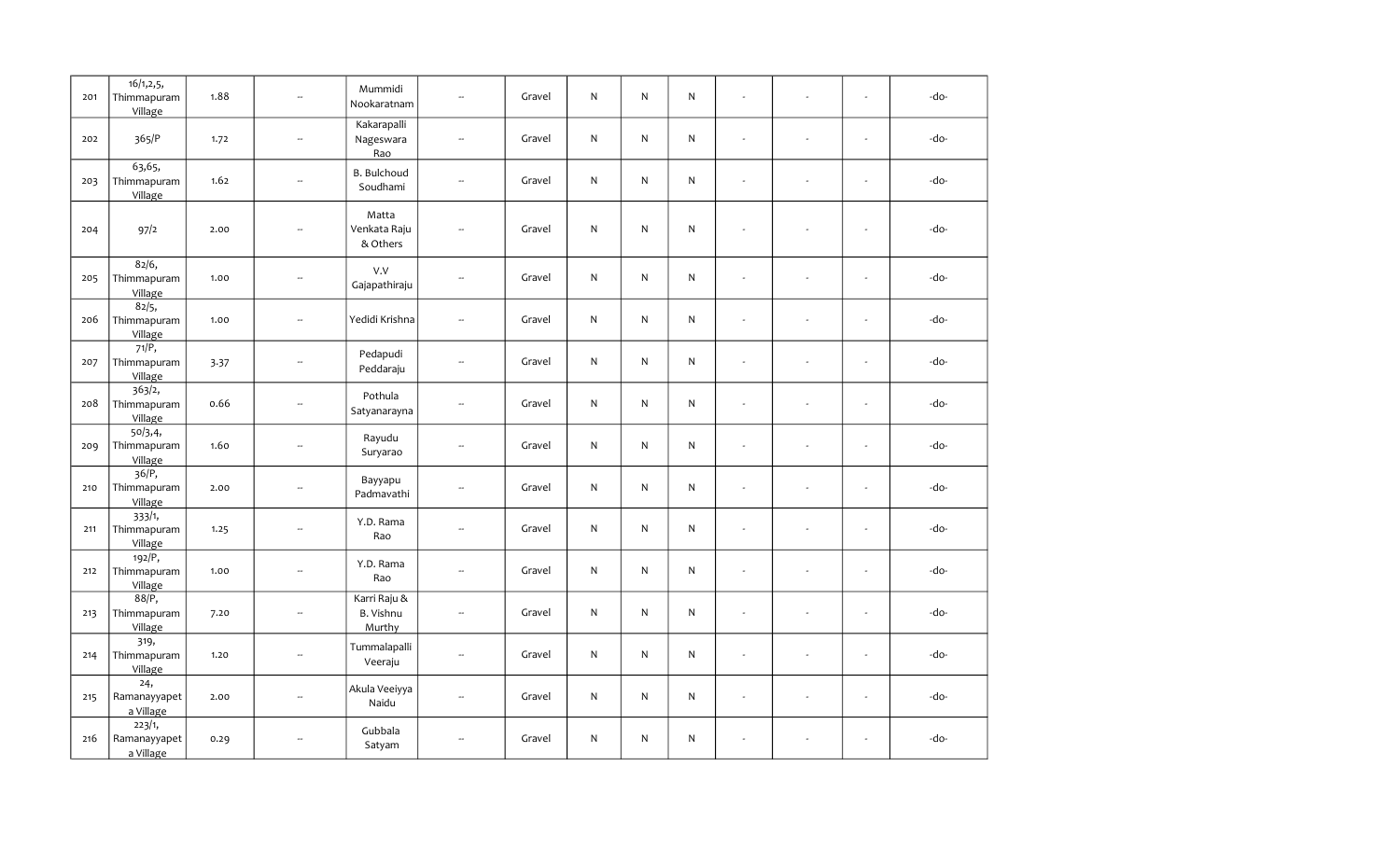| 201 | 16/1,2,5, Thimmapuram Village | 1.88 | -- | Mummidi Nookaratnam | -- | Gravel | N | N | N | - | - | - | -do- |
|---|---|---|---|---|---|---|---|---|---|---|---|---|---|
| 202 | 365/P | 1.72 | -- | Kakarapalli Nageswara Rao | -- | Gravel | N | N | N | - | - | - | -do- |
| 203 | 63,65, Thimmapuram Village | 1.62 | -- | B. Bulchoud Soudhami | -- | Gravel | N | N | N | - | - | - | -do- |
| 204 | 97/2 | 2.00 | -- | Matta Venkata Raju & Others | -- | Gravel | N | N | N | - | - | - | -do- |
| 205 | 82/6, Thimmapuram Village | 1.00 | -- | V.V Gajapathiraju | -- | Gravel | N | N | N | - | - | - | -do- |
| 206 | 82/5, Thimmapuram Village | 1.00 | -- | Yedidi Krishna | -- | Gravel | N | N | N | - | - | - | -do- |
| 207 | 71/P, Thimmapuram Village | 3.37 | -- | Pedapudi Peddaraju | -- | Gravel | N | N | N | - | - | - | -do- |
| 208 | 363/2, Thimmapuram Village | 0.66 | -- | Pothula Satyanarayna | -- | Gravel | N | N | N | - | - | - | -do- |
| 209 | 50/3,4, Thimmapuram Village | 1.60 | -- | Rayudu Suryarao | -- | Gravel | N | N | N | - | - | - | -do- |
| 210 | 36/P, Thimmapuram Village | 2.00 | -- | Bayyapu Padmavathi | -- | Gravel | N | N | N | - | - | - | -do- |
| 211 | 333/1, Thimmapuram Village | 1.25 | -- | Y.D. Rama Rao | -- | Gravel | N | N | N | - | - | - | -do- |
| 212 | 192/P, Thimmapuram Village | 1.00 | -- | Y.D. Rama Rao | -- | Gravel | N | N | N | - | - | - | -do- |
| 213 | 88/P, Thimmapuram Village | 7.20 | -- | Karri Raju & B. Vishnu Murthy | -- | Gravel | N | N | N | - | - | - | -do- |
| 214 | 319, Thimmapuram Village | 1.20 | -- | Tummalapalli Veeraju | -- | Gravel | N | N | N | - | - | - | -do- |
| 215 | 24, Ramanayyapeta Village | 2.00 | -- | Akula Veeiyya Naidu | -- | Gravel | N | N | N | - | - | - | -do- |
| 216 | 223/1, Ramanayyapeta Village | 0.29 | -- | Gubbala Satyam | -- | Gravel | N | N | N | - | - | - | -do- |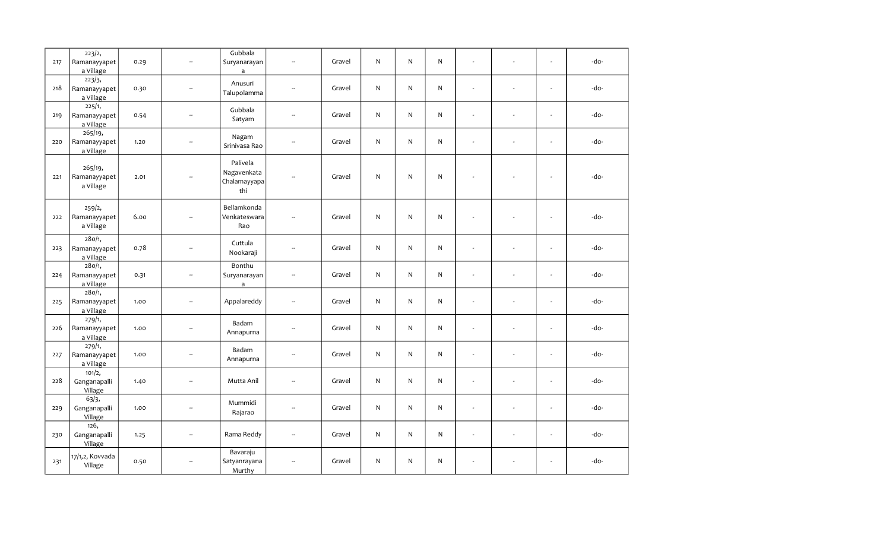| 217 | 223/2, Ramanayyapeta Village | 0.29 | -- | Gubbala Suryanarayana | -- | Gravel | N | N | N | - | - | - | -do- |
|---|---|---|---|---|---|---|---|---|---|---|---|---|---|
| 218 | 223/3, Ramanayyapeta Village | 0.30 | -- | Anusuri Talupolamma | -- | Gravel | N | N | N | - | - | - | -do- |
| 219 | 225/1, Ramanayyapeta Village | 0.54 | -- | Gubbala Satyam | -- | Gravel | N | N | N | - | - | - | -do- |
| 220 | 265/19, Ramanayyapeta Village | 1.20 | -- | Nagam Srinivasa Rao | -- | Gravel | N | N | N | - | - | - | -do- |
| 221 | 265/19, Ramanayyapeta Village | 2.01 | -- | Palivela Nagavenkata Chalamayyapathi | -- | Gravel | N | N | N | - | - | - | -do- |
| 222 | 259/2, Ramanayyapeta Village | 6.00 | -- | Bellamkonda Venkateswara Rao | -- | Gravel | N | N | N | - | - | - | -do- |
| 223 | 280/1, Ramanayyapeta Village | 0.78 | -- | Cuttula Nookaraji | -- | Gravel | N | N | N | - | - | - | -do- |
| 224 | 280/1, Ramanayyapeta Village | 0.31 | -- | Bonthu Suryanarayana | -- | Gravel | N | N | N | - | - | - | -do- |
| 225 | 280/1, Ramanayyapeta Village | 1.00 | -- | Appalareddy | -- | Gravel | N | N | N | - | - | - | -do- |
| 226 | 279/1, Ramanayyapeta Village | 1.00 | -- | Badam Annapurna | -- | Gravel | N | N | N | - | - | - | -do- |
| 227 | 279/1, Ramanayyapeta Village | 1.00 | -- | Badam Annapurna | -- | Gravel | N | N | N | - | - | - | -do- |
| 228 | 101/2, Ganganapalli Village | 1.40 | -- | Mutta Anil | -- | Gravel | N | N | N | - | - | - | -do- |
| 229 | 63/3, Ganganapalli Village | 1.00 | -- | Mummidi Rajarao | -- | Gravel | N | N | N | - | - | - | -do- |
| 230 | 126, Ganganapalli Village | 1.25 | -- | Rama Reddy | -- | Gravel | N | N | N | - | - | - | -do- |
| 231 | 17/1,2, Kovvada Village | 0.50 | -- | Bavaraju Satyanrayana Murthy | -- | Gravel | N | N | N | - | - | - | -do- |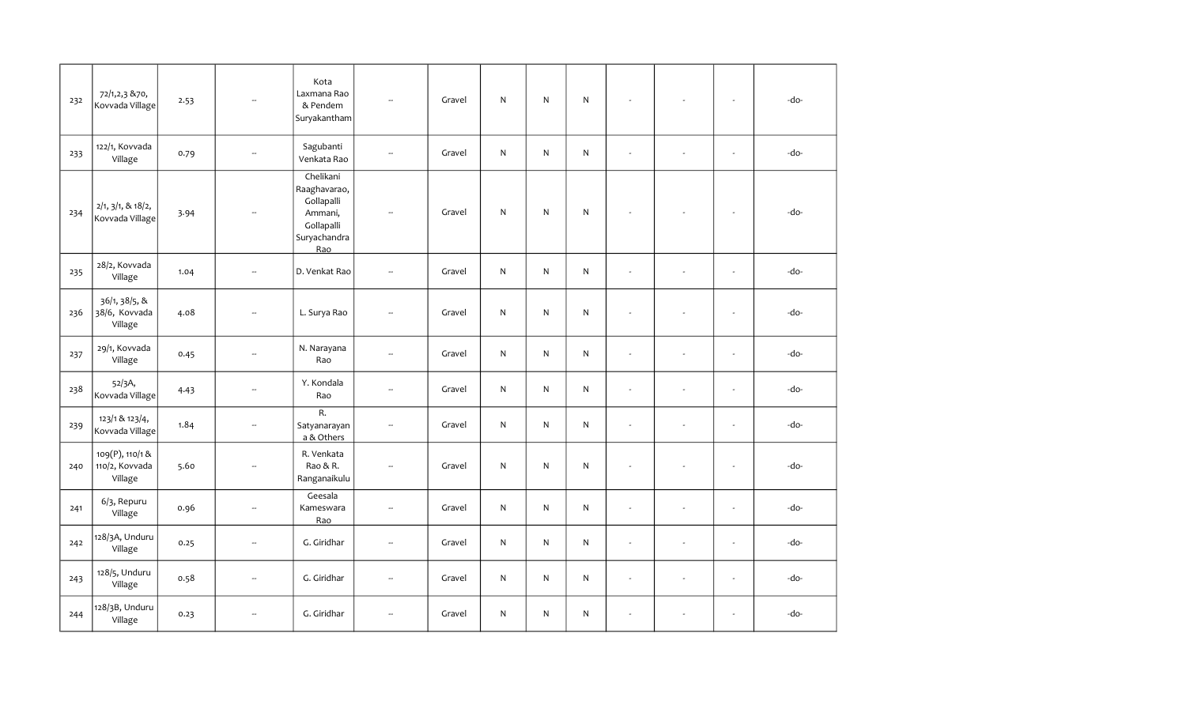| | | | | | | | | | | | | | |
|---|---|---|---|---|---|---|---|---|---|---|---|---|---|
| 232 | 72/1,2,3 &70, Kovvada Village | 2.53 | -- | Kota Laxmana Rao & Pendem Suryakantham | -- | Gravel | N | N | N | - | - | - | -do- |
| 233 | 122/1, Kovvada Village | 0.79 | -- | Sagubanti Venkata Rao | -- | Gravel | N | N | N | - | - | - | -do- |
| 234 | 2/1, 3/1, & 18/2, Kovvada Village | 3.94 | -- | Chelikani Raaghavarao, Gollapalli Ammani, Gollapalli Suryachandra Rao | -- | Gravel | N | N | N | - | - | - | -do- |
| 235 | 28/2, Kovvada Village | 1.04 | -- | D. Venkat Rao | -- | Gravel | N | N | N | - | - | - | -do- |
| 236 | 36/1, 38/5, & 38/6, Kovvada Village | 4.08 | -- | L. Surya Rao | -- | Gravel | N | N | N | - | - | - | -do- |
| 237 | 29/1, Kovvada Village | 0.45 | -- | N. Narayana Rao | -- | Gravel | N | N | N | - | - | - | -do- |
| 238 | 52/3A, Kovvada Village | 4.43 | -- | Y. Kondala Rao | -- | Gravel | N | N | N | - | - | - | -do- |
| 239 | 123/1 & 123/4, Kovvada Village | 1.84 | -- | R. Satyanarayana & Others | -- | Gravel | N | N | N | - | - | - | -do- |
| 240 | 109(P), 110/1 & 110/2, Kovvada Village | 5.60 | -- | R. Venkata Rao & R. Ranganaikulu | -- | Gravel | N | N | N | - | - | - | -do- |
| 241 | 6/3, Repuru Village | 0.96 | -- | Geesala Kameswara Rao | -- | Gravel | N | N | N | - | - | - | -do- |
| 242 | 128/3A, Unduru Village | 0.25 | -- | G. Giridhar | -- | Gravel | N | N | N | - | - | - | -do- |
| 243 | 128/5, Unduru Village | 0.58 | -- | G. Giridhar | -- | Gravel | N | N | N | - | - | - | -do- |
| 244 | 128/3B, Unduru Village | 0.23 | -- | G. Giridhar | -- | Gravel | N | N | N | - | - | - | -do- |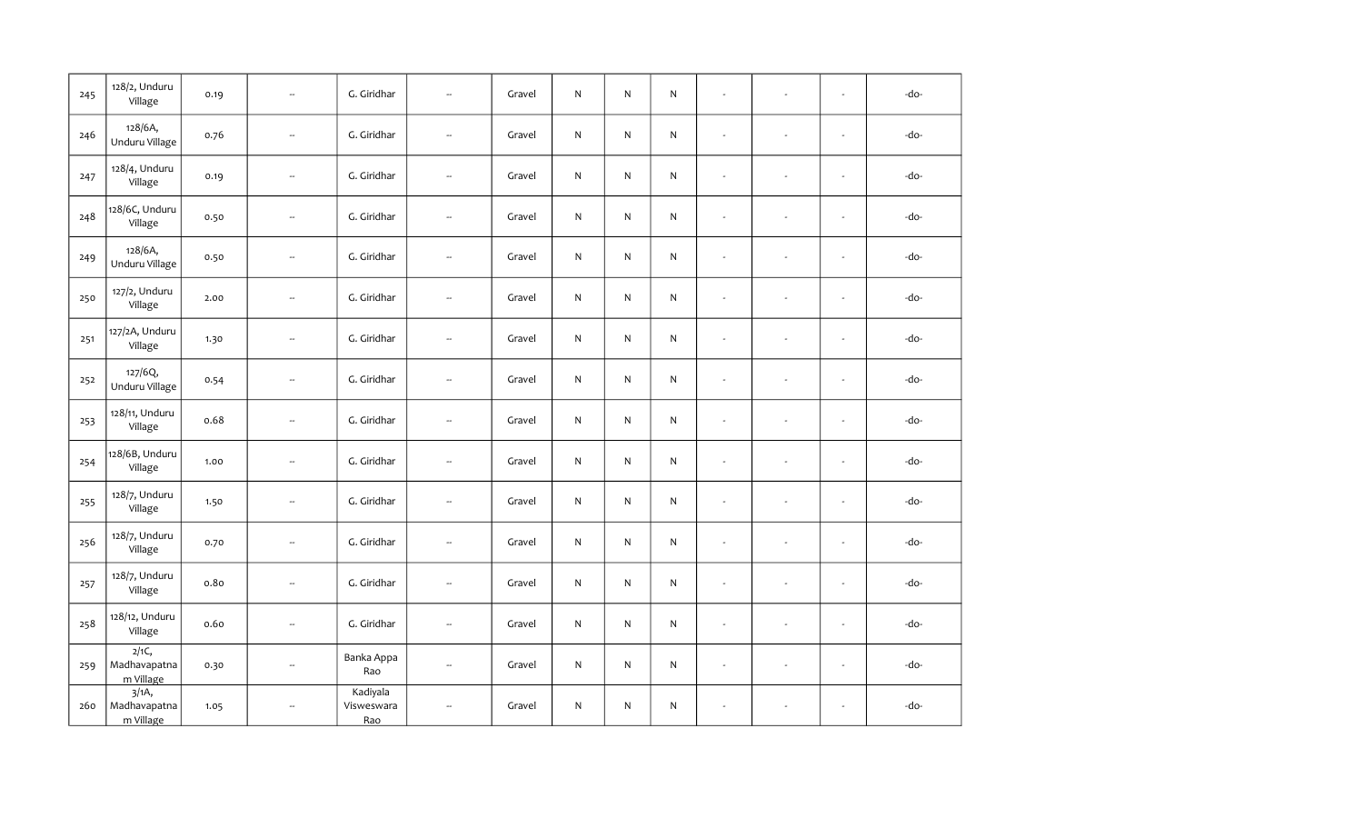| | | | | | | | | | | | | | |
|---|---|---|---|---|---|---|---|---|---|---|---|---|---|
| 245 | 128/2, Unduru Village | 0.19 | -- | G. Giridhar | -- | Gravel | N | N | N | - | - | - | -do- |
| 246 | 128/6A, Unduru Village | 0.76 | -- | G. Giridhar | -- | Gravel | N | N | N | - | - | - | -do- |
| 247 | 128/4, Unduru Village | 0.19 | -- | G. Giridhar | -- | Gravel | N | N | N | - | - | - | -do- |
| 248 | 128/6C, Unduru Village | 0.50 | -- | G. Giridhar | -- | Gravel | N | N | N | - | - | - | -do- |
| 249 | 128/6A, Unduru Village | 0.50 | -- | G. Giridhar | -- | Gravel | N | N | N | - | - | - | -do- |
| 250 | 127/2, Unduru Village | 2.00 | -- | G. Giridhar | -- | Gravel | N | N | N | - | - | - | -do- |
| 251 | 127/2A, Unduru Village | 1.30 | -- | G. Giridhar | -- | Gravel | N | N | N | - | - | - | -do- |
| 252 | 127/6Q, Unduru Village | 0.54 | -- | G. Giridhar | -- | Gravel | N | N | N | - | - | - | -do- |
| 253 | 128/11, Unduru Village | 0.68 | -- | G. Giridhar | -- | Gravel | N | N | N | - | - | - | -do- |
| 254 | 128/6B, Unduru Village | 1.00 | -- | G. Giridhar | -- | Gravel | N | N | N | - | - | - | -do- |
| 255 | 128/7, Unduru Village | 1.50 | -- | G. Giridhar | -- | Gravel | N | N | N | - | - | - | -do- |
| 256 | 128/7, Unduru Village | 0.70 | -- | G. Giridhar | -- | Gravel | N | N | N | - | - | - | -do- |
| 257 | 128/7, Unduru Village | 0.80 | -- | G. Giridhar | -- | Gravel | N | N | N | - | - | - | -do- |
| 258 | 128/12, Unduru Village | 0.60 | -- | G. Giridhar | -- | Gravel | N | N | N | - | - | - | -do- |
| 259 | 2/1C, Madhavapatnam Village | 0.30 | -- | Banka Appa Rao | -- | Gravel | N | N | N | - | - | - | -do- |
| 260 | 3/1A, Madhavapatnam Village | 1.05 | -- | Kadiyala Visweswara Rao | -- | Gravel | N | N | N | - | - | - | -do- |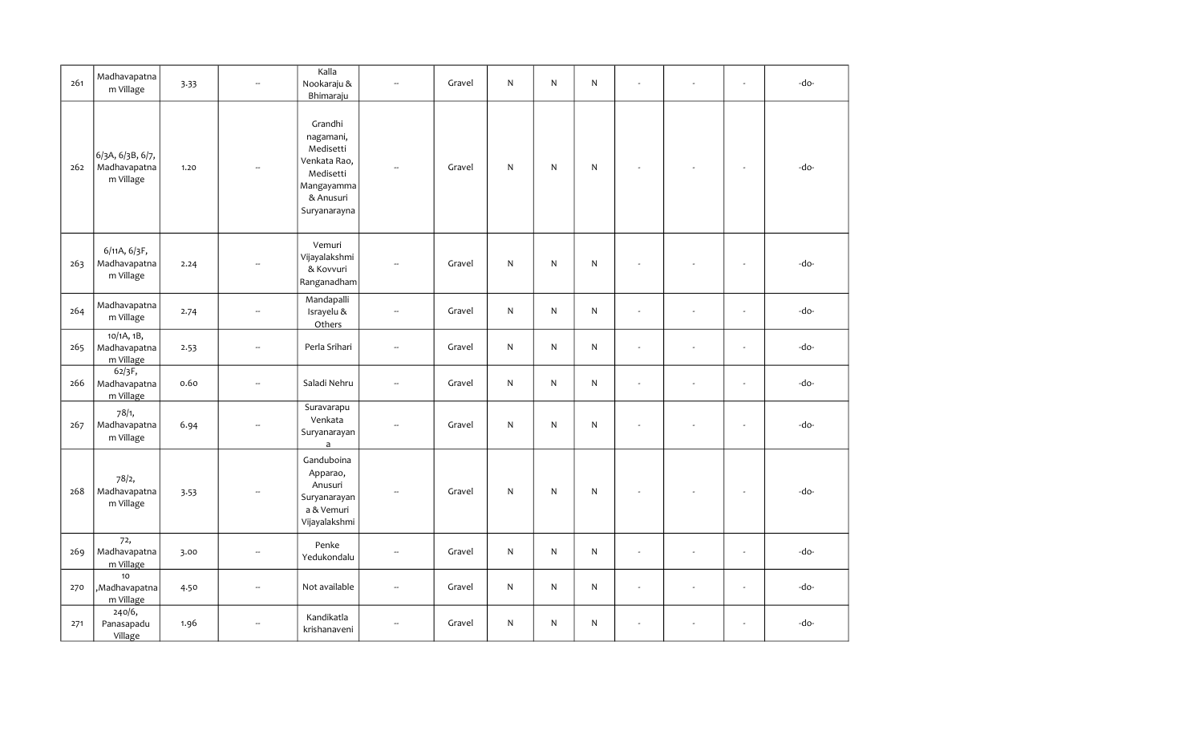| 261 | Madhavapatnam Village | 3.33 | -- | Kalla Nookaraju & Bhimaraju | -- | Gravel | N | N | N | - | - | - | -do- |
|---|---|---|---|---|---|---|---|---|---|---|---|---|---|
| 262 | 6/3A, 6/3B, 6/7, Madhavapatnam Village | 1.20 | -- | Grandhi nagamani, Medisetti Venkata Rao, Medisetti Mangayamma & Anusuri Suryanarayna | -- | Gravel | N | N | N | - | - | - | -do- |
| 263 | 6/11A, 6/3F, Madhavapatnam Village | 2.24 | -- | Vemuri Vijayalakshmi & Kovvuri Ranganadham | -- | Gravel | N | N | N | - | - | - | -do- |
| 264 | Madhavapatnam Village | 2.74 | -- | Mandapalli Israyelu & Others | -- | Gravel | N | N | N | - | - | - | -do- |
| 265 | 10/1A, 1B, Madhavapatnam Village | 2.53 | -- | Perla Srihari | -- | Gravel | N | N | N | - | - | - | -do- |
| 266 | 62/3F, Madhavapatnam Village | 0.60 | -- | Saladi Nehru | -- | Gravel | N | N | N | - | - | - | -do- |
| 267 | 78/1, Madhavapatnam Village | 6.94 | -- | Suravarapu Venkata Suryanarayana | -- | Gravel | N | N | N | - | - | - | -do- |
| 268 | 78/2, Madhavapatnam Village | 3.53 | -- | Ganduboina Apparao, Anusuri Suryanarayana & Vemuri Vijayalakshmi | -- | Gravel | N | N | N | - | - | - | -do- |
| 269 | 72, Madhavapatnam Village | 3.00 | -- | Penke Yedukondalu | -- | Gravel | N | N | N | - | - | - | -do- |
| 270 | 10 ,Madhavapatnam Village | 4.50 | -- | Not available | -- | Gravel | N | N | N | - | - | - | -do- |
| 271 | 240/6, Panasapadu Village | 1.96 | -- | Kandikatla krishanaveni | -- | Gravel | N | N | N | - | - | - | -do- |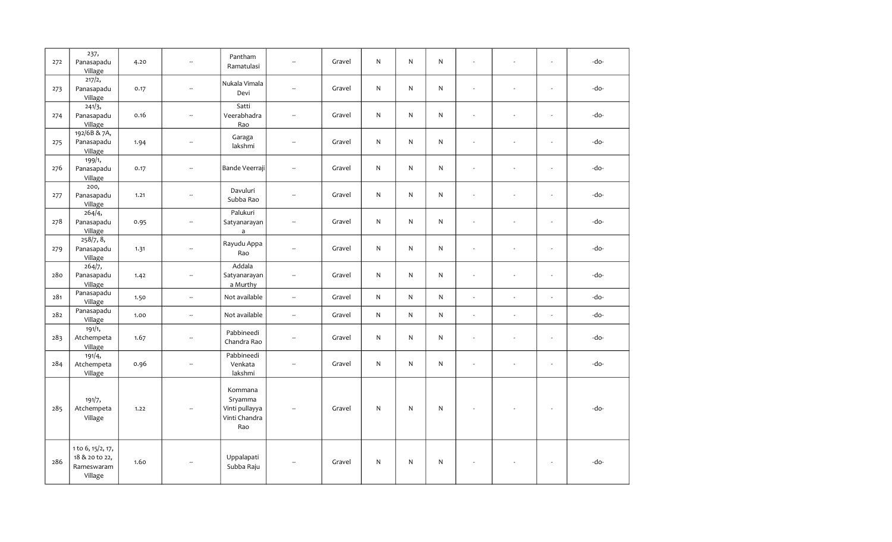| | | | | | | | | | | | | | |
|---|---|---|---|---|---|---|---|---|---|---|---|---|---|
| 272 | 237, Panasapadu Village | 4.20 | -- | Pantham Ramatulasi | -- | Gravel | N | N | N | - | - | - | -do- |
| 273 | 217/2, Panasapadu Village | 0.17 | -- | Nukala Vimala Devi | -- | Gravel | N | N | N | - | - | - | -do- |
| 274 | 241/3, Panasapadu Village | 0.16 | -- | Satti Veerabhadra Rao | -- | Gravel | N | N | N | - | - | - | -do- |
| 275 | 192/6B & 7A, Panasapadu Village | 1.94 | -- | Garaga lakshmi | -- | Gravel | N | N | N | - | - | - | -do- |
| 276 | 199/1, Panasapadu Village | 0.17 | -- | Bande Veerraji | -- | Gravel | N | N | N | - | - | - | -do- |
| 277 | 200, Panasapadu Village | 1.21 | -- | Davuluri Subba Rao | -- | Gravel | N | N | N | - | - | - | -do- |
| 278 | 264/4, Panasapadu Village | 0.95 | -- | Palukuri Satyanarayana | -- | Gravel | N | N | N | - | - | - | -do- |
| 279 | 258/7, 8, Panasapadu Village | 1.31 | -- | Rayudu Appa Rao | -- | Gravel | N | N | N | - | - | - | -do- |
| 280 | 264/7, Panasapadu Village | 1.42 | -- | Addala Satyanarayana Murthy | -- | Gravel | N | N | N | - | - | - | -do- |
| 281 | Panasapadu Village | 1.50 | -- | Not available | -- | Gravel | N | N | N | - | - | - | -do- |
| 282 | Panasapadu Village | 1.00 | -- | Not available | -- | Gravel | N | N | N | - | - | - | -do- |
| 283 | 191/1, Atchempeta Village | 1.67 | -- | Pabbineedi Chandra Rao | -- | Gravel | N | N | N | - | - | - | -do- |
| 284 | 191/4, Atchempeta Village | 0.96 | -- | Pabbineedi Venkata lakshmi | -- | Gravel | N | N | N | - | - | - | -do- |
| 285 | 191/7, Atchempeta Village | 1.22 | -- | Kommana Sryamma Vinti pullayya Vinti Chandra Rao | -- | Gravel | N | N | N | - | - | - | -do- |
| 286 | 1 to 6, 15/2, 17, 18 & 20 to 22, Rameswaram Village | 1.60 | -- | Uppalapati Subba Raju | -- | Gravel | N | N | N | - | - | - | -do- |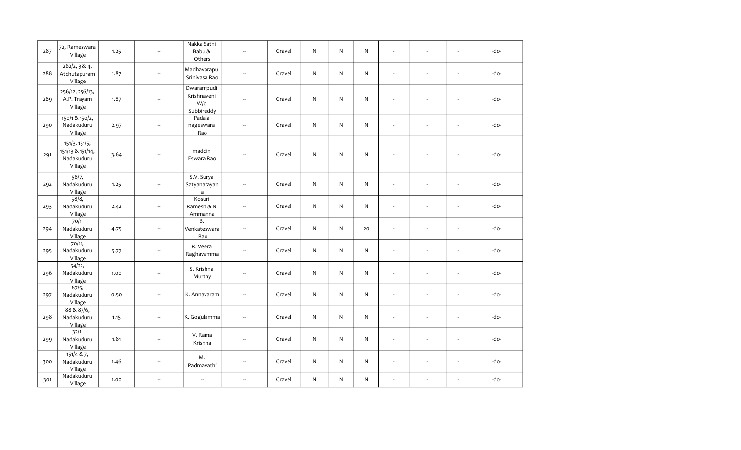| | | | | | | | | | | | | | |
|---|---|---|---|---|---|---|---|---|---|---|---|---|---|
| 287 | 72, Rameswara Village | 1.25 | -- | Nakka Sathi Babu & Others | -- | Gravel | N | N | N | - | - | - | -do- |
| 288 | 262/2, 3 & 4, Atchutapuram Village | 1.87 | -- | Madhavarapu Srinivasa Rao | -- | Gravel | N | N | N | - | - | - | -do- |
| 289 | 256/12, 256/13, A.P. Trayam Village | 1.87 | -- | Dwarampudi Krishnaveni W/o Subbireddy | -- | Gravel | N | N | N | - | - | - | -do- |
| 290 | 150/1 & 150/2, Nadakuduru Village | 2.97 | -- | Padala nageswara Rao | -- | Gravel | N | N | N | - | - | - | -do- |
| 291 | 151/3, 151/5, 151/13 & 151/14, Nadakuduru Village | 3.64 | -- | maddin Eswara Rao | -- | Gravel | N | N | N | - | - | - | -do- |
| 292 | 58/7, Nadakuduru Village | 1.25 | -- | S.V. Surya Satyanarayana | -- | Gravel | N | N | N | - | - | - | -do- |
| 293 | 58/8, Nadakuduru Village | 2.42 | -- | Kosuri Ramesh & N Ammanna | -- | Gravel | N | N | N | - | - | - | -do- |
| 294 | 70/1, Nadakuduru Village | 4.75 | -- | B. Venkateswara Rao | -- | Gravel | N | N | 20 | - | - | - | -do- |
| 295 | 70/11, Nadakuduru Village | 5.77 | -- | R. Veera Raghavamma | -- | Gravel | N | N | N | - | - | - | -do- |
| 296 | 54/22, Nadakuduru Village | 1.00 | -- | S. Krishna Murthy | -- | Gravel | N | N | N | - | - | - | -do- |
| 297 | 87/5, Nadakuduru Village | 0.50 | -- | K. Annavaram | -- | Gravel | N | N | N | - | - | - | -do- |
| 298 | 88 & 87/6, Nadakuduru Village | 1.15 | -- | K. Gogulamma | -- | Gravel | N | N | N | - | - | - | -do- |
| 299 | 32/1, Nadakuduru Village | 1.81 | -- | V. Rama Krishna | -- | Gravel | N | N | N | - | - | - | -do- |
| 300 | 151/4 & 7, Nadakuduru Village | 1.46 | -- | M. Padmavathi | -- | Gravel | N | N | N | - | - | - | -do- |
| 301 | Nadakuduru Village | 1.00 | -- | -- | -- | Gravel | N | N | N | - | - | - | -do- |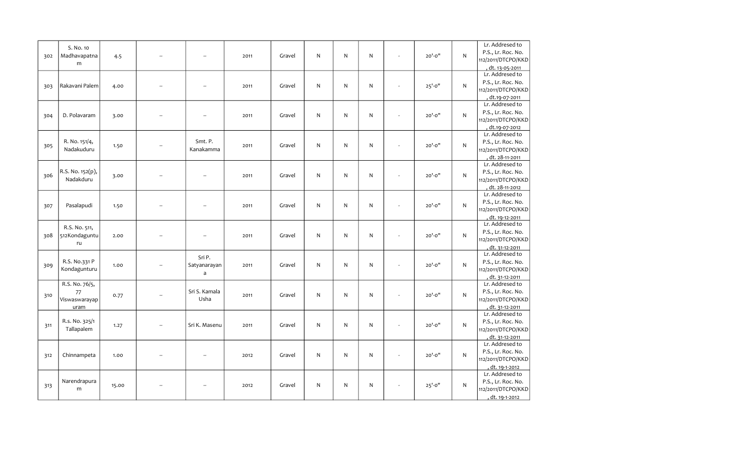| | | | | | | | | | | | | | |
|---|---|---|---|---|---|---|---|---|---|---|---|---|---|
| 302 | S. No. 10 Madhavapatnam | 4.5 | -- | -- | 2011 | Gravel | N | N | N | - | 20'-0" | N | Lr. Addresed to P.S., Lr. Roc. No. 112/2011/DTCPO/KKD , dt. 13-05-2011 |
| 303 | Rakavani Palem | 4.00 | -- | -- | 2011 | Gravel | N | N | N | - | 25'-0" | N | Lr. Addresed to P.S., Lr. Roc. No. 112/2011/DTCPO/KKD , dt.19-07-2011 |
| 304 | D. Polavaram | 3.00 | -- | -- | 2011 | Gravel | N | N | N | - | 20'-0" | N | Lr. Addresed to P.S., Lr. Roc. No. 112/2011/DTCPO/KKD , dt.19-07-2012 |
| 305 | R. No. 151/4, Nadakuduru | 1.50 | -- | Smt. P. Kanakamma | 2011 | Gravel | N | N | N | - | 20'-0" | N | Lr. Addresed to P.S., Lr. Roc. No. 112/2011/DTCPO/KKD , dt. 28-11-2011 |
| 306 | R.S. No. 152(p), Nadakduru | 3.00 | -- | -- | 2011 | Gravel | N | N | N | - | 20'-0" | N | Lr. Addresed to P.S., Lr. Roc. No. 112/2011/DTCPO/KKD , dt. 28-11-2012 |
| 307 | Pasalapudi | 1.50 | -- | -- | 2011 | Gravel | N | N | N | - | 20'-0" | N | Lr. Addresed to P.S., Lr. Roc. No. 112/2011/DTCPO/KKD , dt. 19-12-2011 |
| 308 | R.S. No. 511, 512Kondaguntu ru | 2.00 | -- | -- | 2011 | Gravel | N | N | N | - | 20'-0" | N | Lr. Addresed to P.S., Lr. Roc. No. 112/2011/DTCPO/KKD , dt. 31-12-2011 |
| 309 | R.S. No.331 P Kondagunturu | 1.00 | -- | Sri P. Satyanarayana | 2011 | Gravel | N | N | N | - | 20'-0" | N | Lr. Addresed to P.S., Lr. Roc. No. 112/2011/DTCPO/KKD , dt. 31-12-2011 |
| 310 | R.S. No. 76/5, 77 Viswaswarayapuram | 0.77 | -- | Sri S. Kamala Usha | 2011 | Gravel | N | N | N | - | 20'-0" | N | Lr. Addresed to P.S., Lr. Roc. No. 112/2011/DTCPO/KKD , dt. 31-12-2011 |
| 311 | R.s. No. 325/1 Tallapalem | 1.27 | -- | Sri K. Masenu | 2011 | Gravel | N | N | N | - | 20'-0" | N | Lr. Addresed to P.S., Lr. Roc. No. 112/2011/DTCPO/KKD , dt. 31-12-2011 |
| 312 | Chinnampeta | 1.00 | -- | -- | 2012 | Gravel | N | N | N | - | 20'-0" | N | Lr. Addresed to P.S., Lr. Roc. No. 112/2011/DTCPO/KKD , dt. 19-1-2012 |
| 313 | Narendrapuram | 15.00 | -- | -- | 2012 | Gravel | N | N | N | - | 25'-0" | N | Lr. Addresed to P.S., Lr. Roc. No. 112/2011/DTCPO/KKD , dt. 19-1-2012 |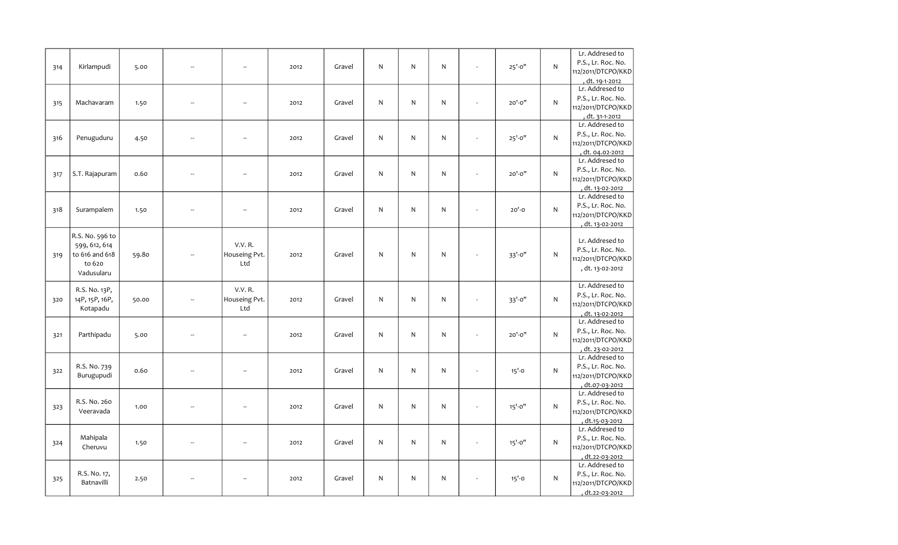| 314 | Kirlampudi | 5.00 | -- | -- | 2012 | Gravel | N | N | N | - | 25'-0" | N | Lr. Addresed to P.S., Lr. Roc. No. 112/2011/DTCPO/KKD , dt. 19-1-2012 |
|---|---|---|---|---|---|---|---|---|---|---|---|---|---|
| 315 | Machavaram | 1.50 | -- | -- | 2012 | Gravel | N | N | N | - | 20'-0" | N | Lr. Addresed to P.S., Lr. Roc. No. 112/2011/DTCPO/KKD , dt. 31-1-2012 |
| 316 | Penuguduru | 4.50 | -- | -- | 2012 | Gravel | N | N | N | - | 25'-0" | N | Lr. Addresed to P.S., Lr. Roc. No. 112/2011/DTCPO/KKD , dt. 04.02-2012 |
| 317 | S.T. Rajapuram | 0.60 | -- | -- | 2012 | Gravel | N | N | N | - | 20'-0" | N | Lr. Addresed to P.S., Lr. Roc. No. 112/2011/DTCPO/KKD , dt. 13-02-2012 |
| 318 | Surampalem | 1.50 | -- | -- | 2012 | Gravel | N | N | N | - | 20'-0 | N | Lr. Addresed to P.S., Lr. Roc. No. 112/2011/DTCPO/KKD , dt. 13-02-2012 |
| 319 | R.S. No. 596 to 599, 612, 614 to 616 and 618 to 620 Vadusularu | 59.80 | -- | V.V. R. Houseing Pvt. Ltd | 2012 | Gravel | N | N | N | - | 33'-0" | N | Lr. Addresed to P.S., Lr. Roc. No. 112/2011/DTCPO/KKD , dt. 13-02-2012 |
| 320 | R.S. No. 13P, 14P, 15P, 16P, Kotapadu | 50.00 | -- | V.V. R. Houseing Pvt. Ltd | 2012 | Gravel | N | N | N | - | 33'-0" | N | Lr. Addresed to P.S., Lr. Roc. No. 112/2011/DTCPO/KKD , dt. 13-02-2012 |
| 321 | Parthipadu | 5.00 | -- | -- | 2012 | Gravel | N | N | N | - | 20'-0" | N | Lr. Addresed to P.S., Lr. Roc. No. 112/2011/DTCPO/KKD , dt. 23-02-2012 |
| 322 | R.S. No. 739 Burugupudi | 0.60 | -- | -- | 2012 | Gravel | N | N | N | - | 15'-0 | N | Lr. Addresed to P.S., Lr. Roc. No. 112/2011/DTCPO/KKD , dt.07-03-2012 |
| 323 | R.S. No. 260 Veeravada | 1.00 | -- | -- | 2012 | Gravel | N | N | N | - | 15'-0" | N | Lr. Addresed to P.S., Lr. Roc. No. 112/2011/DTCPO/KKD , dt.15-03-2012 |
| 324 | Mahipala Cheruvu | 1.50 | -- | -- | 2012 | Gravel | N | N | N | - | 15'-0" | N | Lr. Addresed to P.S., Lr. Roc. No. 112/2011/DTCPO/KKD , dt.22-03-2012 |
| 325 | R.S. No. 17, Batnavilli | 2.50 | -- | -- | 2012 | Gravel | N | N | N | - | 15'-0 | N | Lr. Addresed to P.S., Lr. Roc. No. 112/2011/DTCPO/KKD , dt.22-03-2012 |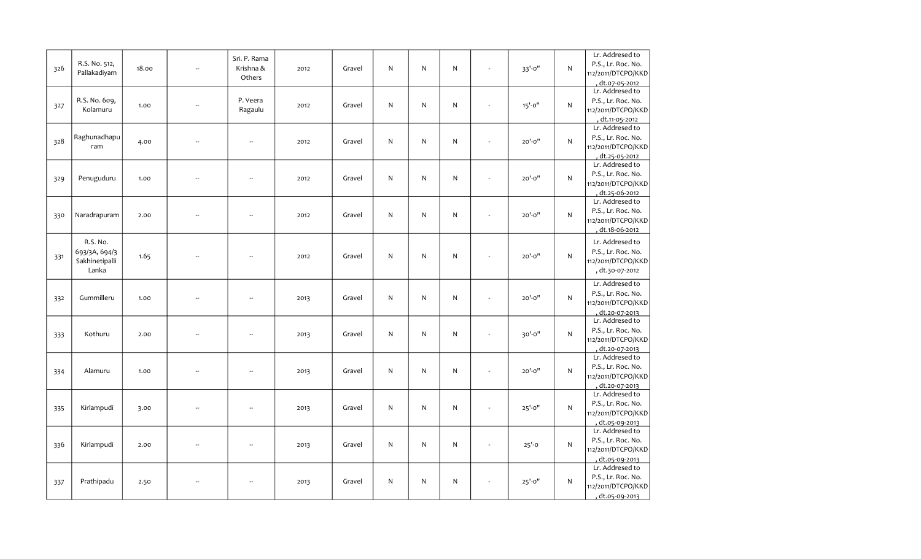| 326 | R.S. No. 512, Pallakadiyam | 18.00 | -- | Sri. P. Rama Krishna & Others | 2012 | Gravel | N | N | N | - | 33'-0" | N | Lr. Addresed to P.S., Lr. Roc. No. 112/2011/DTCPO/KKD , dt.07-05-2012 |
|---|---|---|---|---|---|---|---|---|---|---|---|---|---|
| 327 | R.S. No. 609, Kolamuru | 1.00 | -- | P. Veera Ragaulu | 2012 | Gravel | N | N | N | - | 15'-0" | N | Lr. Addresed to P.S., Lr. Roc. No. 112/2011/DTCPO/KKD , dt.11-05-2012 |
| 328 | Raghunadhapuram | 4.00 | -- | -- | 2012 | Gravel | N | N | N | - | 20'-0" | N | Lr. Addresed to P.S., Lr. Roc. No. 112/2011/DTCPO/KKD , dt.25-05-2012 |
| 329 | Penuguduru | 1.00 | -- | -- | 2012 | Gravel | N | N | N | - | 20'-0" | N | Lr. Addresed to P.S., Lr. Roc. No. 112/2011/DTCPO/KKD , dt.25-06-2012 |
| 330 | Naradrapuram | 2.00 | -- | -- | 2012 | Gravel | N | N | N | - | 20'-0" | N | Lr. Addresed to P.S., Lr. Roc. No. 112/2011/DTCPO/KKD , dt.18-06-2012 |
| 331 | R.S. No. 693/3A, 694/3 Sakhinetipalli Lanka | 1.65 | -- | -- | 2012 | Gravel | N | N | N | - | 20'-0" | N | Lr. Addresed to P.S., Lr. Roc. No. 112/2011/DTCPO/KKD , dt.30-07-2012 |
| 332 | Gummilleru | 1.00 | -- | -- | 2013 | Gravel | N | N | N | - | 20'-0" | N | Lr. Addresed to P.S., Lr. Roc. No. 112/2011/DTCPO/KKD , dt.20-07-2013 |
| 333 | Kothuru | 2.00 | -- | -- | 2013 | Gravel | N | N | N | - | 30'-0" | N | Lr. Addresed to P.S., Lr. Roc. No. 112/2011/DTCPO/KKD , dt.20-07-2013 |
| 334 | Alamuru | 1.00 | -- | -- | 2013 | Gravel | N | N | N | - | 20'-0" | N | Lr. Addresed to P.S., Lr. Roc. No. 112/2011/DTCPO/KKD , dt.20-07-2013 |
| 335 | Kirlampudi | 3.00 | -- | -- | 2013 | Gravel | N | N | N | - | 25'-0" | N | Lr. Addresed to P.S., Lr. Roc. No. 112/2011/DTCPO/KKD , dt.05-09-2013 |
| 336 | Kirlampudi | 2.00 | -- | -- | 2013 | Gravel | N | N | N | - | 25'-0 | N | Lr. Addresed to P.S., Lr. Roc. No. 112/2011/DTCPO/KKD , dt.05-09-2013 |
| 337 | Prathipadu | 2.50 | -- | -- | 2013 | Gravel | N | N | N | - | 25'-0" | N | Lr. Addresed to P.S., Lr. Roc. No. 112/2011/DTCPO/KKD , dt.05-09-2013 |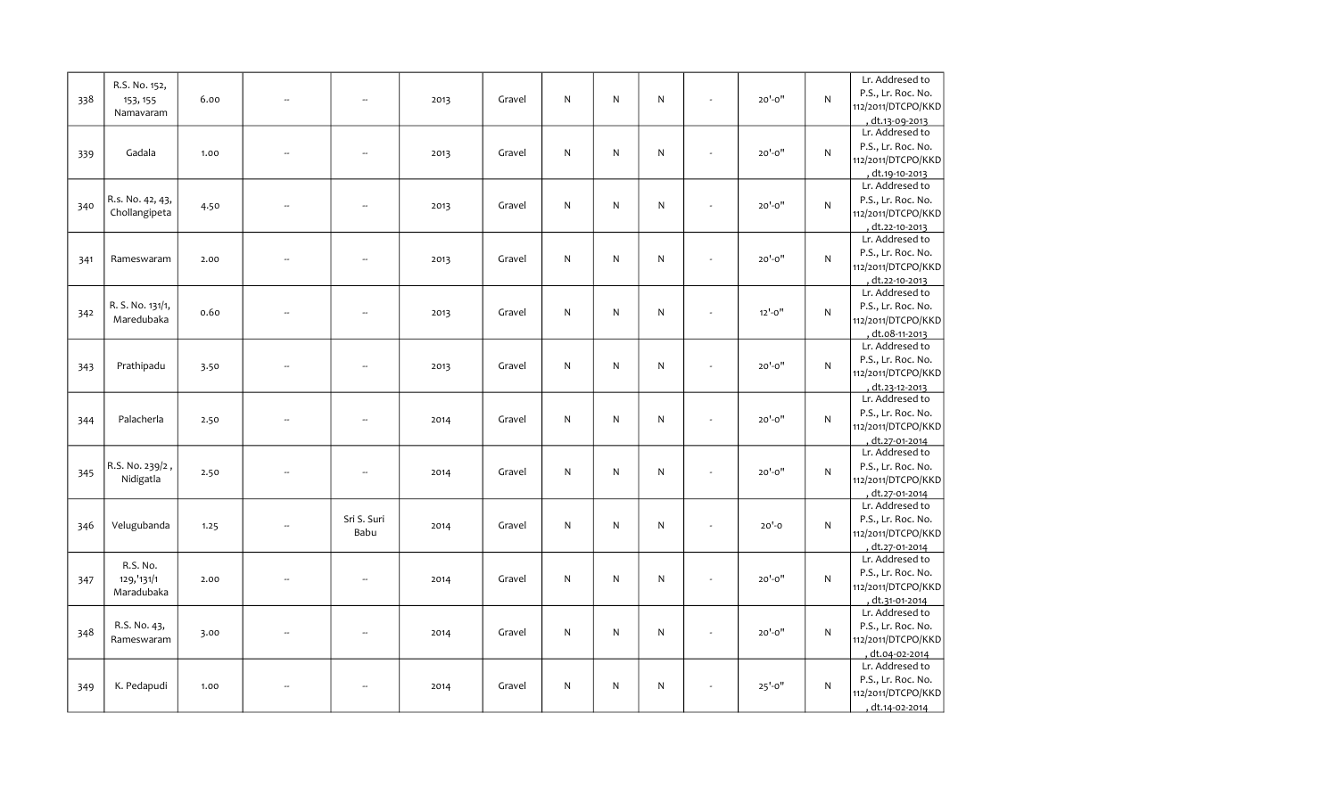| | | | | | | | | | | | | | |
|---|---|---|---|---|---|---|---|---|---|---|---|---|---|
| 338 | R.S. No. 152, 153, 155 Namavaram | 6.00 | -- | -- | 2013 | Gravel | N | N | N | - | 20'-0" | N | Lr. Addresed to P.S., Lr. Roc. No. 112/2011/DTCPO/KKD , dt.13-09-2013 |
| 339 | Gadala | 1.00 | -- | -- | 2013 | Gravel | N | N | N | - | 20'-0" | N | Lr. Addresed to P.S., Lr. Roc. No. 112/2011/DTCPO/KKD , dt.19-10-2013 |
| 340 | R.s. No. 42, 43, Chollangipeta | 4.50 | -- | -- | 2013 | Gravel | N | N | N | - | 20'-0" | N | Lr. Addresed to P.S., Lr. Roc. No. 112/2011/DTCPO/KKD , dt.22-10-2013 |
| 341 | Rameswaram | 2.00 | -- | -- | 2013 | Gravel | N | N | N | - | 20'-0" | N | Lr. Addresed to P.S., Lr. Roc. No. 112/2011/DTCPO/KKD , dt.22-10-2013 |
| 342 | R. S. No. 131/1, Maredubaka | 0.60 | -- | -- | 2013 | Gravel | N | N | N | - | 12'-0" | N | Lr. Addresed to P.S., Lr. Roc. No. 112/2011/DTCPO/KKD , dt.08-11-2013 |
| 343 | Prathipadu | 3.50 | -- | -- | 2013 | Gravel | N | N | N | - | 20'-0" | N | Lr. Addresed to P.S., Lr. Roc. No. 112/2011/DTCPO/KKD , dt.23-12-2013 |
| 344 | Palacherla | 2.50 | -- | -- | 2014 | Gravel | N | N | N | - | 20'-0" | N | Lr. Addresed to P.S., Lr. Roc. No. 112/2011/DTCPO/KKD , dt.27-01-2014 |
| 345 | R.S. No. 239/2 , Nidigatla | 2.50 | -- | -- | 2014 | Gravel | N | N | N | - | 20'-0" | N | Lr. Addresed to P.S., Lr. Roc. No. 112/2011/DTCPO/KKD , dt.27-01-2014 |
| 346 | Velugubanda | 1.25 | -- | Sri S. Suri Babu | 2014 | Gravel | N | N | N | - | 20'-0 | N | Lr. Addresed to P.S., Lr. Roc. No. 112/2011/DTCPO/KKD , dt.27-01-2014 |
| 347 | R.S. No. 129,'131/1 Maradubaka | 2.00 | -- | -- | 2014 | Gravel | N | N | N | - | 20'-0" | N | Lr. Addresed to P.S., Lr. Roc. No. 112/2011/DTCPO/KKD , dt.31-01-2014 |
| 348 | R.S. No. 43, Rameswaram | 3.00 | -- | -- | 2014 | Gravel | N | N | N | - | 20'-0" | N | Lr. Addresed to P.S., Lr. Roc. No. 112/2011/DTCPO/KKD , dt.04-02-2014 |
| 349 | K. Pedapudi | 1.00 | -- | -- | 2014 | Gravel | N | N | N | - | 25'-0" | N | Lr. Addresed to P.S., Lr. Roc. No. 112/2011/DTCPO/KKD , dt.14-02-2014 |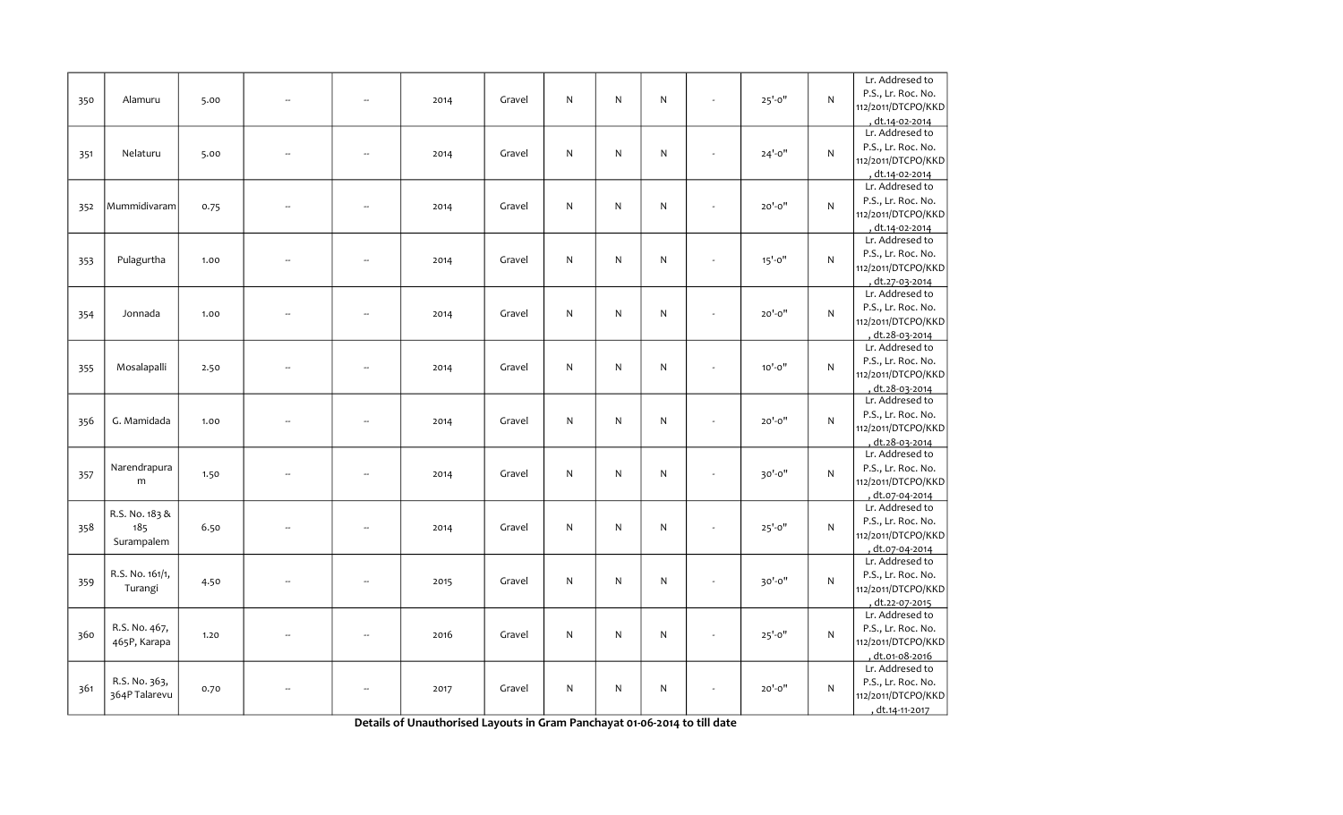| 350 | Alamuru | 5.00 | -- | -- | 2014 | Gravel | N | N | N | - | 25'-0" | N | Lr. Addresed to P.S., Lr. Roc. No. 112/2011/DTCPO/KKD, dt.14-02-2014 |
|---|---|---|---|---|---|---|---|---|---|---|---|---|---|
| 351 | Nelaturu | 5.00 | -- | -- | 2014 | Gravel | N | N | N | - | 24'-0" | N | Lr. Addresed to P.S., Lr. Roc. No. 112/2011/DTCPO/KKD, dt.14-02-2014 |
| 352 | Mummidivaram | 0.75 | -- | -- | 2014 | Gravel | N | N | N | - | 20'-0" | N | Lr. Addresed to P.S., Lr. Roc. No. 112/2011/DTCPO/KKD, dt.14-02-2014 |
| 353 | Pulagurtha | 1.00 | -- | -- | 2014 | Gravel | N | N | N | - | 15'-0" | N | Lr. Addresed to P.S., Lr. Roc. No. 112/2011/DTCPO/KKD, dt.27-03-2014 |
| 354 | Jonnada | 1.00 | -- | -- | 2014 | Gravel | N | N | N | - | 20'-0" | N | Lr. Addresed to P.S., Lr. Roc. No. 112/2011/DTCPO/KKD, dt.28-03-2014 |
| 355 | Mosalapalli | 2.50 | -- | -- | 2014 | Gravel | N | N | N | - | 10'-0" | N | Lr. Addresed to P.S., Lr. Roc. No. 112/2011/DTCPO/KKD, dt.28-03-2014 |
| 356 | G. Mamidada | 1.00 | -- | -- | 2014 | Gravel | N | N | N | - | 20'-0" | N | Lr. Addresed to P.S., Lr. Roc. No. 112/2011/DTCPO/KKD, dt.28-03-2014 |
| 357 | Narendrapuram | 1.50 | -- | -- | 2014 | Gravel | N | N | N | - | 30'-0" | N | Lr. Addresed to P.S., Lr. Roc. No. 112/2011/DTCPO/KKD, dt.07-04-2014 |
| 358 | R.S. No. 183 & 185 Surampalem | 6.50 | -- | -- | 2014 | Gravel | N | N | N | - | 25'-0" | N | Lr. Addresed to P.S., Lr. Roc. No. 112/2011/DTCPO/KKD, dt.07-04-2014 |
| 359 | R.S. No. 161/1, Turangi | 4.50 | -- | -- | 2015 | Gravel | N | N | N | - | 30'-0" | N | Lr. Addresed to P.S., Lr. Roc. No. 112/2011/DTCPO/KKD, dt.22-07-2015 |
| 360 | R.S. No. 467, 465P, Karapa | 1.20 | -- | -- | 2016 | Gravel | N | N | N | - | 25'-0" | N | Lr. Addresed to P.S., Lr. Roc. No. 112/2011/DTCPO/KKD, dt.01-08-2016 |
| 361 | R.S. No. 363, 364P Talarevu | 0.70 | -- | -- | 2017 | Gravel | N | N | N | - | 20'-0" | N | Lr. Addresed to P.S., Lr. Roc. No. 112/2011/DTCPO/KKD, dt.14-11-2017 |

**Details of Unauthorised Layouts in Gram Panchayat 01-06-2014 to till date**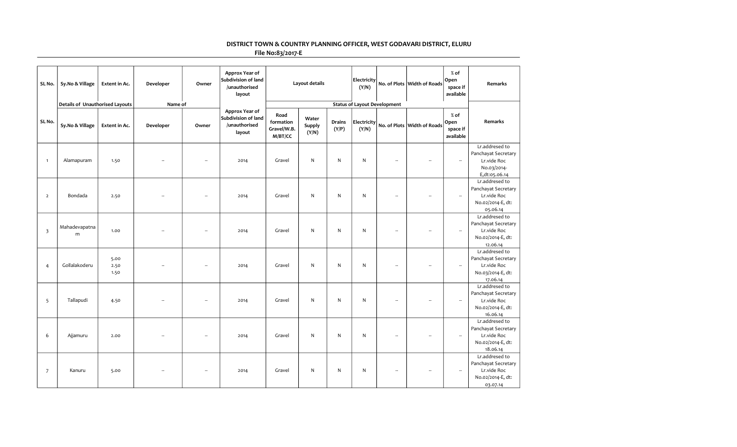**DISTRICT TOWN & COUNTRY PLANNING OFFICER, WEST GODAVARI DISTRICT, ELURU**

**File No:83/2017-E**

| SL No. | Sy.No & Village | Extent in Ac. | Developer | Owner | Approx Year of Subdivision of land /unauthorised layout | Layout details | | | Electricity (Y/N) | No. of Plots | Width of Roads | % of Open space if available | Remarks |
|---|---|---|---|---|---|---|---|---|---|---|---|---|---|
| | Details of Unauthorised Layouts | | Name of | | | Status of Layout Development | | | | | | | |
| SL No. | Sy.No & Village | Extent in Ac. | Developer | Owner | Approx Year of Subdivision of land /unauthorised layout | Road formation Gravel/W.B. M/BT/CC | Water Supply (Y/N) | Drains (Y/P) | Electricity (Y/N) | No. of Plots | Width of Roads | % of Open space if available | Remarks |
| 1 | Alamapuram | 1.50 | -- | -- | 2014 | Gravel | N | N | N | -- | -- | -- | Lr.addresed to Panchayat Secretary Lr.vide Roc No.03/2014-E,dt:05.06.14 |
| 2 | Bondada | 2.50 | -- | -- | 2014 | Gravel | N | N | N | -- | -- | -- | Lr.addresed to Panchayat Secretary Lr.vide Roc No.02/2014-E, dt: 05.06.14 |
| 3 | Mahadevapatnam | 1.00 | -- | -- | 2014 | Gravel | N | N | N | -- | -- | -- | Lr.addresed to Panchayat Secretary Lr.vide Roc No.02/2014-E, dt: 12.06.14 |
| 4 | Gollalakoderu | 5.00<br>2.50<br>1.50 | -- | -- | 2014 | Gravel | N | N | N | -- | -- | -- | Lr.addresed to Panchayat Secretary Lr.vide Roc No.03/2014-E, dt: 17.06.14 |
| 5 | Tallapudi | 4.50 | -- | -- | 2014 | Gravel | N | N | N | -- | -- | -- | Lr.addresed to Panchayat Secretary Lr.vide Roc No.02/2014-E, dt: 16.06.14 |
| 6 | Ajjamuru | 2.00 | -- | -- | 2014 | Gravel | N | N | N | -- | -- | -- | Lr.addresed to Panchayat Secretary Lr.vide Roc No.02/2014-E, dt: 18.06.14 |
| 7 | Kanuru | 5.00 | -- | -- | 2014 | Gravel | N | N | N | -- | -- | -- | Lr.addresed to Panchayat Secretary Lr.vide Roc No.02/2014-E, dt: 03.07.14 |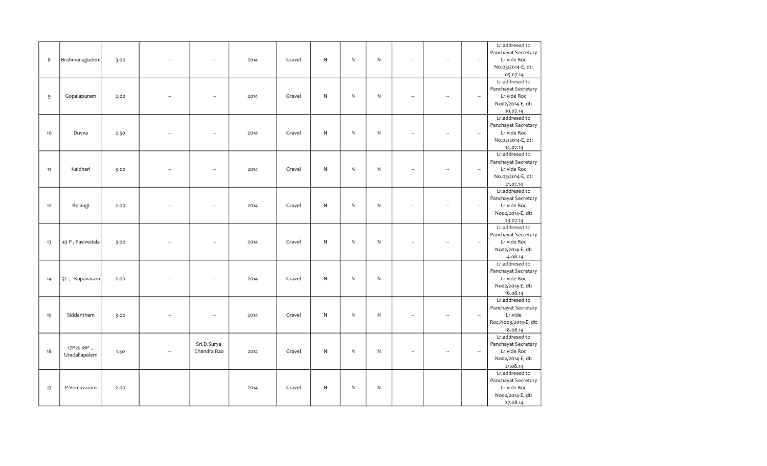| | | | | | | | | | | | | | |
|---|---|---|---|---|---|---|---|---|---|---|---|---|---|
| 8 | Brahmanagudem | 3.00 | -- | -- | 2014 | Gravel | N | N | N | -- | -- | -- | Lr.addresed to Panchayat Secretary Lr.vide Roc No.03/2014-E, dt: 05.07.14 |
| 9 | Gopalapuram | 2.00 | -- | -- | 2014 | Gravel | N | N | N | -- | -- | -- | Lr.addresed to Panchayat Secretary Lr.vide Roc No02/2014-E, dt: 10.07.14 |
| 10 | Duvva | 2.50 | -- | -- | 2014 | Gravel | N | N | N | -- | -- | -- | Lr.addresed to Panchayat Secretary Lr.vide Roc No.02/2014-E, dt: 14.07.14 |
| 11 | Kaldhari | 3.00 | -- | -- | 2014 | Gravel | N | N | N | -- | -- | -- | Lr.addresed to Panchayat Secretary Lr.vide Roc No.03/2014-E, dt: 21.07.14 |
| 12 | Relangi | 2.00 | -- | -- | 2014 | Gravel | N | N | N | -- | -- | -- | Lr.addresed to Panchayat Secretary Lr.vide Roc No02/2014-E, dt: 23.07.14 |
| 13 | 43 P , Pasivedala | 3.00 | -- | -- | 2014 | Gravel | N | N | N | -- | -- | -- | Lr.addresed to Panchayat Secretary Lr.vide Roc No02/2014-E, dt: 14.08.14 |
| 14 | 52 , Kapavaram | 2.00 | -- | -- | 2014 | Gravel | N | N | N | -- | -- | -- | Lr.addresed to Panchayat Secretary Lr.vide Roc No02/2014-E, dt: 16.08.14 |
| 15 | Siddantham | 3.00 | -- | -- | 2014 | Gravel | N | N | N | -- | -- | -- | Lr.addresed to Panchayat Secretary Lr.vide Roc.No03/2014-E, dt: 18.08.14 |
| 16 | 17P & 18P , Uradallapalem | 1.50 | -- | Sri.D.Surya Chandra Rao | 2014 | Gravel | N | N | N | -- | -- | -- | Lr.addresed to Panchayat Secretary Lr.vide Roc No02/2014-E, dt: 21.08.14 |
| 17 | P.Vemavaram | 2.00 | -- | -- | 2014 | Gravel | N | N | N | -- | -- | -- | Lr.addresed to Panchayat Secretary Lr.vide Roc No02/2014-E, dt: 27.08.14 |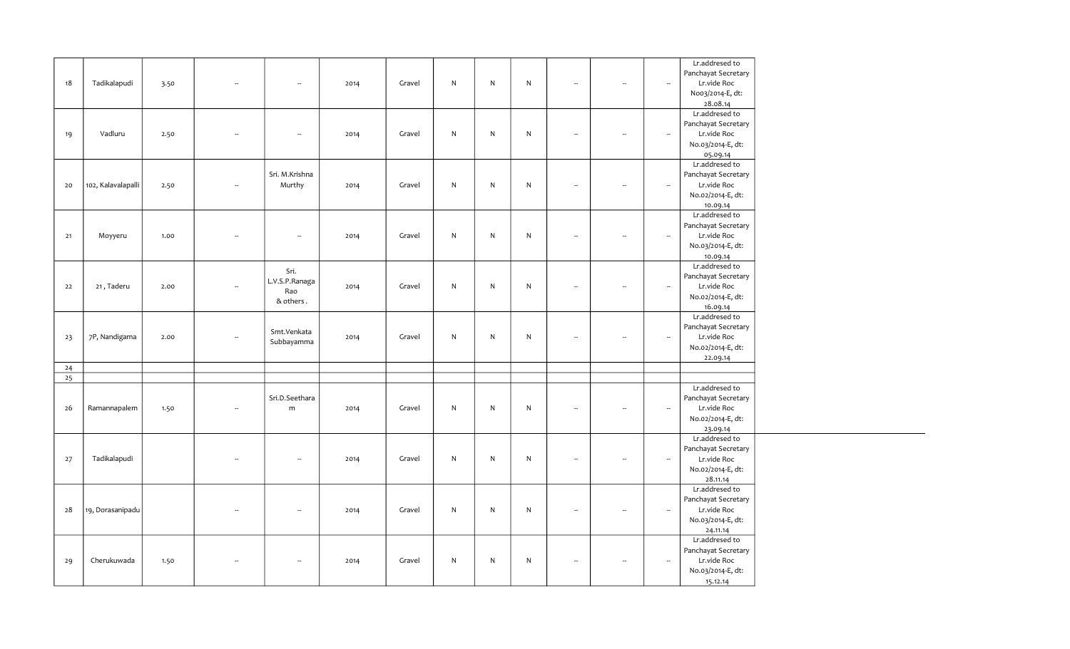| | | | | | | | | | | | | | |
|---|---|---|---|---|---|---|---|---|---|---|---|---|---|
| 18 | Tadikalapudi | 3.50 | -- | -- | 2014 | Gravel | N | N | N | -- | -- | -- | Lr.addresed to Panchayat Secretary Lr.vide Roc No03/2014-E, dt: 28.08.14 |
| 19 | Vadluru | 2.50 | -- | -- | 2014 | Gravel | N | N | N | -- | -- | -- | Lr.addresed to Panchayat Secretary Lr.vide Roc No.03/2014-E, dt: 05.09.14 |
| 20 | 102, Kalavalapalli | 2.50 | -- | Sri. M.Krishna Murthy | 2014 | Gravel | N | N | N | -- | -- | -- | Lr.addresed to Panchayat Secretary Lr.vide Roc No.02/2014-E, dt: 10.09.14 |
| 21 | Moyyeru | 1.00 | -- | -- | 2014 | Gravel | N | N | N | -- | -- | -- | Lr.addresed to Panchayat Secretary Lr.vide Roc No.03/2014-E, dt: 10.09.14 |
| 22 | 21 , Taderu | 2.00 | -- | Sri. L.V.S.P.Ranaga Rao & others . | 2014 | Gravel | N | N | N | -- | -- | -- | Lr.addresed to Panchayat Secretary Lr.vide Roc No.02/2014-E, dt: 16.09.14 |
| 23 | 7P, Nandigama | 2.00 | -- | Smt.Venkata Subbayamma | 2014 | Gravel | N | N | N | -- | -- | -- | Lr.addresed to Panchayat Secretary Lr.vide Roc No.02/2014-E, dt: 22.09.14 |
| 24 | | | | | | | | | | | | | |
| 25 | | | | | | | | | | | | | |
| 26 | Ramannapalem | 1.50 | -- | Sri.D.Seetharam | 2014 | Gravel | N | N | N | -- | -- | -- | Lr.addresed to Panchayat Secretary Lr.vide Roc No.02/2014-E, dt: 23.09.14 |
| 27 | Tadikalapudi | | -- | -- | 2014 | Gravel | N | N | N | -- | -- | -- | Lr.addresed to Panchayat Secretary Lr.vide Roc No.02/2014-E, dt: 28.11.14 |
| 28 | 19, Dorasanipadu | | -- | -- | 2014 | Gravel | N | N | N | -- | -- | -- | Lr.addresed to Panchayat Secretary Lr.vide Roc No.03/2014-E, dt: 24.11.14 |
| 29 | Cherukuwada | 1.50 | -- | -- | 2014 | Gravel | N | N | N | -- | -- | -- | Lr.addresed to Panchayat Secretary Lr.vide Roc No.03/2014-E, dt: 15.12.14 |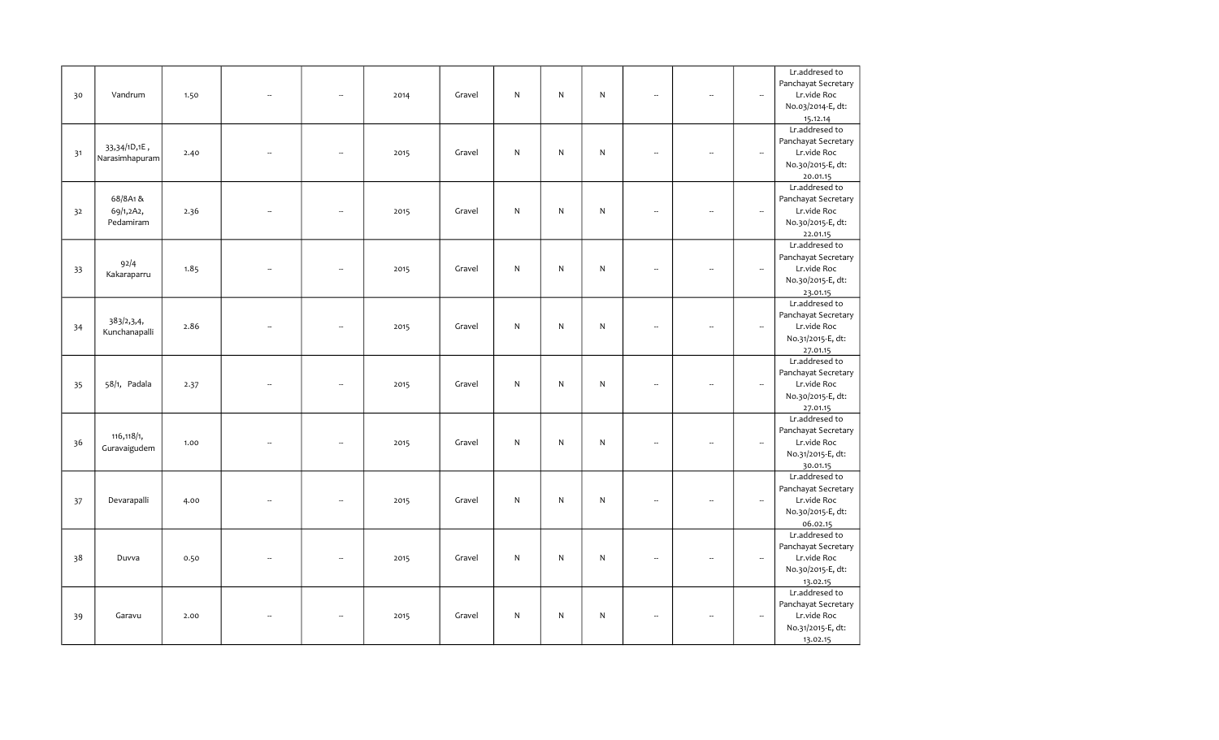| | | | | | | | | | | | | | |
|---|---|---|---|---|---|---|---|---|---|---|---|---|---|
| 30 | Vandrum | 1.50 | -- | -- | 2014 | Gravel | N | N | N | -- | -- | -- | Lr.addresed to Panchayat Secretary Lr.vide Roc No.03/2014-E, dt: 15.12.14 |
| 31 | 33,34/1D,1E , Narasimhapuram | 2.40 | -- | -- | 2015 | Gravel | N | N | N | -- | -- | -- | Lr.addresed to Panchayat Secretary Lr.vide Roc No.30/2015-E, dt: 20.01.15 |
| 32 | 68/8A1 & 69/1,2A2, Pedamiram | 2.36 | -- | -- | 2015 | Gravel | N | N | N | -- | -- | -- | Lr.addresed to Panchayat Secretary Lr.vide Roc No.30/2015-E, dt: 22.01.15 |
| 33 | 92/4 Kakaraparru | 1.85 | -- | -- | 2015 | Gravel | N | N | N | -- | -- | -- | Lr.addresed to Panchayat Secretary Lr.vide Roc No.30/2015-E, dt: 23.01.15 |
| 34 | 383/2,3,4, Kunchanapalli | 2.86 | -- | -- | 2015 | Gravel | N | N | N | -- | -- | -- | Lr.addresed to Panchayat Secretary Lr.vide Roc No.31/2015-E, dt: 27.01.15 |
| 35 | 58/1, Padala | 2.37 | -- | -- | 2015 | Gravel | N | N | N | -- | -- | -- | Lr.addresed to Panchayat Secretary Lr.vide Roc No.30/2015-E, dt: 27.01.15 |
| 36 | 116,118/1, Guravaigudem | 1.00 | -- | -- | 2015 | Gravel | N | N | N | -- | -- | -- | Lr.addresed to Panchayat Secretary Lr.vide Roc No.31/2015-E, dt: 30.01.15 |
| 37 | Devarapalli | 4.00 | -- | -- | 2015 | Gravel | N | N | N | -- | -- | -- | Lr.addresed to Panchayat Secretary Lr.vide Roc No.30/2015-E, dt: 06.02.15 |
| 38 | Duvva | 0.50 | -- | -- | 2015 | Gravel | N | N | N | -- | -- | -- | Lr.addresed to Panchayat Secretary Lr.vide Roc No.30/2015-E, dt: 13.02.15 |
| 39 | Garavu | 2.00 | -- | -- | 2015 | Gravel | N | N | N | -- | -- | -- | Lr.addresed to Panchayat Secretary Lr.vide Roc No.31/2015-E, dt: 13.02.15 |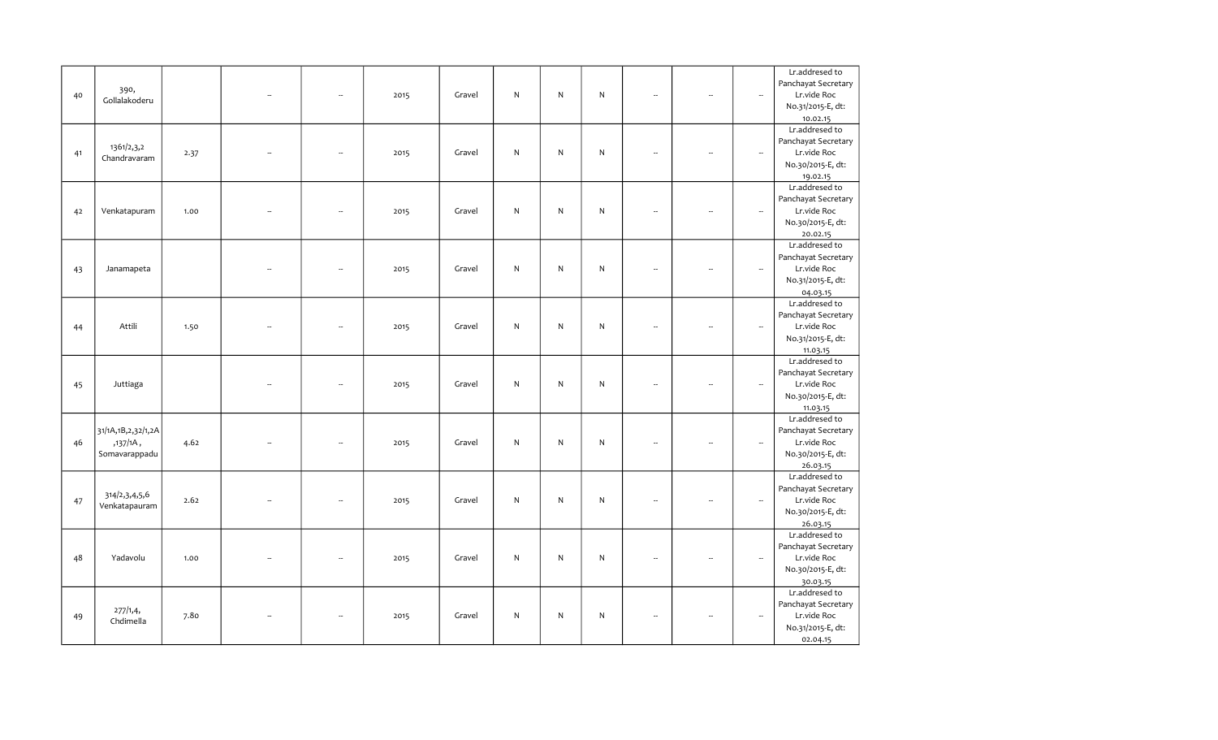| | | | | | | | | | | | | | |
|---|---|---|---|---|---|---|---|---|---|---|---|---|---|
| 40 | 390, Gollalakoderu | | -- | -- | 2015 | Gravel | N | N | N | -- | -- | -- | Lr.addresed to Panchayat Secretary Lr.vide Roc No.31/2015-E, dt: 10.02.15 |
| 41 | 1361/2,3,2 Chandravaram | 2.37 | -- | -- | 2015 | Gravel | N | N | N | -- | -- | -- | Lr.addresed to Panchayat Secretary Lr.vide Roc No.30/2015-E, dt: 19.02.15 |
| 42 | Venkatapuram | 1.00 | -- | -- | 2015 | Gravel | N | N | N | -- | -- | -- | Lr.addresed to Panchayat Secretary Lr.vide Roc No.30/2015-E, dt: 20.02.15 |
| 43 | Janamapeta | | -- | -- | 2015 | Gravel | N | N | N | -- | -- | -- | Lr.addresed to Panchayat Secretary Lr.vide Roc No.31/2015-E, dt: 04.03.15 |
| 44 | Attili | 1.50 | -- | -- | 2015 | Gravel | N | N | N | -- | -- | -- | Lr.addresed to Panchayat Secretary Lr.vide Roc No.31/2015-E, dt: 11.03.15 |
| 45 | Juttiaga | | -- | -- | 2015 | Gravel | N | N | N | -- | -- | -- | Lr.addresed to Panchayat Secretary Lr.vide Roc No.30/2015-E, dt: 11.03.15 |
| 46 | 31/1A,1B,2,32/1,2A ,137/1A , Somavarappadu | 4.62 | -- | -- | 2015 | Gravel | N | N | N | -- | -- | -- | Lr.addresed to Panchayat Secretary Lr.vide Roc No.30/2015-E, dt: 26.03.15 |
| 47 | 314/2,3,4,5,6 Venkatapauram | 2.62 | -- | -- | 2015 | Gravel | N | N | N | -- | -- | -- | Lr.addresed to Panchayat Secretary Lr.vide Roc No.30/2015-E, dt: 26.03.15 |
| 48 | Yadavolu | 1.00 | -- | -- | 2015 | Gravel | N | N | N | -- | -- | -- | Lr.addresed to Panchayat Secretary Lr.vide Roc No.30/2015-E, dt: 30.03.15 |
| 49 | 277/1,4, Chdimella | 7.80 | -- | -- | 2015 | Gravel | N | N | N | -- | -- | -- | Lr.addresed to Panchayat Secretary Lr.vide Roc No.31/2015-E, dt: 02.04.15 |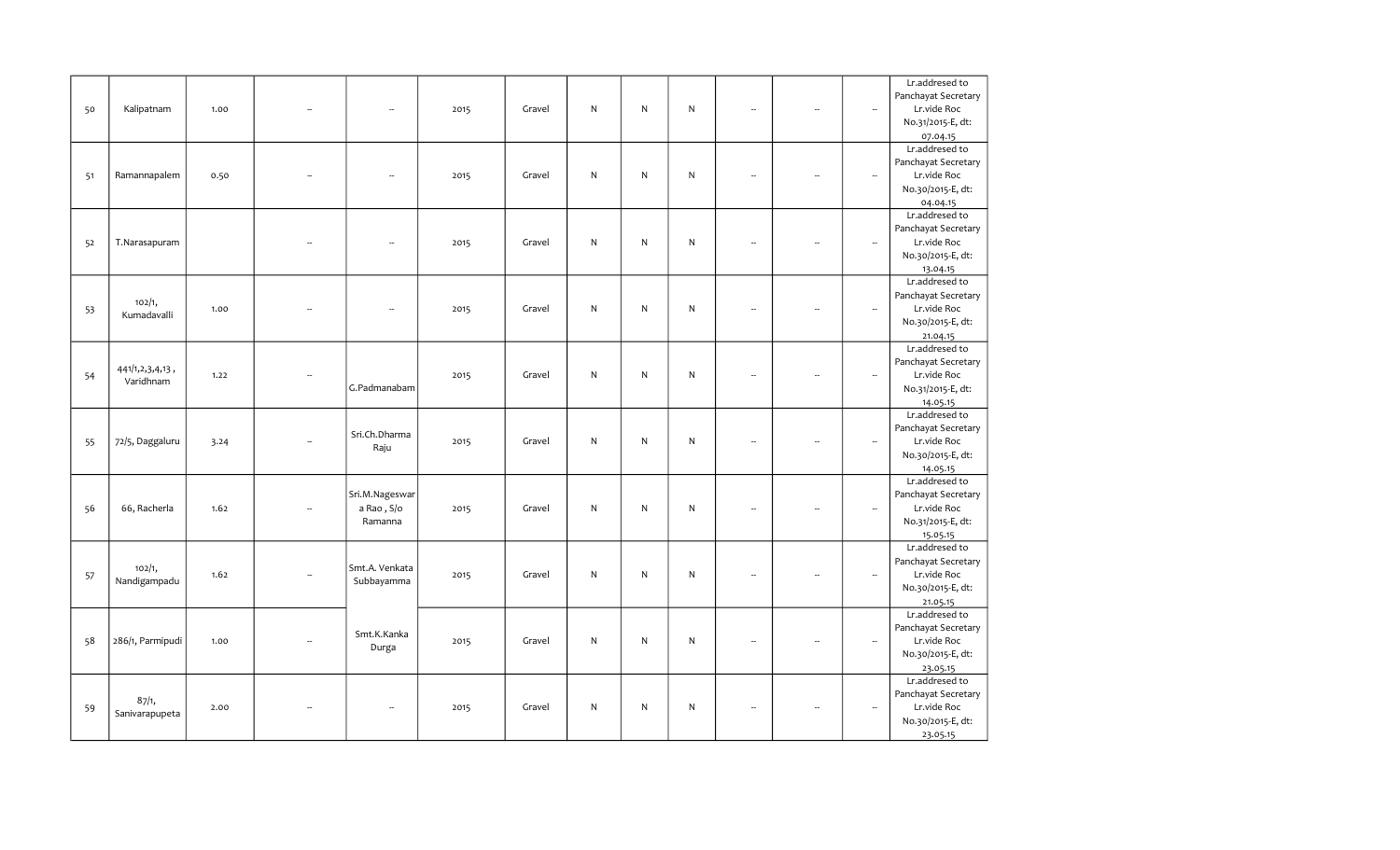| 50 | Kalipatnam | 1.00 | -- | -- | 2015 | Gravel | N | N | N | -- | -- | -- | Lr.addresed to Panchayat Secretary Lr.vide Roc No.31/2015-E, dt: 07.04.15 |
|---|---|---|---|---|---|---|---|---|---|---|---|---|---|
| 51 | Ramannapalem | 0.50 | -- | -- | 2015 | Gravel | N | N | N | -- | -- | -- | Lr.addresed to Panchayat Secretary Lr.vide Roc No.30/2015-E, dt: 04.04.15 |
| 52 | T.Narasapuram | | -- | -- | 2015 | Gravel | N | N | N | -- | -- | -- | Lr.addresed to Panchayat Secretary Lr.vide Roc No.30/2015-E, dt: 13.04.15 |
| 53 | 102/1, Kumadavalli | 1.00 | -- | -- | 2015 | Gravel | N | N | N | -- | -- | -- | Lr.addresed to Panchayat Secretary Lr.vide Roc No.30/2015-E, dt: 21.04.15 |
| 54 | 441/1,2,3,4,13 , Varidhnam | 1.22 | -- | G.Padmanabam | 2015 | Gravel | N | N | N | -- | -- | -- | Lr.addresed to Panchayat Secretary Lr.vide Roc No.31/2015-E, dt: 14.05.15 |
| 55 | 72/5, Daggaluru | 3.24 | -- | Sri.Ch.Dharma Raju | 2015 | Gravel | N | N | N | -- | -- | -- | Lr.addresed to Panchayat Secretary Lr.vide Roc No.30/2015-E, dt: 14.05.15 |
| 56 | 66, Racherla | 1.62 | -- | Sri.M.Nageswar a Rao , S/o Ramanna | 2015 | Gravel | N | N | N | -- | -- | -- | Lr.addresed to Panchayat Secretary Lr.vide Roc No.31/2015-E, dt: 15.05.15 |
| 57 | 102/1, Nandigampadu | 1.62 | -- | Smt.A. Venkata Subbayamma | 2015 | Gravel | N | N | N | -- | -- | -- | Lr.addresed to Panchayat Secretary Lr.vide Roc No.30/2015-E, dt: 21.05.15 |
| 58 | 286/1, Parmipudi | 1.00 | -- | Smt.K.Kanka Durga | 2015 | Gravel | N | N | N | -- | -- | -- | Lr.addresed to Panchayat Secretary Lr.vide Roc No.30/2015-E, dt: 23.05.15 |
| 59 | 87/1, Sanivarapupeta | 2.00 | -- | -- | 2015 | Gravel | N | N | N | -- | -- | -- | Lr.addresed to Panchayat Secretary Lr.vide Roc No.30/2015-E, dt: 23.05.15 |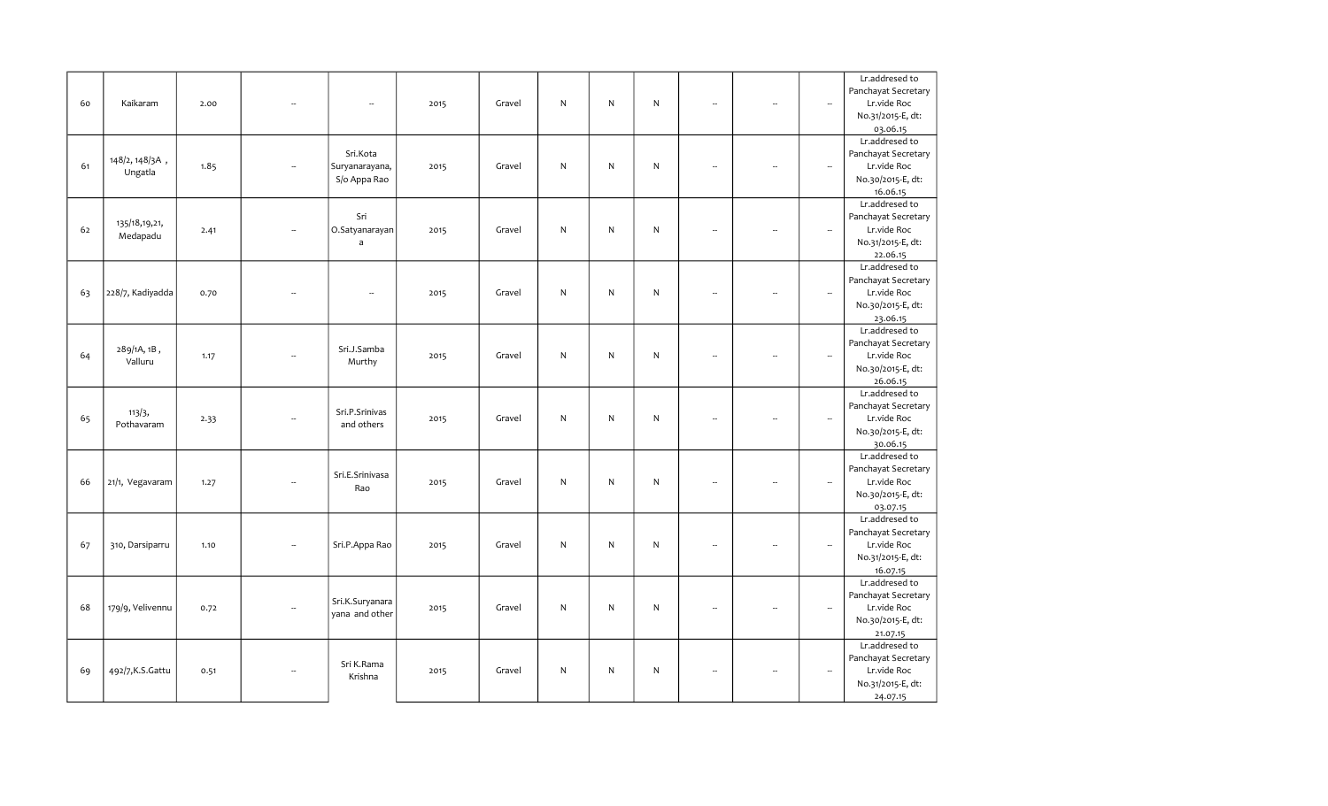| | | | | | | | | | | | | | |
|---|---|---|---|---|---|---|---|---|---|---|---|---|---|
| 60 | Kaikaram | 2.00 | -- | -- | 2015 | Gravel | N | N | N | -- | -- | -- | Lr.addresed to Panchayat Secretary Lr.vide Roc No.31/2015-E, dt: 03.06.15 |
| 61 | 148/2, 148/3A , Ungatla | 1.85 | -- | Sri.Kota Suryanarayana, S/o Appa Rao | 2015 | Gravel | N | N | N | -- | -- | -- | Lr.addresed to Panchayat Secretary Lr.vide Roc No.30/2015-E, dt: 16.06.15 |
| 62 | 135/18,19,21, Medapadu | 2.41 | -- | Sri O.Satyanarayana | 2015 | Gravel | N | N | N | -- | -- | -- | Lr.addresed to Panchayat Secretary Lr.vide Roc No.31/2015-E, dt: 22.06.15 |
| 63 | 228/7, Kadiyadda | 0.70 | -- | -- | 2015 | Gravel | N | N | N | -- | -- | -- | Lr.addresed to Panchayat Secretary Lr.vide Roc No.30/2015-E, dt: 23.06.15 |
| 64 | 289/1A, 1B , Valluru | 1.17 | -- | Sri.J.Samba Murthy | 2015 | Gravel | N | N | N | -- | -- | -- | Lr.addresed to Panchayat Secretary Lr.vide Roc No.30/2015-E, dt: 26.06.15 |
| 65 | 113/3, Pothavaram | 2.33 | -- | Sri.P.Srinivas and others | 2015 | Gravel | N | N | N | -- | -- | -- | Lr.addresed to Panchayat Secretary Lr.vide Roc No.30/2015-E, dt: 30.06.15 |
| 66 | 21/1, Vegavaram | 1.27 | -- | Sri.E.Srinivasa Rao | 2015 | Gravel | N | N | N | -- | -- | -- | Lr.addresed to Panchayat Secretary Lr.vide Roc No.30/2015-E, dt: 03.07.15 |
| 67 | 310, Darsiparru | 1.10 | -- | Sri.P.Appa Rao | 2015 | Gravel | N | N | N | -- | -- | -- | Lr.addresed to Panchayat Secretary Lr.vide Roc No.31/2015-E, dt: 16.07.15 |
| 68 | 179/9, Velivennu | 0.72 | -- | Sri.K.Suryanarayana and other | 2015 | Gravel | N | N | N | -- | -- | -- | Lr.addresed to Panchayat Secretary Lr.vide Roc No.30/2015-E, dt: 21.07.15 |
| 69 | 492/7,K.S.Gattu | 0.51 | -- | Sri K.Rama Krishna | 2015 | Gravel | N | N | N | -- | -- | -- | Lr.addresed to Panchayat Secretary Lr.vide Roc No.31/2015-E, dt: 24.07.15 |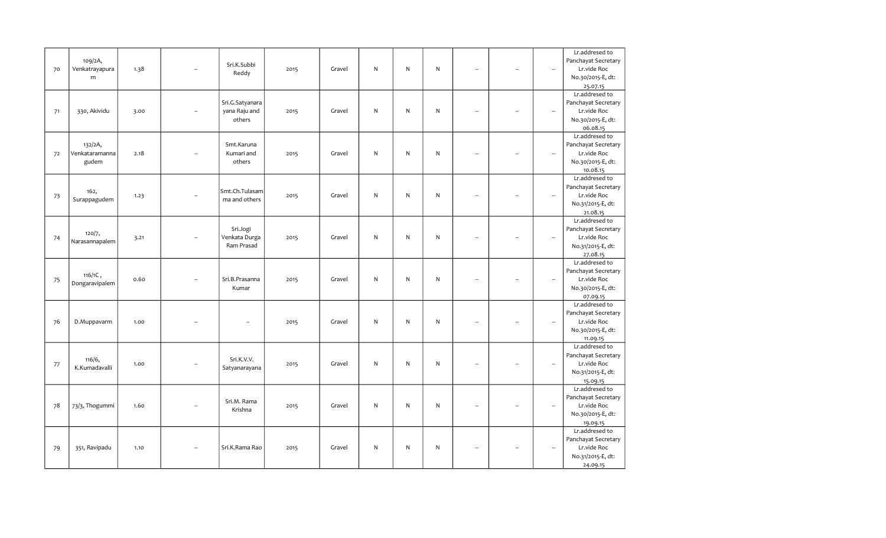| 70 | 109/2A, Venkatrayapuram | 1.38 | -- | Sri.K.Subbi Reddy | 2015 | Gravel | N | N | N | -- | -- | -- | Lr.addresed to Panchayat Secretary Lr.vide Roc No.30/2015-E, dt: 25.07.15 |
|---|---|---|---|---|---|---|---|---|---|---|---|---|---|
| 71 | 330, Akividu | 3.00 | -- | Sri.G.Satyanarayana Raju and others | 2015 | Gravel | N | N | N | -- | -- | -- | Lr.addresed to Panchayat Secretary Lr.vide Roc No.30/2015-E, dt: 06.08.15 |
| 72 | 132/2A, Venkataramannagudem | 2.18 | -- | Smt.Karuna Kumari and others | 2015 | Gravel | N | N | N | -- | -- | -- | Lr.addresed to Panchayat Secretary Lr.vide Roc No.30/2015-E, dt: 10.08.15 |
| 73 | 162, Surappagudem | 1.23 | -- | Smt.Ch.Tulasamma and others | 2015 | Gravel | N | N | N | -- | -- | -- | Lr.addresed to Panchayat Secretary Lr.vide Roc No.31/2015-E, dt: 21.08.15 |
| 74 | 120/7, Narasannapalem | 3.21 | -- | Sri.Jogi Venkata Durga Ram Prasad | 2015 | Gravel | N | N | N | -- | -- | -- | Lr.addresed to Panchayat Secretary Lr.vide Roc No.31/2015-E, dt: 27.08.15 |
| 75 | 116/1C , Dongaravipalem | 0.60 | -- | Sri.B.Prasanna Kumar | 2015 | Gravel | N | N | N | -- | -- | -- | Lr.addresed to Panchayat Secretary Lr.vide Roc No.30/2015-E, dt: 07.09.15 |
| 76 | D.Muppavarm | 1.00 | -- | -- | 2015 | Gravel | N | N | N | -- | -- | -- | Lr.addresed to Panchayat Secretary Lr.vide Roc No.30/2015-E, dt: 11.09.15 |
| 77 | 116/6, K.Kumadavalli | 1.00 | -- | Sri.K.V.V. Satyanarayana | 2015 | Gravel | N | N | N | -- | -- | -- | Lr.addresed to Panchayat Secretary Lr.vide Roc No.31/2015-E, dt: 15.09.15 |
| 78 | 73/3, Thogummi | 1.60 | -- | Sri.M. Rama Krishna | 2015 | Gravel | N | N | N | -- | -- | -- | Lr.addresed to Panchayat Secretary Lr.vide Roc No.30/2015-E, dt: 19.09.15 |
| 79 | 351, Ravipadu | 1.10 | -- | Sri.K.Rama Rao | 2015 | Gravel | N | N | N | -- | -- | -- | Lr.addresed to Panchayat Secretary Lr.vide Roc No.31/2015-E, dt: 24.09.15 |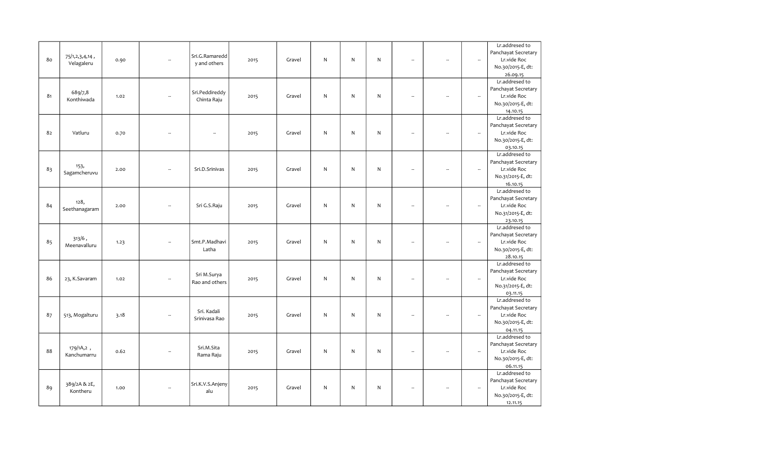| | | | | | | | | | | | | | |
|---|---|---|---|---|---|---|---|---|---|---|---|---|---|
| 80 | 75/1,2,3,4,14 , Velagaleru | 0.90 | -- | Sri.G.Ramareddy and others | 2015 | Gravel | N | N | N | -- | -- | -- | Lr.addresed to Panchayat Secretary Lr.vide Roc No.30/2015-E, dt: 26.09.15 |
| 81 | 689/7,8 Konthiwada | 1.02 | -- | Sri.Peddireddy Chinta Raju | 2015 | Gravel | N | N | N | -- | -- | -- | Lr.addresed to Panchayat Secretary Lr.vide Roc No.30/2015-E, dt: 14.10.15 |
| 82 | Vatluru | 0.70 | -- | -- | 2015 | Gravel | N | N | N | -- | -- | -- | Lr.addresed to Panchayat Secretary Lr.vide Roc No.30/2015-E, dt: 03.10.15 |
| 83 | 153, Sagamcheruvu | 2.00 | -- | Sri.D.Srinivas | 2015 | Gravel | N | N | N | -- | -- | -- | Lr.addresed to Panchayat Secretary Lr.vide Roc No.31/2015-E, dt: 16.10.15 |
| 84 | 128, Seethanagaram | 2.00 | -- | Sri G.S.Raju | 2015 | Gravel | N | N | N | -- | -- | -- | Lr.addresed to Panchayat Secretary Lr.vide Roc No.31/2015-E, dt: 23.10.15 |
| 85 | 313/6 , Meenavalluru | 1.23 | -- | Smt.P.Madhavi Latha | 2015 | Gravel | N | N | N | -- | -- | -- | Lr.addresed to Panchayat Secretary Lr.vide Roc No.30/2015-E, dt: 28.10.15 |
| 86 | 23, K.Savaram | 1.02 | -- | Sri M.Surya Rao and others | 2015 | Gravel | N | N | N | -- | -- | -- | Lr.addresed to Panchayat Secretary Lr.vide Roc No.31/2015-E, dt: 03.11.15 |
| 87 | 513, Mogalturu | 3.18 | -- | Sri. Kadali Srinivasa Rao | 2015 | Gravel | N | N | N | -- | -- | -- | Lr.addresed to Panchayat Secretary Lr.vide Roc No.30/2015-E, dt: 04.11.15 |
| 88 | 179/1A,2 , Kanchumarru | 0.62 | -- | Sri.M.Sita Rama Raju | 2015 | Gravel | N | N | N | -- | -- | -- | Lr.addresed to Panchayat Secretary Lr.vide Roc No.30/2015-E, dt: 06.11.15 |
| 89 | 389/2A & 2E, Kontheru | 1.00 | -- | Sri.K.V.S.Anjeny alu | 2015 | Gravel | N | N | N | -- | -- | -- | Lr.addresed to Panchayat Secretary Lr.vide Roc No.30/2015-E, dt: 12.11.15 |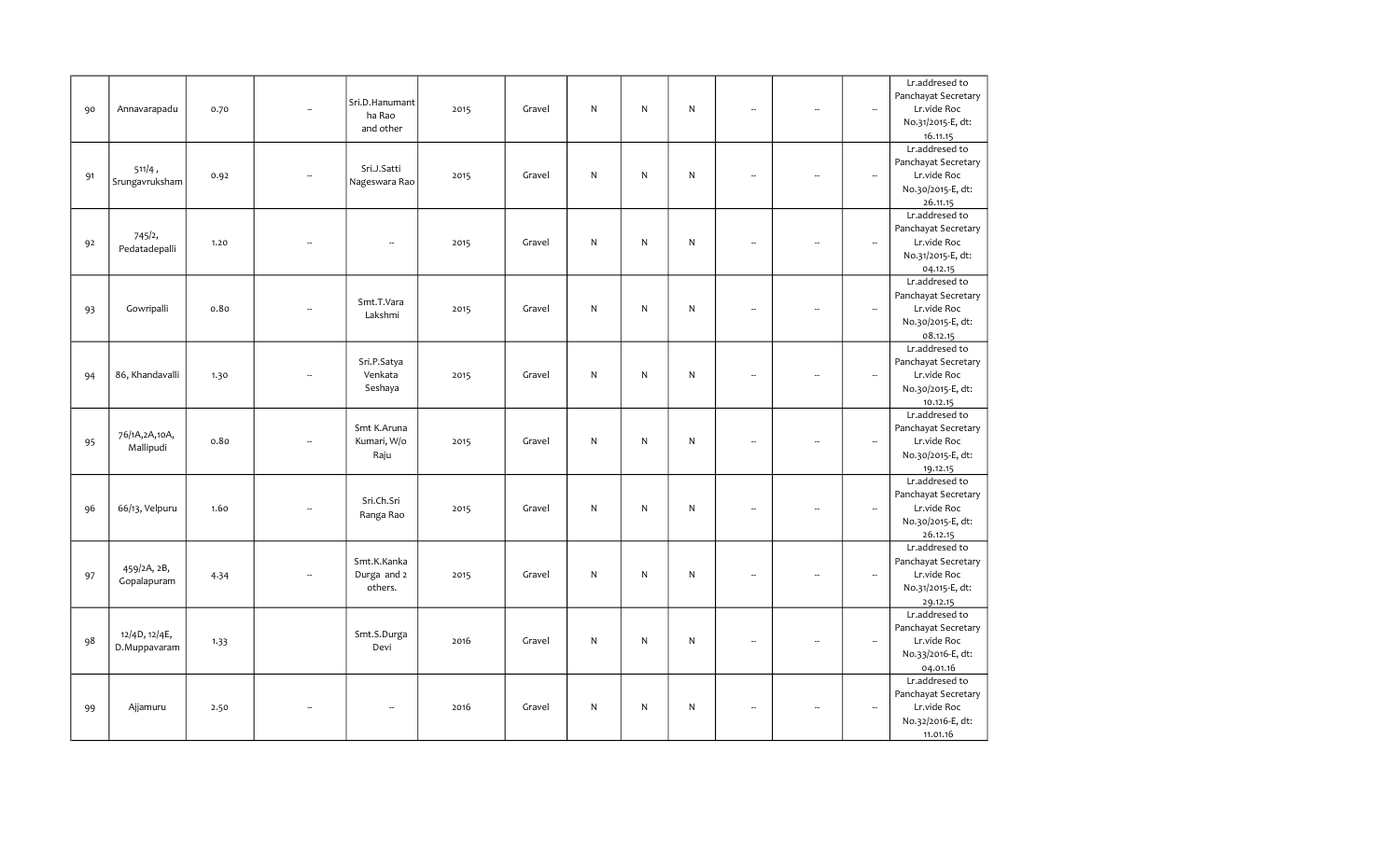| 90 | Annavarapadu | 0.70 | -- | Sri.D.Hanumantha Rao and other | 2015 | Gravel | N | N | N | -- | -- | -- | Lr.addresed to Panchayat Secretary Lr.vide Roc No.31/2015-E, dt: 16.11.15 |
|---|---|---|---|---|---|---|---|---|---|---|---|---|---|
| 91 | 511/4 , Srungavruksham | 0.92 | -- | Sri.J.Satti Nageswara Rao | 2015 | Gravel | N | N | N | -- | -- | -- | Lr.addresed to Panchayat Secretary Lr.vide Roc No.30/2015-E, dt: 26.11.15 |
| 92 | 745/2, Pedatadepalli | 1.20 | -- | -- | 2015 | Gravel | N | N | N | -- | -- | -- | Lr.addresed to Panchayat Secretary Lr.vide Roc No.31/2015-E, dt: 04.12.15 |
| 93 | Gowripalli | 0.80 | -- | Smt.T.Vara Lakshmi | 2015 | Gravel | N | N | N | -- | -- | -- | Lr.addresed to Panchayat Secretary Lr.vide Roc No.30/2015-E, dt: 08.12.15 |
| 94 | 86, Khandavalli | 1.30 | -- | Sri.P.Satya Venkata Seshaya | 2015 | Gravel | N | N | N | -- | -- | -- | Lr.addresed to Panchayat Secretary Lr.vide Roc No.30/2015-E, dt: 10.12.15 |
| 95 | 76/1A,2A,10A, Mallipudi | 0.80 | -- | Smt K.Aruna Kumari, W/o Raju | 2015 | Gravel | N | N | N | -- | -- | -- | Lr.addresed to Panchayat Secretary Lr.vide Roc No.30/2015-E, dt: 19.12.15 |
| 96 | 66/13, Velpuru | 1.60 | -- | Sri.Ch.Sri Ranga Rao | 2015 | Gravel | N | N | N | -- | -- | -- | Lr.addresed to Panchayat Secretary Lr.vide Roc No.30/2015-E, dt: 26.12.15 |
| 97 | 459/2A, 2B, Gopalapuram | 4.34 | -- | Smt.K.Kanka Durga and 2 others. | 2015 | Gravel | N | N | N | -- | -- | -- | Lr.addresed to Panchayat Secretary Lr.vide Roc No.31/2015-E, dt: 29.12.15 |
| 98 | 12/4D, 12/4E, D.Muppavaram | 1.33 | | Smt.S.Durga Devi | 2016 | Gravel | N | N | N | -- | -- | -- | Lr.addresed to Panchayat Secretary Lr.vide Roc No.33/2016-E, dt: 04.01.16 |
| 99 | Ajjamuru | 2.50 | -- | -- | 2016 | Gravel | N | N | N | -- | -- | -- | Lr.addresed to Panchayat Secretary Lr.vide Roc No.32/2016-E, dt: 11.01.16 |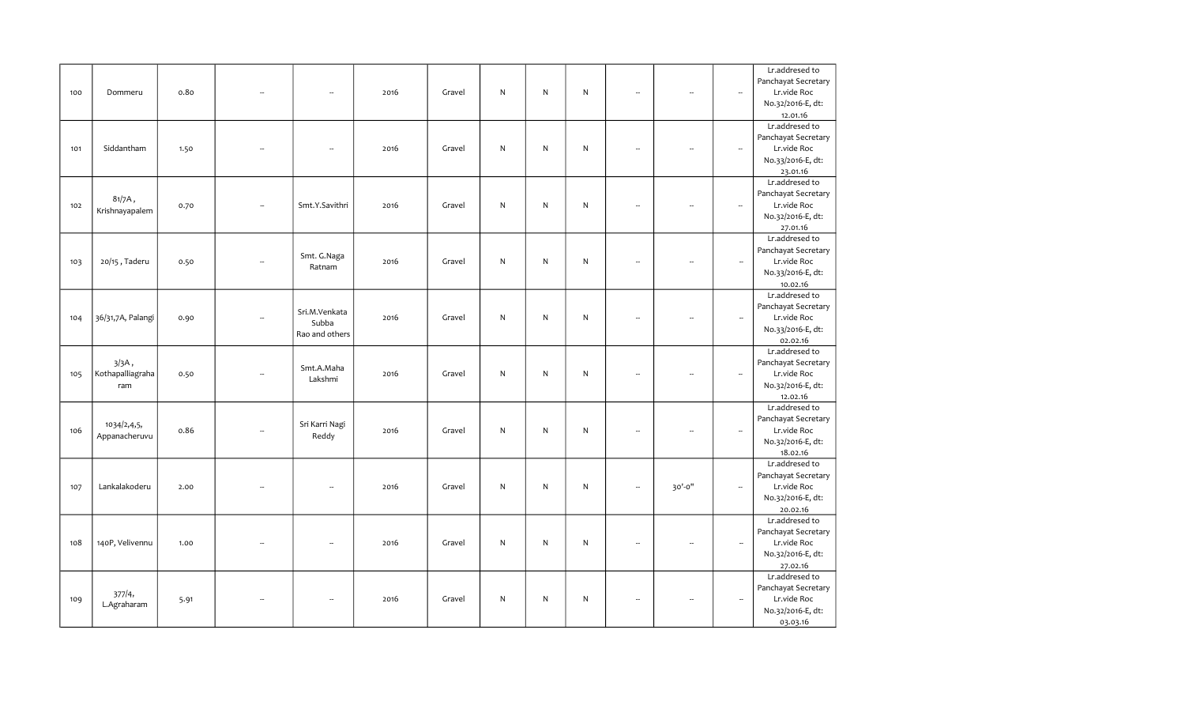| | | | | | | | | | | | | | |
|---|---|---|---|---|---|---|---|---|---|---|---|---|---|
| 100 | Dommeru | 0.80 | -- | -- | 2016 | Gravel | N | N | N | -- | -- | -- | Lr.addresed to Panchayat Secretary Lr.vide Roc No.32/2016-E, dt: 12.01.16 |
| 101 | Siddantham | 1.50 | -- | -- | 2016 | Gravel | N | N | N | -- | -- | -- | Lr.addresed to Panchayat Secretary Lr.vide Roc No.33/2016-E, dt: 23.01.16 |
| 102 | 81/7A , Krishnayapalem | 0.70 | -- | Smt.Y.Savithri | 2016 | Gravel | N | N | N | -- | -- | -- | Lr.addresed to Panchayat Secretary Lr.vide Roc No.32/2016-E, dt: 27.01.16 |
| 103 | 20/15 , Taderu | 0.50 | -- | Smt. G.Naga Ratnam | 2016 | Gravel | N | N | N | -- | -- | -- | Lr.addresed to Panchayat Secretary Lr.vide Roc No.33/2016-E, dt: 10.02.16 |
| 104 | 36/31,7A, Palangi | 0.90 | -- | Sri.M.Venkata Subba Rao and others | 2016 | Gravel | N | N | N | -- | -- | -- | Lr.addresed to Panchayat Secretary Lr.vide Roc No.33/2016-E, dt: 02.02.16 |
| 105 | 3/3A , Kothapalliagraharam | 0.50 | -- | Smt.A.Maha Lakshmi | 2016 | Gravel | N | N | N | -- | -- | -- | Lr.addresed to Panchayat Secretary Lr.vide Roc No.32/2016-E, dt: 12.02.16 |
| 106 | 1034/2,4,5, Appanacheruvu | 0.86 | -- | Sri Karri Nagi Reddy | 2016 | Gravel | N | N | N | -- | -- | -- | Lr.addresed to Panchayat Secretary Lr.vide Roc No.32/2016-E, dt: 18.02.16 |
| 107 | Lankalakoderu | 2.00 | -- | -- | 2016 | Gravel | N | N | N | -- | 30'-0" | -- | Lr.addresed to Panchayat Secretary Lr.vide Roc No.32/2016-E, dt: 20.02.16 |
| 108 | 140P, Velivennu | 1.00 | -- | -- | 2016 | Gravel | N | N | N | -- | -- | -- | Lr.addresed to Panchayat Secretary Lr.vide Roc No.32/2016-E, dt: 27.02.16 |
| 109 | 377/4, L.Agraharam | 5.91 | -- | -- | 2016 | Gravel | N | N | N | -- | -- | -- | Lr.addresed to Panchayat Secretary Lr.vide Roc No.32/2016-E, dt: 03.03.16 |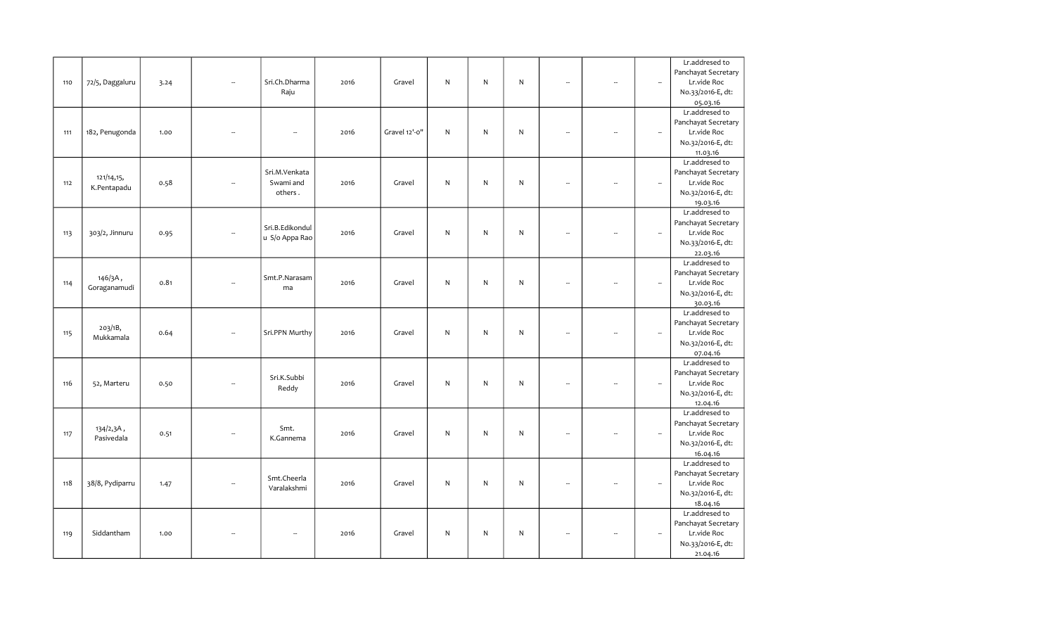| 110 | 72/5, Daggaluru | 3.24 | -- | Sri.Ch.Dharma Raju | 2016 | Gravel | N | N | N | -- | -- | -- | Lr.addresed to Panchayat Secretary Lr.vide Roc No.33/2016-E, dt: 05.03.16 |
|---|---|---|---|---|---|---|---|---|---|---|---|---|---|
| 111 | 182, Penugonda | 1.00 | -- | -- | 2016 | Gravel 12'-0" | N | N | N | -- | -- | -- | Lr.addresed to Panchayat Secretary Lr.vide Roc No.32/2016-E, dt: 11.03.16 |
| 112 | 121/14,15, K.Pentapadu | 0.58 | -- | Sri.M.Venkata Swami and others . | 2016 | Gravel | N | N | N | -- | -- | -- | Lr.addresed to Panchayat Secretary Lr.vide Roc No.32/2016-E, dt: 19.03.16 |
| 113 | 303/2, Jinnuru | 0.95 | -- | Sri.B.Edikondulu S/o Appa Rao | 2016 | Gravel | N | N | N | -- | -- | -- | Lr.addresed to Panchayat Secretary Lr.vide Roc No.33/2016-E, dt: 22.03.16 |
| 114 | 146/3A , Goraganamudi | 0.81 | -- | Smt.P.Narasamma | 2016 | Gravel | N | N | N | -- | -- | -- | Lr.addresed to Panchayat Secretary Lr.vide Roc No.32/2016-E, dt: 30.03.16 |
| 115 | 203/1B, Mukkamala | 0.64 | -- | Sri.PPN Murthy | 2016 | Gravel | N | N | N | -- | -- | -- | Lr.addresed to Panchayat Secretary Lr.vide Roc No.32/2016-E, dt: 07.04.16 |
| 116 | 52, Marteru | 0.50 | -- | Sri.K.Subbi Reddy | 2016 | Gravel | N | N | N | -- | -- | -- | Lr.addresed to Panchayat Secretary Lr.vide Roc No.32/2016-E, dt: 12.04.16 |
| 117 | 134/2,3A , Pasivedala | 0.51 | -- | Smt. K.Gannema | 2016 | Gravel | N | N | N | -- | -- | -- | Lr.addresed to Panchayat Secretary Lr.vide Roc No.32/2016-E, dt: 16.04.16 |
| 118 | 38/8, Pydiparru | 1.47 | -- | Smt.Cheerla Varalakshmi | 2016 | Gravel | N | N | N | -- | -- | -- | Lr.addresed to Panchayat Secretary Lr.vide Roc No.32/2016-E, dt: 18.04.16 |
| 119 | Siddantham | 1.00 | -- | -- | 2016 | Gravel | N | N | N | -- | -- | -- | Lr.addresed to Panchayat Secretary Lr.vide Roc No.33/2016-E, dt: 21.04.16 |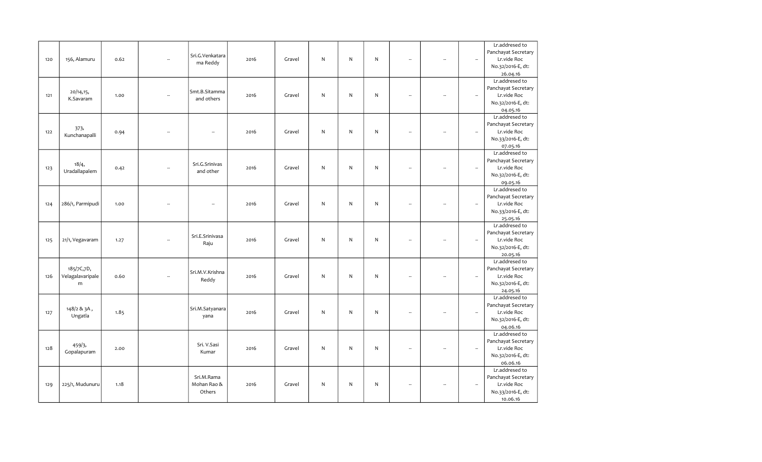|  |  |  |  |  |  |  |  |  |  |  |  |  |  |
|---|---|---|---|---|---|---|---|---|---|---|---|---|---|
| 120 | 156, Alamuru | 0.62 | -- | Sri.G.Venkatarama Reddy | 2016 | Gravel | N | N | N | -- | -- | -- | Lr.addresed to Panchayat Secretary Lr.vide Roc No.32/2016-E, dt: 26.04.16 |
| 121 | 20/14,15, K.Savaram | 1.00 | -- | Smt.B.Sitamma and others | 2016 | Gravel | N | N | N | -- | -- | -- | Lr.addresed to Panchayat Secretary Lr.vide Roc No.32/2016-E, dt: 04.05.16 |
| 122 | 373, Kunchanapalli | 0.94 | -- | -- | 2016 | Gravel | N | N | N | -- | -- | -- | Lr.addresed to Panchayat Secretary Lr.vide Roc No.33/2016-E, dt: 07.05.16 |
| 123 | 18/4, Uradallapalem | 0.42 | -- | Sri.G.Srinivas and other | 2016 | Gravel | N | N | N | -- | -- | -- | Lr.addresed to Panchayat Secretary Lr.vide Roc No.32/2016-E, dt: 09.05.16 |
| 124 | 286/1, Parmipudi | 1.00 | -- | -- | 2016 | Gravel | N | N | N | -- | -- | -- | Lr.addresed to Panchayat Secretary Lr.vide Roc No.33/2016-E, dt: 25.05.16 |
| 125 | 21/1, Vegavaram | 1.27 | -- | Sri.E.Srinivasa Raju | 2016 | Gravel | N | N | N | -- | -- | -- | Lr.addresed to Panchayat Secretary Lr.vide Roc No.32/2016-E, dt: 20.05.16 |
| 126 | 185/7C,7D, Velagalavaripalem | 0.60 | -- | Sri.M.V.Krishna Reddy | 2016 | Gravel | N | N | N | -- | -- | -- | Lr.addresed to Panchayat Secretary Lr.vide Roc No.32/2016-E, dt: 24.05.16 |
| 127 | 148/2 & 3A , Ungatla | 1.85 |  | Sri.M.Satyanarayana | 2016 | Gravel | N | N | N | -- | -- | -- | Lr.addresed to Panchayat Secretary Lr.vide Roc No.32/2016-E, dt: 04.06.16 |
| 128 | 459/3, Gopalapuram | 2.00 |  | Sri. V.Sasi Kumar | 2016 | Gravel | N | N | N | -- | -- | -- | Lr.addresed to Panchayat Secretary Lr.vide Roc No.32/2016-E, dt: 06.06.16 |
| 129 | 225/1, Mudunuru | 1.18 |  | Sri.M.Rama Mohan Rao & Others | 2016 | Gravel | N | N | N | -- | -- | -- | Lr.addresed to Panchayat Secretary Lr.vide Roc No.33/2016-E, dt: 10.06.16 |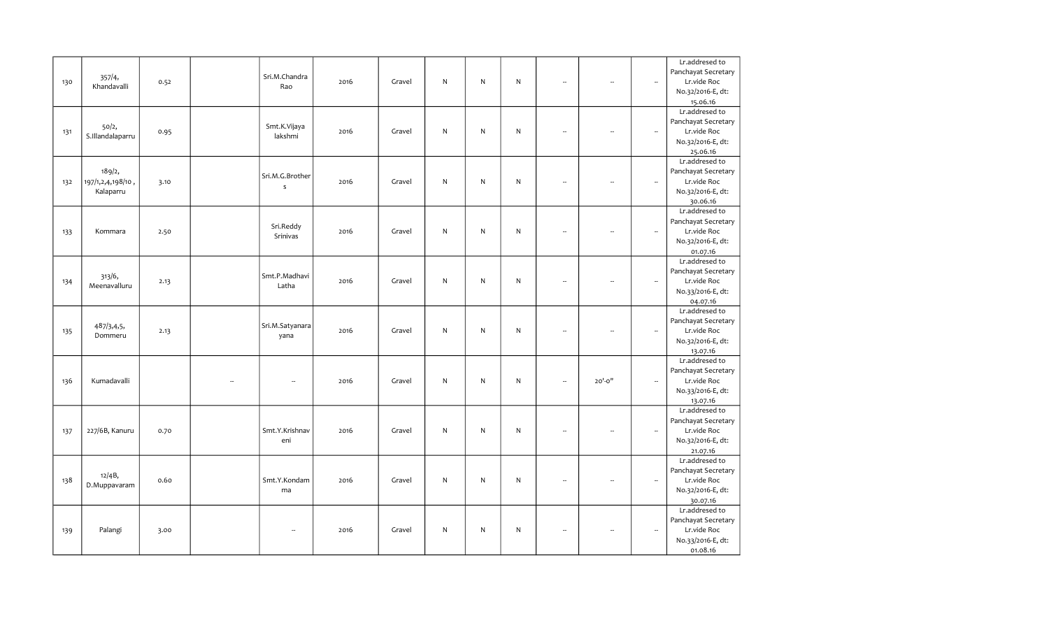| | | | | | | | | | | | | | |
|---|---|---|---|---|---|---|---|---|---|---|---|---|---|
| 130 | 357/4, Khandavalli | 0.52 | | Sri.M.Chandra Rao | 2016 | Gravel | N | N | N | -- | -- | -- | Lr.addresed to Panchayat Secretary Lr.vide Roc No.32/2016-E, dt: 15.06.16 |
| 131 | 50/2, S.Illandalaparru | 0.95 | | Smt.K.Vijaya lakshmi | 2016 | Gravel | N | N | N | -- | -- | -- | Lr.addresed to Panchayat Secretary Lr.vide Roc No.32/2016-E, dt: 25.06.16 |
| 132 | 189/2, 197/1,2,4,198/10 , Kalaparru | 3.10 | | Sri.M.G.Brothers | 2016 | Gravel | N | N | N | -- | -- | -- | Lr.addresed to Panchayat Secretary Lr.vide Roc No.32/2016-E, dt: 30.06.16 |
| 133 | Kommara | 2.50 | | Sri.Reddy Srinivas | 2016 | Gravel | N | N | N | -- | -- | -- | Lr.addresed to Panchayat Secretary Lr.vide Roc No.32/2016-E, dt: 01.07.16 |
| 134 | 313/6, Meenavalluru | 2.13 | | Smt.P.Madhavi Latha | 2016 | Gravel | N | N | N | -- | -- | -- | Lr.addresed to Panchayat Secretary Lr.vide Roc No.33/2016-E, dt: 04.07.16 |
| 135 | 487/3,4,5, Dommeru | 2.13 | | Sri.M.Satyanarayana | 2016 | Gravel | N | N | N | -- | -- | -- | Lr.addresed to Panchayat Secretary Lr.vide Roc No.32/2016-E, dt: 13.07.16 |
| 136 | Kumadavalli | | -- | -- | 2016 | Gravel | N | N | N | -- | 20'-0" | -- | Lr.addresed to Panchayat Secretary Lr.vide Roc No.33/2016-E, dt: 13.07.16 |
| 137 | 227/6B, Kanuru | 0.70 | | Smt.Y.Krishnaveni | 2016 | Gravel | N | N | N | -- | -- | -- | Lr.addresed to Panchayat Secretary Lr.vide Roc No.32/2016-E, dt: 21.07.16 |
| 138 | 12/4B, D.Muppavaram | 0.60 | | Smt.Y.Kondamma | 2016 | Gravel | N | N | N | -- | -- | -- | Lr.addresed to Panchayat Secretary Lr.vide Roc No.32/2016-E, dt: 30.07.16 |
| 139 | Palangi | 3.00 | | -- | 2016 | Gravel | N | N | N | -- | -- | -- | Lr.addresed to Panchayat Secretary Lr.vide Roc No.33/2016-E, dt: 01.08.16 |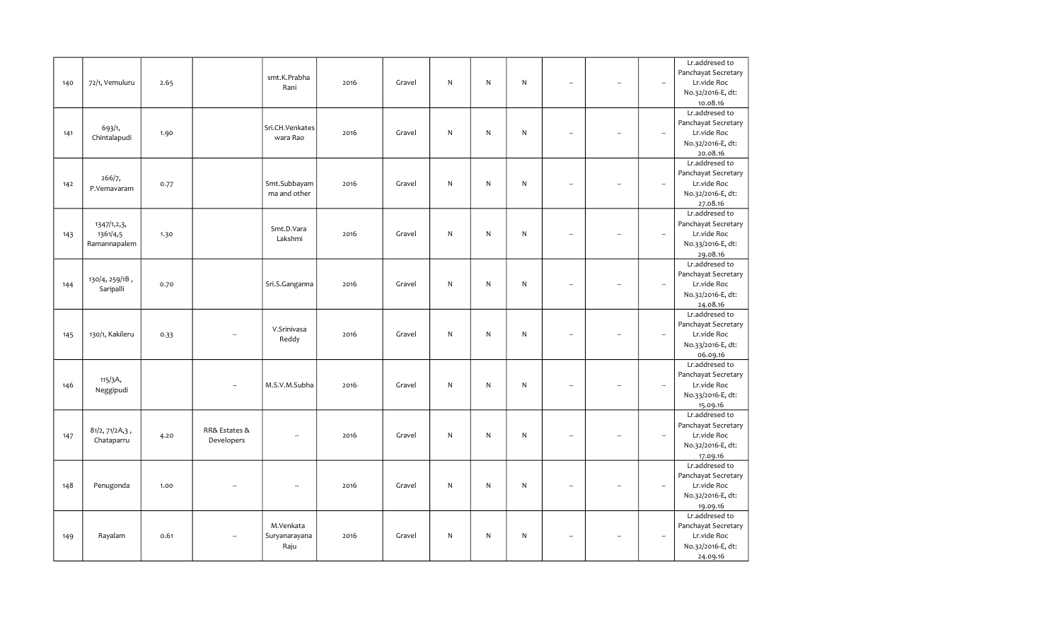| 140 | 72/1, Vemuluru | 2.65 | | smt.K.Prabha Rani | 2016 | Gravel | N | N | N | -- | -- | -- | Lr.addresed to Panchayat Secretary Lr.vide Roc No.32/2016-E, dt: 10.08.16 |
|---|---|---|---|---|---|---|---|---|---|---|---|---|---|
| 141 | 693/1, Chintalapudi | 1.90 | | Sri.CH.Venkateswara Rao | 2016 | Gravel | N | N | N | -- | -- | -- | Lr.addresed to Panchayat Secretary Lr.vide Roc No.32/2016-E, dt: 20.08.16 |
| 142 | 266/7, P.Vemavaram | 0.77 | | Smt.Subbayamma and other | 2016 | Gravel | N | N | N | -- | -- | -- | Lr.addresed to Panchayat Secretary Lr.vide Roc No.32/2016-E, dt: 27.08.16 |
| 143 | 1347/1,2,3, 1361/4,5 Ramannapalem | 1.30 | | Smt.D.Vara Lakshmi | 2016 | Gravel | N | N | N | -- | -- | -- | Lr.addresed to Panchayat Secretary Lr.vide Roc No.33/2016-E, dt: 29.08.16 |
| 144 | 130/4, 259/1B , Saripalli | 0.70 | | Sri.S.Ganganna | 2016 | Gravel | N | N | N | -- | -- | -- | Lr.addresed to Panchayat Secretary Lr.vide Roc No.32/2016-E, dt: 24.08.16 |
| 145 | 130/1, Kakileru | 0.33 | -- | V.Srinivasa Reddy | 2016 | Gravel | N | N | N | -- | -- | -- | Lr.addresed to Panchayat Secretary Lr.vide Roc No.33/2016-E, dt: 06.09.16 |
| 146 | 115/3A, Neggipudi | | -- | M.S.V.M.Subha | 2016 | Gravel | N | N | N | -- | -- | -- | Lr.addresed to Panchayat Secretary Lr.vide Roc No.33/2016-E, dt: 15.09.16 |
| 147 | 81/2, 71/2A,3 , Chataparru | 4.20 | RR& Estates & Developers | -- | 2016 | Gravel | N | N | N | -- | -- | -- | Lr.addresed to Panchayat Secretary Lr.vide Roc No.32/2016-E, dt: 17.09.16 |
| 148 | Penugonda | 1.00 | -- | -- | 2016 | Gravel | N | N | N | -- | -- | -- | Lr.addresed to Panchayat Secretary Lr.vide Roc No.32/2016-E, dt: 19.09.16 |
| 149 | Rayalam | 0.61 | -- | M.Venkata Suryanarayana Raju | 2016 | Gravel | N | N | N | -- | -- | -- | Lr.addresed to Panchayat Secretary Lr.vide Roc No.32/2016-E, dt: 24.09.16 |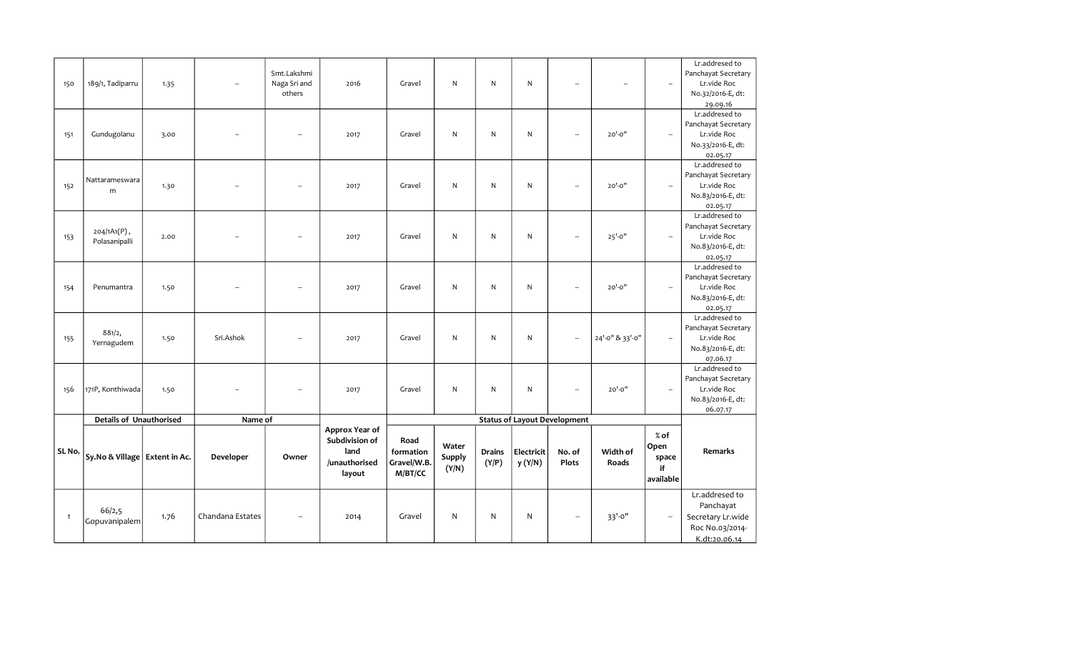| 150 | 189/1, Tadiparru | 1.35 | -- | Smt.Lakshmi Naga Sri and others | 2016 | Gravel | N | N | N | -- | -- | -- | Lr.addresed to Panchayat Secretary Lr.vide Roc No.32/2016-E, dt: 29.09.16 |
|---|---|---|---|---|---|---|---|---|---|---|---|---|---|
| 151 | Gundugolanu | 3.00 | -- | -- | 2017 | Gravel | N | N | N | -- | 20'-0" | -- | Lr.addresed to Panchayat Secretary Lr.vide Roc No.33/2016-E, dt: 02.05.17 |
| 152 | Nattarameswaram | 1.30 | -- | -- | 2017 | Gravel | N | N | N | -- | 20'-0" | -- | Lr.addresed to Panchayat Secretary Lr.vide Roc No.83/2016-E, dt: 02.05.17 |
| 153 | 204/1A1(P), Polasanipalli | 2.00 | -- | -- | 2017 | Gravel | N | N | N | -- | 25'-0" | -- | Lr.addresed to Panchayat Secretary Lr.vide Roc No.83/2016-E, dt: 02.05.17 |
| 154 | Penumantra | 1.50 | -- | -- | 2017 | Gravel | N | N | N | -- | 20'-0" | -- | Lr.addresed to Panchayat Secretary Lr.vide Roc No.83/2016-E, dt: 02.05.17 |
| 155 | 881/2, Yernagudem | 1.50 | Sri.Ashok | -- | 2017 | Gravel | N | N | N | -- | 24'-0" & 33'-0" | -- | Lr.addresed to Panchayat Secretary Lr.vide Roc No.83/2016-E, dt: 07.06.17 |
| 156 | 171P, Konthiwada | 1.50 | -- | -- | 2017 | Gravel | N | N | N | -- | 20'-0" | -- | Lr.addresed to Panchayat Secretary Lr.vide Roc No.83/2016-E, dt: 06.07.17 |

| SL No. | Details of Unauthorised | | Name of | | Approx Year of Subdivision of land /unauthorised layout | Status of Layout Development | | | | | | | Remarks |
|---|---|---|---|---|---|---|---|---|---|---|---|---|---|
| | Sy.No & Village | Extent in Ac. | Developer | Owner | | Road formation Gravel/W.B. M/BT/CC | Water Supply (Y/N) | Drains (Y/P) | Electricity (Y/N) | No. of Plots | Width of Roads | % of Open space if available | |
| 1 | 66/2,5 Gopuvanipalem | 1.76 | Chandana Estates | -- | 2014 | Gravel | N | N | N | -- | 33'-0" | -- | Lr.addresed to Panchayat Secretary Lr.wide Roc No.03/2014-K.dt:20.06.14 |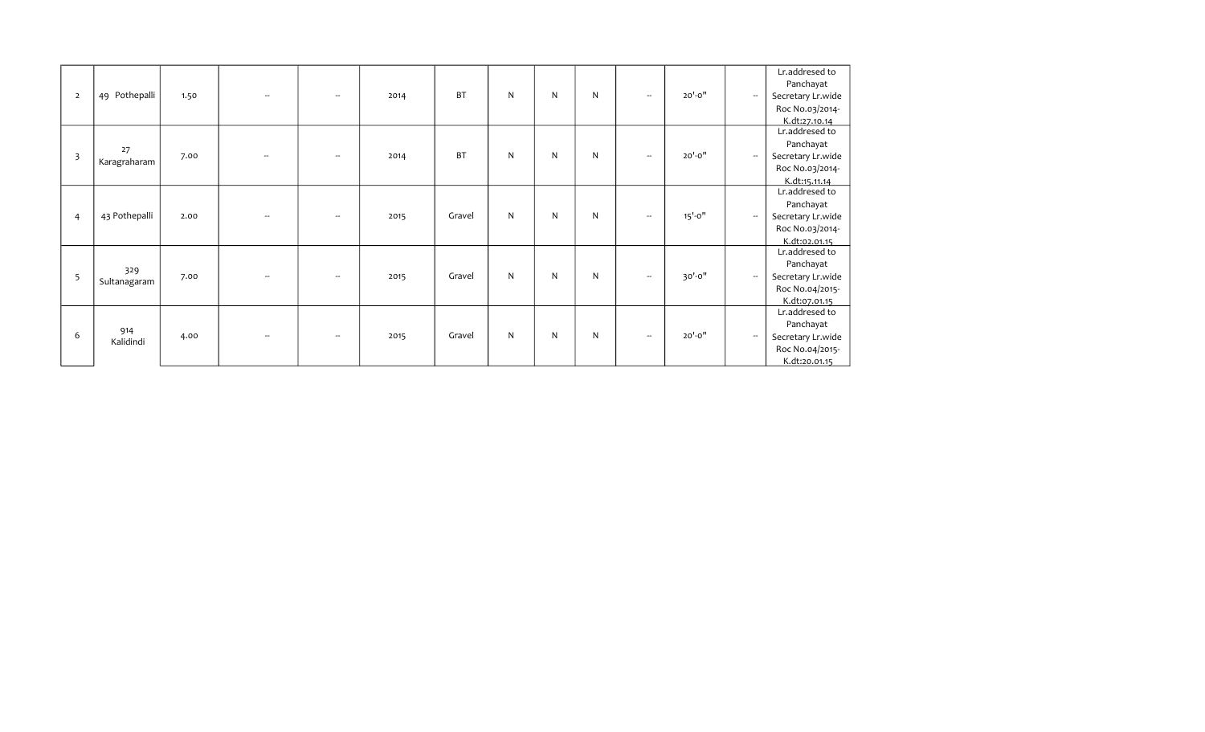| | | | | | | | | | | | | | |
|---|---|---|---|---|---|---|---|---|---|---|---|---|---|
| 2 | 49 Pothepalli | 1.50 | -- | -- | 2014 | BT | N | N | N | -- | 20'-0" | -- | Lr.addresed to Panchayat Secretary Lr.wide Roc No.03/2014-K.dt:27.10.14 |
| 3 | 27 Karagraharam | 7.00 | -- | -- | 2014 | BT | N | N | N | -- | 20'-0" | -- | Lr.addresed to Panchayat Secretary Lr.wide Roc No.03/2014-K.dt:15.11.14 |
| 4 | 43 Pothepalli | 2.00 | -- | -- | 2015 | Gravel | N | N | N | -- | 15'-0" | -- | Lr.addresed to Panchayat Secretary Lr.wide Roc No.03/2014-K.dt:02.01.15 |
| 5 | 329 Sultanagaram | 7.00 | -- | -- | 2015 | Gravel | N | N | N | -- | 30'-0" | -- | Lr.addresed to Panchayat Secretary Lr.wide Roc No.04/2015-K.dt:07.01.15 |
| 6 | 914 Kalidindi | 4.00 | -- | -- | 2015 | Gravel | N | N | N | -- | 20'-0" | -- | Lr.addresed to Panchayat Secretary Lr.wide Roc No.04/2015-K.dt:20.01.15 |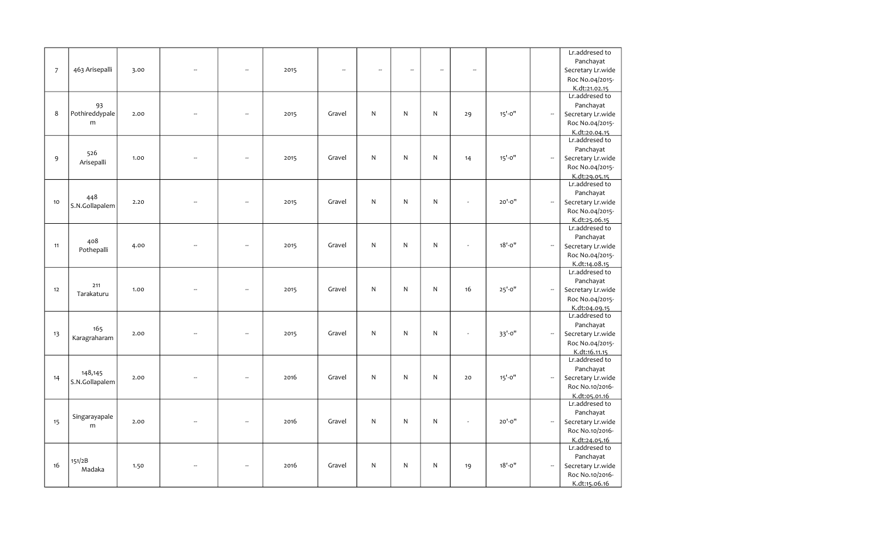| | | | | | | | | | | | | | |
|---|---|---|---|---|---|---|---|---|---|---|---|---|---|
| 7 | 463 Arisepalli | 3.00 | -- | -- | 2015 | -- | -- | -- | -- | -- | | | Lr.addresed to Panchayat Secretary Lr.wide Roc No.04/2015-K.dt:21.02.15 |
| 8 | 93 Pothireddypalem | 2.00 | -- | -- | 2015 | Gravel | N | N | N | 29 | 15'-0" | -- | Lr.addresed to Panchayat Secretary Lr.wide Roc No.04/2015-K.dt:20.04.15 |
| 9 | 526 Arisepalli | 1.00 | -- | -- | 2015 | Gravel | N | N | N | 14 | 15'-0" | -- | Lr.addresed to Panchayat Secretary Lr.wide Roc No.04/2015-K.dt:29.05.15 |
| 10 | 448 S.N.Gollapalem | 2.20 | -- | -- | 2015 | Gravel | N | N | N | - | 20'-0" | -- | Lr.addresed to Panchayat Secretary Lr.wide Roc No.04/2015-K.dt:25.06.15 |
| 11 | 408 Pothepalli | 4.00 | -- | -- | 2015 | Gravel | N | N | N | - | 18'-0" | -- | Lr.addresed to Panchayat Secretary Lr.wide Roc No.04/2015-K.dt:14.08.15 |
| 12 | 211 Tarakaturu | 1.00 | -- | -- | 2015 | Gravel | N | N | N | 16 | 25'-0" | -- | Lr.addresed to Panchayat Secretary Lr.wide Roc No.04/2015-K.dt:04.09.15 |
| 13 | 165 Karagraharam | 2.00 | -- | -- | 2015 | Gravel | N | N | N | - | 33'-0" | -- | Lr.addresed to Panchayat Secretary Lr.wide Roc No.04/2015-K.dt:16.11.15 |
| 14 | 148,145 S.N.Gollapalem | 2.00 | -- | -- | 2016 | Gravel | N | N | N | 20 | 15'-0" | -- | Lr.addresed to Panchayat Secretary Lr.wide Roc No.10/2016-K.dt:05.01.16 |
| 15 | Singarayapalem | 2.00 | -- | -- | 2016 | Gravel | N | N | N | - | 20'-0" | -- | Lr.addresed to Panchayat Secretary Lr.wide Roc No.10/2016-K.dt:24.05.16 |
| 16 | 151/2B Madaka | 1.50 | -- | -- | 2016 | Gravel | N | N | N | 19 | 18'-0" | -- | Lr.addresed to Panchayat Secretary Lr.wide Roc No.10/2016-K.dt:15.06.16 |